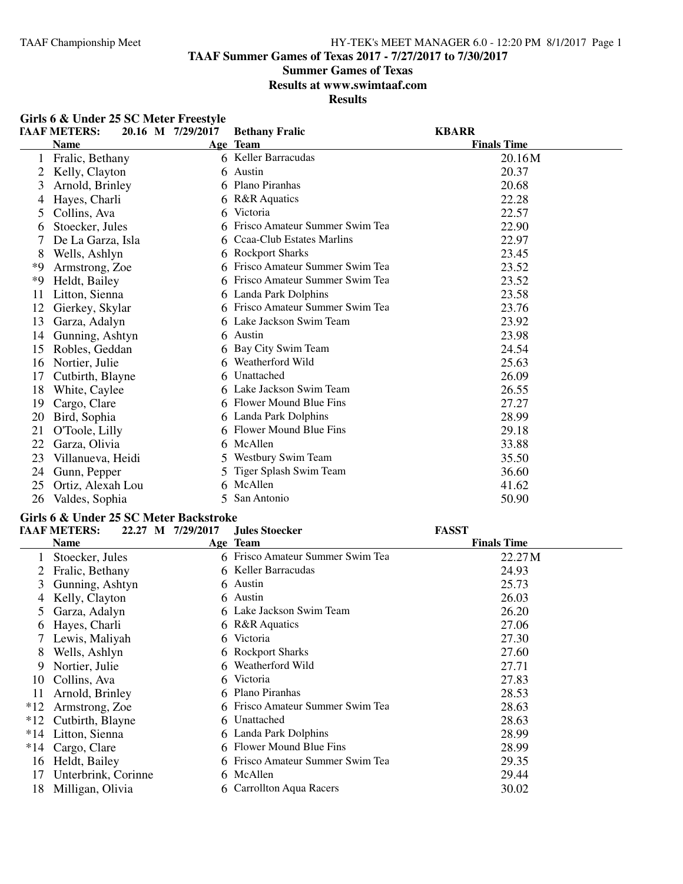# TAAF Summer Games of Texas 2017 - 7/27/2017 to 7/30/2017

## Summer Games of Texas

## Results at www.swimtaaf.com

## Results

### Girls 6 & Under 25 SC Meter Freestyle

TAAF METERS: 20.16 M 7/29/2017 Bethany Fralic KBARR

| | Name | Age | Team | Finals Time |
|---|---|---|---|---|
| 1 | Fralic, Bethany | 6 | Keller Barracudas | 20.16M |
| 2 | Kelly, Clayton | 6 | Austin | 20.37 |
| 3 | Arnold, Brinley | 6 | Plano Piranhas | 20.68 |
| 4 | Hayes, Charli | 6 | R&R Aquatics | 22.28 |
| 5 | Collins, Ava | 6 | Victoria | 22.57 |
| 6 | Stoecker, Jules | 6 | Frisco Amateur Summer Swim Tea | 22.90 |
| 7 | De La Garza, Isla | 6 | Ccaa-Club Estates Marlins | 22.97 |
| 8 | Wells, Ashlyn | 6 | Rockport Sharks | 23.45 |
| *9 | Armstrong, Zoe | 6 | Frisco Amateur Summer Swim Tea | 23.52 |
| *9 | Heldt, Bailey | 6 | Frisco Amateur Summer Swim Tea | 23.52 |
| 11 | Litton, Sienna | 6 | Landa Park Dolphins | 23.58 |
| 12 | Gierkey, Skylar | 6 | Frisco Amateur Summer Swim Tea | 23.76 |
| 13 | Garza, Adalyn | 6 | Lake Jackson Swim Team | 23.92 |
| 14 | Gunning, Ashtyn | 6 | Austin | 23.98 |
| 15 | Robles, Geddan | 6 | Bay City Swim Team | 24.54 |
| 16 | Nortier, Julie | 6 | Weatherford Wild | 25.63 |
| 17 | Cutbirth, Blayne | 6 | Unattached | 26.09 |
| 18 | White, Caylee | 6 | Lake Jackson Swim Team | 26.55 |
| 19 | Cargo, Clare | 6 | Flower Mound Blue Fins | 27.27 |
| 20 | Bird, Sophia | 6 | Landa Park Dolphins | 28.99 |
| 21 | O'Toole, Lilly | 6 | Flower Mound Blue Fins | 29.18 |
| 22 | Garza, Olivia | 6 | McAllen | 33.88 |
| 23 | Villanueva, Heidi | 5 | Westbury Swim Team | 35.50 |
| 24 | Gunn, Pepper | 5 | Tiger Splash Swim Team | 36.60 |
| 25 | Ortiz, Alexah Lou | 6 | McAllen | 41.62 |
| 26 | Valdes, Sophia | 5 | San Antonio | 50.90 |

### Girls 6 & Under 25 SC Meter Backstroke

TAAF METERS: 22.27 M 7/29/2017 Jules Stoecker FASST

| | Name | Age | Team | Finals Time |
|---|---|---|---|---|
| 1 | Stoecker, Jules | 6 | Frisco Amateur Summer Swim Tea | 22.27M |
| 2 | Fralic, Bethany | 6 | Keller Barracudas | 24.93 |
| 3 | Gunning, Ashtyn | 6 | Austin | 25.73 |
| 4 | Kelly, Clayton | 6 | Austin | 26.03 |
| 5 | Garza, Adalyn | 6 | Lake Jackson Swim Team | 26.20 |
| 6 | Hayes, Charli | 6 | R&R Aquatics | 27.06 |
| 7 | Lewis, Maliyah | 6 | Victoria | 27.30 |
| 8 | Wells, Ashlyn | 6 | Rockport Sharks | 27.60 |
| 9 | Nortier, Julie | 6 | Weatherford Wild | 27.71 |
| 10 | Collins, Ava | 6 | Victoria | 27.83 |
| 11 | Arnold, Brinley | 6 | Plano Piranhas | 28.53 |
| *12 | Armstrong, Zoe | 6 | Frisco Amateur Summer Swim Tea | 28.63 |
| *12 | Cutbirth, Blayne | 6 | Unattached | 28.63 |
| *14 | Litton, Sienna | 6 | Landa Park Dolphins | 28.99 |
| *14 | Cargo, Clare | 6 | Flower Mound Blue Fins | 28.99 |
| 16 | Heldt, Bailey | 6 | Frisco Amateur Summer Swim Tea | 29.35 |
| 17 | Unterbrink, Corinne | 6 | McAllen | 29.44 |
| 18 | Milligan, Olivia | 6 | Carrollton Aqua Racers | 30.02 |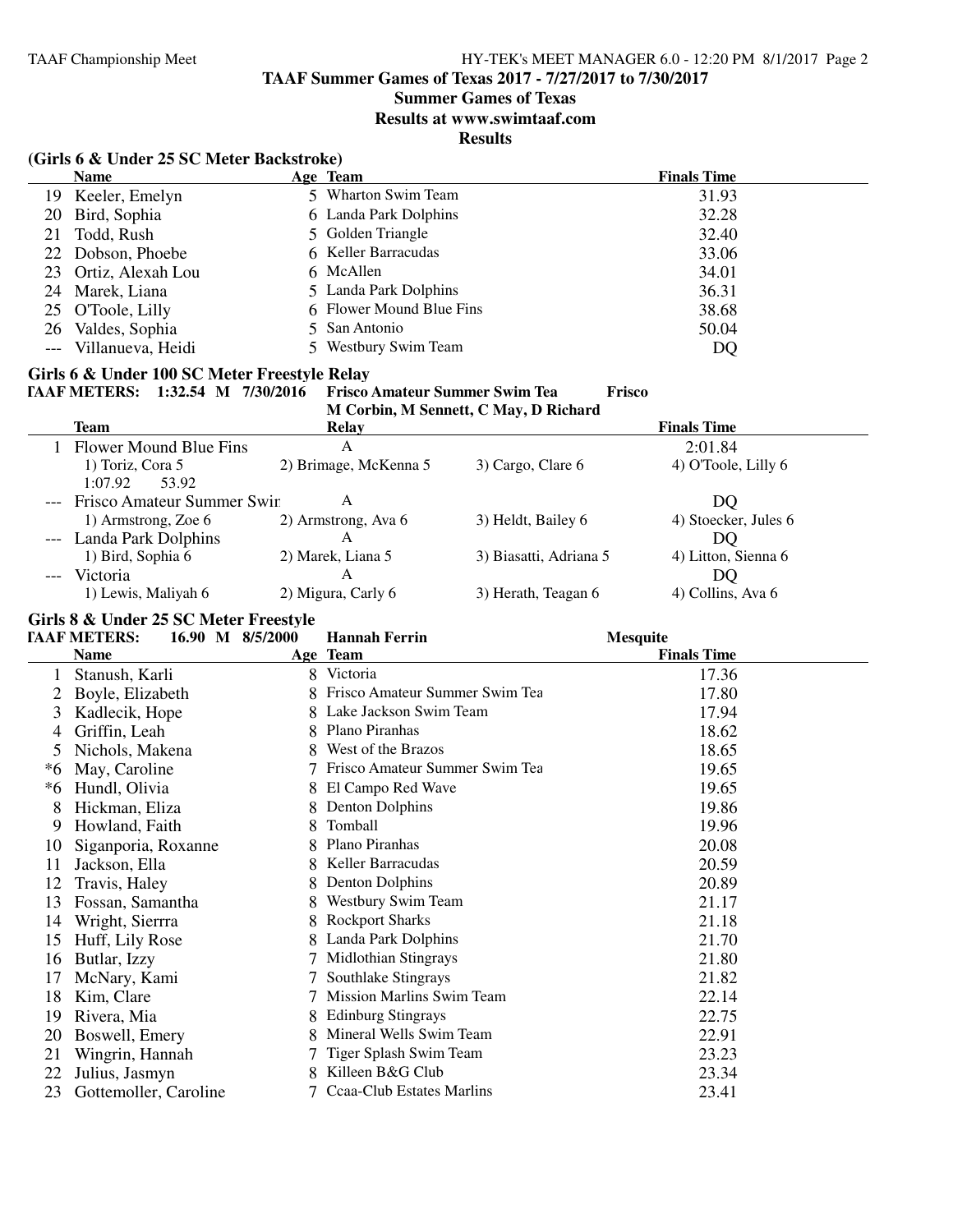**TAAF Summer Games of Texas 2017 - 7/27/2017 to 7/30/2017**
**Summer Games of Texas**
**Results at www.swimtaaf.com**
**Results**

### (Girls 6 & Under 25 SC Meter Backstroke)

| | Name | Age | Team | Finals Time |
|---|---|---|---|---|
| 19 | Keeler, Emelyn | 5 | Wharton Swim Team | 31.93 |
| 20 | Bird, Sophia | 6 | Landa Park Dolphins | 32.28 |
| 21 | Todd, Rush | 5 | Golden Triangle | 32.40 |
| 22 | Dobson, Phoebe | 6 | Keller Barracudas | 33.06 |
| 23 | Ortiz, Alexah Lou | 6 | McAllen | 34.01 |
| 24 | Marek, Liana | 5 | Landa Park Dolphins | 36.31 |
| 25 | O'Toole, Lilly | 6 | Flower Mound Blue Fins | 38.68 |
| 26 | Valdes, Sophia | 5 | San Antonio | 50.04 |
| --- | Villanueva, Heidi | 5 | Westbury Swim Team | DQ |

### Girls 6 & Under 100 SC Meter Freestyle Relay

**TAAF METERS: 1:32.54 M 7/30/2016 Frisco Amateur Summer Swim Tea Frisco**
**M Corbin, M Sennett, C May, D Richard**

| | Team | Relay | | Finals Time |
|---|---|---|---|---|
| 1 | Flower Mound Blue Fins | A | | 2:01.84 |
| | 1) Toriz, Cora 5 | 2) Brimage, McKenna 5 | 3) Cargo, Clare 6 | 4) O'Toole, Lilly 6 |
| | 1:07.92 53.92 | | | |
| --- | Frisco Amateur Summer Swir | A | | DQ |
| | 1) Armstrong, Zoe 6 | 2) Armstrong, Ava 6 | 3) Heldt, Bailey 6 | 4) Stoecker, Jules 6 |
| --- | Landa Park Dolphins | A | | DQ |
| | 1) Bird, Sophia 6 | 2) Marek, Liana 5 | 3) Biasatti, Adriana 5 | 4) Litton, Sienna 6 |
| --- | Victoria | A | | DQ |
| | 1) Lewis, Maliyah 6 | 2) Migura, Carly 6 | 3) Herath, Teagan 6 | 4) Collins, Ava 6 |

### Girls 8 & Under 25 SC Meter Freestyle

**TAAF METERS: 16.90 M 8/5/2000 Hannah Ferrin Mesquite**

| | Name | Age | Team | Finals Time |
|---|---|---|---|---|
| 1 | Stanush, Karli | 8 | Victoria | 17.36 |
| 2 | Boyle, Elizabeth | 8 | Frisco Amateur Summer Swim Tea | 17.80 |
| 3 | Kadlecik, Hope | 8 | Lake Jackson Swim Team | 17.94 |
| 4 | Griffin, Leah | 8 | Plano Piranhas | 18.62 |
| 5 | Nichols, Makena | 8 | West of the Brazos | 18.65 |
| *6 | May, Caroline | 7 | Frisco Amateur Summer Swim Tea | 19.65 |
| *6 | Hundl, Olivia | 8 | El Campo Red Wave | 19.65 |
| 8 | Hickman, Eliza | 8 | Denton Dolphins | 19.86 |
| 9 | Howland, Faith | 8 | Tomball | 19.96 |
| 10 | Siganporia, Roxanne | 8 | Plano Piranhas | 20.08 |
| 11 | Jackson, Ella | 8 | Keller Barracudas | 20.59 |
| 12 | Travis, Haley | 8 | Denton Dolphins | 20.89 |
| 13 | Fossan, Samantha | 8 | Westbury Swim Team | 21.17 |
| 14 | Wright, Sierrra | 8 | Rockport Sharks | 21.18 |
| 15 | Huff, Lily Rose | 8 | Landa Park Dolphins | 21.70 |
| 16 | Butlar, Izzy | 7 | Midlothian Stingrays | 21.80 |
| 17 | McNary, Kami | 7 | Southlake Stingrays | 21.82 |
| 18 | Kim, Clare | 7 | Mission Marlins Swim Team | 22.14 |
| 19 | Rivera, Mia | 8 | Edinburg Stingrays | 22.75 |
| 20 | Boswell, Emery | 8 | Mineral Wells Swim Team | 22.91 |
| 21 | Wingrin, Hannah | 7 | Tiger Splash Swim Team | 23.23 |
| 22 | Julius, Jasmyn | 8 | Killeen B&G Club | 23.34 |
| 23 | Gottemoller, Caroline | 7 | Ccaa-Club Estates Marlins | 23.41 |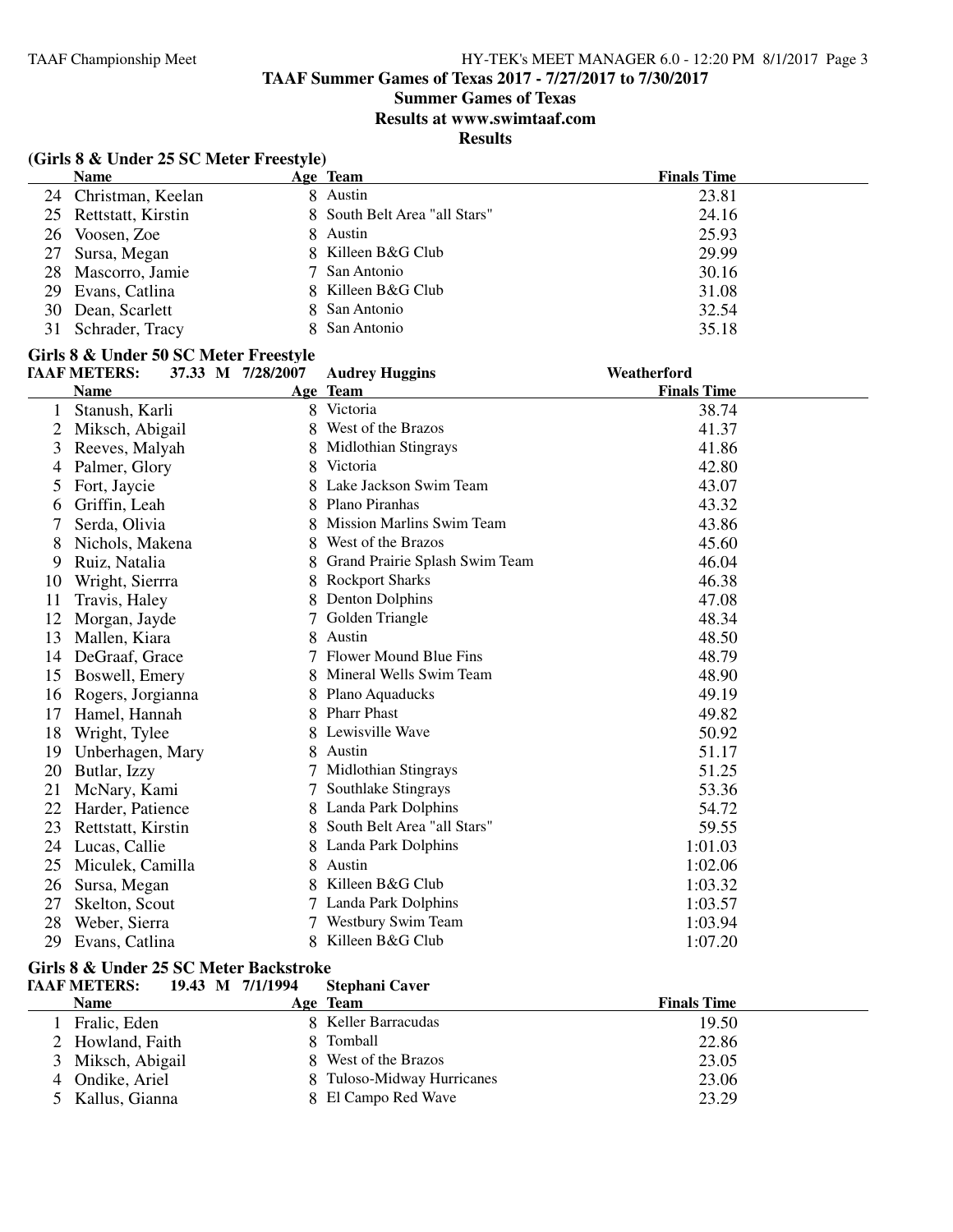TAAF Summer Games of Texas 2017 - 7/27/2017 to 7/30/2017

Summer Games of Texas

Results at www.swimtaaf.com

Results

### (Girls 8 & Under 25 SC Meter Freestyle)

| | Name | Age | Team | Finals Time |
|---|---|---|---|---|
| 24 | Christman, Keelan | 8 | Austin | 23.81 |
| 25 | Rettstatt, Kirstin | 8 | South Belt Area "all Stars" | 24.16 |
| 26 | Voosen, Zoe | 8 | Austin | 25.93 |
| 27 | Sursa, Megan | 8 | Killeen B&G Club | 29.99 |
| 28 | Mascorro, Jamie | 7 | San Antonio | 30.16 |
| 29 | Evans, Catlina | 8 | Killeen B&G Club | 31.08 |
| 30 | Dean, Scarlett | 8 | San Antonio | 32.54 |
| 31 | Schrader, Tracy | 8 | San Antonio | 35.18 |

### Girls 8 & Under 50 SC Meter Freestyle

TAAF METERS: 37.33 M 7/28/2007 Audrey Huggins Weatherford

| | Name | Age | Team | Finals Time |
|---|---|---|---|---|
| 1 | Stanush, Karli | 8 | Victoria | 38.74 |
| 2 | Miksch, Abigail | 8 | West of the Brazos | 41.37 |
| 3 | Reeves, Malyah | 8 | Midlothian Stingrays | 41.86 |
| 4 | Palmer, Glory | 8 | Victoria | 42.80 |
| 5 | Fort, Jaycie | 8 | Lake Jackson Swim Team | 43.07 |
| 6 | Griffin, Leah | 8 | Plano Piranhas | 43.32 |
| 7 | Serda, Olivia | 8 | Mission Marlins Swim Team | 43.86 |
| 8 | Nichols, Makena | 8 | West of the Brazos | 45.60 |
| 9 | Ruiz, Natalia | 8 | Grand Prairie Splash Swim Team | 46.04 |
| 10 | Wright, Sierrra | 8 | Rockport Sharks | 46.38 |
| 11 | Travis, Haley | 8 | Denton Dolphins | 47.08 |
| 12 | Morgan, Jayde | 7 | Golden Triangle | 48.34 |
| 13 | Mallen, Kiara | 8 | Austin | 48.50 |
| 14 | DeGraaf, Grace | 7 | Flower Mound Blue Fins | 48.79 |
| 15 | Boswell, Emery | 8 | Mineral Wells Swim Team | 48.90 |
| 16 | Rogers, Jorgianna | 8 | Plano Aquaducks | 49.19 |
| 17 | Hamel, Hannah | 8 | Pharr Phast | 49.82 |
| 18 | Wright, Tylee | 8 | Lewisville Wave | 50.92 |
| 19 | Unberhagen, Mary | 8 | Austin | 51.17 |
| 20 | Butlar, Izzy | 7 | Midlothian Stingrays | 51.25 |
| 21 | McNary, Kami | 7 | Southlake Stingrays | 53.36 |
| 22 | Harder, Patience | 8 | Landa Park Dolphins | 54.72 |
| 23 | Rettstatt, Kirstin | 8 | South Belt Area "all Stars" | 59.55 |
| 24 | Lucas, Callie | 8 | Landa Park Dolphins | 1:01.03 |
| 25 | Miculek, Camilla | 8 | Austin | 1:02.06 |
| 26 | Sursa, Megan | 8 | Killeen B&G Club | 1:03.32 |
| 27 | Skelton, Scout | 7 | Landa Park Dolphins | 1:03.57 |
| 28 | Weber, Sierra | 7 | Westbury Swim Team | 1:03.94 |
| 29 | Evans, Catlina | 8 | Killeen B&G Club | 1:07.20 |

### Girls 8 & Under 25 SC Meter Backstroke

TAAF METERS: 19.43 M 7/1/1994 Stephani Caver

| | Name | Age | Team | Finals Time |
|---|---|---|---|---|
| 1 | Fralic, Eden | 8 | Keller Barracudas | 19.50 |
| 2 | Howland, Faith | 8 | Tomball | 22.86 |
| 3 | Miksch, Abigail | 8 | West of the Brazos | 23.05 |
| 4 | Ondike, Ariel | 8 | Tuloso-Midway Hurricanes | 23.06 |
| 5 | Kallus, Gianna | 8 | El Campo Red Wave | 23.29 |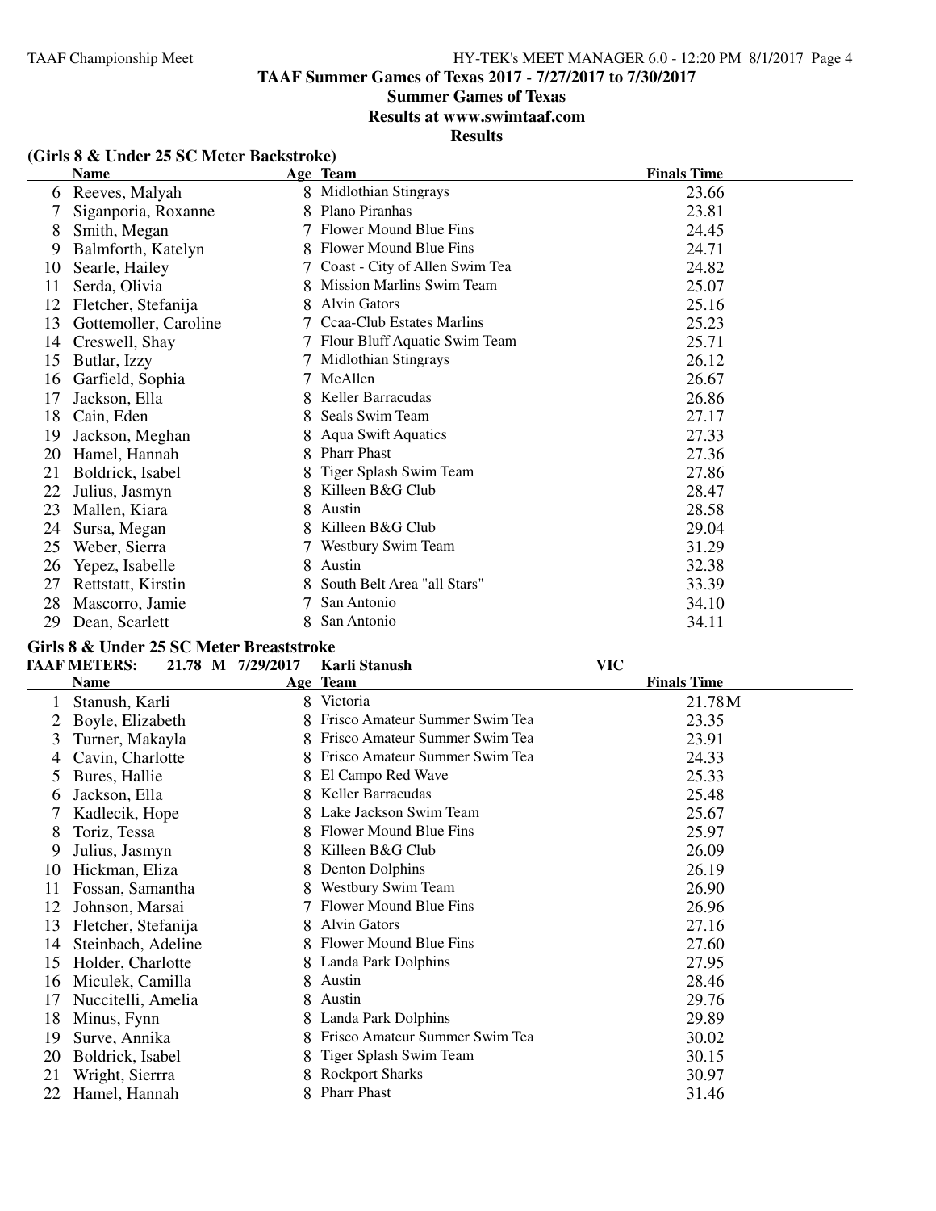# TAAF Summer Games of Texas 2017 - 7/27/2017 to 7/30/2017

## Summer Games of Texas

### Results at www.swimtaaf.com

### Results

**(Girls 8 & Under 25 SC Meter Backstroke)**

| | Name | Age | Team | Finals Time |
|---|---|---|---|---|
| 6 | Reeves, Malyah | 8 | Midlothian Stingrays | 23.66 |
| 7 | Siganporia, Roxanne | 8 | Plano Piranhas | 23.81 |
| 8 | Smith, Megan | 7 | Flower Mound Blue Fins | 24.45 |
| 9 | Balmforth, Katelyn | 8 | Flower Mound Blue Fins | 24.71 |
| 10 | Searle, Hailey | 7 | Coast - City of Allen Swim Tea | 24.82 |
| 11 | Serda, Olivia | 8 | Mission Marlins Swim Team | 25.07 |
| 12 | Fletcher, Stefanija | 8 | Alvin Gators | 25.16 |
| 13 | Gottemoller, Caroline | 7 | Ccaa-Club Estates Marlins | 25.23 |
| 14 | Creswell, Shay | 7 | Flour Bluff Aquatic Swim Team | 25.71 |
| 15 | Butlar, Izzy | 7 | Midlothian Stingrays | 26.12 |
| 16 | Garfield, Sophia | 7 | McAllen | 26.67 |
| 17 | Jackson, Ella | 8 | Keller Barracudas | 26.86 |
| 18 | Cain, Eden | 8 | Seals Swim Team | 27.17 |
| 19 | Jackson, Meghan | 8 | Aqua Swift Aquatics | 27.33 |
| 20 | Hamel, Hannah | 8 | Pharr Phast | 27.36 |
| 21 | Boldrick, Isabel | 8 | Tiger Splash Swim Team | 27.86 |
| 22 | Julius, Jasmyn | 8 | Killeen B&G Club | 28.47 |
| 23 | Mallen, Kiara | 8 | Austin | 28.58 |
| 24 | Sursa, Megan | 8 | Killeen B&G Club | 29.04 |
| 25 | Weber, Sierra | 7 | Westbury Swim Team | 31.29 |
| 26 | Yepez, Isabelle | 8 | Austin | 32.38 |
| 27 | Rettstatt, Kirstin | 8 | South Belt Area "all Stars" | 33.39 |
| 28 | Mascorro, Jamie | 7 | San Antonio | 34.10 |
| 29 | Dean, Scarlett | 8 | San Antonio | 34.11 |

**Girls 8 & Under 25 SC Meter Breaststroke**

**TAAF METERS: 21.78 M 7/29/2017 Karli Stanush VIC**

| | Name | Age | Team | Finals Time |
|---|---|---|---|---|
| 1 | Stanush, Karli | 8 | Victoria | 21.78M |
| 2 | Boyle, Elizabeth | 8 | Frisco Amateur Summer Swim Tea | 23.35 |
| 3 | Turner, Makayla | 8 | Frisco Amateur Summer Swim Tea | 23.91 |
| 4 | Cavin, Charlotte | 8 | Frisco Amateur Summer Swim Tea | 24.33 |
| 5 | Bures, Hallie | 8 | El Campo Red Wave | 25.33 |
| 6 | Jackson, Ella | 8 | Keller Barracudas | 25.48 |
| 7 | Kadlecik, Hope | 8 | Lake Jackson Swim Team | 25.67 |
| 8 | Toriz, Tessa | 8 | Flower Mound Blue Fins | 25.97 |
| 9 | Julius, Jasmyn | 8 | Killeen B&G Club | 26.09 |
| 10 | Hickman, Eliza | 8 | Denton Dolphins | 26.19 |
| 11 | Fossan, Samantha | 8 | Westbury Swim Team | 26.90 |
| 12 | Johnson, Marsai | 7 | Flower Mound Blue Fins | 26.96 |
| 13 | Fletcher, Stefanija | 8 | Alvin Gators | 27.16 |
| 14 | Steinbach, Adeline | 8 | Flower Mound Blue Fins | 27.60 |
| 15 | Holder, Charlotte | 8 | Landa Park Dolphins | 27.95 |
| 16 | Miculek, Camilla | 8 | Austin | 28.46 |
| 17 | Nuccitelli, Amelia | 8 | Austin | 29.76 |
| 18 | Minus, Fynn | 8 | Landa Park Dolphins | 29.89 |
| 19 | Surve, Annika | 8 | Frisco Amateur Summer Swim Tea | 30.02 |
| 20 | Boldrick, Isabel | 8 | Tiger Splash Swim Team | 30.15 |
| 21 | Wright, Sierrra | 8 | Rockport Sharks | 30.97 |
| 22 | Hamel, Hannah | 8 | Pharr Phast | 31.46 |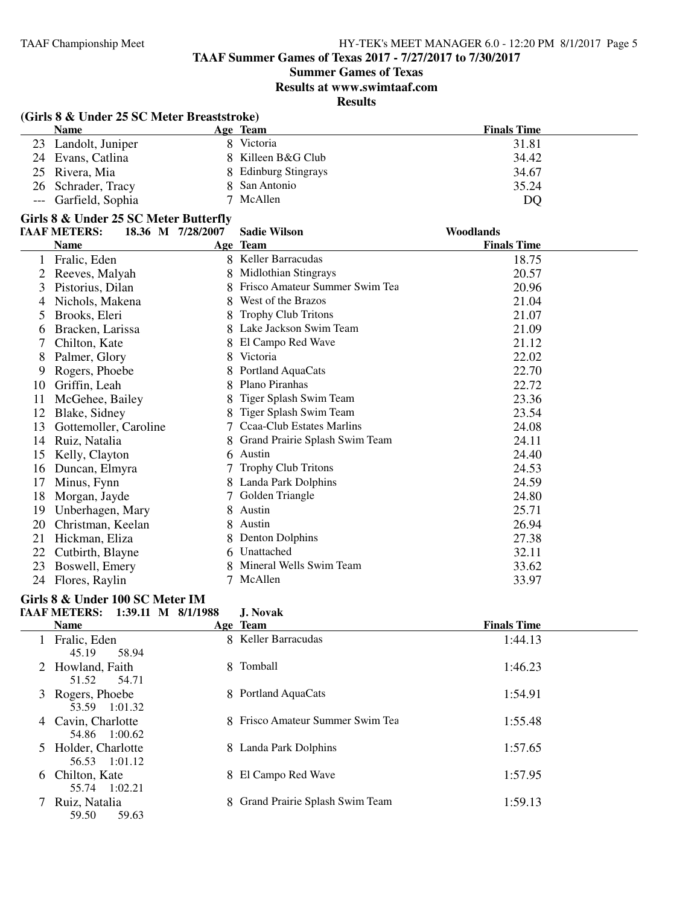**TAAF Summer Games of Texas 2017 - 7/27/2017 to 7/30/2017**

**Summer Games of Texas**

**Results at www.swimtaaf.com**

**Results**

### (Girls 8 & Under 25 SC Meter Breaststroke)

| | Name | Age | Team | Finals Time |
|---|---|---|---|---|
| 23 | Landolt, Juniper | 8 | Victoria | 31.81 |
| 24 | Evans, Catlina | 8 | Killeen B&G Club | 34.42 |
| 25 | Rivera, Mia | 8 | Edinburg Stingrays | 34.67 |
| 26 | Schrader, Tracy | 8 | San Antonio | 35.24 |
| --- | Garfield, Sophia | 7 | McAllen | DQ |

### Girls 8 & Under 25 SC Meter Butterfly

**TAAF METERS: 18.36 M 7/28/2007 Sadie Wilson Woodlands**

| | Name | Age | Team | Finals Time |
|---|---|---|---|---|
| 1 | Fralic, Eden | 8 | Keller Barracudas | 18.75 |
| 2 | Reeves, Malyah | 8 | Midlothian Stingrays | 20.57 |
| 3 | Pistorius, Dilan | 8 | Frisco Amateur Summer Swim Tea | 20.96 |
| 4 | Nichols, Makena | 8 | West of the Brazos | 21.04 |
| 5 | Brooks, Eleri | 8 | Trophy Club Tritons | 21.07 |
| 6 | Bracken, Larissa | 8 | Lake Jackson Swim Team | 21.09 |
| 7 | Chilton, Kate | 8 | El Campo Red Wave | 21.12 |
| 8 | Palmer, Glory | 8 | Victoria | 22.02 |
| 9 | Rogers, Phoebe | 8 | Portland AquaCats | 22.70 |
| 10 | Griffin, Leah | 8 | Plano Piranhas | 22.72 |
| 11 | McGehee, Bailey | 8 | Tiger Splash Swim Team | 23.36 |
| 12 | Blake, Sidney | 8 | Tiger Splash Swim Team | 23.54 |
| 13 | Gottemoller, Caroline | 7 | Ccaa-Club Estates Marlins | 24.08 |
| 14 | Ruiz, Natalia | 8 | Grand Prairie Splash Swim Team | 24.11 |
| 15 | Kelly, Clayton | 6 | Austin | 24.40 |
| 16 | Duncan, Elmyra | 7 | Trophy Club Tritons | 24.53 |
| 17 | Minus, Fynn | 8 | Landa Park Dolphins | 24.59 |
| 18 | Morgan, Jayde | 7 | Golden Triangle | 24.80 |
| 19 | Unberhagen, Mary | 8 | Austin | 25.71 |
| 20 | Christman, Keelan | 8 | Austin | 26.94 |
| 21 | Hickman, Eliza | 8 | Denton Dolphins | 27.38 |
| 22 | Cutbirth, Blayne | 6 | Unattached | 32.11 |
| 23 | Boswell, Emery | 8 | Mineral Wells Swim Team | 33.62 |
| 24 | Flores, Raylin | 7 | McAllen | 33.97 |

### Girls 8 & Under 100 SC Meter IM

**TAAF METERS: 1:39.11 M 8/1/1988 J. Novak**

| | Name | Age | Team | Finals Time |
|---|---|---|---|---|
| 1 | Fralic, Eden | 8 | Keller Barracudas | 1:44.13 |
| | 45.19 58.94 | | | |
| 2 | Howland, Faith | 8 | Tomball | 1:46.23 |
| | 51.52 54.71 | | | |
| 3 | Rogers, Phoebe | 8 | Portland AquaCats | 1:54.91 |
| | 53.59 1:01.32 | | | |
| 4 | Cavin, Charlotte | 8 | Frisco Amateur Summer Swim Tea | 1:55.48 |
| | 54.86 1:00.62 | | | |
| 5 | Holder, Charlotte | 8 | Landa Park Dolphins | 1:57.65 |
| | 56.53 1:01.12 | | | |
| 6 | Chilton, Kate | 8 | El Campo Red Wave | 1:57.95 |
| | 55.74 1:02.21 | | | |
| 7 | Ruiz, Natalia | 8 | Grand Prairie Splash Swim Team | 1:59.13 |
| | 59.50 59.63 | | | |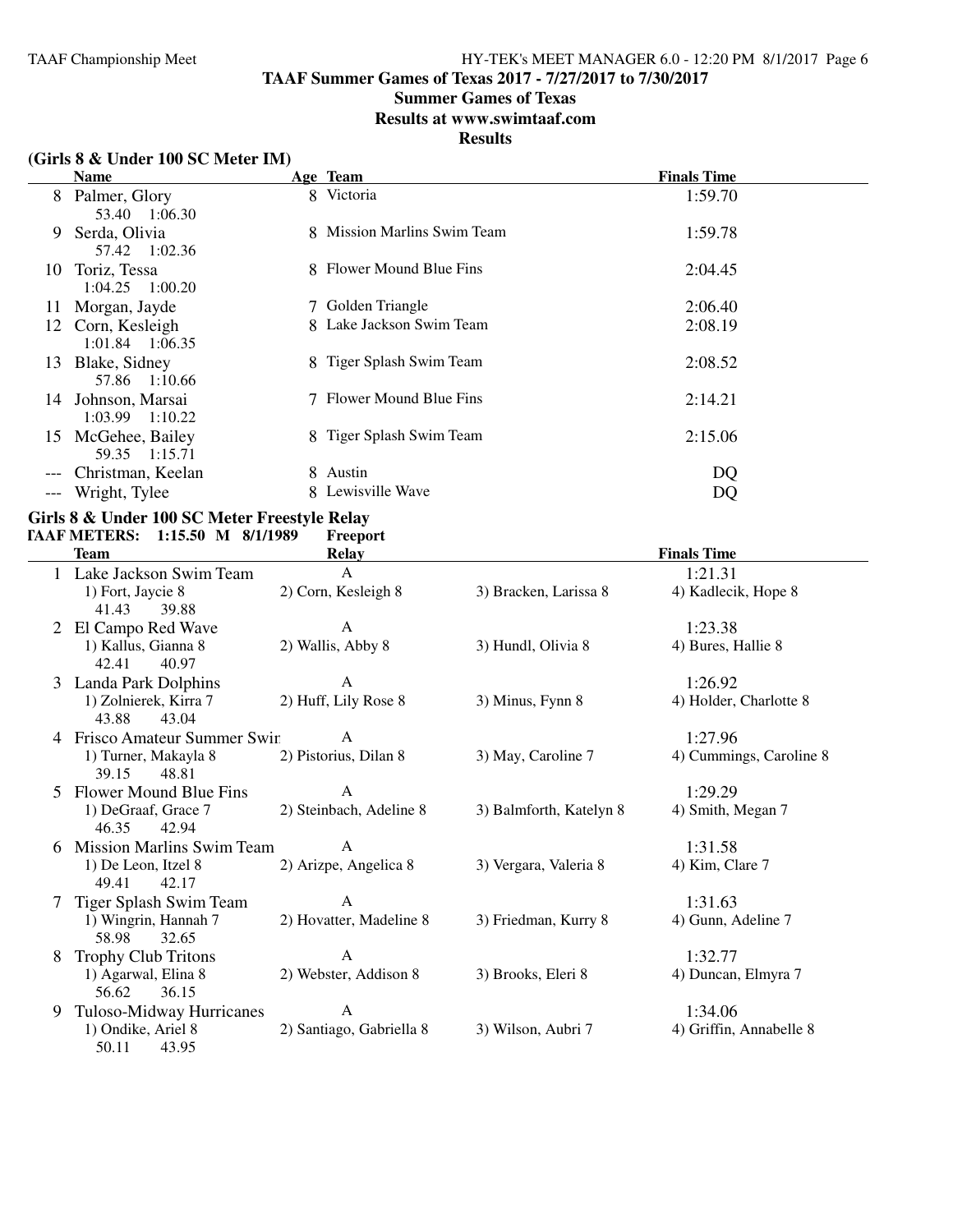# TAAF Summer Games of Texas 2017 - 7/27/2017 to 7/30/2017

## Summer Games of Texas

### Results at www.swimtaaf.com

### Results

**(Girls 8 & Under 100 SC Meter IM)**

| | Name | Age | Team | Finals Time |
|---|---|---|---|---|
| 8 | Palmer, Glory | 8 | Victoria | 1:59.70 |
| | 53.40 1:06.30 | | | |
| 9 | Serda, Olivia | 8 | Mission Marlins Swim Team | 1:59.78 |
| | 57.42 1:02.36 | | | |
| 10 | Toriz, Tessa | 8 | Flower Mound Blue Fins | 2:04.45 |
| | 1:04.25 1:00.20 | | | |
| 11 | Morgan, Jayde | 7 | Golden Triangle | 2:06.40 |
| 12 | Corn, Kesleigh | 8 | Lake Jackson Swim Team | 2:08.19 |
| | 1:01.84 1:06.35 | | | |
| 13 | Blake, Sidney | 8 | Tiger Splash Swim Team | 2:08.52 |
| | 57.86 1:10.66 | | | |
| 14 | Johnson, Marsai | 7 | Flower Mound Blue Fins | 2:14.21 |
| | 1:03.99 1:10.22 | | | |
| 15 | McGehee, Bailey | 8 | Tiger Splash Swim Team | 2:15.06 |
| | 59.35 1:15.71 | | | |
| --- | Christman, Keelan | 8 | Austin | DQ |
| --- | Wright, Tylee | 8 | Lewisville Wave | DQ |

**Girls 8 & Under 100 SC Meter Freestyle Relay**

**TAAF METERS: 1:15.50 M 8/1/1989 Freeport**

| | Team | Relay | | Finals Time |
|---|---|---|---|---|
| 1 | Lake Jackson Swim Team | A | | 1:21.31 |
| | 1) Fort, Jaycie 8 | 2) Corn, Kesleigh 8 | 3) Bracken, Larissa 8 | 4) Kadlecik, Hope 8 |
| | 41.43 39.88 | | | |
| 2 | El Campo Red Wave | A | | 1:23.38 |
| | 1) Kallus, Gianna 8 | 2) Wallis, Abby 8 | 3) Hundl, Olivia 8 | 4) Bures, Hallie 8 |
| | 42.41 40.97 | | | |
| 3 | Landa Park Dolphins | A | | 1:26.92 |
| | 1) Zolnierek, Kirra 7 | 2) Huff, Lily Rose 8 | 3) Minus, Fynn 8 | 4) Holder, Charlotte 8 |
| | 43.88 43.04 | | | |
| 4 | Frisco Amateur Summer Swir | A | | 1:27.96 |
| | 1) Turner, Makayla 8 | 2) Pistorius, Dilan 8 | 3) May, Caroline 7 | 4) Cummings, Caroline 8 |
| | 39.15 48.81 | | | |
| 5 | Flower Mound Blue Fins | A | | 1:29.29 |
| | 1) DeGraaf, Grace 7 | 2) Steinbach, Adeline 8 | 3) Balmforth, Katelyn 8 | 4) Smith, Megan 7 |
| | 46.35 42.94 | | | |
| 6 | Mission Marlins Swim Team | A | | 1:31.58 |
| | 1) De Leon, Itzel 8 | 2) Arizpe, Angelica 8 | 3) Vergara, Valeria 8 | 4) Kim, Clare 7 |
| | 49.41 42.17 | | | |
| 7 | Tiger Splash Swim Team | A | | 1:31.63 |
| | 1) Wingrin, Hannah 7 | 2) Hovatter, Madeline 8 | 3) Friedman, Kurry 8 | 4) Gunn, Adeline 7 |
| | 58.98 32.65 | | | |
| 8 | Trophy Club Tritons | A | | 1:32.77 |
| | 1) Agarwal, Elina 8 | 2) Webster, Addison 8 | 3) Brooks, Eleri 8 | 4) Duncan, Elmyra 7 |
| | 56.62 36.15 | | | |
| 9 | Tuloso-Midway Hurricanes | A | | 1:34.06 |
| | 1) Ondike, Ariel 8 | 2) Santiago, Gabriella 8 | 3) Wilson, Aubri 7 | 4) Griffin, Annabelle 8 |
| | 50.11 43.95 | | | |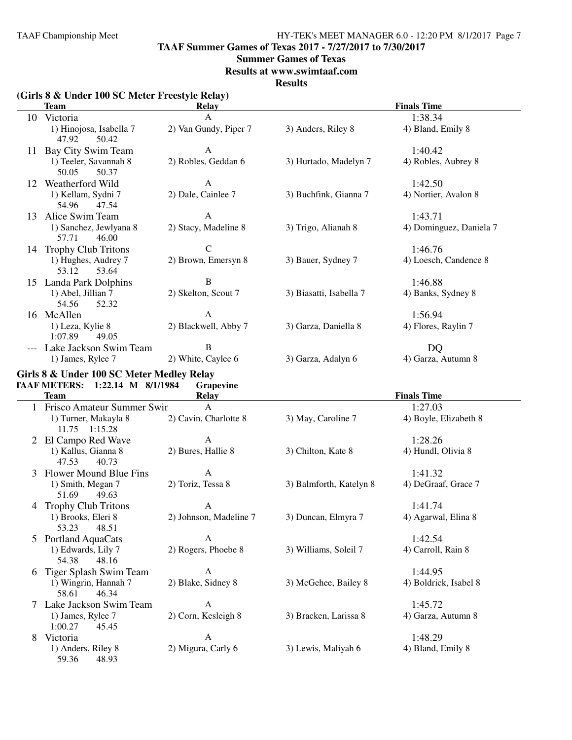# TAAF Summer Games of Texas 2017 - 7/27/2017 to 7/30/2017

## Summer Games of Texas

### Results at www.swimtaaf.com

### Results

**(Girls 8 & Under 100 SC Meter Freestyle Relay)**

| | Team | Relay | | Finals Time |
|---|---|---|---|---|
| 10 | Victoria | A | | 1:38.34 |
| | 1) Hinojosa, Isabella 7 | 2) Van Gundy, Piper 7 | 3) Anders, Riley 8 | 4) Bland, Emily 8 |
| | 47.92 50.42 | | | |
| 11 | Bay City Swim Team | A | | 1:40.42 |
| | 1) Teeler, Savannah 8 | 2) Robles, Geddan 6 | 3) Hurtado, Madelyn 7 | 4) Robles, Aubrey 8 |
| | 50.05 50.37 | | | |
| 12 | Weatherford Wild | A | | 1:42.50 |
| | 1) Kellam, Sydni 7 | 2) Dale, Cainlee 7 | 3) Buchfink, Gianna 7 | 4) Nortier, Avalon 8 |
| | 54.96 47.54 | | | |
| 13 | Alice Swim Team | A | | 1:43.71 |
| | 1) Sanchez, Jewlyana 8 | 2) Stacy, Madeline 8 | 3) Trigo, Alianah 8 | 4) Dominguez, Daniela 7 |
| | 57.71 46.00 | | | |
| 14 | Trophy Club Tritons | C | | 1:46.76 |
| | 1) Hughes, Audrey 7 | 2) Brown, Emersyn 8 | 3) Bauer, Sydney 7 | 4) Loesch, Candence 8 |
| | 53.12 53.64 | | | |
| 15 | Landa Park Dolphins | B | | 1:46.88 |
| | 1) Abel, Jillian 7 | 2) Skelton, Scout 7 | 3) Biasatti, Isabella 7 | 4) Banks, Sydney 8 |
| | 54.56 52.32 | | | |
| 16 | McAllen | A | | 1:56.94 |
| | 1) Leza, Kylie 8 | 2) Blackwell, Abby 7 | 3) Garza, Daniella 8 | 4) Flores, Raylin 7 |
| | 1:07.89 49.05 | | | |
| --- | Lake Jackson Swim Team | B | | DQ |
| | 1) James, Rylee 7 | 2) White, Caylee 6 | 3) Garza, Adalyn 6 | 4) Garza, Autumn 8 |

**Girls 8 & Under 100 SC Meter Medley Relay**

**TAAF METERS: 1:22.14 M 8/1/1984 Grapevine**

| | Team | Relay | | Finals Time |
|---|---|---|---|---|
| 1 | Frisco Amateur Summer Swim | A | | 1:27.03 |
| | 1) Turner, Makayla 8 | 2) Cavin, Charlotte 8 | 3) May, Caroline 7 | 4) Boyle, Elizabeth 8 |
| | 11.75 1:15.28 | | | |
| 2 | El Campo Red Wave | A | | 1:28.26 |
| | 1) Kallus, Gianna 8 | 2) Bures, Hallie 8 | 3) Chilton, Kate 8 | 4) Hundl, Olivia 8 |
| | 47.53 40.73 | | | |
| 3 | Flower Mound Blue Fins | A | | 1:41.32 |
| | 1) Smith, Megan 7 | 2) Toriz, Tessa 8 | 3) Balmforth, Katelyn 8 | 4) DeGraaf, Grace 7 |
| | 51.69 49.63 | | | |
| 4 | Trophy Club Tritons | A | | 1:41.74 |
| | 1) Brooks, Eleri 8 | 2) Johnson, Madeline 7 | 3) Duncan, Elmyra 7 | 4) Agarwal, Elina 8 |
| | 53.23 48.51 | | | |
| 5 | Portland AquaCats | A | | 1:42.54 |
| | 1) Edwards, Lily 7 | 2) Rogers, Phoebe 8 | 3) Williams, Soleil 7 | 4) Carroll, Rain 8 |
| | 54.38 48.16 | | | |
| 6 | Tiger Splash Swim Team | A | | 1:44.95 |
| | 1) Wingrin, Hannah 7 | 2) Blake, Sidney 8 | 3) McGehee, Bailey 8 | 4) Boldrick, Isabel 8 |
| | 58.61 46.34 | | | |
| 7 | Lake Jackson Swim Team | A | | 1:45.72 |
| | 1) James, Rylee 7 | 2) Corn, Kesleigh 8 | 3) Bracken, Larissa 8 | 4) Garza, Autumn 8 |
| | 1:00.27 45.45 | | | |
| 8 | Victoria | A | | 1:48.29 |
| | 1) Anders, Riley 8 | 2) Migura, Carly 6 | 3) Lewis, Maliyah 6 | 4) Bland, Emily 8 |
| | 59.36 48.93 | | | |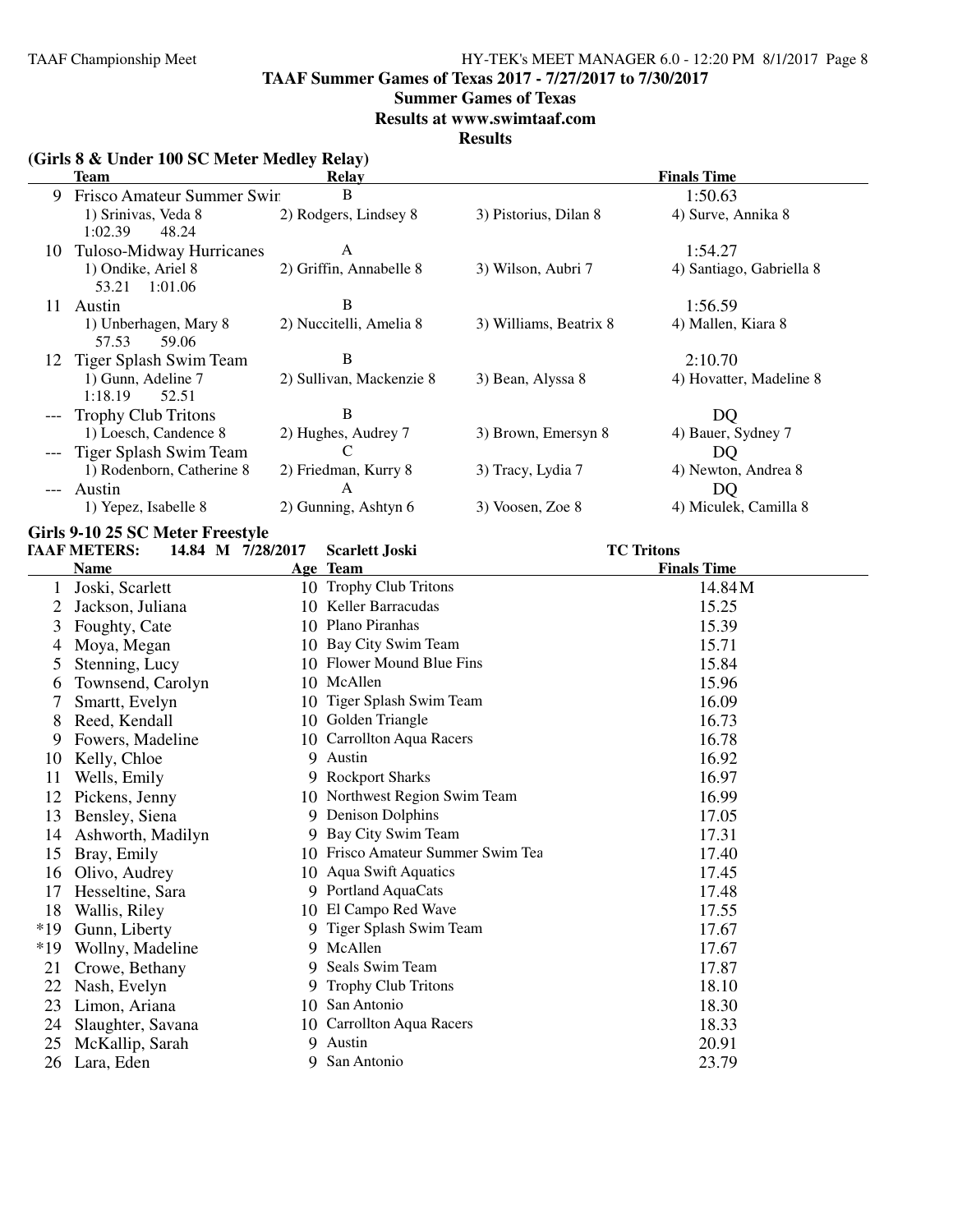## TAAF Summer Games of Texas 2017 - 7/27/2017 to 7/30/2017

### Summer Games of Texas

### Results at www.swimtaaf.com

### Results

**(Girls 8 & Under 100 SC Meter Medley Relay)**

| | Team | Relay | | Finals Time |
|---|---|---|---|---|
| 9 | Frisco Amateur Summer Swin | B | | 1:50.63 |
| | 1) Srinivas, Veda 8 | 2) Rodgers, Lindsey 8 | 3) Pistorius, Dilan 8 | 4) Surve, Annika 8 |
| | 1:02.39 48.24 | | | |
| 10 | Tuloso-Midway Hurricanes | A | | 1:54.27 |
| | 1) Ondike, Ariel 8 | 2) Griffin, Annabelle 8 | 3) Wilson, Aubri 7 | 4) Santiago, Gabriella 8 |
| | 53.21 1:01.06 | | | |
| 11 | Austin | B | | 1:56.59 |
| | 1) Unberhagen, Mary 8 | 2) Nuccitelli, Amelia 8 | 3) Williams, Beatrix 8 | 4) Mallen, Kiara 8 |
| | 57.53 59.06 | | | |
| 12 | Tiger Splash Swim Team | B | | 2:10.70 |
| | 1) Gunn, Adeline 7 | 2) Sullivan, Mackenzie 8 | 3) Bean, Alyssa 8 | 4) Hovatter, Madeline 8 |
| | 1:18.19 52.51 | | | |
| --- | Trophy Club Tritons | B | | DQ |
| | 1) Loesch, Candence 8 | 2) Hughes, Audrey 7 | 3) Brown, Emersyn 8 | 4) Bauer, Sydney 7 |
| --- | Tiger Splash Swim Team | C | | DQ |
| | 1) Rodenborn, Catherine 8 | 2) Friedman, Kurry 8 | 3) Tracy, Lydia 7 | 4) Newton, Andrea 8 |
| --- | Austin | A | | DQ |
| | 1) Yepez, Isabelle 8 | 2) Gunning, Ashtyn 6 | 3) Voosen, Zoe 8 | 4) Miculek, Camilla 8 |

**Girls 9-10 25 SC Meter Freestyle**

TAAF METERS: 14.84 M 7/28/2017 Scarlett Joski TC Tritons

| | Name | Age | Team | Finals Time |
|---|---|---|---|---|
| 1 | Joski, Scarlett | 10 | Trophy Club Tritons | 14.84M |
| 2 | Jackson, Juliana | 10 | Keller Barracudas | 15.25 |
| 3 | Foughty, Cate | 10 | Plano Piranhas | 15.39 |
| 4 | Moya, Megan | 10 | Bay City Swim Team | 15.71 |
| 5 | Stenning, Lucy | 10 | Flower Mound Blue Fins | 15.84 |
| 6 | Townsend, Carolyn | 10 | McAllen | 15.96 |
| 7 | Smartt, Evelyn | 10 | Tiger Splash Swim Team | 16.09 |
| 8 | Reed, Kendall | 10 | Golden Triangle | 16.73 |
| 9 | Fowers, Madeline | 10 | Carrollton Aqua Racers | 16.78 |
| 10 | Kelly, Chloe | 9 | Austin | 16.92 |
| 11 | Wells, Emily | 9 | Rockport Sharks | 16.97 |
| 12 | Pickens, Jenny | 10 | Northwest Region Swim Team | 16.99 |
| 13 | Bensley, Siena | 9 | Denison Dolphins | 17.05 |
| 14 | Ashworth, Madilyn | 9 | Bay City Swim Team | 17.31 |
| 15 | Bray, Emily | 10 | Frisco Amateur Summer Swim Tea | 17.40 |
| 16 | Olivo, Audrey | 10 | Aqua Swift Aquatics | 17.45 |
| 17 | Hesseltine, Sara | 9 | Portland AquaCats | 17.48 |
| 18 | Wallis, Riley | 10 | El Campo Red Wave | 17.55 |
| *19 | Gunn, Liberty | 9 | Tiger Splash Swim Team | 17.67 |
| *19 | Wollny, Madeline | 9 | McAllen | 17.67 |
| 21 | Crowe, Bethany | 9 | Seals Swim Team | 17.87 |
| 22 | Nash, Evelyn | 9 | Trophy Club Tritons | 18.10 |
| 23 | Limon, Ariana | 10 | San Antonio | 18.30 |
| 24 | Slaughter, Savana | 10 | Carrollton Aqua Racers | 18.33 |
| 25 | McKallip, Sarah | 9 | Austin | 20.91 |
| 26 | Lara, Eden | 9 | San Antonio | 23.79 |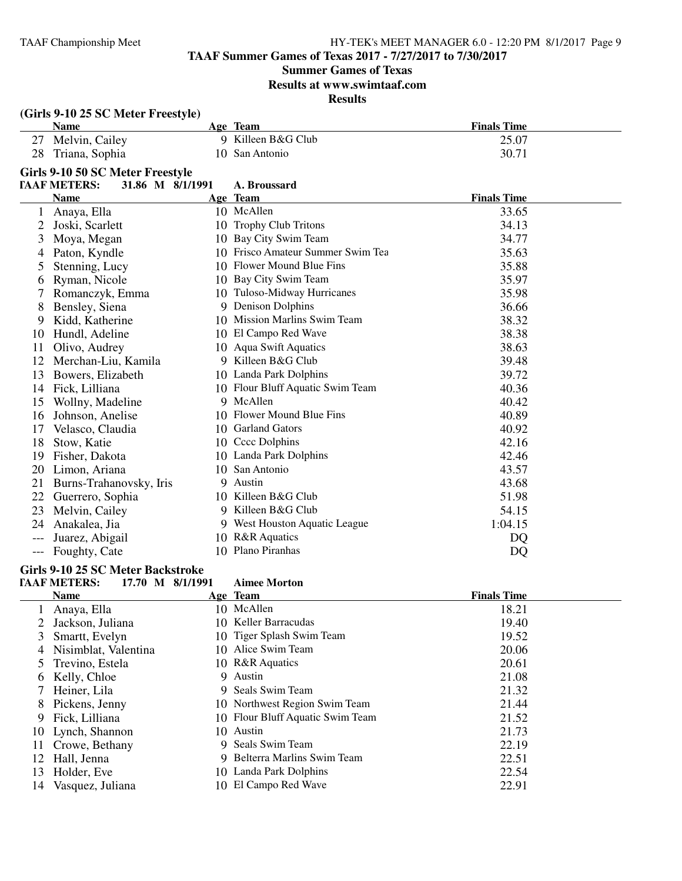**TAAF Summer Games of Texas 2017 - 7/27/2017 to 7/30/2017**

**Summer Games of Texas**

**Results at www.swimtaaf.com**

**Results**

### (Girls 9-10 25 SC Meter Freestyle)

| | Name | Age | Team | Finals Time |
|---|---|---|---|---|
| 27 | Melvin, Cailey | 9 | Killeen B&G Club | 25.07 |
| 28 | Triana, Sophia | 10 | San Antonio | 30.71 |

### Girls 9-10 50 SC Meter Freestyle

**TAAF METERS: 31.86 M 8/1/1991 A. Broussard**

| | Name | Age | Team | Finals Time |
|---|---|---|---|---|
| 1 | Anaya, Ella | 10 | McAllen | 33.65 |
| 2 | Joski, Scarlett | 10 | Trophy Club Tritons | 34.13 |
| 3 | Moya, Megan | 10 | Bay City Swim Team | 34.77 |
| 4 | Paton, Kyndle | 10 | Frisco Amateur Summer Swim Tea | 35.63 |
| 5 | Stenning, Lucy | 10 | Flower Mound Blue Fins | 35.88 |
| 6 | Ryman, Nicole | 10 | Bay City Swim Team | 35.97 |
| 7 | Romanczyk, Emma | 10 | Tuloso-Midway Hurricanes | 35.98 |
| 8 | Bensley, Siena | 9 | Denison Dolphins | 36.66 |
| 9 | Kidd, Katherine | 10 | Mission Marlins Swim Team | 38.32 |
| 10 | Hundl, Adeline | 10 | El Campo Red Wave | 38.38 |
| 11 | Olivo, Audrey | 10 | Aqua Swift Aquatics | 38.63 |
| 12 | Merchan-Liu, Kamila | 9 | Killeen B&G Club | 39.48 |
| 13 | Bowers, Elizabeth | 10 | Landa Park Dolphins | 39.72 |
| 14 | Fick, Lilliana | 10 | Flour Bluff Aquatic Swim Team | 40.36 |
| 15 | Wollny, Madeline | 9 | McAllen | 40.42 |
| 16 | Johnson, Anelise | 10 | Flower Mound Blue Fins | 40.89 |
| 17 | Velasco, Claudia | 10 | Garland Gators | 40.92 |
| 18 | Stow, Katie | 10 | Cccc Dolphins | 42.16 |
| 19 | Fisher, Dakota | 10 | Landa Park Dolphins | 42.46 |
| 20 | Limon, Ariana | 10 | San Antonio | 43.57 |
| 21 | Burns-Trahanovsky, Iris | 9 | Austin | 43.68 |
| 22 | Guerrero, Sophia | 10 | Killeen B&G Club | 51.98 |
| 23 | Melvin, Cailey | 9 | Killeen B&G Club | 54.15 |
| 24 | Anakalea, Jia | 9 | West Houston Aquatic League | 1:04.15 |
| --- | Juarez, Abigail | 10 | R&R Aquatics | DQ |
| --- | Foughty, Cate | 10 | Plano Piranhas | DQ |

### Girls 9-10 25 SC Meter Backstroke

**TAAF METERS: 17.70 M 8/1/1991 Aimee Morton**

| | Name | Age | Team | Finals Time |
|---|---|---|---|---|
| 1 | Anaya, Ella | 10 | McAllen | 18.21 |
| 2 | Jackson, Juliana | 10 | Keller Barracudas | 19.40 |
| 3 | Smartt, Evelyn | 10 | Tiger Splash Swim Team | 19.52 |
| 4 | Nisimblat, Valentina | 10 | Alice Swim Team | 20.06 |
| 5 | Trevino, Estela | 10 | R&R Aquatics | 20.61 |
| 6 | Kelly, Chloe | 9 | Austin | 21.08 |
| 7 | Heiner, Lila | 9 | Seals Swim Team | 21.32 |
| 8 | Pickens, Jenny | 10 | Northwest Region Swim Team | 21.44 |
| 9 | Fick, Lilliana | 10 | Flour Bluff Aquatic Swim Team | 21.52 |
| 10 | Lynch, Shannon | 10 | Austin | 21.73 |
| 11 | Crowe, Bethany | 9 | Seals Swim Team | 22.19 |
| 12 | Hall, Jenna | 9 | Belterra Marlins Swim Team | 22.51 |
| 13 | Holder, Eve | 10 | Landa Park Dolphins | 22.54 |
| 14 | Vasquez, Juliana | 10 | El Campo Red Wave | 22.91 |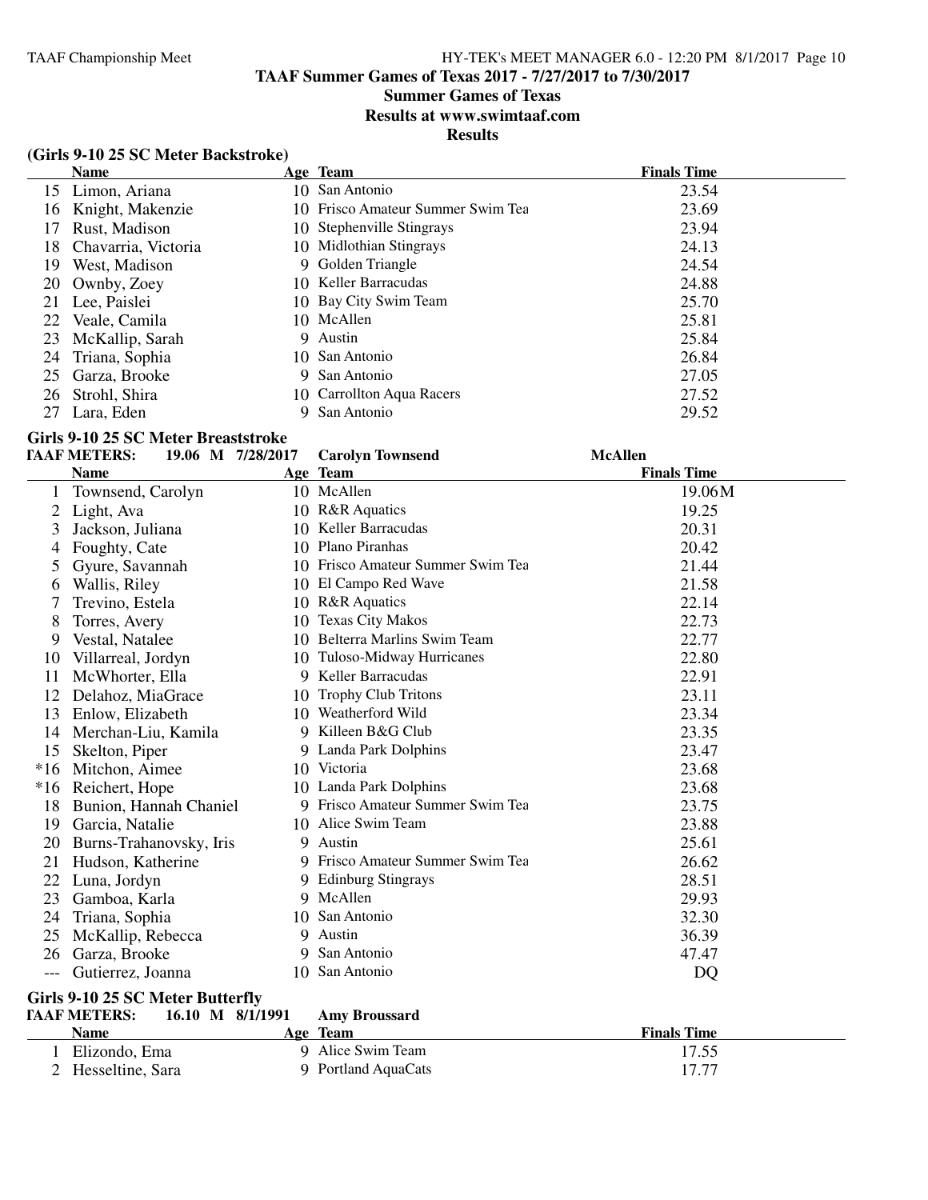# TAAF Summer Games of Texas 2017 - 7/27/2017 to 7/30/2017

## Summer Games of Texas

## Results at www.swimtaaf.com

## Results

### (Girls 9-10 25 SC Meter Backstroke)

| | Name | Age | Team | Finals Time |
|---|---|---|---|---|
| 15 | Limon, Ariana | 10 | San Antonio | 23.54 |
| 16 | Knight, Makenzie | 10 | Frisco Amateur Summer Swim Tea | 23.69 |
| 17 | Rust, Madison | 10 | Stephenville Stingrays | 23.94 |
| 18 | Chavarria, Victoria | 10 | Midlothian Stingrays | 24.13 |
| 19 | West, Madison | 9 | Golden Triangle | 24.54 |
| 20 | Ownby, Zoey | 10 | Keller Barracudas | 24.88 |
| 21 | Lee, Paislei | 10 | Bay City Swim Team | 25.70 |
| 22 | Veale, Camila | 10 | McAllen | 25.81 |
| 23 | McKallip, Sarah | 9 | Austin | 25.84 |
| 24 | Triana, Sophia | 10 | San Antonio | 26.84 |
| 25 | Garza, Brooke | 9 | San Antonio | 27.05 |
| 26 | Strohl, Shira | 10 | Carrollton Aqua Racers | 27.52 |
| 27 | Lara, Eden | 9 | San Antonio | 29.52 |

### Girls 9-10 25 SC Meter Breaststroke

**TAAF METERS: 19.06 M 7/28/2017 Carolyn Townsend McAllen**

| | Name | Age | Team | Finals Time |
|---|---|---|---|---|
| 1 | Townsend, Carolyn | 10 | McAllen | 19.06M |
| 2 | Light, Ava | 10 | R&R Aquatics | 19.25 |
| 3 | Jackson, Juliana | 10 | Keller Barracudas | 20.31 |
| 4 | Foughty, Cate | 10 | Plano Piranhas | 20.42 |
| 5 | Gyure, Savannah | 10 | Frisco Amateur Summer Swim Tea | 21.44 |
| 6 | Wallis, Riley | 10 | El Campo Red Wave | 21.58 |
| 7 | Trevino, Estela | 10 | R&R Aquatics | 22.14 |
| 8 | Torres, Avery | 10 | Texas City Makos | 22.73 |
| 9 | Vestal, Natalee | 10 | Belterra Marlins Swim Team | 22.77 |
| 10 | Villarreal, Jordyn | 10 | Tuloso-Midway Hurricanes | 22.80 |
| 11 | McWhorter, Ella | 9 | Keller Barracudas | 22.91 |
| 12 | Delahoz, MiaGrace | 10 | Trophy Club Tritons | 23.11 |
| 13 | Enlow, Elizabeth | 10 | Weatherford Wild | 23.34 |
| 14 | Merchan-Liu, Kamila | 9 | Killeen B&G Club | 23.35 |
| 15 | Skelton, Piper | 9 | Landa Park Dolphins | 23.47 |
| *16 | Mitchon, Aimee | 10 | Victoria | 23.68 |
| *16 | Reichert, Hope | 10 | Landa Park Dolphins | 23.68 |
| 18 | Bunion, Hannah Chaniel | 9 | Frisco Amateur Summer Swim Tea | 23.75 |
| 19 | Garcia, Natalie | 10 | Alice Swim Team | 23.88 |
| 20 | Burns-Trahanovsky, Iris | 9 | Austin | 25.61 |
| 21 | Hudson, Katherine | 9 | Frisco Amateur Summer Swim Tea | 26.62 |
| 22 | Luna, Jordyn | 9 | Edinburg Stingrays | 28.51 |
| 23 | Gamboa, Karla | 9 | McAllen | 29.93 |
| 24 | Triana, Sophia | 10 | San Antonio | 32.30 |
| 25 | McKallip, Rebecca | 9 | Austin | 36.39 |
| 26 | Garza, Brooke | 9 | San Antonio | 47.47 |
| --- | Gutierrez, Joanna | 10 | San Antonio | DQ |

### Girls 9-10 25 SC Meter Butterfly

**TAAF METERS: 16.10 M 8/1/1991 Amy Broussard**

| | Name | Age | Team | Finals Time |
|---|---|---|---|---|
| 1 | Elizondo, Ema | 9 | Alice Swim Team | 17.55 |
| 2 | Hesseltine, Sara | 9 | Portland AquaCats | 17.77 |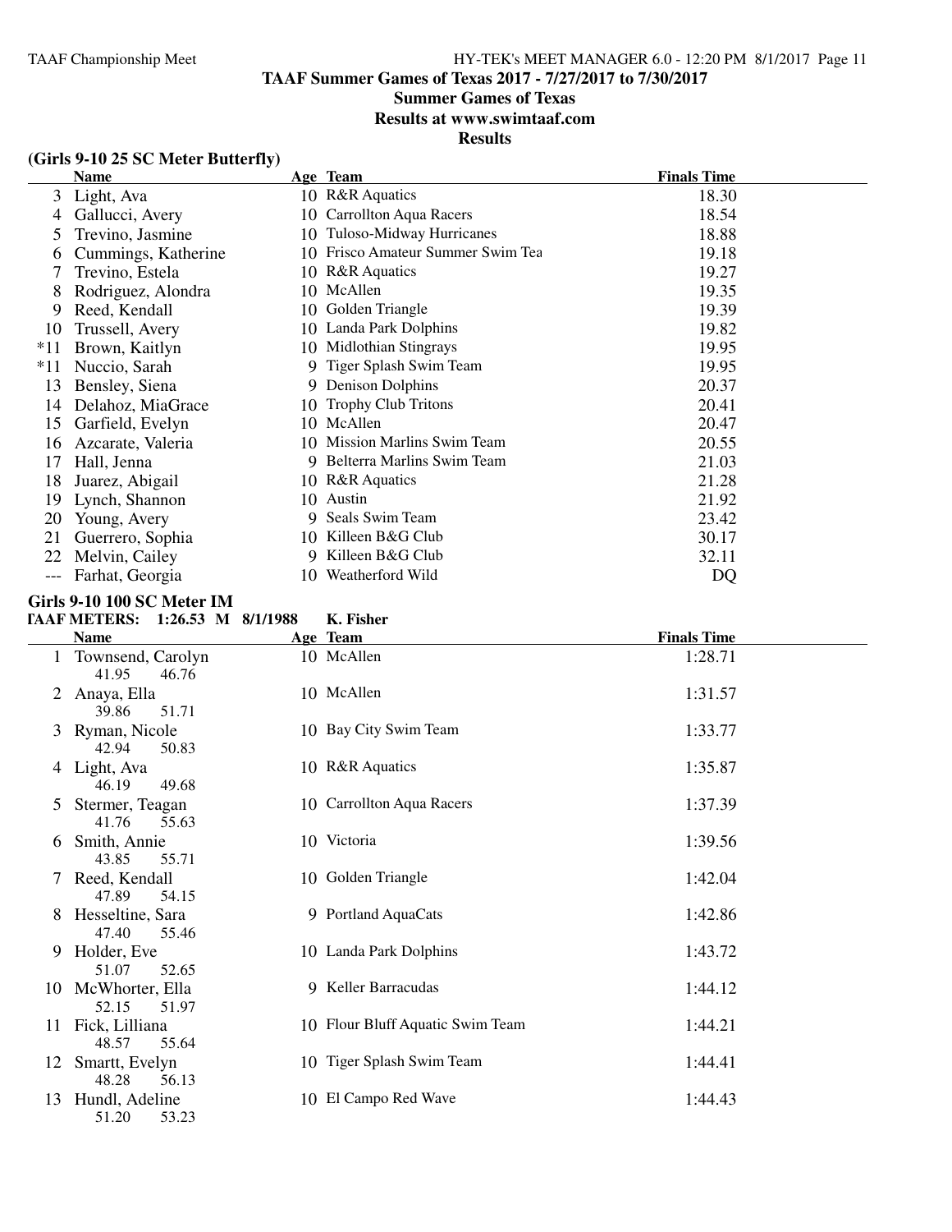# TAAF Summer Games of Texas 2017 - 7/27/2017 to 7/30/2017

## Summer Games of Texas

### Results at www.swimtaaf.com

### Results

**(Girls 9-10 25 SC Meter Butterfly)**

| | Name | Age | Team | Finals Time |
|---|---|---|---|---|
| 3 | Light, Ava | 10 | R&R Aquatics | 18.30 |
| 4 | Gallucci, Avery | 10 | Carrollton Aqua Racers | 18.54 |
| 5 | Trevino, Jasmine | 10 | Tuloso-Midway Hurricanes | 18.88 |
| 6 | Cummings, Katherine | 10 | Frisco Amateur Summer Swim Tea | 19.18 |
| 7 | Trevino, Estela | 10 | R&R Aquatics | 19.27 |
| 8 | Rodriguez, Alondra | 10 | McAllen | 19.35 |
| 9 | Reed, Kendall | 10 | Golden Triangle | 19.39 |
| 10 | Trussell, Avery | 10 | Landa Park Dolphins | 19.82 |
| *11 | Brown, Kaitlyn | 10 | Midlothian Stingrays | 19.95 |
| *11 | Nuccio, Sarah | 9 | Tiger Splash Swim Team | 19.95 |
| 13 | Bensley, Siena | 9 | Denison Dolphins | 20.37 |
| 14 | Delahoz, MiaGrace | 10 | Trophy Club Tritons | 20.41 |
| 15 | Garfield, Evelyn | 10 | McAllen | 20.47 |
| 16 | Azcarate, Valeria | 10 | Mission Marlins Swim Team | 20.55 |
| 17 | Hall, Jenna | 9 | Belterra Marlins Swim Team | 21.03 |
| 18 | Juarez, Abigail | 10 | R&R Aquatics | 21.28 |
| 19 | Lynch, Shannon | 10 | Austin | 21.92 |
| 20 | Young, Avery | 9 | Seals Swim Team | 23.42 |
| 21 | Guerrero, Sophia | 10 | Killeen B&G Club | 30.17 |
| 22 | Melvin, Cailey | 9 | Killeen B&G Club | 32.11 |
| --- | Farhat, Georgia | 10 | Weatherford Wild | DQ |

**Girls 9-10 100 SC Meter IM**

**TAAF METERS: 1:26.53 M 8/1/1988 K. Fisher**

| | Name | Age | Team | Finals Time |
|---|---|---|---|---|
| 1 | Townsend, Carolyn | 10 | McAllen | 1:28.71 |
| | 41.95 46.76 | | | |
| 2 | Anaya, Ella | 10 | McAllen | 1:31.57 |
| | 39.86 51.71 | | | |
| 3 | Ryman, Nicole | 10 | Bay City Swim Team | 1:33.77 |
| | 42.94 50.83 | | | |
| 4 | Light, Ava | 10 | R&R Aquatics | 1:35.87 |
| | 46.19 49.68 | | | |
| 5 | Stermer, Teagan | 10 | Carrollton Aqua Racers | 1:37.39 |
| | 41.76 55.63 | | | |
| 6 | Smith, Annie | 10 | Victoria | 1:39.56 |
| | 43.85 55.71 | | | |
| 7 | Reed, Kendall | 10 | Golden Triangle | 1:42.04 |
| | 47.89 54.15 | | | |
| 8 | Hesseltine, Sara | 9 | Portland AquaCats | 1:42.86 |
| | 47.40 55.46 | | | |
| 9 | Holder, Eve | 10 | Landa Park Dolphins | 1:43.72 |
| | 51.07 52.65 | | | |
| 10 | McWhorter, Ella | 9 | Keller Barracudas | 1:44.12 |
| | 52.15 51.97 | | | |
| 11 | Fick, Lilliana | 10 | Flour Bluff Aquatic Swim Team | 1:44.21 |
| | 48.57 55.64 | | | |
| 12 | Smartt, Evelyn | 10 | Tiger Splash Swim Team | 1:44.41 |
| | 48.28 56.13 | | | |
| 13 | Hundl, Adeline | 10 | El Campo Red Wave | 1:44.43 |
| | 51.20 53.23 | | | |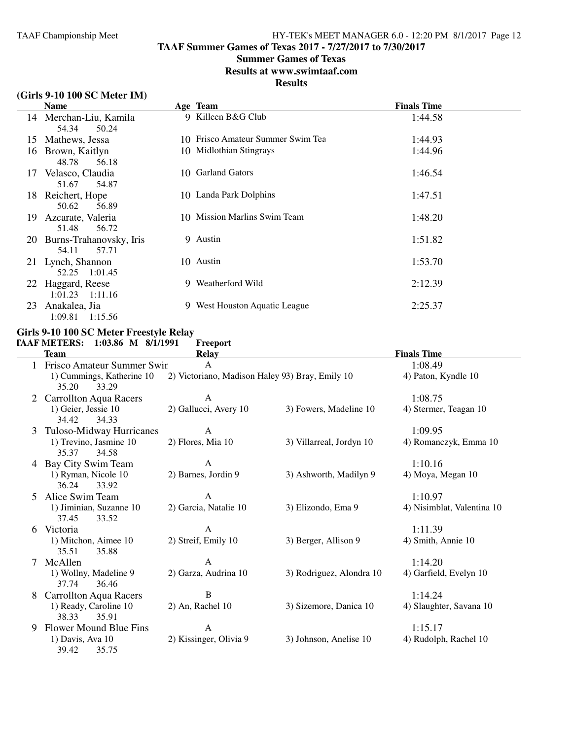# TAAF Summer Games of Texas 2017 - 7/27/2017 to 7/30/2017

## Summer Games of Texas

## Results at www.swimtaaf.com

## Results

### (Girls 9-10 100 SC Meter IM)

| | Name | Age | Team | Finals Time |
|---|---|---|---|---|
| 14 | Merchan-Liu, Kamila | 9 | Killeen B&G Club | 1:44.58 |
| | 54.34 50.24 | | | |
| 15 | Mathews, Jessa | 10 | Frisco Amateur Summer Swim Tea | 1:44.93 |
| 16 | Brown, Kaitlyn | 10 | Midlothian Stingrays | 1:44.96 |
| | 48.78 56.18 | | | |
| 17 | Velasco, Claudia | 10 | Garland Gators | 1:46.54 |
| | 51.67 54.87 | | | |
| 18 | Reichert, Hope | 10 | Landa Park Dolphins | 1:47.51 |
| | 50.62 56.89 | | | |
| 19 | Azcarate, Valeria | 10 | Mission Marlins Swim Team | 1:48.20 |
| | 51.48 56.72 | | | |
| 20 | Burns-Trahanovsky, Iris | 9 | Austin | 1:51.82 |
| | 54.11 57.71 | | | |
| 21 | Lynch, Shannon | 10 | Austin | 1:53.70 |
| | 52.25 1:01.45 | | | |
| 22 | Haggard, Reese | 9 | Weatherford Wild | 2:12.39 |
| | 1:01.23 1:11.16 | | | |
| 23 | Anakalea, Jia | 9 | West Houston Aquatic League | 2:25.37 |
| | 1:09.81 1:15.56 | | | |

### Girls 9-10 100 SC Meter Freestyle Relay

**TAAF METERS: 1:03.86 M 8/1/1991 Freeport**

| | Team | Relay | | Finals Time |
|---|---|---|---|---|
| 1 | Frisco Amateur Summer Swir | A | | 1:08.49 |
| | 1) Cummings, Katherine 10 | 2) Victoriano, Madison Haley 9 | 3) Bray, Emily 10 | 4) Paton, Kyndle 10 |
| | 35.20 33.29 | | | |
| 2 | Carrollton Aqua Racers | A | | 1:08.75 |
| | 1) Geier, Jessie 10 | 2) Gallucci, Avery 10 | 3) Fowers, Madeline 10 | 4) Stermer, Teagan 10 |
| | 34.42 34.33 | | | |
| 3 | Tuloso-Midway Hurricanes | A | | 1:09.95 |
| | 1) Trevino, Jasmine 10 | 2) Flores, Mia 10 | 3) Villarreal, Jordyn 10 | 4) Romanczyk, Emma 10 |
| | 35.37 34.58 | | | |
| 4 | Bay City Swim Team | A | | 1:10.16 |
| | 1) Ryman, Nicole 10 | 2) Barnes, Jordin 9 | 3) Ashworth, Madilyn 9 | 4) Moya, Megan 10 |
| | 36.24 33.92 | | | |
| 5 | Alice Swim Team | A | | 1:10.97 |
| | 1) Jiminian, Suzanne 10 | 2) Garcia, Natalie 10 | 3) Elizondo, Ema 9 | 4) Nisimblat, Valentina 10 |
| | 37.45 33.52 | | | |
| 6 | Victoria | A | | 1:11.39 |
| | 1) Mitchon, Aimee 10 | 2) Streif, Emily 10 | 3) Berger, Allison 9 | 4) Smith, Annie 10 |
| | 35.51 35.88 | | | |
| 7 | McAllen | A | | 1:14.20 |
| | 1) Wollny, Madeline 9 | 2) Garza, Audrina 10 | 3) Rodriguez, Alondra 10 | 4) Garfield, Evelyn 10 |
| | 37.74 36.46 | | | |
| 8 | Carrollton Aqua Racers | B | | 1:14.24 |
| | 1) Ready, Caroline 10 | 2) An, Rachel 10 | 3) Sizemore, Danica 10 | 4) Slaughter, Savana 10 |
| | 38.33 35.91 | | | |
| 9 | Flower Mound Blue Fins | A | | 1:15.17 |
| | 1) Davis, Ava 10 | 2) Kissinger, Olivia 9 | 3) Johnson, Anelise 10 | 4) Rudolph, Rachel 10 |
| | 39.42 35.75 | | | |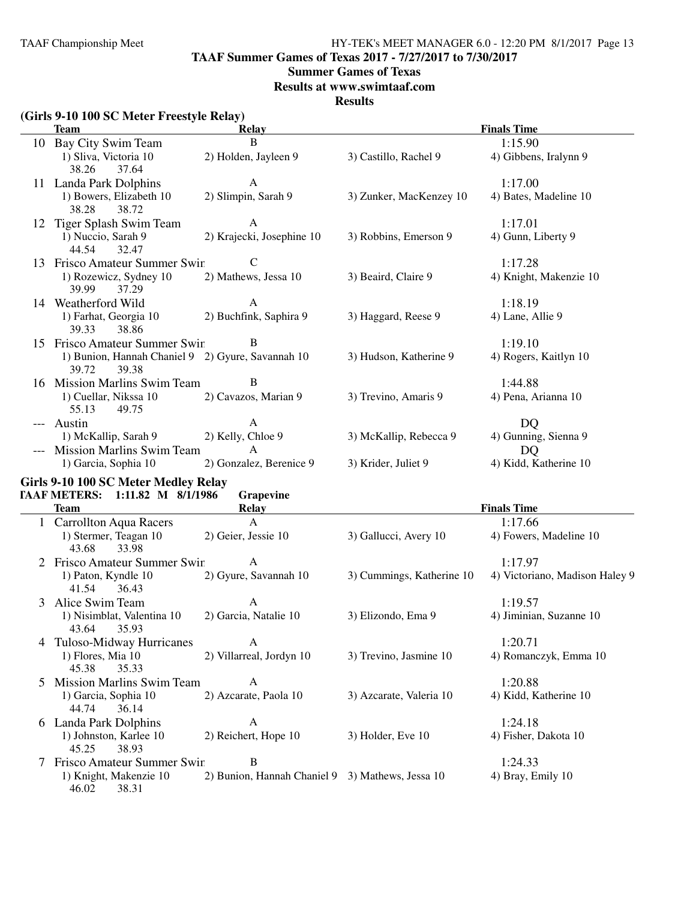## TAAF Summer Games of Texas 2017 - 7/27/2017 to 7/30/2017

### Summer Games of Texas

### Results at www.swimtaaf.com

### Results

**(Girls 9-10 100 SC Meter Freestyle Relay)**

| | Team | Relay | | Finals Time |
|---|---|---|---|---|
| 10 | Bay City Swim Team | B | | 1:15.90 |
| | 1) Sliva, Victoria 10 | 2) Holden, Jayleen 9 | 3) Castillo, Rachel 9 | 4) Gibbens, Iralynn 9 |
| | 38.26 37.64 | | | |
| 11 | Landa Park Dolphins | A | | 1:17.00 |
| | 1) Bowers, Elizabeth 10 | 2) Slimpin, Sarah 9 | 3) Zunker, MacKenzey 10 | 4) Bates, Madeline 10 |
| | 38.28 38.72 | | | |
| 12 | Tiger Splash Swim Team | A | | 1:17.01 |
| | 1) Nuccio, Sarah 9 | 2) Krajecki, Josephine 10 | 3) Robbins, Emerson 9 | 4) Gunn, Liberty 9 |
| | 44.54 32.47 | | | |
| 13 | Frisco Amateur Summer Swim | C | | 1:17.28 |
| | 1) Rozewicz, Sydney 10 | 2) Mathews, Jessa 10 | 3) Beaird, Claire 9 | 4) Knight, Makenzie 10 |
| | 39.99 37.29 | | | |
| 14 | Weatherford Wild | A | | 1:18.19 |
| | 1) Farhat, Georgia 10 | 2) Buchfink, Saphira 9 | 3) Haggard, Reese 9 | 4) Lane, Allie 9 |
| | 39.33 38.86 | | | |
| 15 | Frisco Amateur Summer Swim | B | | 1:19.10 |
| | 1) Bunion, Hannah Chaniel 9 | 2) Gyure, Savannah 10 | 3) Hudson, Katherine 9 | 4) Rogers, Kaitlyn 10 |
| | 39.72 39.38 | | | |
| 16 | Mission Marlins Swim Team | B | | 1:44.88 |
| | 1) Cuellar, Nikssa 10 | 2) Cavazos, Marian 9 | 3) Trevino, Amaris 9 | 4) Pena, Arianna 10 |
| | 55.13 49.75 | | | |
| --- | Austin | A | | DQ |
| | 1) McKallip, Sarah 9 | 2) Kelly, Chloe 9 | 3) McKallip, Rebecca 9 | 4) Gunning, Sienna 9 |
| --- | Mission Marlins Swim Team | A | | DQ |
| | 1) Garcia, Sophia 10 | 2) Gonzalez, Berenice 9 | 3) Krider, Juliet 9 | 4) Kidd, Katherine 10 |

**Girls 9-10 100 SC Meter Medley Relay**

**TAAF METERS: 1:11.82 M 8/1/1986 Grapevine**

| | Team | Relay | | Finals Time |
|---|---|---|---|---|
| 1 | Carrollton Aqua Racers | A | | 1:17.66 |
| | 1) Stermer, Teagan 10 | 2) Geier, Jessie 10 | 3) Gallucci, Avery 10 | 4) Fowers, Madeline 10 |
| | 43.68 33.98 | | | |
| 2 | Frisco Amateur Summer Swim | A | | 1:17.97 |
| | 1) Paton, Kyndle 10 | 2) Gyure, Savannah 10 | 3) Cummings, Katherine 10 | 4) Victoriano, Madison Haley 9 |
| | 41.54 36.43 | | | |
| 3 | Alice Swim Team | A | | 1:19.57 |
| | 1) Nisimblat, Valentina 10 | 2) Garcia, Natalie 10 | 3) Elizondo, Ema 9 | 4) Jiminian, Suzanne 10 |
| | 43.64 35.93 | | | |
| 4 | Tuloso-Midway Hurricanes | A | | 1:20.71 |
| | 1) Flores, Mia 10 | 2) Villarreal, Jordyn 10 | 3) Trevino, Jasmine 10 | 4) Romanczyk, Emma 10 |
| | 45.38 35.33 | | | |
| 5 | Mission Marlins Swim Team | A | | 1:20.88 |
| | 1) Garcia, Sophia 10 | 2) Azcarate, Paola 10 | 3) Azcarate, Valeria 10 | 4) Kidd, Katherine 10 |
| | 44.74 36.14 | | | |
| 6 | Landa Park Dolphins | A | | 1:24.18 |
| | 1) Johnston, Karlee 10 | 2) Reichert, Hope 10 | 3) Holder, Eve 10 | 4) Fisher, Dakota 10 |
| | 45.25 38.93 | | | |
| 7 | Frisco Amateur Summer Swim | B | | 1:24.33 |
| | 1) Knight, Makenzie 10 | 2) Bunion, Hannah Chaniel 9 | 3) Mathews, Jessa 10 | 4) Bray, Emily 10 |
| | 46.02 38.31 | | | |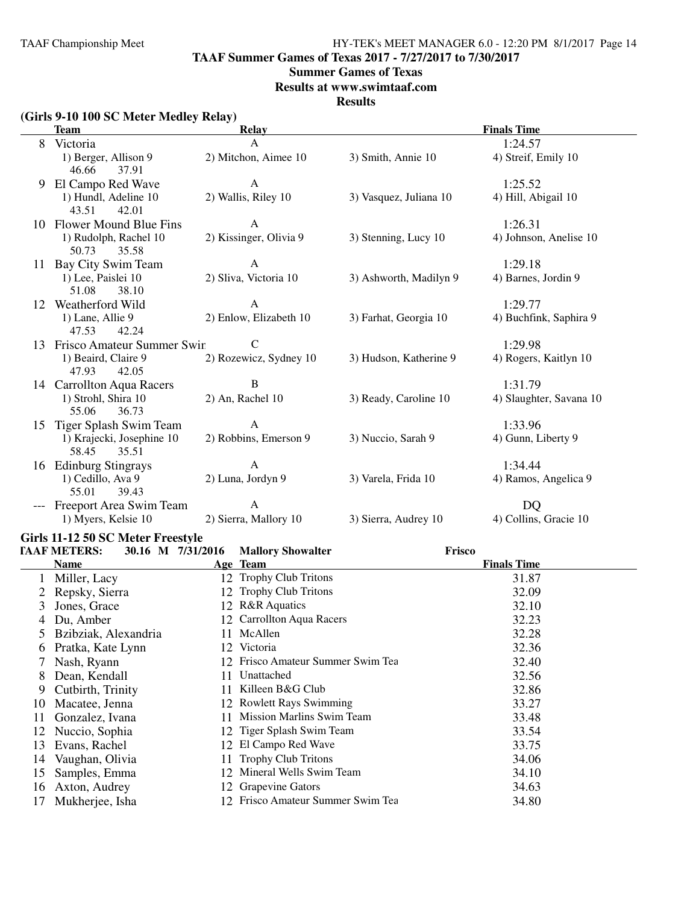**TAAF Summer Games of Texas 2017 - 7/27/2017 to 7/30/2017**

**Summer Games of Texas**

**Results at www.swimtaaf.com**

**Results**

### (Girls 9-10 100 SC Meter Medley Relay)

| | Team | Relay | | Finals Time |
|---|---|---|---|---|
| 8 | Victoria | A | | 1:24.57 |
| | 1) Berger, Allison 9 | 2) Mitchon, Aimee 10 | 3) Smith, Annie 10 | 4) Streif, Emily 10 |
| | 46.66 37.91 | | | |
| 9 | El Campo Red Wave | A | | 1:25.52 |
| | 1) Hundl, Adeline 10 | 2) Wallis, Riley 10 | 3) Vasquez, Juliana 10 | 4) Hill, Abigail 10 |
| | 43.51 42.01 | | | |
| 10 | Flower Mound Blue Fins | A | | 1:26.31 |
| | 1) Rudolph, Rachel 10 | 2) Kissinger, Olivia 9 | 3) Stenning, Lucy 10 | 4) Johnson, Anelise 10 |
| | 50.73 35.58 | | | |
| 11 | Bay City Swim Team | A | | 1:29.18 |
| | 1) Lee, Paislei 10 | 2) Sliva, Victoria 10 | 3) Ashworth, Madilyn 9 | 4) Barnes, Jordin 9 |
| | 51.08 38.10 | | | |
| 12 | Weatherford Wild | A | | 1:29.77 |
| | 1) Lane, Allie 9 | 2) Enlow, Elizabeth 10 | 3) Farhat, Georgia 10 | 4) Buchfink, Saphira 9 |
| | 47.53 42.24 | | | |
| 13 | Frisco Amateur Summer Swir | C | | 1:29.98 |
| | 1) Beaird, Claire 9 | 2) Rozewicz, Sydney 10 | 3) Hudson, Katherine 9 | 4) Rogers, Kaitlyn 10 |
| | 47.93 42.05 | | | |
| 14 | Carrollton Aqua Racers | B | | 1:31.79 |
| | 1) Strohl, Shira 10 | 2) An, Rachel 10 | 3) Ready, Caroline 10 | 4) Slaughter, Savana 10 |
| | 55.06 36.73 | | | |
| 15 | Tiger Splash Swim Team | A | | 1:33.96 |
| | 1) Krajecki, Josephine 10 | 2) Robbins, Emerson 9 | 3) Nuccio, Sarah 9 | 4) Gunn, Liberty 9 |
| | 58.45 35.51 | | | |
| 16 | Edinburg Stingrays | A | | 1:34.44 |
| | 1) Cedillo, Ava 9 | 2) Luna, Jordyn 9 | 3) Varela, Frida 10 | 4) Ramos, Angelica 9 |
| | 55.01 39.43 | | | |
| --- | Freeport Area Swim Team | A | | DQ |
| | 1) Myers, Kelsie 10 | 2) Sierra, Mallory 10 | 3) Sierra, Audrey 10 | 4) Collins, Gracie 10 |

### Girls 11-12 50 SC Meter Freestyle

**TAAF METERS: 30.16 M 7/31/2016 Mallory Showalter Frisco**

| | Name | Age | Team | Finals Time |
|---|---|---|---|---|
| 1 | Miller, Lacy | 12 | Trophy Club Tritons | 31.87 |
| 2 | Repsky, Sierra | 12 | Trophy Club Tritons | 32.09 |
| 3 | Jones, Grace | 12 | R&R Aquatics | 32.10 |
| 4 | Du, Amber | 12 | Carrollton Aqua Racers | 32.23 |
| 5 | Bzibziak, Alexandria | 11 | McAllen | 32.28 |
| 6 | Pratka, Kate Lynn | 12 | Victoria | 32.36 |
| 7 | Nash, Ryann | 12 | Frisco Amateur Summer Swim Tea | 32.40 |
| 8 | Dean, Kendall | 11 | Unattached | 32.56 |
| 9 | Cutbirth, Trinity | 11 | Killeen B&G Club | 32.86 |
| 10 | Macatee, Jenna | 12 | Rowlett Rays Swimming | 33.27 |
| 11 | Gonzalez, Ivana | 11 | Mission Marlins Swim Team | 33.48 |
| 12 | Nuccio, Sophia | 12 | Tiger Splash Swim Team | 33.54 |
| 13 | Evans, Rachel | 12 | El Campo Red Wave | 33.75 |
| 14 | Vaughan, Olivia | 11 | Trophy Club Tritons | 34.06 |
| 15 | Samples, Emma | 12 | Mineral Wells Swim Team | 34.10 |
| 16 | Axton, Audrey | 12 | Grapevine Gators | 34.63 |
| 17 | Mukherjee, Isha | 12 | Frisco Amateur Summer Swim Tea | 34.80 |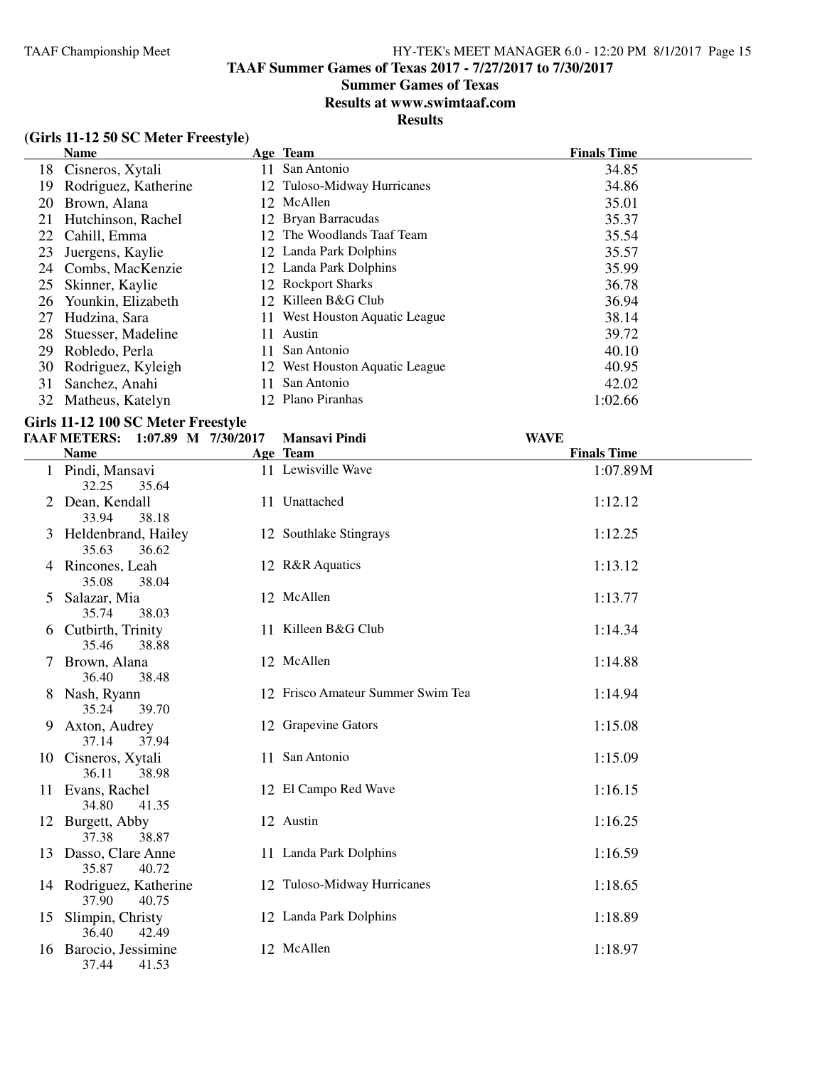## TAAF Summer Games of Texas 2017 - 7/27/2017 to 7/30/2017

### Summer Games of Texas

### Results at www.swimtaaf.com

### Results

**(Girls 11-12 50 SC Meter Freestyle)**

| | Name | Age | Team | Finals Time |
|---|---|---|---|---|
| 18 | Cisneros, Xytali | 11 | San Antonio | 34.85 |
| 19 | Rodriguez, Katherine | 12 | Tuloso-Midway Hurricanes | 34.86 |
| 20 | Brown, Alana | 12 | McAllen | 35.01 |
| 21 | Hutchinson, Rachel | 12 | Bryan Barracudas | 35.37 |
| 22 | Cahill, Emma | 12 | The Woodlands Taaf Team | 35.54 |
| 23 | Juergens, Kaylie | 12 | Landa Park Dolphins | 35.57 |
| 24 | Combs, MacKenzie | 12 | Landa Park Dolphins | 35.99 |
| 25 | Skinner, Kaylie | 12 | Rockport Sharks | 36.78 |
| 26 | Younkin, Elizabeth | 12 | Killeen B&G Club | 36.94 |
| 27 | Hudzina, Sara | 11 | West Houston Aquatic League | 38.14 |
| 28 | Stuesser, Madeline | 11 | Austin | 39.72 |
| 29 | Robledo, Perla | 11 | San Antonio | 40.10 |
| 30 | Rodriguez, Kyleigh | 12 | West Houston Aquatic League | 40.95 |
| 31 | Sanchez, Anahi | 11 | San Antonio | 42.02 |
| 32 | Matheus, Katelyn | 12 | Plano Piranhas | 1:02.66 |

**Girls 11-12 100 SC Meter Freestyle**

**TAAF METERS: 1:07.89 M 7/30/2017 Mansavi Pindi WAVE**

| | Name | Age | Team | Finals Time |
|---|---|---|---|---|
| 1 | Pindi, Mansavi<br>32.25 35.64 | 11 | Lewisville Wave | 1:07.89M |
| 2 | Dean, Kendall<br>33.94 38.18 | 11 | Unattached | 1:12.12 |
| 3 | Heldenbrand, Hailey<br>35.63 36.62 | 12 | Southlake Stingrays | 1:12.25 |
| 4 | Rincones, Leah<br>35.08 38.04 | 12 | R&R Aquatics | 1:13.12 |
| 5 | Salazar, Mia<br>35.74 38.03 | 12 | McAllen | 1:13.77 |
| 6 | Cutbirth, Trinity<br>35.46 38.88 | 11 | Killeen B&G Club | 1:14.34 |
| 7 | Brown, Alana<br>36.40 38.48 | 12 | McAllen | 1:14.88 |
| 8 | Nash, Ryann<br>35.24 39.70 | 12 | Frisco Amateur Summer Swim Tea | 1:14.94 |
| 9 | Axton, Audrey<br>37.14 37.94 | 12 | Grapevine Gators | 1:15.08 |
| 10 | Cisneros, Xytali<br>36.11 38.98 | 11 | San Antonio | 1:15.09 |
| 11 | Evans, Rachel<br>34.80 41.35 | 12 | El Campo Red Wave | 1:16.15 |
| 12 | Burgett, Abby<br>37.38 38.87 | 12 | Austin | 1:16.25 |
| 13 | Dasso, Clare Anne<br>35.87 40.72 | 11 | Landa Park Dolphins | 1:16.59 |
| 14 | Rodriguez, Katherine<br>37.90 40.75 | 12 | Tuloso-Midway Hurricanes | 1:18.65 |
| 15 | Slimpin, Christy<br>36.40 42.49 | 12 | Landa Park Dolphins | 1:18.89 |
| 16 | Barocio, Jessimine<br>37.44 41.53 | 12 | McAllen | 1:18.97 |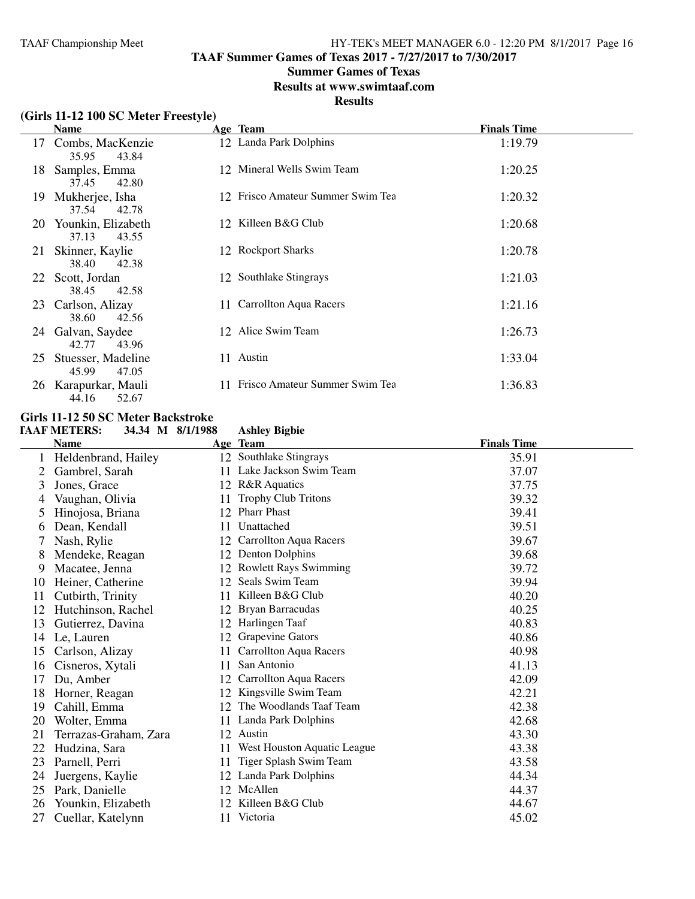# TAAF Summer Games of Texas 2017 - 7/27/2017 to 7/30/2017

## Summer Games of Texas

### Results at www.swimtaaf.com

### Results

**(Girls 11-12 100 SC Meter Freestyle)**

| | Name | Age | Team | Finals Time |
|---|---|---|---|---|
| 17 | Combs, MacKenzie | 12 | Landa Park Dolphins | 1:19.79 |
| | 35.95 43.84 | | | |
| 18 | Samples, Emma | 12 | Mineral Wells Swim Team | 1:20.25 |
| | 37.45 42.80 | | | |
| 19 | Mukherjee, Isha | 12 | Frisco Amateur Summer Swim Tea | 1:20.32 |
| | 37.54 42.78 | | | |
| 20 | Younkin, Elizabeth | 12 | Killeen B&G Club | 1:20.68 |
| | 37.13 43.55 | | | |
| 21 | Skinner, Kaylie | 12 | Rockport Sharks | 1:20.78 |
| | 38.40 42.38 | | | |
| 22 | Scott, Jordan | 12 | Southlake Stingrays | 1:21.03 |
| | 38.45 42.58 | | | |
| 23 | Carlson, Alizay | 11 | Carrollton Aqua Racers | 1:21.16 |
| | 38.60 42.56 | | | |
| 24 | Galvan, Saydee | 12 | Alice Swim Team | 1:26.73 |
| | 42.77 43.96 | | | |
| 25 | Stuesser, Madeline | 11 | Austin | 1:33.04 |
| | 45.99 47.05 | | | |
| 26 | Karapurkar, Mauli | 11 | Frisco Amateur Summer Swim Tea | 1:36.83 |
| | 44.16 52.67 | | | |

**Girls 11-12 50 SC Meter Backstroke**

**TAAF METERS: 34.34 M 8/1/1988 Ashley Bigbie**

| | Name | Age | Team | Finals Time |
|---|---|---|---|---|
| 1 | Heldenbrand, Hailey | 12 | Southlake Stingrays | 35.91 |
| 2 | Gambrel, Sarah | 11 | Lake Jackson Swim Team | 37.07 |
| 3 | Jones, Grace | 12 | R&R Aquatics | 37.75 |
| 4 | Vaughan, Olivia | 11 | Trophy Club Tritons | 39.32 |
| 5 | Hinojosa, Briana | 12 | Pharr Phast | 39.41 |
| 6 | Dean, Kendall | 11 | Unattached | 39.51 |
| 7 | Nash, Rylie | 12 | Carrollton Aqua Racers | 39.67 |
| 8 | Mendeke, Reagan | 12 | Denton Dolphins | 39.68 |
| 9 | Macatee, Jenna | 12 | Rowlett Rays Swimming | 39.72 |
| 10 | Heiner, Catherine | 12 | Seals Swim Team | 39.94 |
| 11 | Cutbirth, Trinity | 11 | Killeen B&G Club | 40.20 |
| 12 | Hutchinson, Rachel | 12 | Bryan Barracudas | 40.25 |
| 13 | Gutierrez, Davina | 12 | Harlingen Taaf | 40.83 |
| 14 | Le, Lauren | 12 | Grapevine Gators | 40.86 |
| 15 | Carlson, Alizay | 11 | Carrollton Aqua Racers | 40.98 |
| 16 | Cisneros, Xytali | 11 | San Antonio | 41.13 |
| 17 | Du, Amber | 12 | Carrollton Aqua Racers | 42.09 |
| 18 | Horner, Reagan | 12 | Kingsville Swim Team | 42.21 |
| 19 | Cahill, Emma | 12 | The Woodlands Taaf Team | 42.38 |
| 20 | Wolter, Emma | 11 | Landa Park Dolphins | 42.68 |
| 21 | Terrazas-Graham, Zara | 12 | Austin | 43.30 |
| 22 | Hudzina, Sara | 11 | West Houston Aquatic League | 43.38 |
| 23 | Parnell, Perri | 11 | Tiger Splash Swim Team | 43.58 |
| 24 | Juergens, Kaylie | 12 | Landa Park Dolphins | 44.34 |
| 25 | Park, Danielle | 12 | McAllen | 44.37 |
| 26 | Younkin, Elizabeth | 12 | Killeen B&G Club | 44.67 |
| 27 | Cuellar, Katelynn | 11 | Victoria | 45.02 |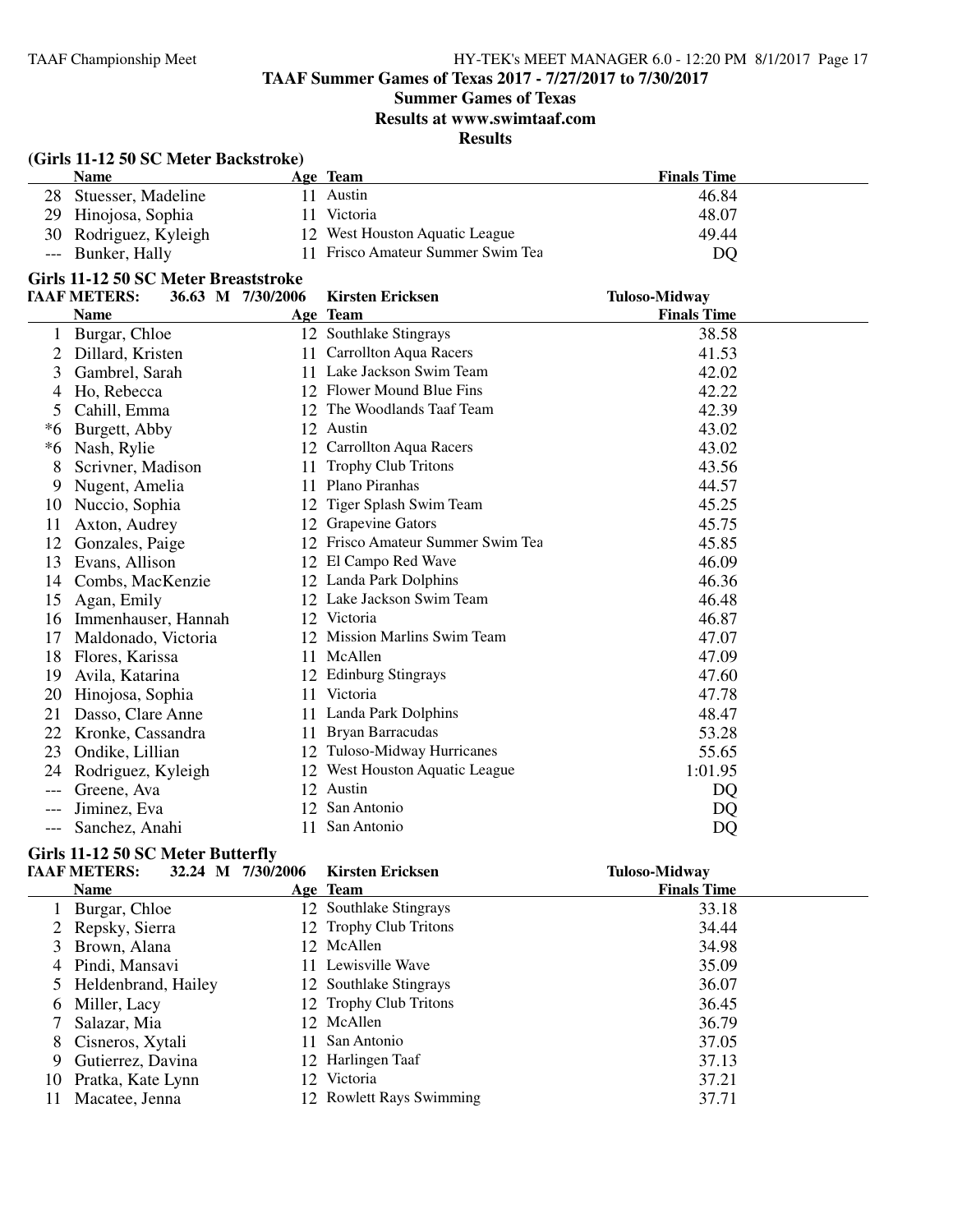## TAAF Summer Games of Texas 2017 - 7/27/2017 to 7/30/2017

## Summer Games of Texas

## Results at www.swimtaaf.com

## Results

### (Girls 11-12 50 SC Meter Backstroke)

| | Name | Age | Team | Finals Time |
|---|---|---|---|---|
| 28 | Stuesser, Madeline | 11 | Austin | 46.84 |
| 29 | Hinojosa, Sophia | 11 | Victoria | 48.07 |
| 30 | Rodriguez, Kyleigh | 12 | West Houston Aquatic League | 49.44 |
| --- | Bunker, Hally | 11 | Frisco Amateur Summer Swim Tea | DQ |

### Girls 11-12 50 SC Meter Breaststroke

TAAF METERS: 36.63 M 7/30/2006 Kirsten Ericksen Tuloso-Midway

| | Name | Age | Team | Finals Time |
|---|---|---|---|---|
| 1 | Burgar, Chloe | 12 | Southlake Stingrays | 38.58 |
| 2 | Dillard, Kristen | 11 | Carrollton Aqua Racers | 41.53 |
| 3 | Gambrel, Sarah | 11 | Lake Jackson Swim Team | 42.02 |
| 4 | Ho, Rebecca | 12 | Flower Mound Blue Fins | 42.22 |
| 5 | Cahill, Emma | 12 | The Woodlands Taaf Team | 42.39 |
| *6 | Burgett, Abby | 12 | Austin | 43.02 |
| *6 | Nash, Rylie | 12 | Carrollton Aqua Racers | 43.02 |
| 8 | Scrivner, Madison | 11 | Trophy Club Tritons | 43.56 |
| 9 | Nugent, Amelia | 11 | Plano Piranhas | 44.57 |
| 10 | Nuccio, Sophia | 12 | Tiger Splash Swim Team | 45.25 |
| 11 | Axton, Audrey | 12 | Grapevine Gators | 45.75 |
| 12 | Gonzales, Paige | 12 | Frisco Amateur Summer Swim Tea | 45.85 |
| 13 | Evans, Allison | 12 | El Campo Red Wave | 46.09 |
| 14 | Combs, MacKenzie | 12 | Landa Park Dolphins | 46.36 |
| 15 | Agan, Emily | 12 | Lake Jackson Swim Team | 46.48 |
| 16 | Immenhauser, Hannah | 12 | Victoria | 46.87 |
| 17 | Maldonado, Victoria | 12 | Mission Marlins Swim Team | 47.07 |
| 18 | Flores, Karissa | 11 | McAllen | 47.09 |
| 19 | Avila, Katarina | 12 | Edinburg Stingrays | 47.60 |
| 20 | Hinojosa, Sophia | 11 | Victoria | 47.78 |
| 21 | Dasso, Clare Anne | 11 | Landa Park Dolphins | 48.47 |
| 22 | Kronke, Cassandra | 11 | Bryan Barracudas | 53.28 |
| 23 | Ondike, Lillian | 12 | Tuloso-Midway Hurricanes | 55.65 |
| 24 | Rodriguez, Kyleigh | 12 | West Houston Aquatic League | 1:01.95 |
| --- | Greene, Ava | 12 | Austin | DQ |
| --- | Jiminez, Eva | 12 | San Antonio | DQ |
| --- | Sanchez, Anahi | 11 | San Antonio | DQ |

### Girls 11-12 50 SC Meter Butterfly

TAAF METERS: 32.24 M 7/30/2006 Kirsten Ericksen Tuloso-Midway

| | Name | Age | Team | Finals Time |
|---|---|---|---|---|
| 1 | Burgar, Chloe | 12 | Southlake Stingrays | 33.18 |
| 2 | Repsky, Sierra | 12 | Trophy Club Tritons | 34.44 |
| 3 | Brown, Alana | 12 | McAllen | 34.98 |
| 4 | Pindi, Mansavi | 11 | Lewisville Wave | 35.09 |
| 5 | Heldenbrand, Hailey | 12 | Southlake Stingrays | 36.07 |
| 6 | Miller, Lacy | 12 | Trophy Club Tritons | 36.45 |
| 7 | Salazar, Mia | 12 | McAllen | 36.79 |
| 8 | Cisneros, Xytali | 11 | San Antonio | 37.05 |
| 9 | Gutierrez, Davina | 12 | Harlingen Taaf | 37.13 |
| 10 | Pratka, Kate Lynn | 12 | Victoria | 37.21 |
| 11 | Macatee, Jenna | 12 | Rowlett Rays Swimming | 37.71 |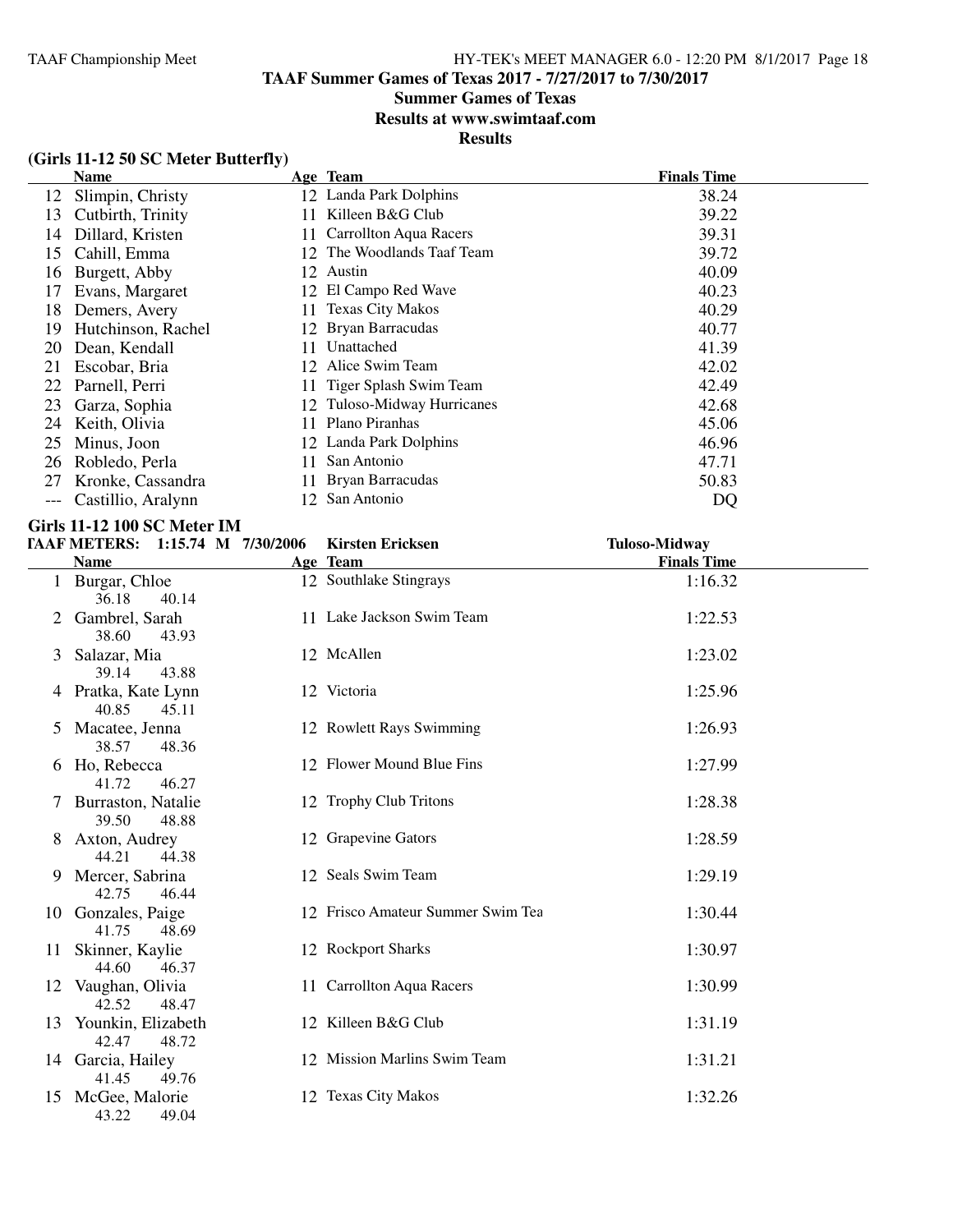# TAAF Summer Games of Texas 2017 - 7/27/2017 to 7/30/2017

## Summer Games of Texas

## Results at www.swimtaaf.com

## Results

### (Girls 11-12 50 SC Meter Butterfly)

| | Name | Age | Team | Finals Time |
|---|---|---|---|---|
| 12 | Slimpin, Christy | 12 | Landa Park Dolphins | 38.24 |
| 13 | Cutbirth, Trinity | 11 | Killeen B&G Club | 39.22 |
| 14 | Dillard, Kristen | 11 | Carrollton Aqua Racers | 39.31 |
| 15 | Cahill, Emma | 12 | The Woodlands Taaf Team | 39.72 |
| 16 | Burgett, Abby | 12 | Austin | 40.09 |
| 17 | Evans, Margaret | 12 | El Campo Red Wave | 40.23 |
| 18 | Demers, Avery | 11 | Texas City Makos | 40.29 |
| 19 | Hutchinson, Rachel | 12 | Bryan Barracudas | 40.77 |
| 20 | Dean, Kendall | 11 | Unattached | 41.39 |
| 21 | Escobar, Bria | 12 | Alice Swim Team | 42.02 |
| 22 | Parnell, Perri | 11 | Tiger Splash Swim Team | 42.49 |
| 23 | Garza, Sophia | 12 | Tuloso-Midway Hurricanes | 42.68 |
| 24 | Keith, Olivia | 11 | Plano Piranhas | 45.06 |
| 25 | Minus, Joon | 12 | Landa Park Dolphins | 46.96 |
| 26 | Robledo, Perla | 11 | San Antonio | 47.71 |
| 27 | Kronke, Cassandra | 11 | Bryan Barracudas | 50.83 |
| --- | Castillio, Aralynn | 12 | San Antonio | DQ |

### Girls 11-12 100 SC Meter IM

TAAF METERS: 1:15.74 M 7/30/2006 Kirsten Ericksen Tuloso-Midway

| | Name | Age | Team | Finals Time |
|---|---|---|---|---|
| 1 | Burgar, Chloe | 12 | Southlake Stingrays | 1:16.32 |
| | 36.18 40.14 | | | |
| 2 | Gambrel, Sarah | 11 | Lake Jackson Swim Team | 1:22.53 |
| | 38.60 43.93 | | | |
| 3 | Salazar, Mia | 12 | McAllen | 1:23.02 |
| | 39.14 43.88 | | | |
| 4 | Pratka, Kate Lynn | 12 | Victoria | 1:25.96 |
| | 40.85 45.11 | | | |
| 5 | Macatee, Jenna | 12 | Rowlett Rays Swimming | 1:26.93 |
| | 38.57 48.36 | | | |
| 6 | Ho, Rebecca | 12 | Flower Mound Blue Fins | 1:27.99 |
| | 41.72 46.27 | | | |
| 7 | Burraston, Natalie | 12 | Trophy Club Tritons | 1:28.38 |
| | 39.50 48.88 | | | |
| 8 | Axton, Audrey | 12 | Grapevine Gators | 1:28.59 |
| | 44.21 44.38 | | | |
| 9 | Mercer, Sabrina | 12 | Seals Swim Team | 1:29.19 |
| | 42.75 46.44 | | | |
| 10 | Gonzales, Paige | 12 | Frisco Amateur Summer Swim Tea | 1:30.44 |
| | 41.75 48.69 | | | |
| 11 | Skinner, Kaylie | 12 | Rockport Sharks | 1:30.97 |
| | 44.60 46.37 | | | |
| 12 | Vaughan, Olivia | 11 | Carrollton Aqua Racers | 1:30.99 |
| | 42.52 48.47 | | | |
| 13 | Younkin, Elizabeth | 12 | Killeen B&G Club | 1:31.19 |
| | 42.47 48.72 | | | |
| 14 | Garcia, Hailey | 12 | Mission Marlins Swim Team | 1:31.21 |
| | 41.45 49.76 | | | |
| 15 | McGee, Malorie | 12 | Texas City Makos | 1:32.26 |
| | 43.22 49.04 | | | |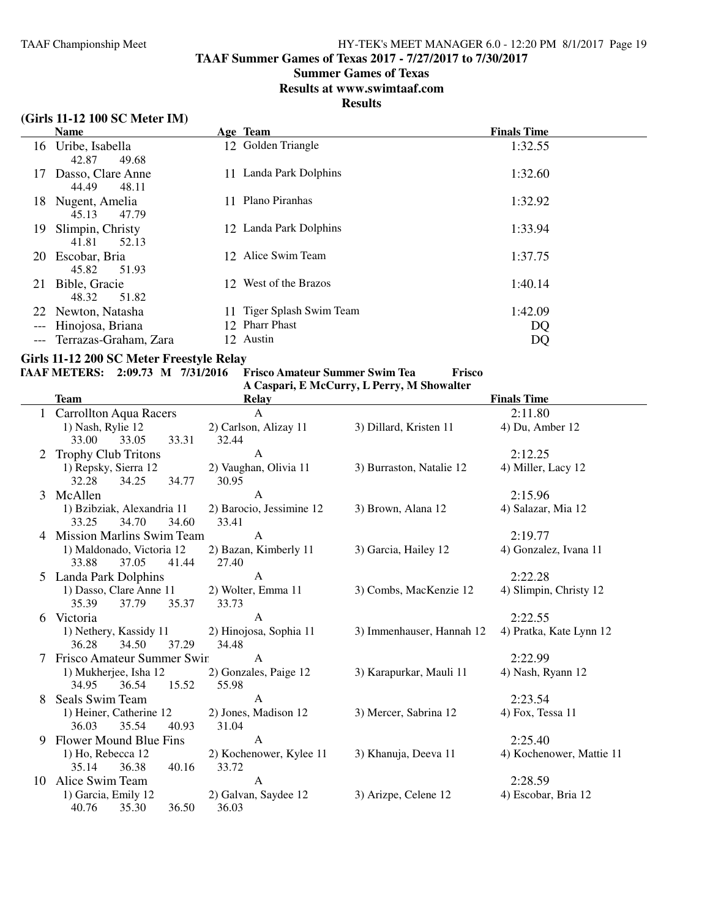# TAAF Summer Games of Texas 2017 - 7/27/2017 to 7/30/2017

## Summer Games of Texas

## Results at www.swimtaaf.com

## Results

### (Girls 11-12 100 SC Meter IM)

| | Name | Age | Team | Finals Time |
|---|---|---|---|---|
| 16 | Uribe, Isabella | 12 | Golden Triangle | 1:32.55 |
| | 42.87 49.68 | | | |
| 17 | Dasso, Clare Anne | 11 | Landa Park Dolphins | 1:32.60 |
| | 44.49 48.11 | | | |
| 18 | Nugent, Amelia | 11 | Plano Piranhas | 1:32.92 |
| | 45.13 47.79 | | | |
| 19 | Slimpin, Christy | 12 | Landa Park Dolphins | 1:33.94 |
| | 41.81 52.13 | | | |
| 20 | Escobar, Bria | 12 | Alice Swim Team | 1:37.75 |
| | 45.82 51.93 | | | |
| 21 | Bible, Gracie | 12 | West of the Brazos | 1:40.14 |
| | 48.32 51.82 | | | |
| 22 | Newton, Natasha | 11 | Tiger Splash Swim Team | 1:42.09 |
| --- | Hinojosa, Briana | 12 | Pharr Phast | DQ |
| --- | Terrazas-Graham, Zara | 12 | Austin | DQ |

### Girls 11-12 200 SC Meter Freestyle Relay

**TAAF METERS: 2:09.73 M 7/31/2016 Frisco Amateur Summer Swim Tea Frisco**
**A Caspari, E McCurry, L Perry, M Showalter**

| | Team | Relay | | Finals Time |
|---|---|---|---|---|
| 1 | Carrollton Aqua Racers | A | | 2:11.80 |
| | 1) Nash, Rylie 12 | 2) Carlson, Alizay 11 | 3) Dillard, Kristen 11 | 4) Du, Amber 12 |
| | 33.00 33.05 33.31 | 32.44 | | |
| 2 | Trophy Club Tritons | A | | 2:12.25 |
| | 1) Repsky, Sierra 12 | 2) Vaughan, Olivia 11 | 3) Burraston, Natalie 12 | 4) Miller, Lacy 12 |
| | 32.28 34.25 34.77 | 30.95 | | |
| 3 | McAllen | A | | 2:15.96 |
| | 1) Bzibziak, Alexandria 11 | 2) Barocio, Jessimine 12 | 3) Brown, Alana 12 | 4) Salazar, Mia 12 |
| | 33.25 34.70 34.60 | 33.41 | | |
| 4 | Mission Marlins Swim Team | A | | 2:19.77 |
| | 1) Maldonado, Victoria 12 | 2) Bazan, Kimberly 11 | 3) Garcia, Hailey 12 | 4) Gonzalez, Ivana 11 |
| | 33.88 37.05 41.44 | 27.40 | | |
| 5 | Landa Park Dolphins | A | | 2:22.28 |
| | 1) Dasso, Clare Anne 11 | 2) Wolter, Emma 11 | 3) Combs, MacKenzie 12 | 4) Slimpin, Christy 12 |
| | 35.39 37.79 35.37 | 33.73 | | |
| 6 | Victoria | A | | 2:22.55 |
| | 1) Nethery, Kassidy 11 | 2) Hinojosa, Sophia 11 | 3) Immenhauser, Hannah 12 | 4) Pratka, Kate Lynn 12 |
| | 36.28 34.50 37.29 | 34.48 | | |
| 7 | Frisco Amateur Summer Swir | A | | 2:22.99 |
| | 1) Mukherjee, Isha 12 | 2) Gonzales, Paige 12 | 3) Karapurkar, Mauli 11 | 4) Nash, Ryann 12 |
| | 34.95 36.54 15.52 | 55.98 | | |
| 8 | Seals Swim Team | A | | 2:23.54 |
| | 1) Heiner, Catherine 12 | 2) Jones, Madison 12 | 3) Mercer, Sabrina 12 | 4) Fox, Tessa 11 |
| | 36.03 35.54 40.93 | 31.04 | | |
| 9 | Flower Mound Blue Fins | A | | 2:25.40 |
| | 1) Ho, Rebecca 12 | 2) Kochenower, Kylee 11 | 3) Khanuja, Deeva 11 | 4) Kochenower, Mattie 11 |
| | 35.14 36.38 40.16 | 33.72 | | |
| 10 | Alice Swim Team | A | | 2:28.59 |
| | 1) Garcia, Emily 12 | 2) Galvan, Saydee 12 | 3) Arizpe, Celene 12 | 4) Escobar, Bria 12 |
| | 40.76 35.30 36.50 | 36.03 | | |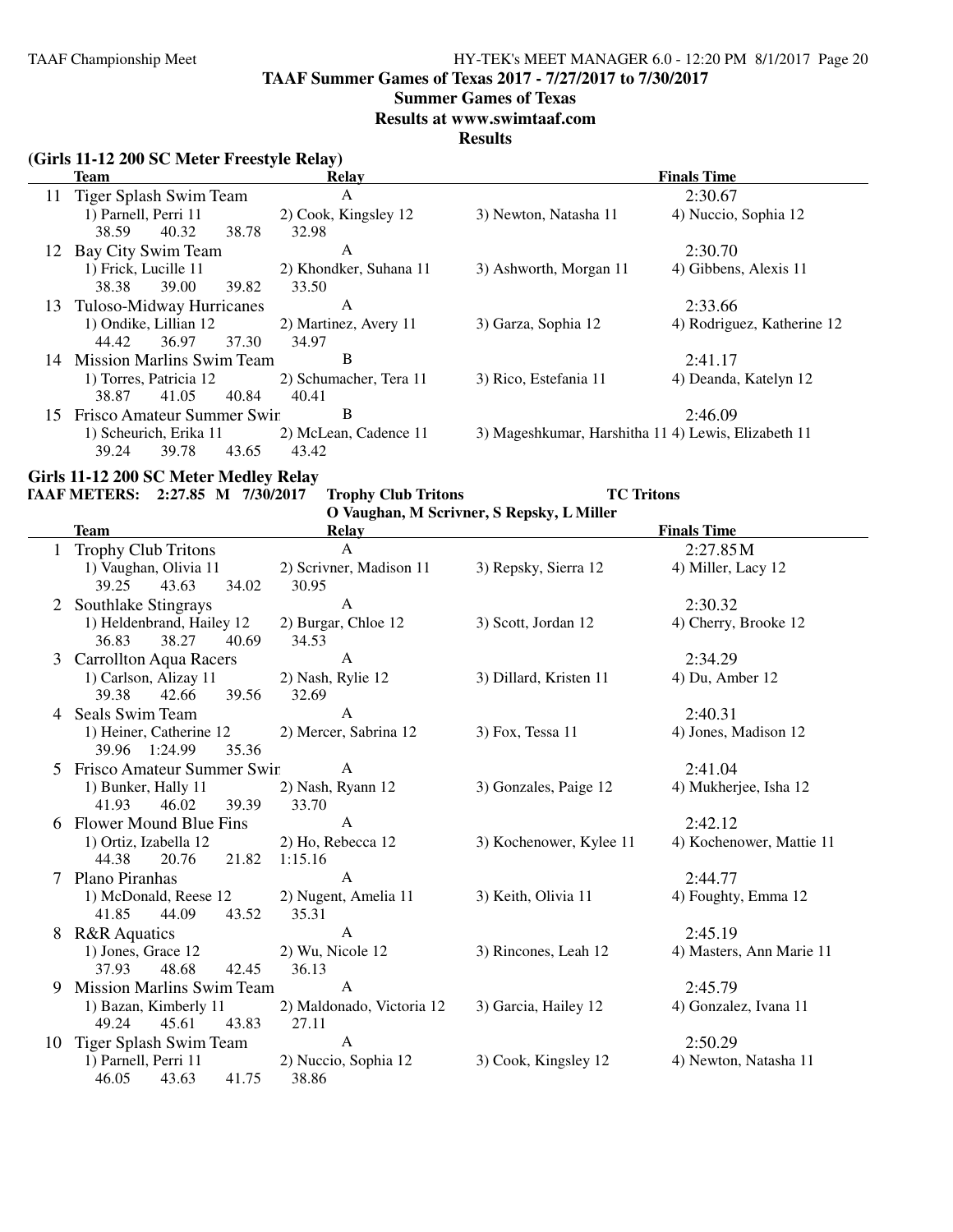**TAAF Summer Games of Texas 2017 - 7/27/2017 to 7/30/2017**

**Summer Games of Texas**

**Results at www.swimtaaf.com**

**Results**

### (Girls 11-12 200 SC Meter Freestyle Relay)

| | Team | Relay | | Finals Time |
|---|---|---|---|---|
| 11 | Tiger Splash Swim Team | A | | 2:30.67 |
| | 1) Parnell, Perri 11 | 2) Cook, Kingsley 12 | 3) Newton, Natasha 11 | 4) Nuccio, Sophia 12 |
| | 38.59  40.32  38.78 | 32.98 | | |
| 12 | Bay City Swim Team | A | | 2:30.70 |
| | 1) Frick, Lucille 11 | 2) Khondker, Suhana 11 | 3) Ashworth, Morgan 11 | 4) Gibbens, Alexis 11 |
| | 38.38  39.00  39.82 | 33.50 | | |
| 13 | Tuloso-Midway Hurricanes | A | | 2:33.66 |
| | 1) Ondike, Lillian 12 | 2) Martinez, Avery 11 | 3) Garza, Sophia 12 | 4) Rodriguez, Katherine 12 |
| | 44.42  36.97  37.30 | 34.97 | | |
| 14 | Mission Marlins Swim Team | B | | 2:41.17 |
| | 1) Torres, Patricia 12 | 2) Schumacher, Tera 11 | 3) Rico, Estefania 11 | 4) Deanda, Katelyn 12 |
| | 38.87  41.05  40.84 | 40.41 | | |
| 15 | Frisco Amateur Summer Swir | B | | 2:46.09 |
| | 1) Scheurich, Erika 11 | 2) McLean, Cadence 11 | 3) Mageshkumar, Harshitha 11 | 4) Lewis, Elizabeth 11 |
| | 39.24  39.78  43.65 | 43.42 | | |

### Girls 11-12 200 SC Meter Medley Relay

**TAAF METERS: 2:27.85 M 7/30/2017 Trophy Club Tritons TC Tritons**
**O Vaughan, M Scrivner, S Repsky, L Miller**

| | Team | Relay | | Finals Time |
|---|---|---|---|---|
| 1 | Trophy Club Tritons | A | | 2:27.85M |
| | 1) Vaughan, Olivia 11 | 2) Scrivner, Madison 11 | 3) Repsky, Sierra 12 | 4) Miller, Lacy 12 |
| | 39.25  43.63  34.02 | 30.95 | | |
| 2 | Southlake Stingrays | A | | 2:30.32 |
| | 1) Heldenbrand, Hailey 12 | 2) Burgar, Chloe 12 | 3) Scott, Jordan 12 | 4) Cherry, Brooke 12 |
| | 36.83  38.27  40.69 | 34.53 | | |
| 3 | Carrollton Aqua Racers | A | | 2:34.29 |
| | 1) Carlson, Alizay 11 | 2) Nash, Rylie 12 | 3) Dillard, Kristen 11 | 4) Du, Amber 12 |
| | 39.38  42.66  39.56 | 32.69 | | |
| 4 | Seals Swim Team | A | | 2:40.31 |
| | 1) Heiner, Catherine 12 | 2) Mercer, Sabrina 12 | 3) Fox, Tessa 11 | 4) Jones, Madison 12 |
| | 39.96  1:24.99  35.36 | | | |
| 5 | Frisco Amateur Summer Swir | A | | 2:41.04 |
| | 1) Bunker, Hally 11 | 2) Nash, Ryann 12 | 3) Gonzales, Paige 12 | 4) Mukherjee, Isha 12 |
| | 41.93  46.02  39.39 | 33.70 | | |
| 6 | Flower Mound Blue Fins | A | | 2:42.12 |
| | 1) Ortiz, Izabella 12 | 2) Ho, Rebecca 12 | 3) Kochenower, Kylee 11 | 4) Kochenower, Mattie 11 |
| | 44.38  20.76  21.82 | 1:15.16 | | |
| 7 | Plano Piranhas | A | | 2:44.77 |
| | 1) McDonald, Reese 12 | 2) Nugent, Amelia 11 | 3) Keith, Olivia 11 | 4) Foughty, Emma 12 |
| | 41.85  44.09  43.52 | 35.31 | | |
| 8 | R&R Aquatics | A | | 2:45.19 |
| | 1) Jones, Grace 12 | 2) Wu, Nicole 12 | 3) Rincones, Leah 12 | 4) Masters, Ann Marie 11 |
| | 37.93  48.68  42.45 | 36.13 | | |
| 9 | Mission Marlins Swim Team | A | | 2:45.79 |
| | 1) Bazan, Kimberly 11 | 2) Maldonado, Victoria 12 | 3) Garcia, Hailey 12 | 4) Gonzalez, Ivana 11 |
| | 49.24  45.61  43.83 | 27.11 | | |
| 10 | Tiger Splash Swim Team | A | | 2:50.29 |
| | 1) Parnell, Perri 11 | 2) Nuccio, Sophia 12 | 3) Cook, Kingsley 12 | 4) Newton, Natasha 11 |
| | 46.05  43.63  41.75 | 38.86 | | |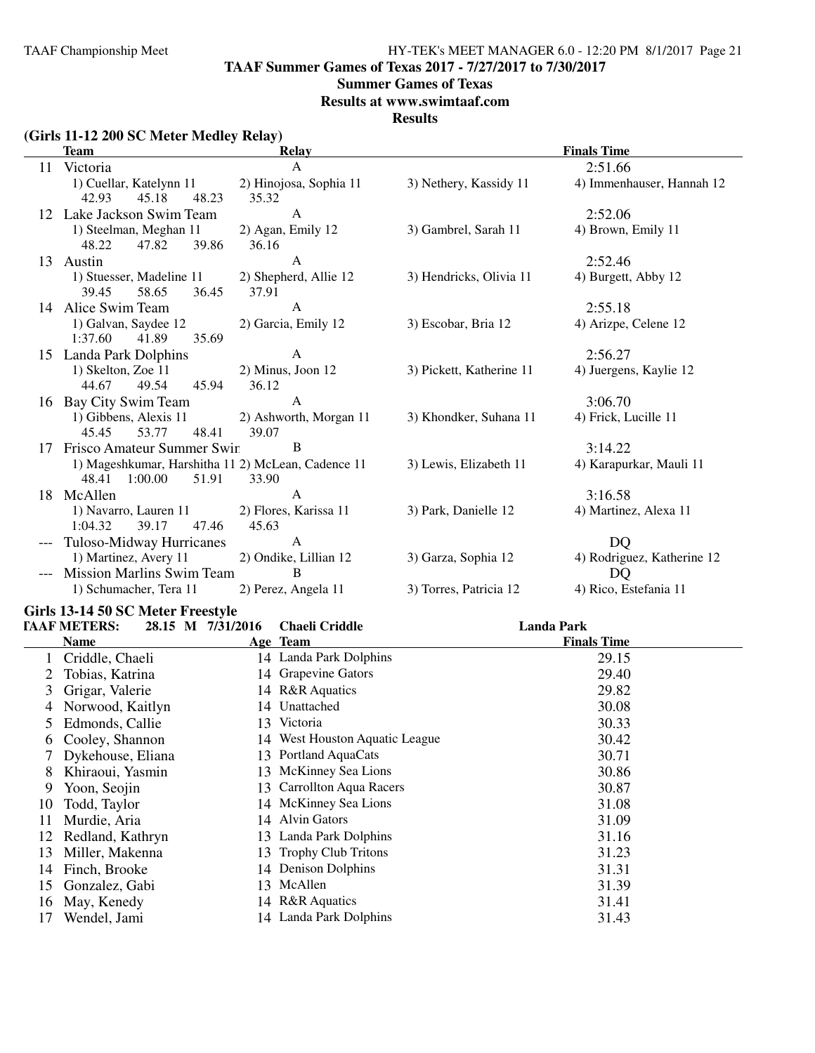## TAAF Summer Games of Texas 2017 - 7/27/2017 to 7/30/2017

**Summer Games of Texas**

**Results at www.swimtaaf.com**

**Results**

### (Girls 11-12 200 SC Meter Medley Relay)

| | Team | Relay | | Finals Time |
|---|---|---|---|---|
| 11 | Victoria | A | | 2:51.66 |
| | 1) Cuellar, Katelynn 11 | 2) Hinojosa, Sophia 11 | 3) Nethery, Kassidy 11 | 4) Immenhauser, Hannah 12 |
| | 42.93 45.18 48.23 35.32 | | | |
| 12 | Lake Jackson Swim Team | A | | 2:52.06 |
| | 1) Steelman, Meghan 11 | 2) Agan, Emily 12 | 3) Gambrel, Sarah 11 | 4) Brown, Emily 11 |
| | 48.22 47.82 39.86 36.16 | | | |
| 13 | Austin | A | | 2:52.46 |
| | 1) Stuesser, Madeline 11 | 2) Shepherd, Allie 12 | 3) Hendricks, Olivia 11 | 4) Burgett, Abby 12 |
| | 39.45 58.65 36.45 37.91 | | | |
| 14 | Alice Swim Team | A | | 2:55.18 |
| | 1) Galvan, Saydee 12 | 2) Garcia, Emily 12 | 3) Escobar, Bria 12 | 4) Arizpe, Celene 12 |
| | 1:37.60 41.89 35.69 | | | |
| 15 | Landa Park Dolphins | A | | 2:56.27 |
| | 1) Skelton, Zoe 11 | 2) Minus, Joon 12 | 3) Pickett, Katherine 11 | 4) Juergens, Kaylie 12 |
| | 44.67 49.54 45.94 36.12 | | | |
| 16 | Bay City Swim Team | A | | 3:06.70 |
| | 1) Gibbens, Alexis 11 | 2) Ashworth, Morgan 11 | 3) Khondker, Suhana 11 | 4) Frick, Lucille 11 |
| | 45.45 53.77 48.41 39.07 | | | |
| 17 | Frisco Amateur Summer Swir | B | | 3:14.22 |
| | 1) Mageshkumar, Harshitha 11 | 2) McLean, Cadence 11 | 3) Lewis, Elizabeth 11 | 4) Karapurkar, Mauli 11 |
| | 48.41 1:00.00 51.91 33.90 | | | |
| 18 | McAllen | A | | 3:16.58 |
| | 1) Navarro, Lauren 11 | 2) Flores, Karissa 11 | 3) Park, Danielle 12 | 4) Martinez, Alexa 11 |
| | 1:04.32 39.17 47.46 45.63 | | | |
| --- | Tuloso-Midway Hurricanes | A | | DQ |
| | 1) Martinez, Avery 11 | 2) Ondike, Lillian 12 | 3) Garza, Sophia 12 | 4) Rodriguez, Katherine 12 |
| --- | Mission Marlins Swim Team | B | | DQ |
| | 1) Schumacher, Tera 11 | 2) Perez, Angela 11 | 3) Torres, Patricia 12 | 4) Rico, Estefania 11 |

### Girls 13-14 50 SC Meter Freestyle

**TAAF METERS: 28.15 M 7/31/2016 Chaeli Criddle Landa Park**

| | Name | Age | Team | Finals Time |
|---|---|---|---|---|
| 1 | Criddle, Chaeli | 14 | Landa Park Dolphins | 29.15 |
| 2 | Tobias, Katrina | 14 | Grapevine Gators | 29.40 |
| 3 | Grigar, Valerie | 14 | R&R Aquatics | 29.82 |
| 4 | Norwood, Kaitlyn | 14 | Unattached | 30.08 |
| 5 | Edmonds, Callie | 13 | Victoria | 30.33 |
| 6 | Cooley, Shannon | 14 | West Houston Aquatic League | 30.42 |
| 7 | Dykehouse, Eliana | 13 | Portland AquaCats | 30.71 |
| 8 | Khiraoui, Yasmin | 13 | McKinney Sea Lions | 30.86 |
| 9 | Yoon, Seojin | 13 | Carrollton Aqua Racers | 30.87 |
| 10 | Todd, Taylor | 14 | McKinney Sea Lions | 31.08 |
| 11 | Murdie, Aria | 14 | Alvin Gators | 31.09 |
| 12 | Redland, Kathryn | 13 | Landa Park Dolphins | 31.16 |
| 13 | Miller, Makenna | 13 | Trophy Club Tritons | 31.23 |
| 14 | Finch, Brooke | 14 | Denison Dolphins | 31.31 |
| 15 | Gonzalez, Gabi | 13 | McAllen | 31.39 |
| 16 | May, Kenedy | 14 | R&R Aquatics | 31.41 |
| 17 | Wendel, Jami | 14 | Landa Park Dolphins | 31.43 |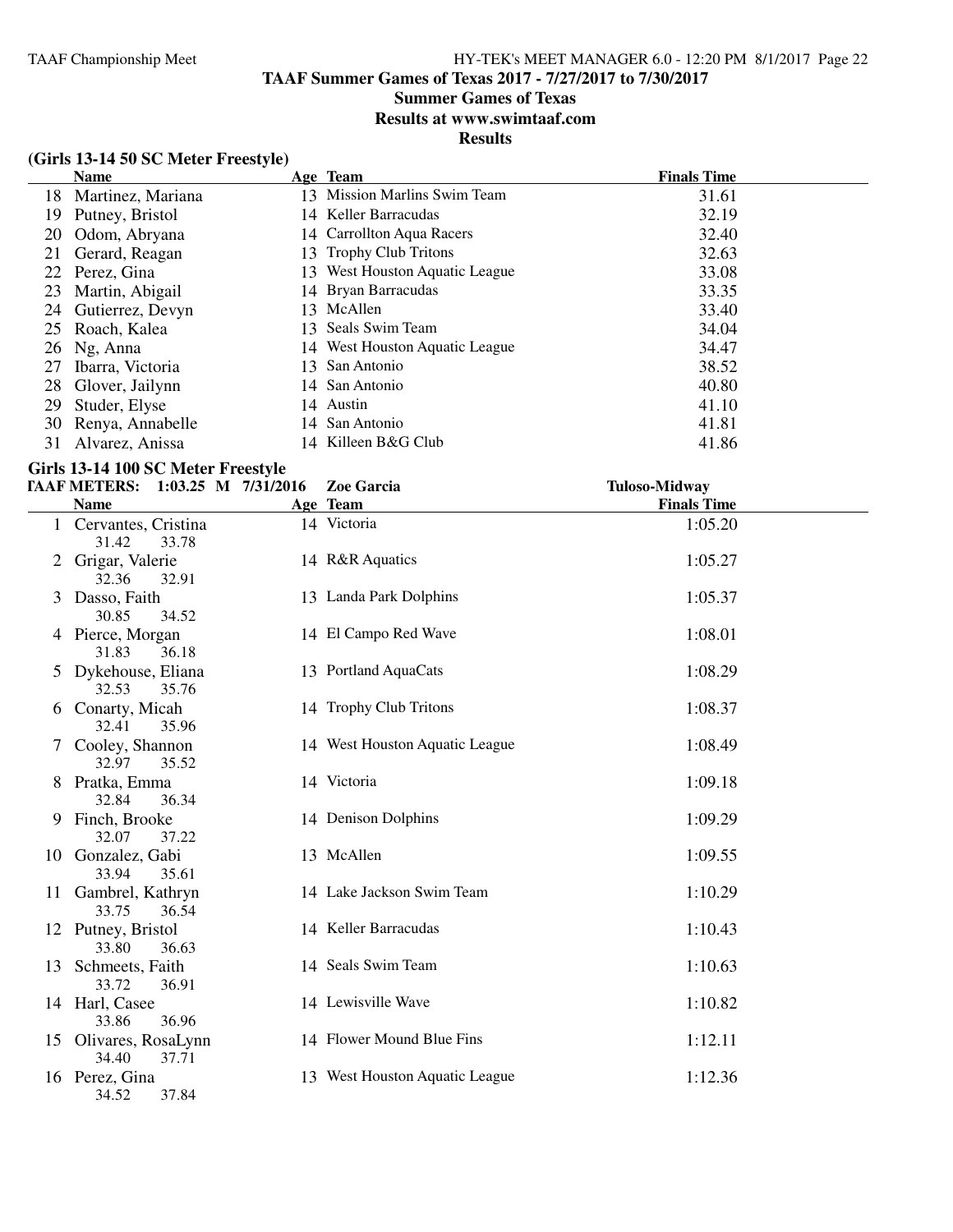# TAAF Summer Games of Texas 2017 - 7/27/2017 to 7/30/2017

## Summer Games of Texas

## Results at www.swimtaaf.com

## Results

### (Girls 13-14 50 SC Meter Freestyle)

| | Name | Age | Team | Finals Time |
|---|---|---|---|---|
| 18 | Martinez, Mariana | 13 | Mission Marlins Swim Team | 31.61 |
| 19 | Putney, Bristol | 14 | Keller Barracudas | 32.19 |
| 20 | Odom, Abryana | 14 | Carrollton Aqua Racers | 32.40 |
| 21 | Gerard, Reagan | 13 | Trophy Club Tritons | 32.63 |
| 22 | Perez, Gina | 13 | West Houston Aquatic League | 33.08 |
| 23 | Martin, Abigail | 14 | Bryan Barracudas | 33.35 |
| 24 | Gutierrez, Devyn | 13 | McAllen | 33.40 |
| 25 | Roach, Kalea | 13 | Seals Swim Team | 34.04 |
| 26 | Ng, Anna | 14 | West Houston Aquatic League | 34.47 |
| 27 | Ibarra, Victoria | 13 | San Antonio | 38.52 |
| 28 | Glover, Jailynn | 14 | San Antonio | 40.80 |
| 29 | Studer, Elyse | 14 | Austin | 41.10 |
| 30 | Renya, Annabelle | 14 | San Antonio | 41.81 |
| 31 | Alvarez, Anissa | 14 | Killeen B&G Club | 41.86 |

### Girls 13-14 100 SC Meter Freestyle

TAAF METERS: 1:03.25 M 7/31/2016 Zoe Garcia Tuloso-Midway

| | Name | Age | Team | Finals Time |
|---|---|---|---|---|
| 1 | Cervantes, Cristina | 14 | Victoria | 1:05.20 |
| | 31.42 33.78 | | | |
| 2 | Grigar, Valerie | 14 | R&R Aquatics | 1:05.27 |
| | 32.36 32.91 | | | |
| 3 | Dasso, Faith | 13 | Landa Park Dolphins | 1:05.37 |
| | 30.85 34.52 | | | |
| 4 | Pierce, Morgan | 14 | El Campo Red Wave | 1:08.01 |
| | 31.83 36.18 | | | |
| 5 | Dykehouse, Eliana | 13 | Portland AquaCats | 1:08.29 |
| | 32.53 35.76 | | | |
| 6 | Conarty, Micah | 14 | Trophy Club Tritons | 1:08.37 |
| | 32.41 35.96 | | | |
| 7 | Cooley, Shannon | 14 | West Houston Aquatic League | 1:08.49 |
| | 32.97 35.52 | | | |
| 8 | Pratka, Emma | 14 | Victoria | 1:09.18 |
| | 32.84 36.34 | | | |
| 9 | Finch, Brooke | 14 | Denison Dolphins | 1:09.29 |
| | 32.07 37.22 | | | |
| 10 | Gonzalez, Gabi | 13 | McAllen | 1:09.55 |
| | 33.94 35.61 | | | |
| 11 | Gambrel, Kathryn | 14 | Lake Jackson Swim Team | 1:10.29 |
| | 33.75 36.54 | | | |
| 12 | Putney, Bristol | 14 | Keller Barracudas | 1:10.43 |
| | 33.80 36.63 | | | |
| 13 | Schmeets, Faith | 14 | Seals Swim Team | 1:10.63 |
| | 33.72 36.91 | | | |
| 14 | Harl, Casee | 14 | Lewisville Wave | 1:10.82 |
| | 33.86 36.96 | | | |
| 15 | Olivares, RosaLynn | 14 | Flower Mound Blue Fins | 1:12.11 |
| | 34.40 37.71 | | | |
| 16 | Perez, Gina | 13 | West Houston Aquatic League | 1:12.36 |
| | 34.52 37.84 | | | |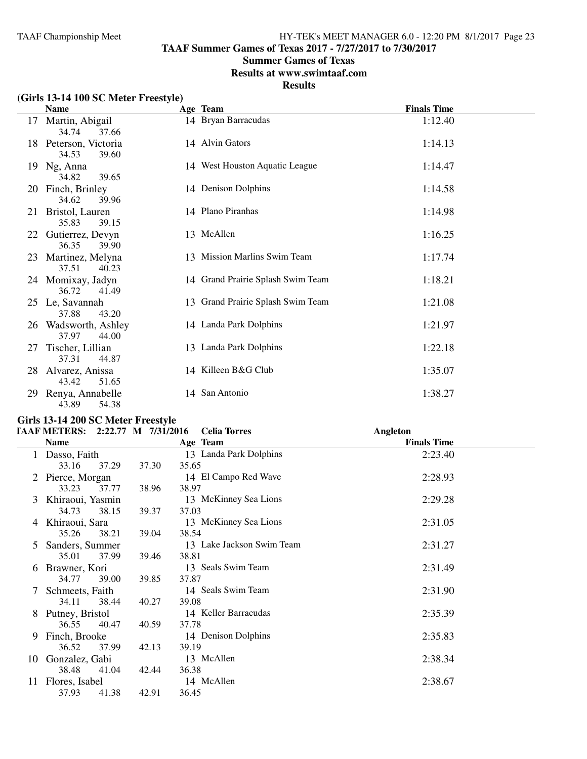## TAAF Summer Games of Texas 2017 - 7/27/2017 to 7/30/2017

### Summer Games of Texas

### Results at www.swimtaaf.com

### Results

**(Girls 13-14 100 SC Meter Freestyle)**

| | Name | Age | Team | Finals Time |
|---|---|---|---|---|
| 17 | Martin, Abigail | 14 | Bryan Barracudas | 1:12.40 |
| | 34.74 37.66 | | | |
| 18 | Peterson, Victoria | 14 | Alvin Gators | 1:14.13 |
| | 34.53 39.60 | | | |
| 19 | Ng, Anna | 14 | West Houston Aquatic League | 1:14.47 |
| | 34.82 39.65 | | | |
| 20 | Finch, Brinley | 14 | Denison Dolphins | 1:14.58 |
| | 34.62 39.96 | | | |
| 21 | Bristol, Lauren | 14 | Plano Piranhas | 1:14.98 |
| | 35.83 39.15 | | | |
| 22 | Gutierrez, Devyn | 13 | McAllen | 1:16.25 |
| | 36.35 39.90 | | | |
| 23 | Martinez, Melyna | 13 | Mission Marlins Swim Team | 1:17.74 |
| | 37.51 40.23 | | | |
| 24 | Momixay, Jadyn | 14 | Grand Prairie Splash Swim Team | 1:18.21 |
| | 36.72 41.49 | | | |
| 25 | Le, Savannah | 13 | Grand Prairie Splash Swim Team | 1:21.08 |
| | 37.88 43.20 | | | |
| 26 | Wadsworth, Ashley | 14 | Landa Park Dolphins | 1:21.97 |
| | 37.97 44.00 | | | |
| 27 | Tischer, Lillian | 13 | Landa Park Dolphins | 1:22.18 |
| | 37.31 44.87 | | | |
| 28 | Alvarez, Anissa | 14 | Killeen B&G Club | 1:35.07 |
| | 43.42 51.65 | | | |
| 29 | Renya, Annabelle | 14 | San Antonio | 1:38.27 |
| | 43.89 54.38 | | | |

**Girls 13-14 200 SC Meter Freestyle**

**TAAF METERS: 2:22.77 M 7/31/2016 Celia Torres Angleton**

| | Name | Age | Team | Finals Time |
|---|---|---|---|---|
| 1 | Dasso, Faith | 13 | Landa Park Dolphins | 2:23.40 |
| | 33.16 37.29 37.30 35.65 | | | |
| 2 | Pierce, Morgan | 14 | El Campo Red Wave | 2:28.93 |
| | 33.23 37.77 38.96 38.97 | | | |
| 3 | Khiraoui, Yasmin | 13 | McKinney Sea Lions | 2:29.28 |
| | 34.73 38.15 39.37 37.03 | | | |
| 4 | Khiraoui, Sara | 13 | McKinney Sea Lions | 2:31.05 |
| | 35.26 38.21 39.04 38.54 | | | |
| 5 | Sanders, Summer | 13 | Lake Jackson Swim Team | 2:31.27 |
| | 35.01 37.99 39.46 38.81 | | | |
| 6 | Brawner, Kori | 13 | Seals Swim Team | 2:31.49 |
| | 34.77 39.00 39.85 37.87 | | | |
| 7 | Schmeets, Faith | 14 | Seals Swim Team | 2:31.90 |
| | 34.11 38.44 40.27 39.08 | | | |
| 8 | Putney, Bristol | 14 | Keller Barracudas | 2:35.39 |
| | 36.55 40.47 40.59 37.78 | | | |
| 9 | Finch, Brooke | 14 | Denison Dolphins | 2:35.83 |
| | 36.52 37.99 42.13 39.19 | | | |
| 10 | Gonzalez, Gabi | 13 | McAllen | 2:38.34 |
| | 38.48 41.04 42.44 36.38 | | | |
| 11 | Flores, Isabel | 14 | McAllen | 2:38.67 |
| | 37.93 41.38 42.91 36.45 | | | |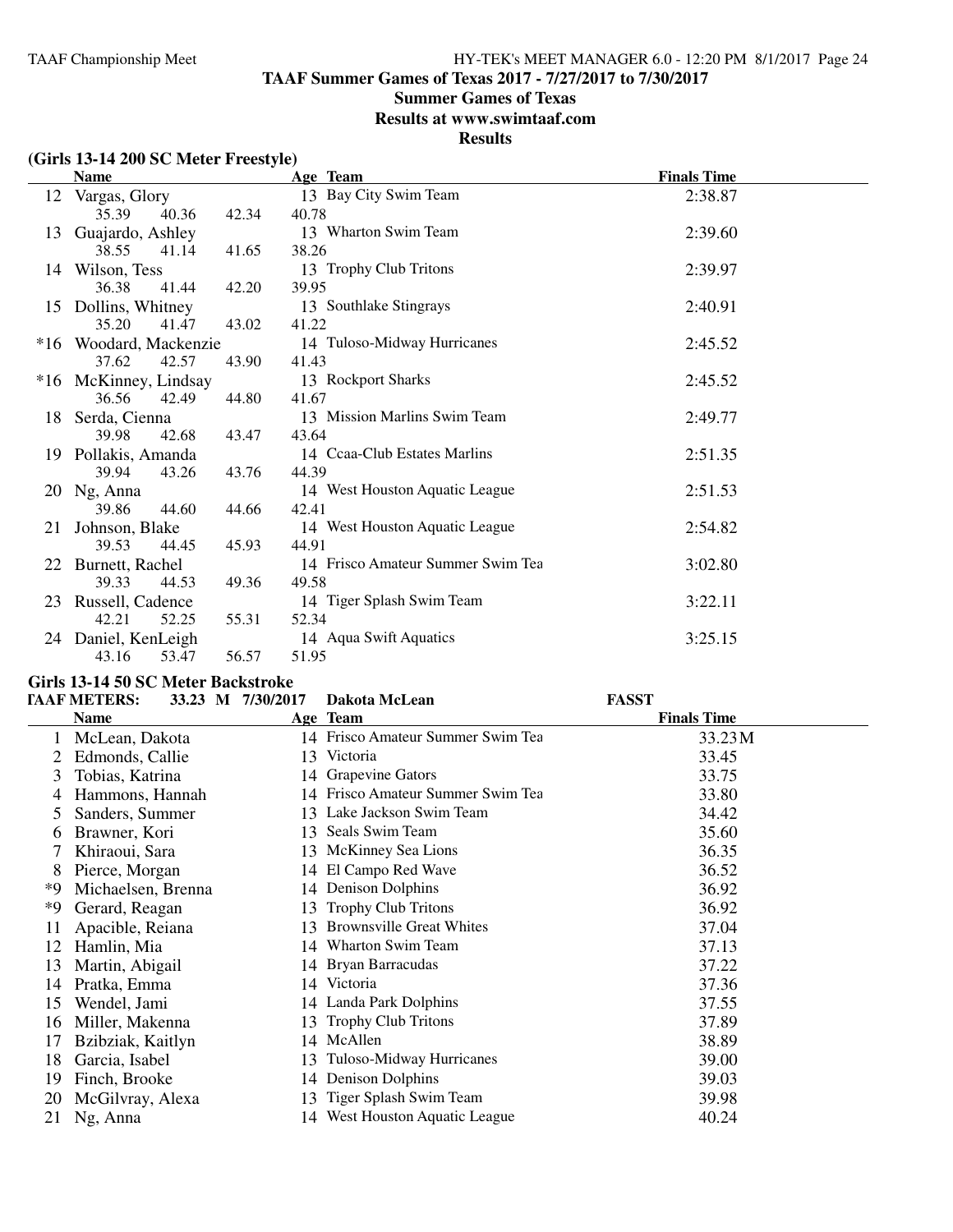# TAAF Summer Games of Texas 2017 - 7/27/2017 to 7/30/2017

## Summer Games of Texas

## Results at www.swimtaaf.com

## Results

### (Girls 13-14 200 SC Meter Freestyle)

| | Name | Age | Team | Finals Time |
|---|---|---|---|---|
| 12 | Vargas, Glory | 13 | Bay City Swim Team | 2:38.87 |
| | 35.39 40.36 42.34 40.78 | | | |
| 13 | Guajardo, Ashley | 13 | Wharton Swim Team | 2:39.60 |
| | 38.55 41.14 41.65 38.26 | | | |
| 14 | Wilson, Tess | 13 | Trophy Club Tritons | 2:39.97 |
| | 36.38 41.44 42.20 39.95 | | | |
| 15 | Dollins, Whitney | 13 | Southlake Stingrays | 2:40.91 |
| | 35.20 41.47 43.02 41.22 | | | |
| *16 | Woodard, Mackenzie | 14 | Tuloso-Midway Hurricanes | 2:45.52 |
| | 37.62 42.57 43.90 41.43 | | | |
| *16 | McKinney, Lindsay | 13 | Rockport Sharks | 2:45.52 |
| | 36.56 42.49 44.80 41.67 | | | |
| 18 | Serda, Cienna | 13 | Mission Marlins Swim Team | 2:49.77 |
| | 39.98 42.68 43.47 43.64 | | | |
| 19 | Pollakis, Amanda | 14 | Ccaa-Club Estates Marlins | 2:51.35 |
| | 39.94 43.26 43.76 44.39 | | | |
| 20 | Ng, Anna | 14 | West Houston Aquatic League | 2:51.53 |
| | 39.86 44.60 44.66 42.41 | | | |
| 21 | Johnson, Blake | 14 | West Houston Aquatic League | 2:54.82 |
| | 39.53 44.45 45.93 44.91 | | | |
| 22 | Burnett, Rachel | 14 | Frisco Amateur Summer Swim Tea | 3:02.80 |
| | 39.33 44.53 49.36 49.58 | | | |
| 23 | Russell, Cadence | 14 | Tiger Splash Swim Team | 3:22.11 |
| | 42.21 52.25 55.31 52.34 | | | |
| 24 | Daniel, KenLeigh | 14 | Aqua Swift Aquatics | 3:25.15 |
| | 43.16 53.47 56.57 51.95 | | | |

### Girls 13-14 50 SC Meter Backstroke

TAAF METERS: 33.23 M 7/30/2017 Dakota McLean FASST

| | Name | Age | Team | Finals Time |
|---|---|---|---|---|
| 1 | McLean, Dakota | 14 | Frisco Amateur Summer Swim Tea | 33.23M |
| 2 | Edmonds, Callie | 13 | Victoria | 33.45 |
| 3 | Tobias, Katrina | 14 | Grapevine Gators | 33.75 |
| 4 | Hammons, Hannah | 14 | Frisco Amateur Summer Swim Tea | 33.80 |
| 5 | Sanders, Summer | 13 | Lake Jackson Swim Team | 34.42 |
| 6 | Brawner, Kori | 13 | Seals Swim Team | 35.60 |
| 7 | Khiraoui, Sara | 13 | McKinney Sea Lions | 36.35 |
| 8 | Pierce, Morgan | 14 | El Campo Red Wave | 36.52 |
| *9 | Michaelsen, Brenna | 14 | Denison Dolphins | 36.92 |
| *9 | Gerard, Reagan | 13 | Trophy Club Tritons | 36.92 |
| 11 | Apacible, Reiana | 13 | Brownsville Great Whites | 37.04 |
| 12 | Hamlin, Mia | 14 | Wharton Swim Team | 37.13 |
| 13 | Martin, Abigail | 14 | Bryan Barracudas | 37.22 |
| 14 | Pratka, Emma | 14 | Victoria | 37.36 |
| 15 | Wendel, Jami | 14 | Landa Park Dolphins | 37.55 |
| 16 | Miller, Makenna | 13 | Trophy Club Tritons | 37.89 |
| 17 | Bzibziak, Kaitlyn | 14 | McAllen | 38.89 |
| 18 | Garcia, Isabel | 13 | Tuloso-Midway Hurricanes | 39.00 |
| 19 | Finch, Brooke | 14 | Denison Dolphins | 39.03 |
| 20 | McGilvray, Alexa | 13 | Tiger Splash Swim Team | 39.98 |
| 21 | Ng, Anna | 14 | West Houston Aquatic League | 40.24 |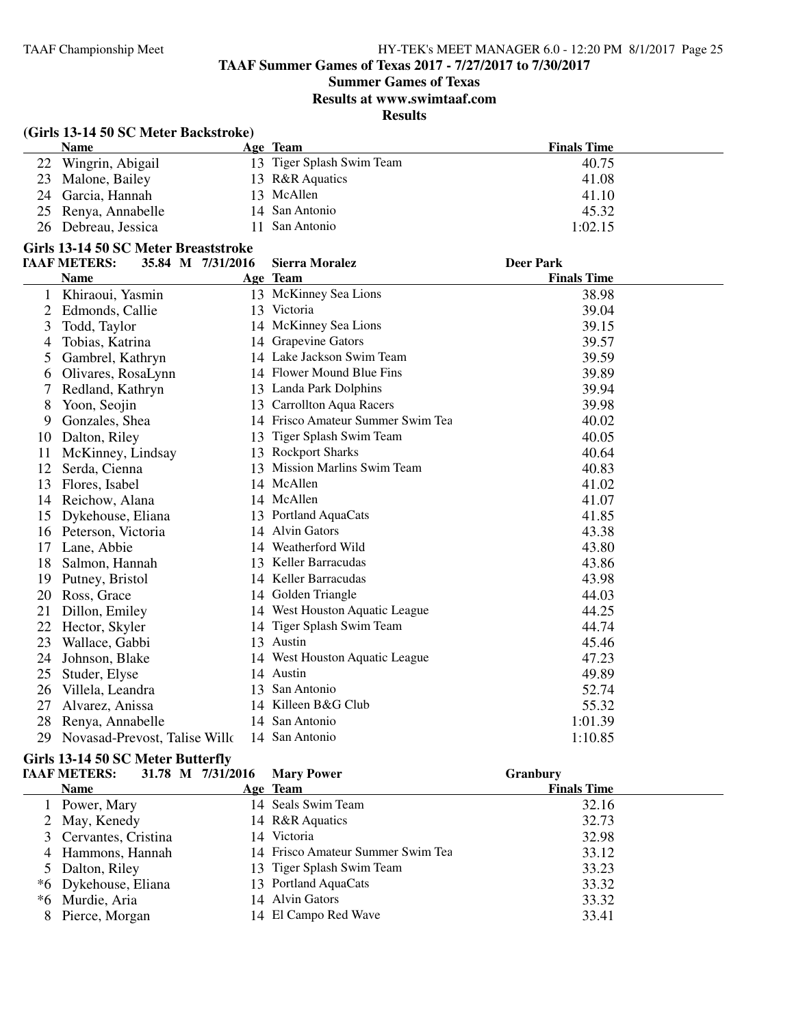**TAAF Summer Games of Texas 2017 - 7/27/2017 to 7/30/2017**

**Summer Games of Texas**

**Results at www.swimtaaf.com**

**Results**

### (Girls 13-14 50 SC Meter Backstroke)

| | Name | Age | Team | Finals Time |
|---|---|---|---|---|
| 22 | Wingrin, Abigail | 13 | Tiger Splash Swim Team | 40.75 |
| 23 | Malone, Bailey | 13 | R&R Aquatics | 41.08 |
| 24 | Garcia, Hannah | 13 | McAllen | 41.10 |
| 25 | Renya, Annabelle | 14 | San Antonio | 45.32 |
| 26 | Debreau, Jessica | 11 | San Antonio | 1:02.15 |

### Girls 13-14 50 SC Meter Breaststroke

**TAAF METERS: 35.84 M 7/31/2016 Sierra Moralez Deer Park**

| | Name | Age | Team | Finals Time |
|---|---|---|---|---|
| 1 | Khiraoui, Yasmin | 13 | McKinney Sea Lions | 38.98 |
| 2 | Edmonds, Callie | 13 | Victoria | 39.04 |
| 3 | Todd, Taylor | 14 | McKinney Sea Lions | 39.15 |
| 4 | Tobias, Katrina | 14 | Grapevine Gators | 39.57 |
| 5 | Gambrel, Kathryn | 14 | Lake Jackson Swim Team | 39.59 |
| 6 | Olivares, RosaLynn | 14 | Flower Mound Blue Fins | 39.89 |
| 7 | Redland, Kathryn | 13 | Landa Park Dolphins | 39.94 |
| 8 | Yoon, Seojin | 13 | Carrollton Aqua Racers | 39.98 |
| 9 | Gonzales, Shea | 14 | Frisco Amateur Summer Swim Tea | 40.02 |
| 10 | Dalton, Riley | 13 | Tiger Splash Swim Team | 40.05 |
| 11 | McKinney, Lindsay | 13 | Rockport Sharks | 40.64 |
| 12 | Serda, Cienna | 13 | Mission Marlins Swim Team | 40.83 |
| 13 | Flores, Isabel | 14 | McAllen | 41.02 |
| 14 | Reichow, Alana | 14 | McAllen | 41.07 |
| 15 | Dykehouse, Eliana | 13 | Portland AquaCats | 41.85 |
| 16 | Peterson, Victoria | 14 | Alvin Gators | 43.38 |
| 17 | Lane, Abbie | 14 | Weatherford Wild | 43.80 |
| 18 | Salmon, Hannah | 13 | Keller Barracudas | 43.86 |
| 19 | Putney, Bristol | 14 | Keller Barracudas | 43.98 |
| 20 | Ross, Grace | 14 | Golden Triangle | 44.03 |
| 21 | Dillon, Emiley | 14 | West Houston Aquatic League | 44.25 |
| 22 | Hector, Skyler | 14 | Tiger Splash Swim Team | 44.74 |
| 23 | Wallace, Gabbi | 13 | Austin | 45.46 |
| 24 | Johnson, Blake | 14 | West Houston Aquatic League | 47.23 |
| 25 | Studer, Elyse | 14 | Austin | 49.89 |
| 26 | Villela, Leandra | 13 | San Antonio | 52.74 |
| 27 | Alvarez, Anissa | 14 | Killeen B&G Club | 55.32 |
| 28 | Renya, Annabelle | 14 | San Antonio | 1:01.39 |
| 29 | Novasad-Prevost, Talise Willo | 14 | San Antonio | 1:10.85 |

### Girls 13-14 50 SC Meter Butterfly

**TAAF METERS: 31.78 M 7/31/2016 Mary Power Granbury**

| | Name | Age | Team | Finals Time |
|---|---|---|---|---|
| 1 | Power, Mary | 14 | Seals Swim Team | 32.16 |
| 2 | May, Kenedy | 14 | R&R Aquatics | 32.73 |
| 3 | Cervantes, Cristina | 14 | Victoria | 32.98 |
| 4 | Hammons, Hannah | 14 | Frisco Amateur Summer Swim Tea | 33.12 |
| 5 | Dalton, Riley | 13 | Tiger Splash Swim Team | 33.23 |
| *6 | Dykehouse, Eliana | 13 | Portland AquaCats | 33.32 |
| *6 | Murdie, Aria | 14 | Alvin Gators | 33.32 |
| 8 | Pierce, Morgan | 14 | El Campo Red Wave | 33.41 |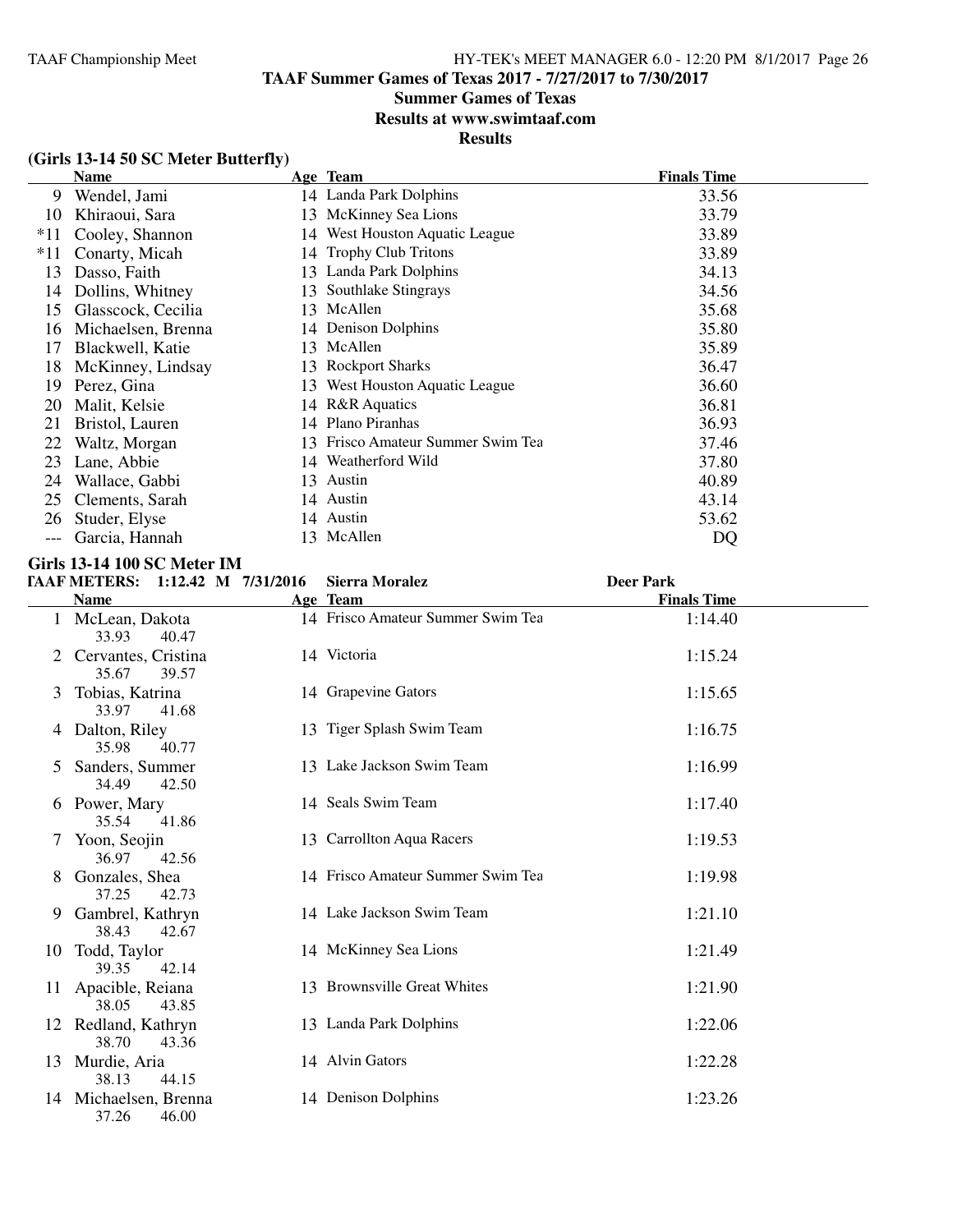## TAAF Summer Games of Texas 2017 - 7/27/2017 to 7/30/2017

## Summer Games of Texas

## Results at www.swimtaaf.com

## Results

### (Girls 13-14 50 SC Meter Butterfly)

| | Name | Age | Team | Finals Time |
|---|---|---|---|---|
| 9 | Wendel, Jami | 14 | Landa Park Dolphins | 33.56 |
| 10 | Khiraoui, Sara | 13 | McKinney Sea Lions | 33.79 |
| *11 | Cooley, Shannon | 14 | West Houston Aquatic League | 33.89 |
| *11 | Conarty, Micah | 14 | Trophy Club Tritons | 33.89 |
| 13 | Dasso, Faith | 13 | Landa Park Dolphins | 34.13 |
| 14 | Dollins, Whitney | 13 | Southlake Stingrays | 34.56 |
| 15 | Glasscock, Cecilia | 13 | McAllen | 35.68 |
| 16 | Michaelsen, Brenna | 14 | Denison Dolphins | 35.80 |
| 17 | Blackwell, Katie | 13 | McAllen | 35.89 |
| 18 | McKinney, Lindsay | 13 | Rockport Sharks | 36.47 |
| 19 | Perez, Gina | 13 | West Houston Aquatic League | 36.60 |
| 20 | Malit, Kelsie | 14 | R&R Aquatics | 36.81 |
| 21 | Bristol, Lauren | 14 | Plano Piranhas | 36.93 |
| 22 | Waltz, Morgan | 13 | Frisco Amateur Summer Swim Tea | 37.46 |
| 23 | Lane, Abbie | 14 | Weatherford Wild | 37.80 |
| 24 | Wallace, Gabbi | 13 | Austin | 40.89 |
| 25 | Clements, Sarah | 14 | Austin | 43.14 |
| 26 | Studer, Elyse | 14 | Austin | 53.62 |
| --- | Garcia, Hannah | 13 | McAllen | DQ |

### Girls 13-14 100 SC Meter IM

TAAF METERS: 1:12.42 M 7/31/2016 Sierra Moralez Deer Park

| | Name | Age | Team | Finals Time |
|---|---|---|---|---|
| 1 | McLean, Dakota | 14 | Frisco Amateur Summer Swim Tea | 1:14.40 |
| | 33.93 40.47 | | | |
| 2 | Cervantes, Cristina | 14 | Victoria | 1:15.24 |
| | 35.67 39.57 | | | |
| 3 | Tobias, Katrina | 14 | Grapevine Gators | 1:15.65 |
| | 33.97 41.68 | | | |
| 4 | Dalton, Riley | 13 | Tiger Splash Swim Team | 1:16.75 |
| | 35.98 40.77 | | | |
| 5 | Sanders, Summer | 13 | Lake Jackson Swim Team | 1:16.99 |
| | 34.49 42.50 | | | |
| 6 | Power, Mary | 14 | Seals Swim Team | 1:17.40 |
| | 35.54 41.86 | | | |
| 7 | Yoon, Seojin | 13 | Carrollton Aqua Racers | 1:19.53 |
| | 36.97 42.56 | | | |
| 8 | Gonzales, Shea | 14 | Frisco Amateur Summer Swim Tea | 1:19.98 |
| | 37.25 42.73 | | | |
| 9 | Gambrel, Kathryn | 14 | Lake Jackson Swim Team | 1:21.10 |
| | 38.43 42.67 | | | |
| 10 | Todd, Taylor | 14 | McKinney Sea Lions | 1:21.49 |
| | 39.35 42.14 | | | |
| 11 | Apacible, Reiana | 13 | Brownsville Great Whites | 1:21.90 |
| | 38.05 43.85 | | | |
| 12 | Redland, Kathryn | 13 | Landa Park Dolphins | 1:22.06 |
| | 38.70 43.36 | | | |
| 13 | Murdie, Aria | 14 | Alvin Gators | 1:22.28 |
| | 38.13 44.15 | | | |
| 14 | Michaelsen, Brenna | 14 | Denison Dolphins | 1:23.26 |
| | 37.26 46.00 | | | |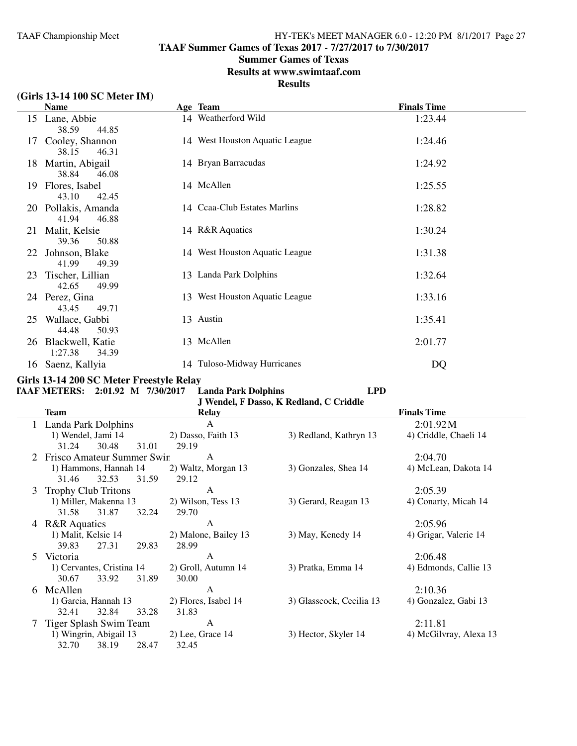# TAAF Summer Games of Texas 2017 - 7/27/2017 to 7/30/2017

## Summer Games of Texas

## Results at www.swimtaaf.com

## Results

### (Girls 13-14 100 SC Meter IM)

| | Name | Age | Team | Finals Time |
|---|---|---|---|---|
| 15 | Lane, Abbie | 14 | Weatherford Wild | 1:23.44 |
| | 38.59 44.85 | | | |
| 17 | Cooley, Shannon | 14 | West Houston Aquatic League | 1:24.46 |
| | 38.15 46.31 | | | |
| 18 | Martin, Abigail | 14 | Bryan Barracudas | 1:24.92 |
| | 38.84 46.08 | | | |
| 19 | Flores, Isabel | 14 | McAllen | 1:25.55 |
| | 43.10 42.45 | | | |
| 20 | Pollakis, Amanda | 14 | Ccaa-Club Estates Marlins | 1:28.82 |
| | 41.94 46.88 | | | |
| 21 | Malit, Kelsie | 14 | R&R Aquatics | 1:30.24 |
| | 39.36 50.88 | | | |
| 22 | Johnson, Blake | 14 | West Houston Aquatic League | 1:31.38 |
| | 41.99 49.39 | | | |
| 23 | Tischer, Lillian | 13 | Landa Park Dolphins | 1:32.64 |
| | 42.65 49.99 | | | |
| 24 | Perez, Gina | 13 | West Houston Aquatic League | 1:33.16 |
| | 43.45 49.71 | | | |
| 25 | Wallace, Gabbi | 13 | Austin | 1:35.41 |
| | 44.48 50.93 | | | |
| 26 | Blackwell, Katie | 13 | McAllen | 2:01.77 |
| | 1:27.38 34.39 | | | |
| 16 | Saenz, Kallyia | 14 | Tuloso-Midway Hurricanes | DQ |

### Girls 13-14 200 SC Meter Freestyle Relay

TAAF METERS: 2:01.92 M 7/30/2017 Landa Park Dolphins LPD
J Wendel, F Dasso, K Redland, C Criddle

| | Team | Relay | | Finals Time |
|---|---|---|---|---|
| 1 | Landa Park Dolphins | A | | 2:01.92M |
| | 1) Wendel, Jami 14 | 2) Dasso, Faith 13 | 3) Redland, Kathryn 13 | 4) Criddle, Chaeli 14 |
| | 31.24 30.48 31.01 | 29.19 | | |
| 2 | Frisco Amateur Summer Swir | A | | 2:04.70 |
| | 1) Hammons, Hannah 14 | 2) Waltz, Morgan 13 | 3) Gonzales, Shea 14 | 4) McLean, Dakota 14 |
| | 31.46 32.53 31.59 | 29.12 | | |
| 3 | Trophy Club Tritons | A | | 2:05.39 |
| | 1) Miller, Makenna 13 | 2) Wilson, Tess 13 | 3) Gerard, Reagan 13 | 4) Conarty, Micah 14 |
| | 31.58 31.87 32.24 | 29.70 | | |
| 4 | R&R Aquatics | A | | 2:05.96 |
| | 1) Malit, Kelsie 14 | 2) Malone, Bailey 13 | 3) May, Kenedy 14 | 4) Grigar, Valerie 14 |
| | 39.83 27.31 29.83 | 28.99 | | |
| 5 | Victoria | A | | 2:06.48 |
| | 1) Cervantes, Cristina 14 | 2) Groll, Autumn 14 | 3) Pratka, Emma 14 | 4) Edmonds, Callie 13 |
| | 30.67 33.92 31.89 | 30.00 | | |
| 6 | McAllen | A | | 2:10.36 |
| | 1) Garcia, Hannah 13 | 2) Flores, Isabel 14 | 3) Glasscock, Cecilia 13 | 4) Gonzalez, Gabi 13 |
| | 32.41 32.84 33.28 | 31.83 | | |
| 7 | Tiger Splash Swim Team | A | | 2:11.81 |
| | 1) Wingrin, Abigail 13 | 2) Lee, Grace 14 | 3) Hector, Skyler 14 | 4) McGilvray, Alexa 13 |
| | 32.70 38.19 28.47 | 32.45 | | |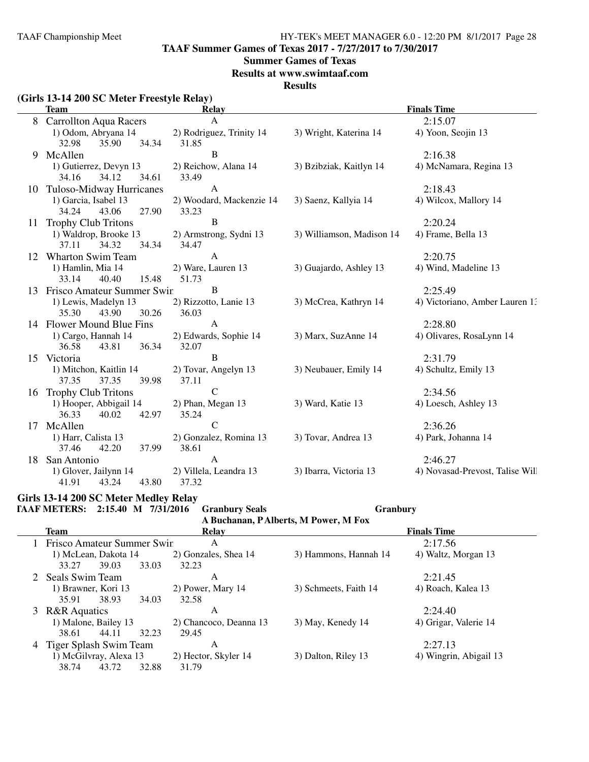TAAF Summer Games of Texas 2017 - 7/27/2017 to 7/30/2017

Summer Games of Texas

Results at www.swimtaaf.com

Results

## (Girls 13-14 200 SC Meter Freestyle Relay)

| | Team | Relay | | Finals Time |
|---|---|---|---|---|
| 8 | Carrollton Aqua Racers | A | | 2:15.07 |
| | 1) Odom, Abryana 14 | 2) Rodriguez, Trinity 14 | 3) Wright, Katerina 14 | 4) Yoon, Seojin 13 |
| | 32.98 35.90 34.34 | 31.85 | | |
| 9 | McAllen | B | | 2:16.38 |
| | 1) Gutierrez, Devyn 13 | 2) Reichow, Alana 14 | 3) Bzibziak, Kaitlyn 14 | 4) McNamara, Regina 13 |
| | 34.16 34.12 34.61 | 33.49 | | |
| 10 | Tuloso-Midway Hurricanes | A | | 2:18.43 |
| | 1) Garcia, Isabel 13 | 2) Woodard, Mackenzie 14 | 3) Saenz, Kallyia 14 | 4) Wilcox, Mallory 14 |
| | 34.24 43.06 27.90 | 33.23 | | |
| 11 | Trophy Club Tritons | B | | 2:20.24 |
| | 1) Waldrop, Brooke 13 | 2) Armstrong, Sydni 13 | 3) Williamson, Madison 14 | 4) Frame, Bella 13 |
| | 37.11 34.32 34.34 | 34.47 | | |
| 12 | Wharton Swim Team | A | | 2:20.75 |
| | 1) Hamlin, Mia 14 | 2) Ware, Lauren 13 | 3) Guajardo, Ashley 13 | 4) Wind, Madeline 13 |
| | 33.14 40.40 15.48 | 51.73 | | |
| 13 | Frisco Amateur Summer Swir | B | | 2:25.49 |
| | 1) Lewis, Madelyn 13 | 2) Rizzotto, Lanie 13 | 3) McCrea, Kathryn 14 | 4) Victoriano, Amber Lauren 13 |
| | 35.30 43.90 30.26 | 36.03 | | |
| 14 | Flower Mound Blue Fins | A | | 2:28.80 |
| | 1) Cargo, Hannah 14 | 2) Edwards, Sophie 14 | 3) Marx, SuzAnne 14 | 4) Olivares, RosaLynn 14 |
| | 36.58 43.81 36.34 | 32.07 | | |
| 15 | Victoria | B | | 2:31.79 |
| | 1) Mitchon, Kaitlin 14 | 2) Tovar, Angelyn 13 | 3) Neubauer, Emily 14 | 4) Schultz, Emily 13 |
| | 37.35 37.35 39.98 | 37.11 | | |
| 16 | Trophy Club Tritons | C | | 2:34.56 |
| | 1) Hooper, Abbigail 14 | 2) Phan, Megan 13 | 3) Ward, Katie 13 | 4) Loesch, Ashley 13 |
| | 36.33 40.02 42.97 | 35.24 | | |
| 17 | McAllen | C | | 2:36.26 |
| | 1) Harr, Calista 13 | 2) Gonzalez, Romina 13 | 3) Tovar, Andrea 13 | 4) Park, Johanna 14 |
| | 37.46 42.20 37.99 | 38.61 | | |
| 18 | San Antonio | A | | 2:46.27 |
| | 1) Glover, Jailynn 14 | 2) Villela, Leandra 13 | 3) Ibarra, Victoria 13 | 4) Novasad-Prevost, Talise Will |
| | 41.91 43.24 43.80 | 37.32 | | |

## Girls 13-14 200 SC Meter Medley Relay

**TAAF METERS: 2:15.40 M 7/31/2016 Granbury Seals Granbury**

**A Buchanan, P Alberts, M Power, M Fox**

| | Team | Relay | | Finals Time |
|---|---|---|---|---|
| 1 | Frisco Amateur Summer Swir | A | | 2:17.56 |
| | 1) McLean, Dakota 14 | 2) Gonzales, Shea 14 | 3) Hammons, Hannah 14 | 4) Waltz, Morgan 13 |
| | 33.27 39.03 33.03 | 32.23 | | |
| 2 | Seals Swim Team | A | | 2:21.45 |
| | 1) Brawner, Kori 13 | 2) Power, Mary 14 | 3) Schmeets, Faith 14 | 4) Roach, Kalea 13 |
| | 35.91 38.93 34.03 | 32.58 | | |
| 3 | R&R Aquatics | A | | 2:24.40 |
| | 1) Malone, Bailey 13 | 2) Chancoco, Deanna 13 | 3) May, Kenedy 14 | 4) Grigar, Valerie 14 |
| | 38.61 44.11 32.23 | 29.45 | | |
| 4 | Tiger Splash Swim Team | A | | 2:27.13 |
| | 1) McGilvray, Alexa 13 | 2) Hector, Skyler 14 | 3) Dalton, Riley 13 | 4) Wingrin, Abigail 13 |
| | 38.74 43.72 32.88 | 31.79 | | |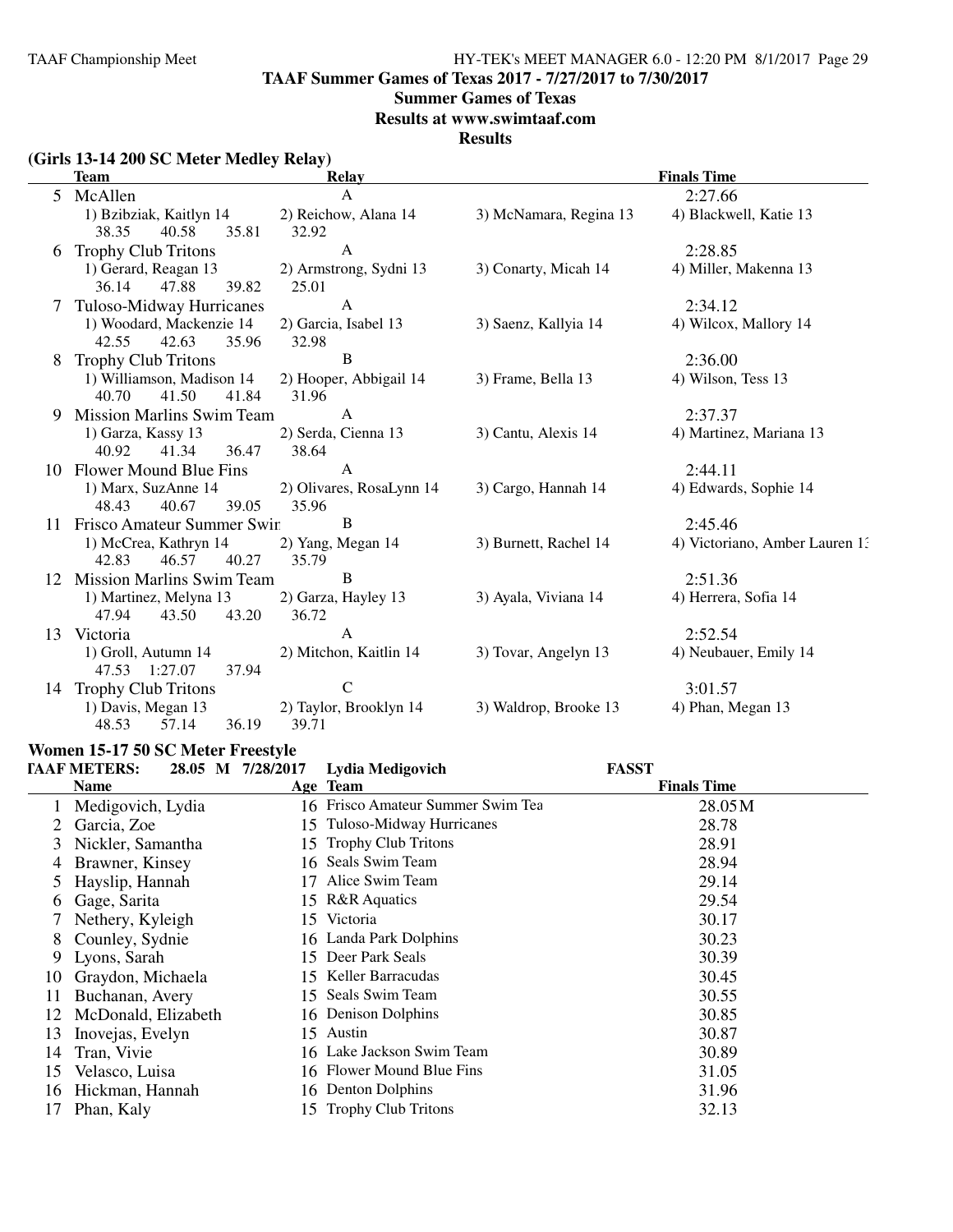# TAAF Summer Games of Texas 2017 - 7/27/2017 to 7/30/2017

## Summer Games of Texas

### Results at www.swimtaaf.com

### Results

**(Girls 13-14 200 SC Meter Medley Relay)**

| | Team | Relay | | Finals Time |
|---|---|---|---|---|
| 5 | McAllen | A | | 2:27.66 |
| | 1) Bzibziak, Kaitlyn 14 | 2) Reichow, Alana 14 | 3) McNamara, Regina 13 | 4) Blackwell, Katie 13 |
| | 38.35 40.58 35.81 32.92 | | | |
| 6 | Trophy Club Tritons | A | | 2:28.85 |
| | 1) Gerard, Reagan 13 | 2) Armstrong, Sydni 13 | 3) Conarty, Micah 14 | 4) Miller, Makenna 13 |
| | 36.14 47.88 39.82 25.01 | | | |
| 7 | Tuloso-Midway Hurricanes | A | | 2:34.12 |
| | 1) Woodard, Mackenzie 14 | 2) Garcia, Isabel 13 | 3) Saenz, Kallyia 14 | 4) Wilcox, Mallory 14 |
| | 42.55 42.63 35.96 32.98 | | | |
| 8 | Trophy Club Tritons | B | | 2:36.00 |
| | 1) Williamson, Madison 14 | 2) Hooper, Abbigail 14 | 3) Frame, Bella 13 | 4) Wilson, Tess 13 |
| | 40.70 41.50 41.84 31.96 | | | |
| 9 | Mission Marlins Swim Team | A | | 2:37.37 |
| | 1) Garza, Kassy 13 | 2) Serda, Cienna 13 | 3) Cantu, Alexis 14 | 4) Martinez, Mariana 13 |
| | 40.92 41.34 36.47 38.64 | | | |
| 10 | Flower Mound Blue Fins | A | | 2:44.11 |
| | 1) Marx, SuzAnne 14 | 2) Olivares, RosaLynn 14 | 3) Cargo, Hannah 14 | 4) Edwards, Sophie 14 |
| | 48.43 40.67 39.05 35.96 | | | |
| 11 | Frisco Amateur Summer Swir | B | | 2:45.46 |
| | 1) McCrea, Kathryn 14 | 2) Yang, Megan 14 | 3) Burnett, Rachel 14 | 4) Victoriano, Amber Lauren 1: |
| | 42.83 46.57 40.27 35.79 | | | |
| 12 | Mission Marlins Swim Team | B | | 2:51.36 |
| | 1) Martinez, Melyna 13 | 2) Garza, Hayley 13 | 3) Ayala, Viviana 14 | 4) Herrera, Sofia 14 |
| | 47.94 43.50 43.20 36.72 | | | |
| 13 | Victoria | A | | 2:52.54 |
| | 1) Groll, Autumn 14 | 2) Mitchon, Kaitlin 14 | 3) Tovar, Angelyn 13 | 4) Neubauer, Emily 14 |
| | 47.53 1:27.07 37.94 | | | |
| 14 | Trophy Club Tritons | C | | 3:01.57 |
| | 1) Davis, Megan 13 | 2) Taylor, Brooklyn 14 | 3) Waldrop, Brooke 13 | 4) Phan, Megan 13 |
| | 48.53 57.14 36.19 39.71 | | | |

## Women 15-17 50 SC Meter Freestyle

TAAF METERS: 28.05 M 7/28/2017 Lydia Medigovich FASST

| | Name | Age | Team | Finals Time |
|---|---|---|---|---|
| 1 | Medigovich, Lydia | 16 | Frisco Amateur Summer Swim Tea | 28.05M |
| 2 | Garcia, Zoe | 15 | Tuloso-Midway Hurricanes | 28.78 |
| 3 | Nickler, Samantha | 15 | Trophy Club Tritons | 28.91 |
| 4 | Brawner, Kinsey | 16 | Seals Swim Team | 28.94 |
| 5 | Hayslip, Hannah | 17 | Alice Swim Team | 29.14 |
| 6 | Gage, Sarita | 15 | R&R Aquatics | 29.54 |
| 7 | Nethery, Kyleigh | 15 | Victoria | 30.17 |
| 8 | Counley, Sydnie | 16 | Landa Park Dolphins | 30.23 |
| 9 | Lyons, Sarah | 15 | Deer Park Seals | 30.39 |
| 10 | Graydon, Michaela | 15 | Keller Barracudas | 30.45 |
| 11 | Buchanan, Avery | 15 | Seals Swim Team | 30.55 |
| 12 | McDonald, Elizabeth | 16 | Denison Dolphins | 30.85 |
| 13 | Inovejas, Evelyn | 15 | Austin | 30.87 |
| 14 | Tran, Vivie | 16 | Lake Jackson Swim Team | 30.89 |
| 15 | Velasco, Luisa | 16 | Flower Mound Blue Fins | 31.05 |
| 16 | Hickman, Hannah | 16 | Denton Dolphins | 31.96 |
| 17 | Phan, Kaly | 15 | Trophy Club Tritons | 32.13 |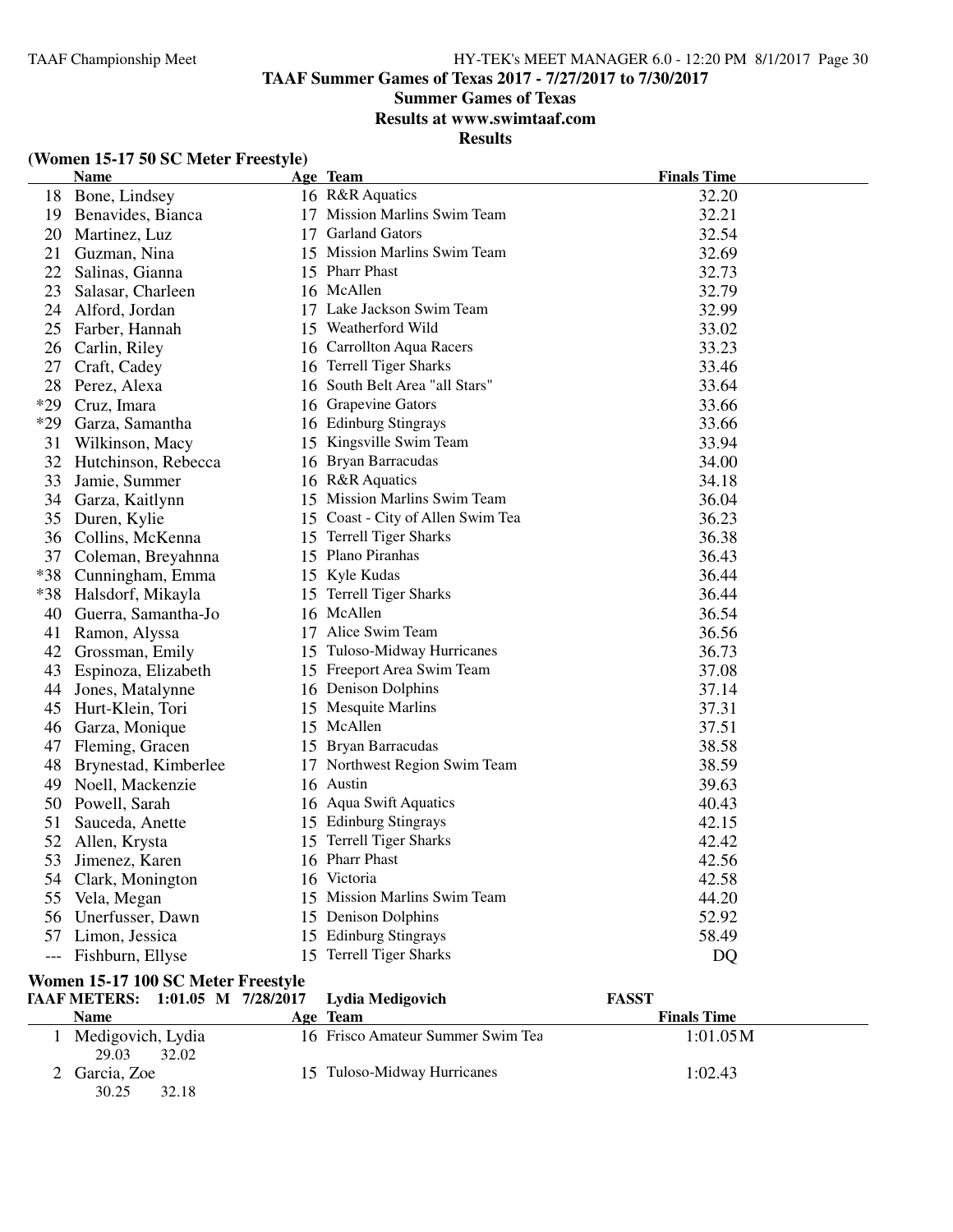## TAAF Summer Games of Texas 2017 - 7/27/2017 to 7/30/2017

### Summer Games of Texas

### Results at www.swimtaaf.com

### Results

**(Women 15-17 50 SC Meter Freestyle)**

| | Name | Age | Team | Finals Time |
|---|---|---|---|---|
| 18 | Bone, Lindsey | 16 | R&R Aquatics | 32.20 |
| 19 | Benavides, Bianca | 17 | Mission Marlins Swim Team | 32.21 |
| 20 | Martinez, Luz | 17 | Garland Gators | 32.54 |
| 21 | Guzman, Nina | 15 | Mission Marlins Swim Team | 32.69 |
| 22 | Salinas, Gianna | 15 | Pharr Phast | 32.73 |
| 23 | Salasar, Charleen | 16 | McAllen | 32.79 |
| 24 | Alford, Jordan | 17 | Lake Jackson Swim Team | 32.99 |
| 25 | Farber, Hannah | 15 | Weatherford Wild | 33.02 |
| 26 | Carlin, Riley | 16 | Carrollton Aqua Racers | 33.23 |
| 27 | Craft, Cadey | 16 | Terrell Tiger Sharks | 33.46 |
| 28 | Perez, Alexa | 16 | South Belt Area "all Stars" | 33.64 |
| *29 | Cruz, Imara | 16 | Grapevine Gators | 33.66 |
| *29 | Garza, Samantha | 16 | Edinburg Stingrays | 33.66 |
| 31 | Wilkinson, Macy | 15 | Kingsville Swim Team | 33.94 |
| 32 | Hutchinson, Rebecca | 16 | Bryan Barracudas | 34.00 |
| 33 | Jamie, Summer | 16 | R&R Aquatics | 34.18 |
| 34 | Garza, Kaitlynn | 15 | Mission Marlins Swim Team | 36.04 |
| 35 | Duren, Kylie | 15 | Coast - City of Allen Swim Tea | 36.23 |
| 36 | Collins, McKenna | 15 | Terrell Tiger Sharks | 36.38 |
| 37 | Coleman, Breyahnna | 15 | Plano Piranhas | 36.43 |
| *38 | Cunningham, Emma | 15 | Kyle Kudas | 36.44 |
| *38 | Halsdorf, Mikayla | 15 | Terrell Tiger Sharks | 36.44 |
| 40 | Guerra, Samantha-Jo | 16 | McAllen | 36.54 |
| 41 | Ramon, Alyssa | 17 | Alice Swim Team | 36.56 |
| 42 | Grossman, Emily | 15 | Tuloso-Midway Hurricanes | 36.73 |
| 43 | Espinoza, Elizabeth | 15 | Freeport Area Swim Team | 37.08 |
| 44 | Jones, Matalynne | 16 | Denison Dolphins | 37.14 |
| 45 | Hurt-Klein, Tori | 15 | Mesquite Marlins | 37.31 |
| 46 | Garza, Monique | 15 | McAllen | 37.51 |
| 47 | Fleming, Gracen | 15 | Bryan Barracudas | 38.58 |
| 48 | Brynestad, Kimberlee | 17 | Northwest Region Swim Team | 38.59 |
| 49 | Noell, Mackenzie | 16 | Austin | 39.63 |
| 50 | Powell, Sarah | 16 | Aqua Swift Aquatics | 40.43 |
| 51 | Sauceda, Anette | 15 | Edinburg Stingrays | 42.15 |
| 52 | Allen, Krysta | 15 | Terrell Tiger Sharks | 42.42 |
| 53 | Jimenez, Karen | 16 | Pharr Phast | 42.56 |
| 54 | Clark, Monington | 16 | Victoria | 42.58 |
| 55 | Vela, Megan | 15 | Mission Marlins Swim Team | 44.20 |
| 56 | Unerfusser, Dawn | 15 | Denison Dolphins | 52.92 |
| 57 | Limon, Jessica | 15 | Edinburg Stingrays | 58.49 |
| --- | Fishburn, Ellyse | 15 | Terrell Tiger Sharks | DQ |

**Women 15-17 100 SC Meter Freestyle**

**TAAF METERS: 1:01.05 M 7/28/2017 Lydia Medigovich FASST**

| | Name | Age | Team | Finals Time |
|---|---|---|---|---|
| 1 | Medigovich, Lydia | 16 | Frisco Amateur Summer Swim Tea | 1:01.05M |
| | 29.03 32.02 | | | |
| 2 | Garcia, Zoe | 15 | Tuloso-Midway Hurricanes | 1:02.43 |
| | 30.25 32.18 | | | |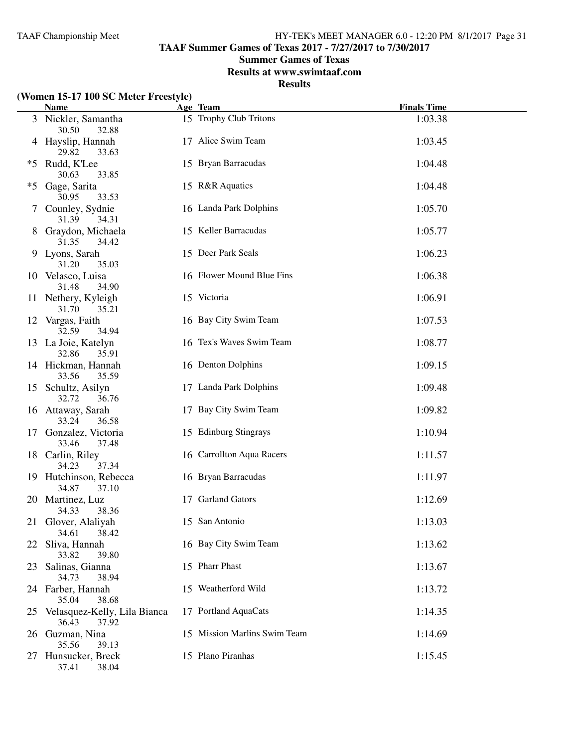# TAAF Summer Games of Texas 2017 - 7/27/2017 to 7/30/2017

## Summer Games of Texas

## Results at www.swimtaaf.com

## Results

**(Women 15-17 100 SC Meter Freestyle)**

| | Name | Age | Team | Finals Time |
|---|---|---|---|---|
| 3 | Nickler, Samantha | 15 | Trophy Club Tritons | 1:03.38 |
| | 30.50 32.88 | | | |
| 4 | Hayslip, Hannah | 17 | Alice Swim Team | 1:03.45 |
| | 29.82 33.63 | | | |
| *5 | Rudd, K'Lee | 15 | Bryan Barracudas | 1:04.48 |
| | 30.63 33.85 | | | |
| *5 | Gage, Sarita | 15 | R&R Aquatics | 1:04.48 |
| | 30.95 33.53 | | | |
| 7 | Counley, Sydnie | 16 | Landa Park Dolphins | 1:05.70 |
| | 31.39 34.31 | | | |
| 8 | Graydon, Michaela | 15 | Keller Barracudas | 1:05.77 |
| | 31.35 34.42 | | | |
| 9 | Lyons, Sarah | 15 | Deer Park Seals | 1:06.23 |
| | 31.20 35.03 | | | |
| 10 | Velasco, Luisa | 16 | Flower Mound Blue Fins | 1:06.38 |
| | 31.48 34.90 | | | |
| 11 | Nethery, Kyleigh | 15 | Victoria | 1:06.91 |
| | 31.70 35.21 | | | |
| 12 | Vargas, Faith | 16 | Bay City Swim Team | 1:07.53 |
| | 32.59 34.94 | | | |
| 13 | La Joie, Katelyn | 16 | Tex's Waves Swim Team | 1:08.77 |
| | 32.86 35.91 | | | |
| 14 | Hickman, Hannah | 16 | Denton Dolphins | 1:09.15 |
| | 33.56 35.59 | | | |
| 15 | Schultz, Asilyn | 17 | Landa Park Dolphins | 1:09.48 |
| | 32.72 36.76 | | | |
| 16 | Attaway, Sarah | 17 | Bay City Swim Team | 1:09.82 |
| | 33.24 36.58 | | | |
| 17 | Gonzalez, Victoria | 15 | Edinburg Stingrays | 1:10.94 |
| | 33.46 37.48 | | | |
| 18 | Carlin, Riley | 16 | Carrollton Aqua Racers | 1:11.57 |
| | 34.23 37.34 | | | |
| 19 | Hutchinson, Rebecca | 16 | Bryan Barracudas | 1:11.97 |
| | 34.87 37.10 | | | |
| 20 | Martinez, Luz | 17 | Garland Gators | 1:12.69 |
| | 34.33 38.36 | | | |
| 21 | Glover, Alaliyah | 15 | San Antonio | 1:13.03 |
| | 34.61 38.42 | | | |
| 22 | Sliva, Hannah | 16 | Bay City Swim Team | 1:13.62 |
| | 33.82 39.80 | | | |
| 23 | Salinas, Gianna | 15 | Pharr Phast | 1:13.67 |
| | 34.73 38.94 | | | |
| 24 | Farber, Hannah | 15 | Weatherford Wild | 1:13.72 |
| | 35.04 38.68 | | | |
| 25 | Velasquez-Kelly, Lila Bianca | 17 | Portland AquaCats | 1:14.35 |
| | 36.43 37.92 | | | |
| 26 | Guzman, Nina | 15 | Mission Marlins Swim Team | 1:14.69 |
| | 35.56 39.13 | | | |
| 27 | Hunsucker, Breck | 15 | Plano Piranhas | 1:15.45 |
| | 37.41 38.04 | | | |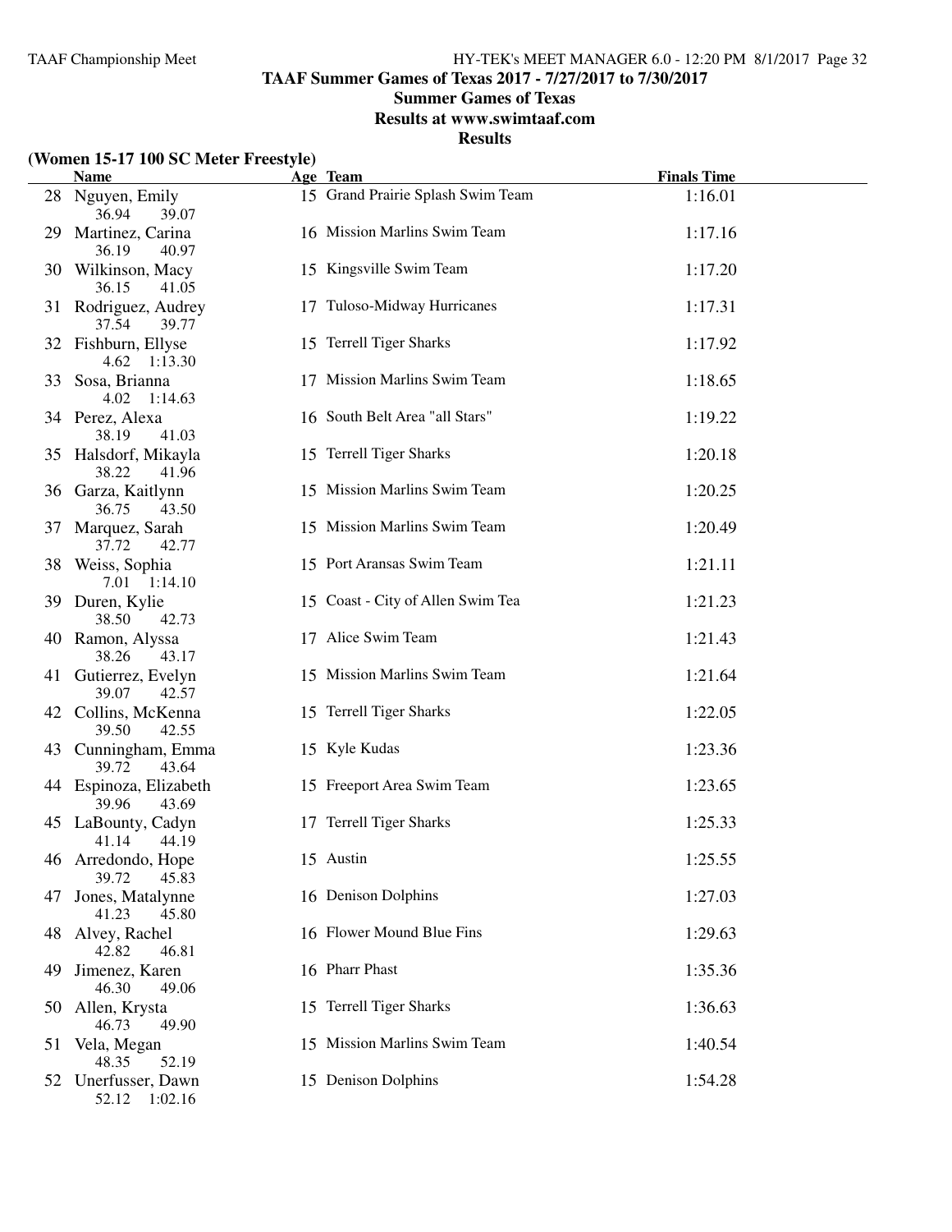**TAAF Summer Games of Texas 2017 - 7/27/2017 to 7/30/2017**

**Summer Games of Texas**

**Results at www.swimtaaf.com**

**Results**

**(Women 15-17 100 SC Meter Freestyle)**

| | Name | Age | Team | Finals Time |
|---|---|---|---|---|
| 28 | Nguyen, Emily | 15 | Grand Prairie Splash Swim Team | 1:16.01 |
| | 36.94 39.07 | | | |
| 29 | Martinez, Carina | 16 | Mission Marlins Swim Team | 1:17.16 |
| | 36.19 40.97 | | | |
| 30 | Wilkinson, Macy | 15 | Kingsville Swim Team | 1:17.20 |
| | 36.15 41.05 | | | |
| 31 | Rodriguez, Audrey | 17 | Tuloso-Midway Hurricanes | 1:17.31 |
| | 37.54 39.77 | | | |
| 32 | Fishburn, Ellyse | 15 | Terrell Tiger Sharks | 1:17.92 |
| | 4.62 1:13.30 | | | |
| 33 | Sosa, Brianna | 17 | Mission Marlins Swim Team | 1:18.65 |
| | 4.02 1:14.63 | | | |
| 34 | Perez, Alexa | 16 | South Belt Area "all Stars" | 1:19.22 |
| | 38.19 41.03 | | | |
| 35 | Halsdorf, Mikayla | 15 | Terrell Tiger Sharks | 1:20.18 |
| | 38.22 41.96 | | | |
| 36 | Garza, Kaitlynn | 15 | Mission Marlins Swim Team | 1:20.25 |
| | 36.75 43.50 | | | |
| 37 | Marquez, Sarah | 15 | Mission Marlins Swim Team | 1:20.49 |
| | 37.72 42.77 | | | |
| 38 | Weiss, Sophia | 15 | Port Aransas Swim Team | 1:21.11 |
| | 7.01 1:14.10 | | | |
| 39 | Duren, Kylie | 15 | Coast - City of Allen Swim Tea | 1:21.23 |
| | 38.50 42.73 | | | |
| 40 | Ramon, Alyssa | 17 | Alice Swim Team | 1:21.43 |
| | 38.26 43.17 | | | |
| 41 | Gutierrez, Evelyn | 15 | Mission Marlins Swim Team | 1:21.64 |
| | 39.07 42.57 | | | |
| 42 | Collins, McKenna | 15 | Terrell Tiger Sharks | 1:22.05 |
| | 39.50 42.55 | | | |
| 43 | Cunningham, Emma | 15 | Kyle Kudas | 1:23.36 |
| | 39.72 43.64 | | | |
| 44 | Espinoza, Elizabeth | 15 | Freeport Area Swim Team | 1:23.65 |
| | 39.96 43.69 | | | |
| 45 | LaBounty, Cadyn | 17 | Terrell Tiger Sharks | 1:25.33 |
| | 41.14 44.19 | | | |
| 46 | Arredondo, Hope | 15 | Austin | 1:25.55 |
| | 39.72 45.83 | | | |
| 47 | Jones, Matalynne | 16 | Denison Dolphins | 1:27.03 |
| | 41.23 45.80 | | | |
| 48 | Alvey, Rachel | 16 | Flower Mound Blue Fins | 1:29.63 |
| | 42.82 46.81 | | | |
| 49 | Jimenez, Karen | 16 | Pharr Phast | 1:35.36 |
| | 46.30 49.06 | | | |
| 50 | Allen, Krysta | 15 | Terrell Tiger Sharks | 1:36.63 |
| | 46.73 49.90 | | | |
| 51 | Vela, Megan | 15 | Mission Marlins Swim Team | 1:40.54 |
| | 48.35 52.19 | | | |
| 52 | Unerfusser, Dawn | 15 | Denison Dolphins | 1:54.28 |
| | 52.12 1:02.16 | | | |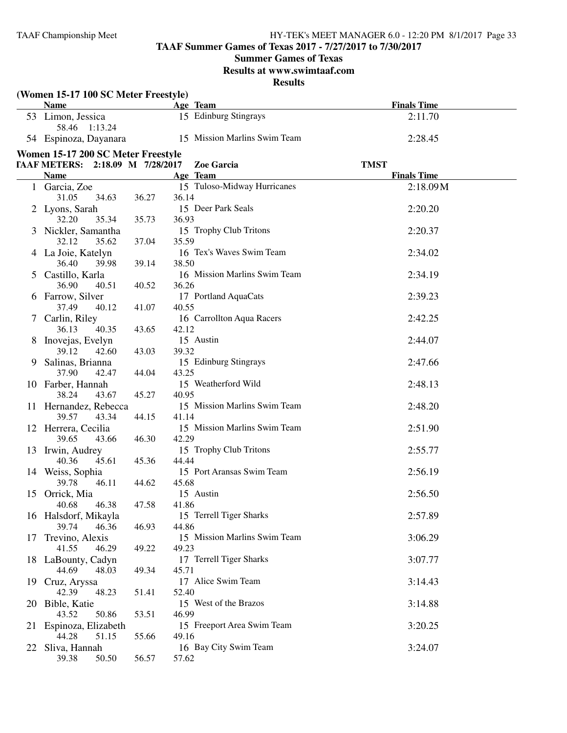# TAAF Summer Games of Texas 2017 - 7/27/2017 to 7/30/2017

## Summer Games of Texas

### Results at www.swimtaaf.com

### Results

**(Women 15-17 100 SC Meter Freestyle)**

| | Name | Age | Team | Finals Time |
|---|---|---|---|---|
| 53 | Limon, Jessica | 15 | Edinburg Stingrays | 2:11.70 |
| | 58.46 1:13.24 | | | |
| 54 | Espinoza, Dayanara | 15 | Mission Marlins Swim Team | 2:28.45 |

**Women 15-17 200 SC Meter Freestyle**

**TAAF METERS: 2:18.09 M 7/28/2017 Zoe Garcia TMST**

| | Name | Age | Team | Finals Time |
|---|---|---|---|---|
| 1 | Garcia, Zoe | 15 | Tuloso-Midway Hurricanes | 2:18.09M |
| | 31.05 34.63 36.27 36.14 | | | |
| 2 | Lyons, Sarah | 15 | Deer Park Seals | 2:20.20 |
| | 32.20 35.34 35.73 36.93 | | | |
| 3 | Nickler, Samantha | 15 | Trophy Club Tritons | 2:20.37 |
| | 32.12 35.62 37.04 35.59 | | | |
| 4 | La Joie, Katelyn | 16 | Tex's Waves Swim Team | 2:34.02 |
| | 36.40 39.98 39.14 38.50 | | | |
| 5 | Castillo, Karla | 16 | Mission Marlins Swim Team | 2:34.19 |
| | 36.90 40.51 40.52 36.26 | | | |
| 6 | Farrow, Silver | 17 | Portland AquaCats | 2:39.23 |
| | 37.49 40.12 41.07 40.55 | | | |
| 7 | Carlin, Riley | 16 | Carrollton Aqua Racers | 2:42.25 |
| | 36.13 40.35 43.65 42.12 | | | |
| 8 | Inovejas, Evelyn | 15 | Austin | 2:44.07 |
| | 39.12 42.60 43.03 39.32 | | | |
| 9 | Salinas, Brianna | 15 | Edinburg Stingrays | 2:47.66 |
| | 37.90 42.47 44.04 43.25 | | | |
| 10 | Farber, Hannah | 15 | Weatherford Wild | 2:48.13 |
| | 38.24 43.67 45.27 40.95 | | | |
| 11 | Hernandez, Rebecca | 15 | Mission Marlins Swim Team | 2:48.20 |
| | 39.57 43.34 44.15 41.14 | | | |
| 12 | Herrera, Cecilia | 15 | Mission Marlins Swim Team | 2:51.90 |
| | 39.65 43.66 46.30 42.29 | | | |
| 13 | Irwin, Audrey | 15 | Trophy Club Tritons | 2:55.77 |
| | 40.36 45.61 45.36 44.44 | | | |
| 14 | Weiss, Sophia | 15 | Port Aransas Swim Team | 2:56.19 |
| | 39.78 46.11 44.62 45.68 | | | |
| 15 | Orrick, Mia | 15 | Austin | 2:56.50 |
| | 40.68 46.38 47.58 41.86 | | | |
| 16 | Halsdorf, Mikayla | 15 | Terrell Tiger Sharks | 2:57.89 |
| | 39.74 46.36 46.93 44.86 | | | |
| 17 | Trevino, Alexis | 15 | Mission Marlins Swim Team | 3:06.29 |
| | 41.55 46.29 49.22 49.23 | | | |
| 18 | LaBounty, Cadyn | 17 | Terrell Tiger Sharks | 3:07.77 |
| | 44.69 48.03 49.34 45.71 | | | |
| 19 | Cruz, Aryssa | 17 | Alice Swim Team | 3:14.43 |
| | 42.39 48.23 51.41 52.40 | | | |
| 20 | Bible, Katie | 15 | West of the Brazos | 3:14.88 |
| | 43.52 50.86 53.51 46.99 | | | |
| 21 | Espinoza, Elizabeth | 15 | Freeport Area Swim Team | 3:20.25 |
| | 44.28 51.15 55.66 49.16 | | | |
| 22 | Sliva, Hannah | 16 | Bay City Swim Team | 3:24.07 |
| | 39.38 50.50 56.57 57.62 | | | |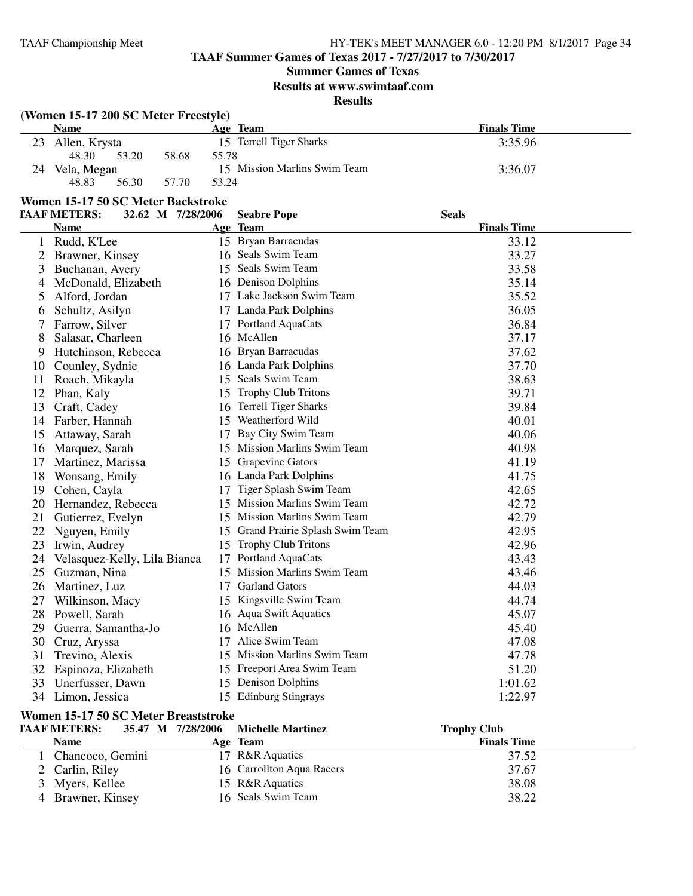**TAAF Summer Games of Texas 2017 - 7/27/2017 to 7/30/2017**

**Summer Games of Texas**

**Results at www.swimtaaf.com**

**Results**

### (Women 15-17 200 SC Meter Freestyle)

| | Name | Age | Team | Finals Time |
|---|---|---|---|---|
| 23 | Allen, Krysta | 15 | Terrell Tiger Sharks | 3:35.96 |
| | 48.30 53.20 58.68 55.78 | | | |
| 24 | Vela, Megan | 15 | Mission Marlins Swim Team | 3:36.07 |
| | 48.83 56.30 57.70 53.24 | | | |

### Women 15-17 50 SC Meter Backstroke

**TAAF METERS: 32.62 M 7/28/2006 Seabre Pope Seals**

| | Name | Age | Team | Finals Time |
|---|---|---|---|---|
| 1 | Rudd, K'Lee | 15 | Bryan Barracudas | 33.12 |
| 2 | Brawner, Kinsey | 16 | Seals Swim Team | 33.27 |
| 3 | Buchanan, Avery | 15 | Seals Swim Team | 33.58 |
| 4 | McDonald, Elizabeth | 16 | Denison Dolphins | 35.14 |
| 5 | Alford, Jordan | 17 | Lake Jackson Swim Team | 35.52 |
| 6 | Schultz, Asilyn | 17 | Landa Park Dolphins | 36.05 |
| 7 | Farrow, Silver | 17 | Portland AquaCats | 36.84 |
| 8 | Salasar, Charleen | 16 | McAllen | 37.17 |
| 9 | Hutchinson, Rebecca | 16 | Bryan Barracudas | 37.62 |
| 10 | Counley, Sydnie | 16 | Landa Park Dolphins | 37.70 |
| 11 | Roach, Mikayla | 15 | Seals Swim Team | 38.63 |
| 12 | Phan, Kaly | 15 | Trophy Club Tritons | 39.71 |
| 13 | Craft, Cadey | 16 | Terrell Tiger Sharks | 39.84 |
| 14 | Farber, Hannah | 15 | Weatherford Wild | 40.01 |
| 15 | Attaway, Sarah | 17 | Bay City Swim Team | 40.06 |
| 16 | Marquez, Sarah | 15 | Mission Marlins Swim Team | 40.98 |
| 17 | Martinez, Marissa | 15 | Grapevine Gators | 41.19 |
| 18 | Wonsang, Emily | 16 | Landa Park Dolphins | 41.75 |
| 19 | Cohen, Cayla | 17 | Tiger Splash Swim Team | 42.65 |
| 20 | Hernandez, Rebecca | 15 | Mission Marlins Swim Team | 42.72 |
| 21 | Gutierrez, Evelyn | 15 | Mission Marlins Swim Team | 42.79 |
| 22 | Nguyen, Emily | 15 | Grand Prairie Splash Swim Team | 42.95 |
| 23 | Irwin, Audrey | 15 | Trophy Club Tritons | 42.96 |
| 24 | Velasquez-Kelly, Lila Bianca | 17 | Portland AquaCats | 43.43 |
| 25 | Guzman, Nina | 15 | Mission Marlins Swim Team | 43.46 |
| 26 | Martinez, Luz | 17 | Garland Gators | 44.03 |
| 27 | Wilkinson, Macy | 15 | Kingsville Swim Team | 44.74 |
| 28 | Powell, Sarah | 16 | Aqua Swift Aquatics | 45.07 |
| 29 | Guerra, Samantha-Jo | 16 | McAllen | 45.40 |
| 30 | Cruz, Aryssa | 17 | Alice Swim Team | 47.08 |
| 31 | Trevino, Alexis | 15 | Mission Marlins Swim Team | 47.78 |
| 32 | Espinoza, Elizabeth | 15 | Freeport Area Swim Team | 51.20 |
| 33 | Unerfusser, Dawn | 15 | Denison Dolphins | 1:01.62 |
| 34 | Limon, Jessica | 15 | Edinburg Stingrays | 1:22.97 |

### Women 15-17 50 SC Meter Breaststroke

**TAAF METERS: 35.47 M 7/28/2006 Michelle Martinez Trophy Club**

| | Name | Age | Team | Finals Time |
|---|---|---|---|---|
| 1 | Chancoco, Gemini | 17 | R&R Aquatics | 37.52 |
| 2 | Carlin, Riley | 16 | Carrollton Aqua Racers | 37.67 |
| 3 | Myers, Kellee | 15 | R&R Aquatics | 38.08 |
| 4 | Brawner, Kinsey | 16 | Seals Swim Team | 38.22 |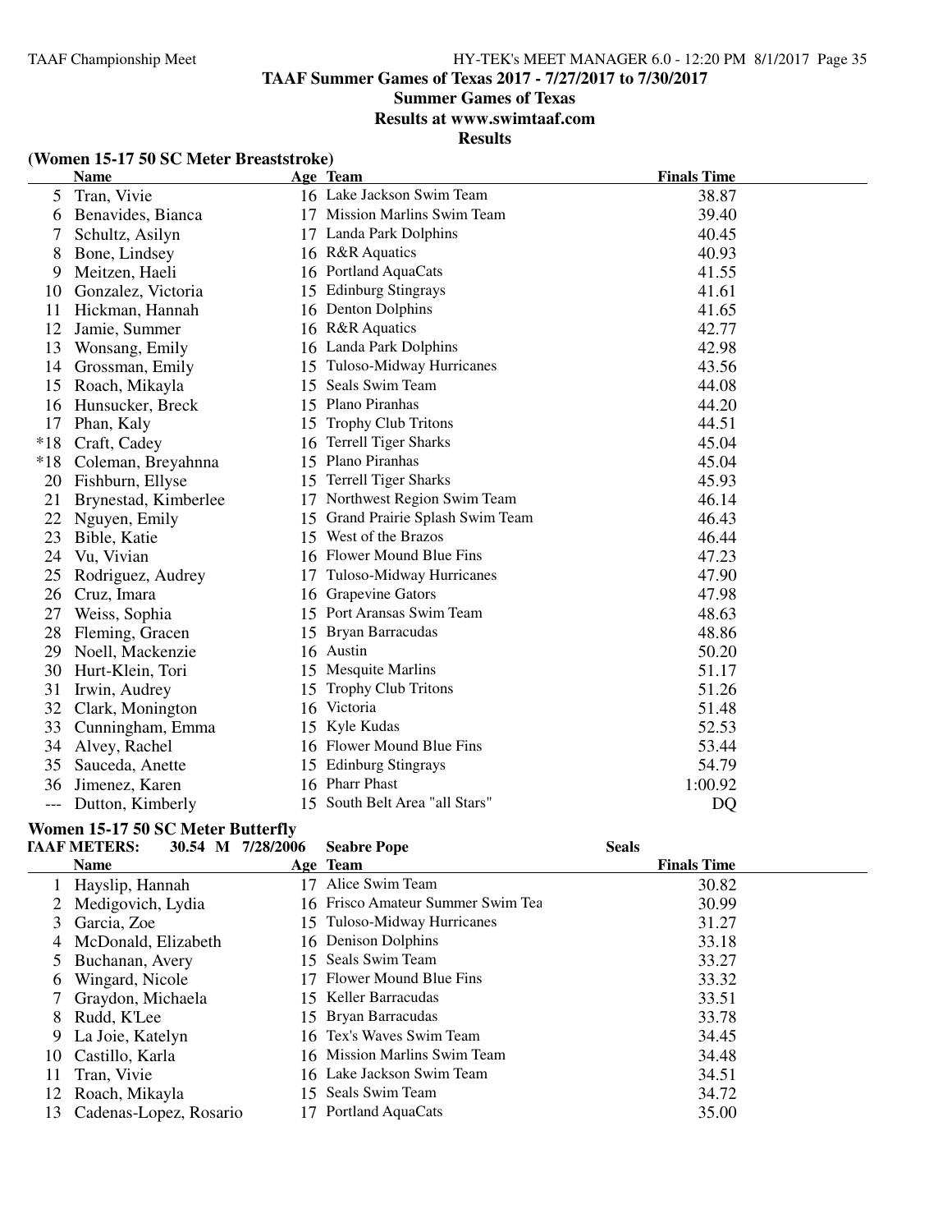**TAAF Summer Games of Texas 2017 - 7/27/2017 to 7/30/2017**

**Summer Games of Texas**

**Results at www.swimtaaf.com**

**Results**

### (Women 15-17 50 SC Meter Breaststroke)

| | Name | Age | Team | Finals Time |
|---|---|---|---|---|
| 5 | Tran, Vivie | 16 | Lake Jackson Swim Team | 38.87 |
| 6 | Benavides, Bianca | 17 | Mission Marlins Swim Team | 39.40 |
| 7 | Schultz, Asilyn | 17 | Landa Park Dolphins | 40.45 |
| 8 | Bone, Lindsey | 16 | R&R Aquatics | 40.93 |
| 9 | Meitzen, Haeli | 16 | Portland AquaCats | 41.55 |
| 10 | Gonzalez, Victoria | 15 | Edinburg Stingrays | 41.61 |
| 11 | Hickman, Hannah | 16 | Denton Dolphins | 41.65 |
| 12 | Jamie, Summer | 16 | R&R Aquatics | 42.77 |
| 13 | Wonsang, Emily | 16 | Landa Park Dolphins | 42.98 |
| 14 | Grossman, Emily | 15 | Tuloso-Midway Hurricanes | 43.56 |
| 15 | Roach, Mikayla | 15 | Seals Swim Team | 44.08 |
| 16 | Hunsucker, Breck | 15 | Plano Piranhas | 44.20 |
| 17 | Phan, Kaly | 15 | Trophy Club Tritons | 44.51 |
| *18 | Craft, Cadey | 16 | Terrell Tiger Sharks | 45.04 |
| *18 | Coleman, Breyahnna | 15 | Plano Piranhas | 45.04 |
| 20 | Fishburn, Ellyse | 15 | Terrell Tiger Sharks | 45.93 |
| 21 | Brynestad, Kimberlee | 17 | Northwest Region Swim Team | 46.14 |
| 22 | Nguyen, Emily | 15 | Grand Prairie Splash Swim Team | 46.43 |
| 23 | Bible, Katie | 15 | West of the Brazos | 46.44 |
| 24 | Vu, Vivian | 16 | Flower Mound Blue Fins | 47.23 |
| 25 | Rodriguez, Audrey | 17 | Tuloso-Midway Hurricanes | 47.90 |
| 26 | Cruz, Imara | 16 | Grapevine Gators | 47.98 |
| 27 | Weiss, Sophia | 15 | Port Aransas Swim Team | 48.63 |
| 28 | Fleming, Gracen | 15 | Bryan Barracudas | 48.86 |
| 29 | Noell, Mackenzie | 16 | Austin | 50.20 |
| 30 | Hurt-Klein, Tori | 15 | Mesquite Marlins | 51.17 |
| 31 | Irwin, Audrey | 15 | Trophy Club Tritons | 51.26 |
| 32 | Clark, Monington | 16 | Victoria | 51.48 |
| 33 | Cunningham, Emma | 15 | Kyle Kudas | 52.53 |
| 34 | Alvey, Rachel | 16 | Flower Mound Blue Fins | 53.44 |
| 35 | Sauceda, Anette | 15 | Edinburg Stingrays | 54.79 |
| 36 | Jimenez, Karen | 16 | Pharr Phast | 1:00.92 |
| --- | Dutton, Kimberly | 15 | South Belt Area "all Stars" | DQ |

### Women 15-17 50 SC Meter Butterfly

**TAAF METERS: 30.54 M 7/28/2006 Seabre Pope Seals**

| | Name | Age | Team | Finals Time |
|---|---|---|---|---|
| 1 | Hayslip, Hannah | 17 | Alice Swim Team | 30.82 |
| 2 | Medigovich, Lydia | 16 | Frisco Amateur Summer Swim Tea | 30.99 |
| 3 | Garcia, Zoe | 15 | Tuloso-Midway Hurricanes | 31.27 |
| 4 | McDonald, Elizabeth | 16 | Denison Dolphins | 33.18 |
| 5 | Buchanan, Avery | 15 | Seals Swim Team | 33.27 |
| 6 | Wingard, Nicole | 17 | Flower Mound Blue Fins | 33.32 |
| 7 | Graydon, Michaela | 15 | Keller Barracudas | 33.51 |
| 8 | Rudd, K'Lee | 15 | Bryan Barracudas | 33.78 |
| 9 | La Joie, Katelyn | 16 | Tex's Waves Swim Team | 34.45 |
| 10 | Castillo, Karla | 16 | Mission Marlins Swim Team | 34.48 |
| 11 | Tran, Vivie | 16 | Lake Jackson Swim Team | 34.51 |
| 12 | Roach, Mikayla | 15 | Seals Swim Team | 34.72 |
| 13 | Cadenas-Lopez, Rosario | 17 | Portland AquaCats | 35.00 |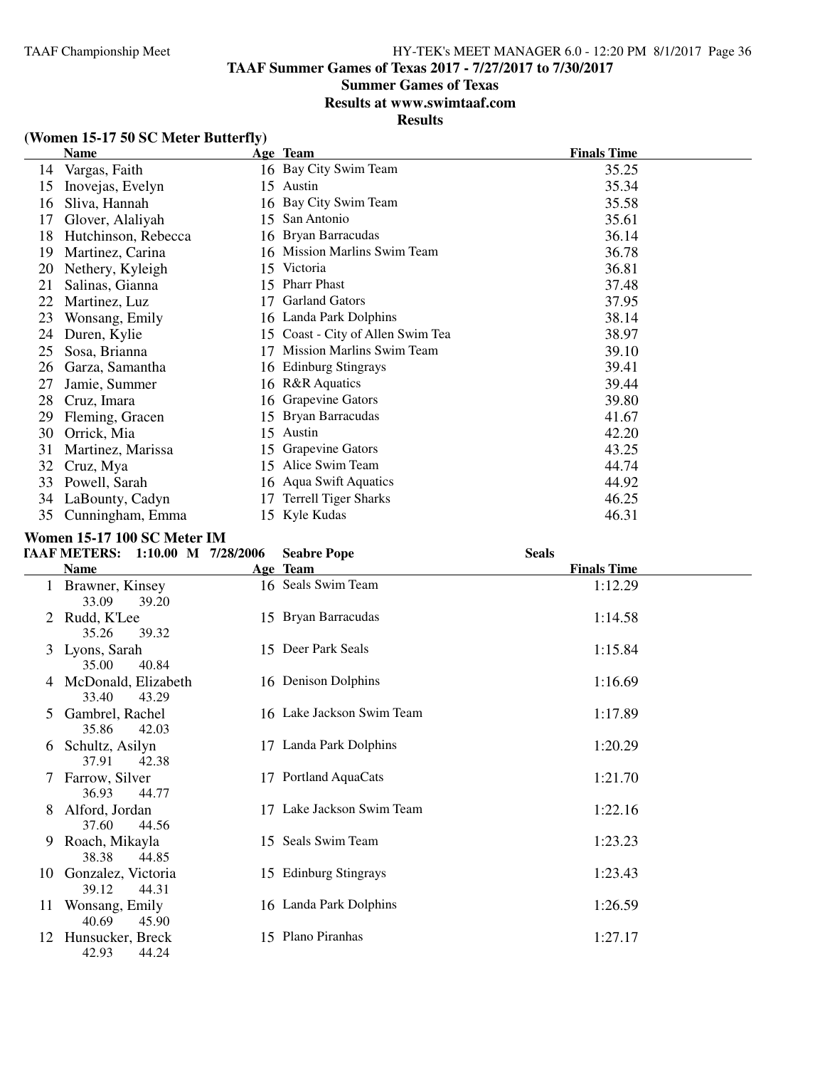# TAAF Summer Games of Texas 2017 - 7/27/2017 to 7/30/2017

## Summer Games of Texas

### Results at www.swimtaaf.com

### Results

**(Women 15-17 50 SC Meter Butterfly)**

| | Name | Age | Team | Finals Time |
|---|---|---|---|---|
| 14 | Vargas, Faith | 16 | Bay City Swim Team | 35.25 |
| 15 | Inovejas, Evelyn | 15 | Austin | 35.34 |
| 16 | Sliva, Hannah | 16 | Bay City Swim Team | 35.58 |
| 17 | Glover, Alaliyah | 15 | San Antonio | 35.61 |
| 18 | Hutchinson, Rebecca | 16 | Bryan Barracudas | 36.14 |
| 19 | Martinez, Carina | 16 | Mission Marlins Swim Team | 36.78 |
| 20 | Nethery, Kyleigh | 15 | Victoria | 36.81 |
| 21 | Salinas, Gianna | 15 | Pharr Phast | 37.48 |
| 22 | Martinez, Luz | 17 | Garland Gators | 37.95 |
| 23 | Wonsang, Emily | 16 | Landa Park Dolphins | 38.14 |
| 24 | Duren, Kylie | 15 | Coast - City of Allen Swim Tea | 38.97 |
| 25 | Sosa, Brianna | 17 | Mission Marlins Swim Team | 39.10 |
| 26 | Garza, Samantha | 16 | Edinburg Stingrays | 39.41 |
| 27 | Jamie, Summer | 16 | R&R Aquatics | 39.44 |
| 28 | Cruz, Imara | 16 | Grapevine Gators | 39.80 |
| 29 | Fleming, Gracen | 15 | Bryan Barracudas | 41.67 |
| 30 | Orrick, Mia | 15 | Austin | 42.20 |
| 31 | Martinez, Marissa | 15 | Grapevine Gators | 43.25 |
| 32 | Cruz, Mya | 15 | Alice Swim Team | 44.74 |
| 33 | Powell, Sarah | 16 | Aqua Swift Aquatics | 44.92 |
| 34 | LaBounty, Cadyn | 17 | Terrell Tiger Sharks | 46.25 |
| 35 | Cunningham, Emma | 15 | Kyle Kudas | 46.31 |

**Women 15-17 100 SC Meter IM**

**TAAF METERS: 1:10.00 M 7/28/2006 Seabre Pope Seals**

| | Name | Age | Team | Finals Time |
|---|---|---|---|---|
| 1 | Brawner, Kinsey<br>33.09 39.20 | 16 | Seals Swim Team | 1:12.29 |
| 2 | Rudd, K'Lee<br>35.26 39.32 | 15 | Bryan Barracudas | 1:14.58 |
| 3 | Lyons, Sarah<br>35.00 40.84 | 15 | Deer Park Seals | 1:15.84 |
| 4 | McDonald, Elizabeth<br>33.40 43.29 | 16 | Denison Dolphins | 1:16.69 |
| 5 | Gambrel, Rachel<br>35.86 42.03 | 16 | Lake Jackson Swim Team | 1:17.89 |
| 6 | Schultz, Asilyn<br>37.91 42.38 | 17 | Landa Park Dolphins | 1:20.29 |
| 7 | Farrow, Silver<br>36.93 44.77 | 17 | Portland AquaCats | 1:21.70 |
| 8 | Alford, Jordan<br>37.60 44.56 | 17 | Lake Jackson Swim Team | 1:22.16 |
| 9 | Roach, Mikayla<br>38.38 44.85 | 15 | Seals Swim Team | 1:23.23 |
| 10 | Gonzalez, Victoria<br>39.12 44.31 | 15 | Edinburg Stingrays | 1:23.43 |
| 11 | Wonsang, Emily<br>40.69 45.90 | 16 | Landa Park Dolphins | 1:26.59 |
| 12 | Hunsucker, Breck<br>42.93 44.24 | 15 | Plano Piranhas | 1:27.17 |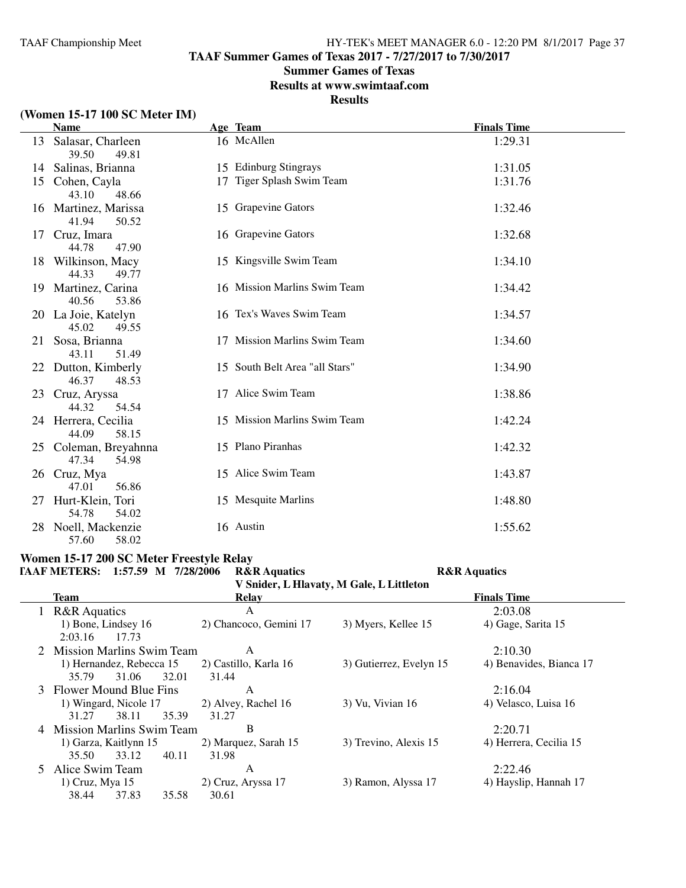**TAAF Summer Games of Texas 2017 - 7/27/2017 to 7/30/2017**
**Summer Games of Texas**
**Results at www.swimtaaf.com**
**Results**

### (Women 15-17 100 SC Meter IM)

| | Name | Age | Team | Finals Time |
|---|---|---|---|---|
| 13 | Salasar, Charleen | 16 | McAllen | 1:29.31 |
| | 39.50 49.81 | | | |
| 14 | Salinas, Brianna | 15 | Edinburg Stingrays | 1:31.05 |
| 15 | Cohen, Cayla | 17 | Tiger Splash Swim Team | 1:31.76 |
| | 43.10 48.66 | | | |
| 16 | Martinez, Marissa | 15 | Grapevine Gators | 1:32.46 |
| | 41.94 50.52 | | | |
| 17 | Cruz, Imara | 16 | Grapevine Gators | 1:32.68 |
| | 44.78 47.90 | | | |
| 18 | Wilkinson, Macy | 15 | Kingsville Swim Team | 1:34.10 |
| | 44.33 49.77 | | | |
| 19 | Martinez, Carina | 16 | Mission Marlins Swim Team | 1:34.42 |
| | 40.56 53.86 | | | |
| 20 | La Joie, Katelyn | 16 | Tex's Waves Swim Team | 1:34.57 |
| | 45.02 49.55 | | | |
| 21 | Sosa, Brianna | 17 | Mission Marlins Swim Team | 1:34.60 |
| | 43.11 51.49 | | | |
| 22 | Dutton, Kimberly | 15 | South Belt Area "all Stars" | 1:34.90 |
| | 46.37 48.53 | | | |
| 23 | Cruz, Aryssa | 17 | Alice Swim Team | 1:38.86 |
| | 44.32 54.54 | | | |
| 24 | Herrera, Cecilia | 15 | Mission Marlins Swim Team | 1:42.24 |
| | 44.09 58.15 | | | |
| 25 | Coleman, Breyahnna | 15 | Plano Piranhas | 1:42.32 |
| | 47.34 54.98 | | | |
| 26 | Cruz, Mya | 15 | Alice Swim Team | 1:43.87 |
| | 47.01 56.86 | | | |
| 27 | Hurt-Klein, Tori | 15 | Mesquite Marlins | 1:48.80 |
| | 54.78 54.02 | | | |
| 28 | Noell, Mackenzie | 16 | Austin | 1:55.62 |
| | 57.60 58.02 | | | |

### Women 15-17 200 SC Meter Freestyle Relay

**TAAF METERS: 1:57.59 M 7/28/2006 R&R Aquatics — R&R Aquatics**
**V Snider, L Hlavaty, M Gale, L Littleton**

| | Team | Relay | | Finals Time |
|---|---|---|---|---|
| 1 | R&R Aquatics | A | | 2:03.08 |
| | 1) Bone, Lindsey 16 | 2) Chancoco, Gemini 17 | 3) Myers, Kellee 15 | 4) Gage, Sarita 15 |
| | 2:03.16 17.73 | | | |
| 2 | Mission Marlins Swim Team | A | | 2:10.30 |
| | 1) Hernandez, Rebecca 15 | 2) Castillo, Karla 16 | 3) Gutierrez, Evelyn 15 | 4) Benavides, Bianca 17 |
| | 35.79 31.06 32.01 | 31.44 | | |
| 3 | Flower Mound Blue Fins | A | | 2:16.04 |
| | 1) Wingard, Nicole 17 | 2) Alvey, Rachel 16 | 3) Vu, Vivian 16 | 4) Velasco, Luisa 16 |
| | 31.27 38.11 35.39 | 31.27 | | |
| 4 | Mission Marlins Swim Team | B | | 2:20.71 |
| | 1) Garza, Kaitlynn 15 | 2) Marquez, Sarah 15 | 3) Trevino, Alexis 15 | 4) Herrera, Cecilia 15 |
| | 35.50 33.12 40.11 | 31.98 | | |
| 5 | Alice Swim Team | A | | 2:22.46 |
| | 1) Cruz, Mya 15 | 2) Cruz, Aryssa 17 | 3) Ramon, Alyssa 17 | 4) Hayslip, Hannah 17 |
| | 38.44 37.83 35.58 | 30.61 | | |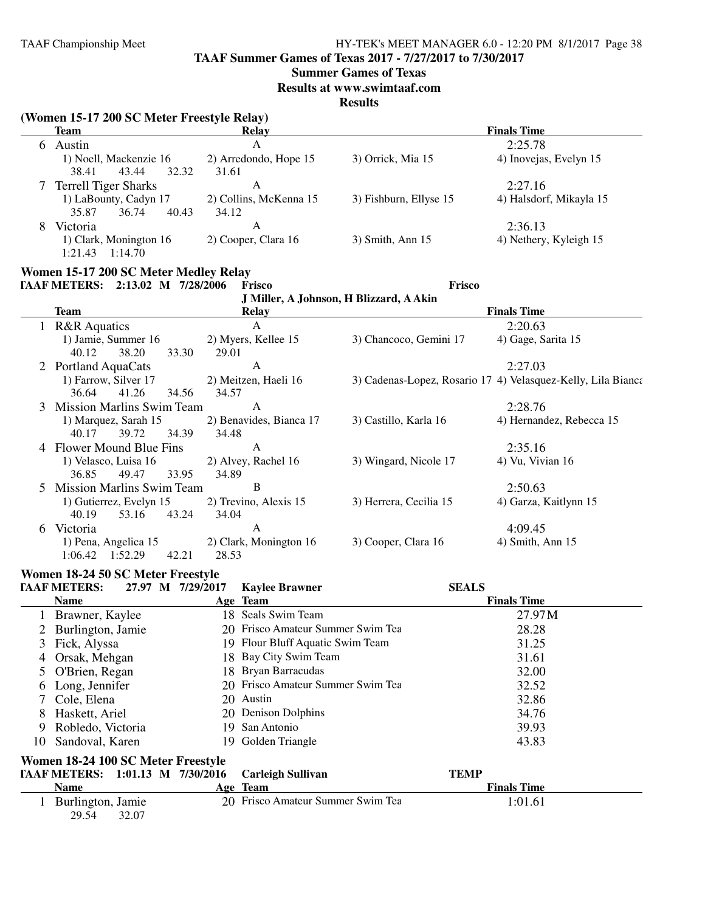## TAAF Summer Games of Texas 2017 - 7/27/2017 to 7/30/2017

**Summer Games of Texas**

**Results at www.swimtaaf.com**

**Results**

### (Women 15-17 200 SC Meter Freestyle Relay)

| | Team | Relay | | Finals Time |
|---|---|---|---|---|
| 6 | Austin | A | | 2:25.78 |
| | 1) Noell, Mackenzie 16 | 2) Arredondo, Hope 15 | 3) Orrick, Mia 15 | 4) Inovejas, Evelyn 15 |
| | 38.41 43.44 32.32 31.61 | | | |
| 7 | Terrell Tiger Sharks | A | | 2:27.16 |
| | 1) LaBounty, Cadyn 17 | 2) Collins, McKenna 15 | 3) Fishburn, Ellyse 15 | 4) Halsdorf, Mikayla 15 |
| | 35.87 36.74 40.43 34.12 | | | |
| 8 | Victoria | A | | 2:36.13 |
| | 1) Clark, Monington 16 | 2) Cooper, Clara 16 | 3) Smith, Ann 15 | 4) Nethery, Kyleigh 15 |
| | 1:21.43 1:14.70 | | | |

### Women 15-17 200 SC Meter Medley Relay

TAAF METERS: 2:13.02 M 7/28/2006 Frisco — Frisco — J Miller, A Johnson, H Blizzard, A Akin

| | Team | Relay | | Finals Time |
|---|---|---|---|---|
| 1 | R&R Aquatics | A | | 2:20.63 |
| | 1) Jamie, Summer 16 | 2) Myers, Kellee 15 | 3) Chancoco, Gemini 17 | 4) Gage, Sarita 15 |
| | 40.12 38.20 33.30 29.01 | | | |
| 2 | Portland AquaCats | A | | 2:27.03 |
| | 1) Farrow, Silver 17 | 2) Meitzen, Haeli 16 | 3) Cadenas-Lopez, Rosario 17 | 4) Velasquez-Kelly, Lila Bianca |
| | 36.64 41.26 34.56 34.57 | | | |
| 3 | Mission Marlins Swim Team | A | | 2:28.76 |
| | 1) Marquez, Sarah 15 | 2) Benavides, Bianca 17 | 3) Castillo, Karla 16 | 4) Hernandez, Rebecca 15 |
| | 40.17 39.72 34.39 34.48 | | | |
| 4 | Flower Mound Blue Fins | A | | 2:35.16 |
| | 1) Velasco, Luisa 16 | 2) Alvey, Rachel 16 | 3) Wingard, Nicole 17 | 4) Vu, Vivian 16 |
| | 36.85 49.47 33.95 34.89 | | | |
| 5 | Mission Marlins Swim Team | B | | 2:50.63 |
| | 1) Gutierrez, Evelyn 15 | 2) Trevino, Alexis 15 | 3) Herrera, Cecilia 15 | 4) Garza, Kaitlynn 15 |
| | 40.19 53.16 43.24 34.04 | | | |
| 6 | Victoria | A | | 4:09.45 |
| | 1) Pena, Angelica 15 | 2) Clark, Monington 16 | 3) Cooper, Clara 16 | 4) Smith, Ann 15 |
| | 1:06.42 1:52.29 42.21 28.53 | | | |

### Women 18-24 50 SC Meter Freestyle

TAAF METERS: 27.97 M 7/29/2017 Kaylee Brawner — SEALS

| | Name | Age | Team | Finals Time |
|---|---|---|---|---|
| 1 | Brawner, Kaylee | 18 | Seals Swim Team | 27.97M |
| 2 | Burlington, Jamie | 20 | Frisco Amateur Summer Swim Tea | 28.28 |
| 3 | Fick, Alyssa | 19 | Flour Bluff Aquatic Swim Team | 31.25 |
| 4 | Orsak, Mehgan | 18 | Bay City Swim Team | 31.61 |
| 5 | O'Brien, Regan | 18 | Bryan Barracudas | 32.00 |
| 6 | Long, Jennifer | 20 | Frisco Amateur Summer Swim Tea | 32.52 |
| 7 | Cole, Elena | 20 | Austin | 32.86 |
| 8 | Haskett, Ariel | 20 | Denison Dolphins | 34.76 |
| 9 | Robledo, Victoria | 19 | San Antonio | 39.93 |
| 10 | Sandoval, Karen | 19 | Golden Triangle | 43.83 |

### Women 18-24 100 SC Meter Freestyle

TAAF METERS: 1:01.13 M 7/30/2016 Carleigh Sullivan — TEMP

| | Name | Age | Team | Finals Time |
|---|---|---|---|---|
| 1 | Burlington, Jamie | 20 | Frisco Amateur Summer Swim Tea | 1:01.61 |
| | 29.54 32.07 | | | |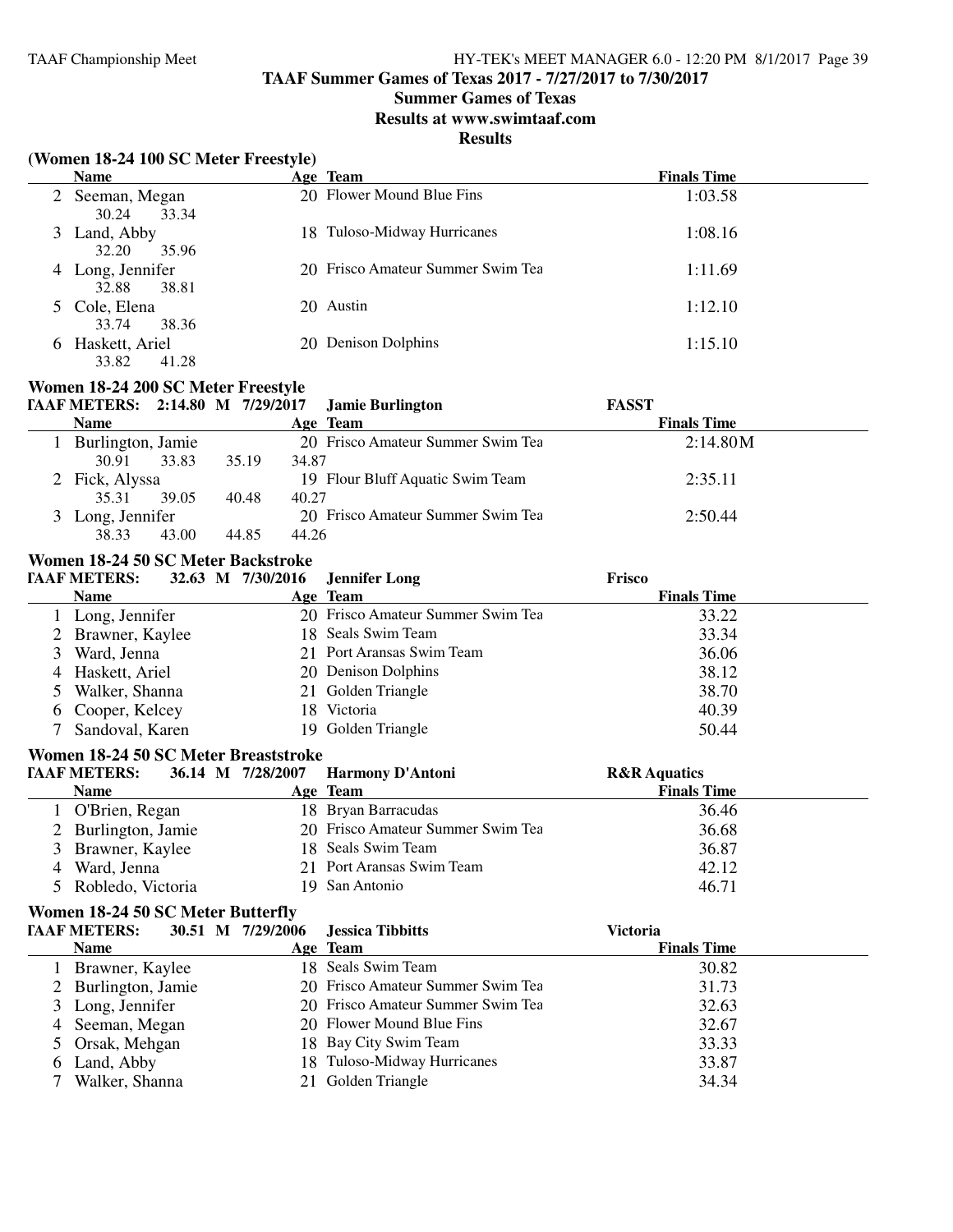# TAAF Summer Games of Texas 2017 - 7/27/2017 to 7/30/2017

## Summer Games of Texas

### Results at www.swimtaaf.com

### Results

### (Women 18-24 100 SC Meter Freestyle)

| | Name | Age | Team | Finals Time |
|---|---|---|---|---|
| 2 | Seeman, Megan | 20 | Flower Mound Blue Fins | 1:03.58 |
| | 30.24 33.34 | | | |
| 3 | Land, Abby | 18 | Tuloso-Midway Hurricanes | 1:08.16 |
| | 32.20 35.96 | | | |
| 4 | Long, Jennifer | 20 | Frisco Amateur Summer Swim Tea | 1:11.69 |
| | 32.88 38.81 | | | |
| 5 | Cole, Elena | 20 | Austin | 1:12.10 |
| | 33.74 38.36 | | | |
| 6 | Haskett, Ariel | 20 | Denison Dolphins | 1:15.10 |
| | 33.82 41.28 | | | |

### Women 18-24 200 SC Meter Freestyle

**TAAF METERS: 2:14.80 M 7/29/2017 Jamie Burlington FASST**

| | Name | Age | Team | Finals Time |
|---|---|---|---|---|
| 1 | Burlington, Jamie | 20 | Frisco Amateur Summer Swim Tea | 2:14.80M |
| | 30.91 33.83 35.19 34.87 | | | |
| 2 | Fick, Alyssa | 19 | Flour Bluff Aquatic Swim Team | 2:35.11 |
| | 35.31 39.05 40.48 40.27 | | | |
| 3 | Long, Jennifer | 20 | Frisco Amateur Summer Swim Tea | 2:50.44 |
| | 38.33 43.00 44.85 44.26 | | | |

### Women 18-24 50 SC Meter Backstroke

**TAAF METERS: 32.63 M 7/30/2016 Jennifer Long Frisco**

| | Name | Age | Team | Finals Time |
|---|---|---|---|---|
| 1 | Long, Jennifer | 20 | Frisco Amateur Summer Swim Tea | 33.22 |
| 2 | Brawner, Kaylee | 18 | Seals Swim Team | 33.34 |
| 3 | Ward, Jenna | 21 | Port Aransas Swim Team | 36.06 |
| 4 | Haskett, Ariel | 20 | Denison Dolphins | 38.12 |
| 5 | Walker, Shanna | 21 | Golden Triangle | 38.70 |
| 6 | Cooper, Kelcey | 18 | Victoria | 40.39 |
| 7 | Sandoval, Karen | 19 | Golden Triangle | 50.44 |

### Women 18-24 50 SC Meter Breaststroke

**TAAF METERS: 36.14 M 7/28/2007 Harmony D'Antoni R&R Aquatics**

| | Name | Age | Team | Finals Time |
|---|---|---|---|---|
| 1 | O'Brien, Regan | 18 | Bryan Barracudas | 36.46 |
| 2 | Burlington, Jamie | 20 | Frisco Amateur Summer Swim Tea | 36.68 |
| 3 | Brawner, Kaylee | 18 | Seals Swim Team | 36.87 |
| 4 | Ward, Jenna | 21 | Port Aransas Swim Team | 42.12 |
| 5 | Robledo, Victoria | 19 | San Antonio | 46.71 |

### Women 18-24 50 SC Meter Butterfly

**TAAF METERS: 30.51 M 7/29/2006 Jessica Tibbitts Victoria**

| | Name | Age | Team | Finals Time |
|---|---|---|---|---|
| 1 | Brawner, Kaylee | 18 | Seals Swim Team | 30.82 |
| 2 | Burlington, Jamie | 20 | Frisco Amateur Summer Swim Tea | 31.73 |
| 3 | Long, Jennifer | 20 | Frisco Amateur Summer Swim Tea | 32.63 |
| 4 | Seeman, Megan | 20 | Flower Mound Blue Fins | 32.67 |
| 5 | Orsak, Mehgan | 18 | Bay City Swim Team | 33.33 |
| 6 | Land, Abby | 18 | Tuloso-Midway Hurricanes | 33.87 |
| 7 | Walker, Shanna | 21 | Golden Triangle | 34.34 |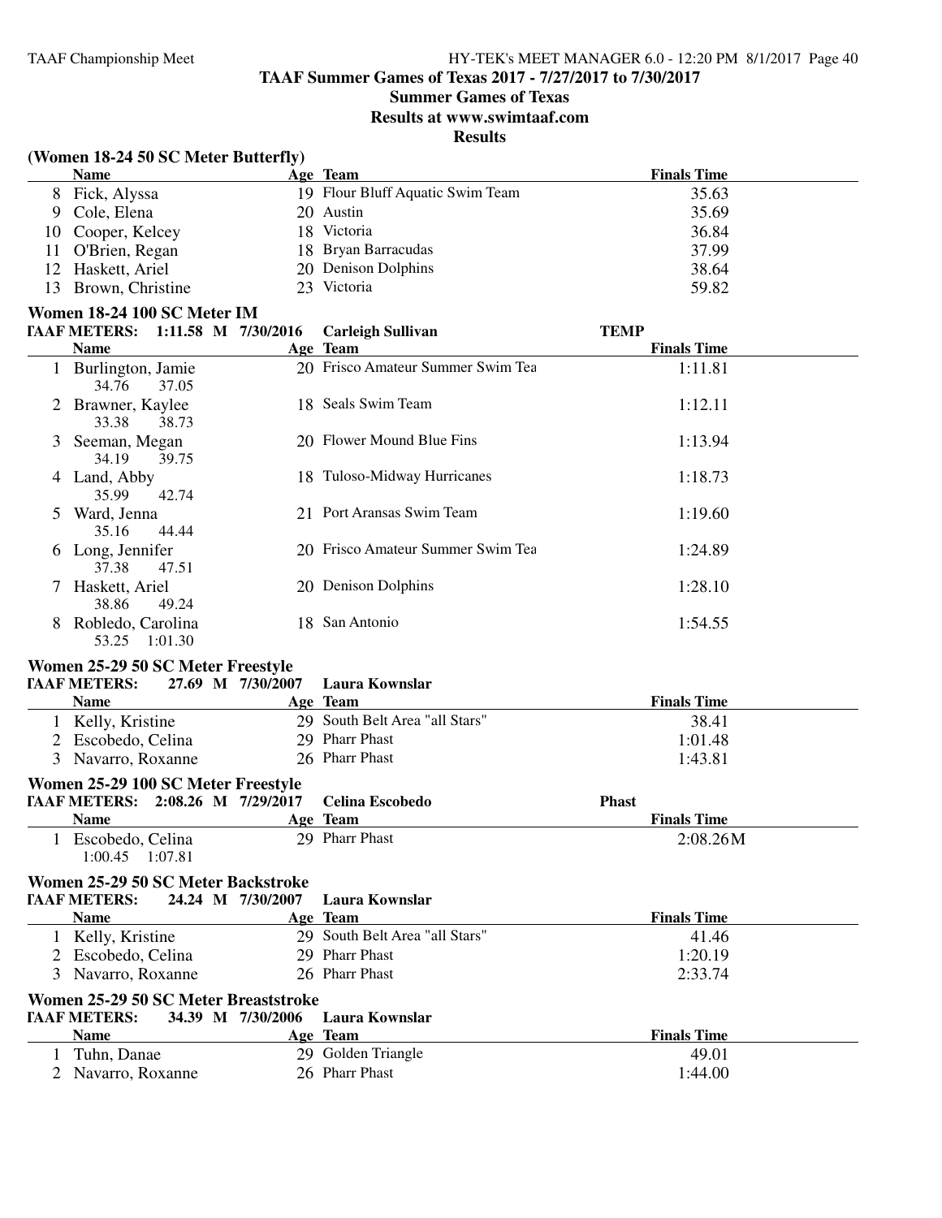**TAAF Summer Games of Texas 2017 - 7/27/2017 to 7/30/2017**

**Summer Games of Texas**

**Results at www.swimtaaf.com**

**Results**

### (Women 18-24 50 SC Meter Butterfly)

| | Name | Age | Team | Finals Time |
|---|---|---|---|---|
| 8 | Fick, Alyssa | 19 | Flour Bluff Aquatic Swim Team | 35.63 |
| 9 | Cole, Elena | 20 | Austin | 35.69 |
| 10 | Cooper, Kelcey | 18 | Victoria | 36.84 |
| 11 | O'Brien, Regan | 18 | Bryan Barracudas | 37.99 |
| 12 | Haskett, Ariel | 20 | Denison Dolphins | 38.64 |
| 13 | Brown, Christine | 23 | Victoria | 59.82 |

### Women 18-24 100 SC Meter IM

TAAF METERS: 1:11.58 M 7/30/2016 Carleigh Sullivan TEMP

| | Name | Age | Team | Finals Time |
|---|---|---|---|---|
| 1 | Burlington, Jamie<br>34.76 37.05 | 20 | Frisco Amateur Summer Swim Tea | 1:11.81 |
| 2 | Brawner, Kaylee<br>33.38 38.73 | 18 | Seals Swim Team | 1:12.11 |
| 3 | Seeman, Megan<br>34.19 39.75 | 20 | Flower Mound Blue Fins | 1:13.94 |
| 4 | Land, Abby<br>35.99 42.74 | 18 | Tuloso-Midway Hurricanes | 1:18.73 |
| 5 | Ward, Jenna<br>35.16 44.44 | 21 | Port Aransas Swim Team | 1:19.60 |
| 6 | Long, Jennifer<br>37.38 47.51 | 20 | Frisco Amateur Summer Swim Tea | 1:24.89 |
| 7 | Haskett, Ariel<br>38.86 49.24 | 20 | Denison Dolphins | 1:28.10 |
| 8 | Robledo, Carolina<br>53.25 1:01.30 | 18 | San Antonio | 1:54.55 |

### Women 25-29 50 SC Meter Freestyle

TAAF METERS: 27.69 M 7/30/2007 Laura Kownslar

| | Name | Age | Team | Finals Time |
|---|---|---|---|---|
| 1 | Kelly, Kristine | 29 | South Belt Area "all Stars" | 38.41 |
| 2 | Escobedo, Celina | 29 | Pharr Phast | 1:01.48 |
| 3 | Navarro, Roxanne | 26 | Pharr Phast | 1:43.81 |

### Women 25-29 100 SC Meter Freestyle

TAAF METERS: 2:08.26 M 7/29/2017 Celina Escobedo Phast

| | Name | Age | Team | Finals Time |
|---|---|---|---|---|
| 1 | Escobedo, Celina<br>1:00.45 1:07.81 | 29 | Pharr Phast | 2:08.26M |

### Women 25-29 50 SC Meter Backstroke

TAAF METERS: 24.24 M 7/30/2007 Laura Kownslar

| | Name | Age | Team | Finals Time |
|---|---|---|---|---|
| 1 | Kelly, Kristine | 29 | South Belt Area "all Stars" | 41.46 |
| 2 | Escobedo, Celina | 29 | Pharr Phast | 1:20.19 |
| 3 | Navarro, Roxanne | 26 | Pharr Phast | 2:33.74 |

### Women 25-29 50 SC Meter Breaststroke

TAAF METERS: 34.39 M 7/30/2006 Laura Kownslar

| | Name | Age | Team | Finals Time |
|---|---|---|---|---|
| 1 | Tuhn, Danae | 29 | Golden Triangle | 49.01 |
| 2 | Navarro, Roxanne | 26 | Pharr Phast | 1:44.00 |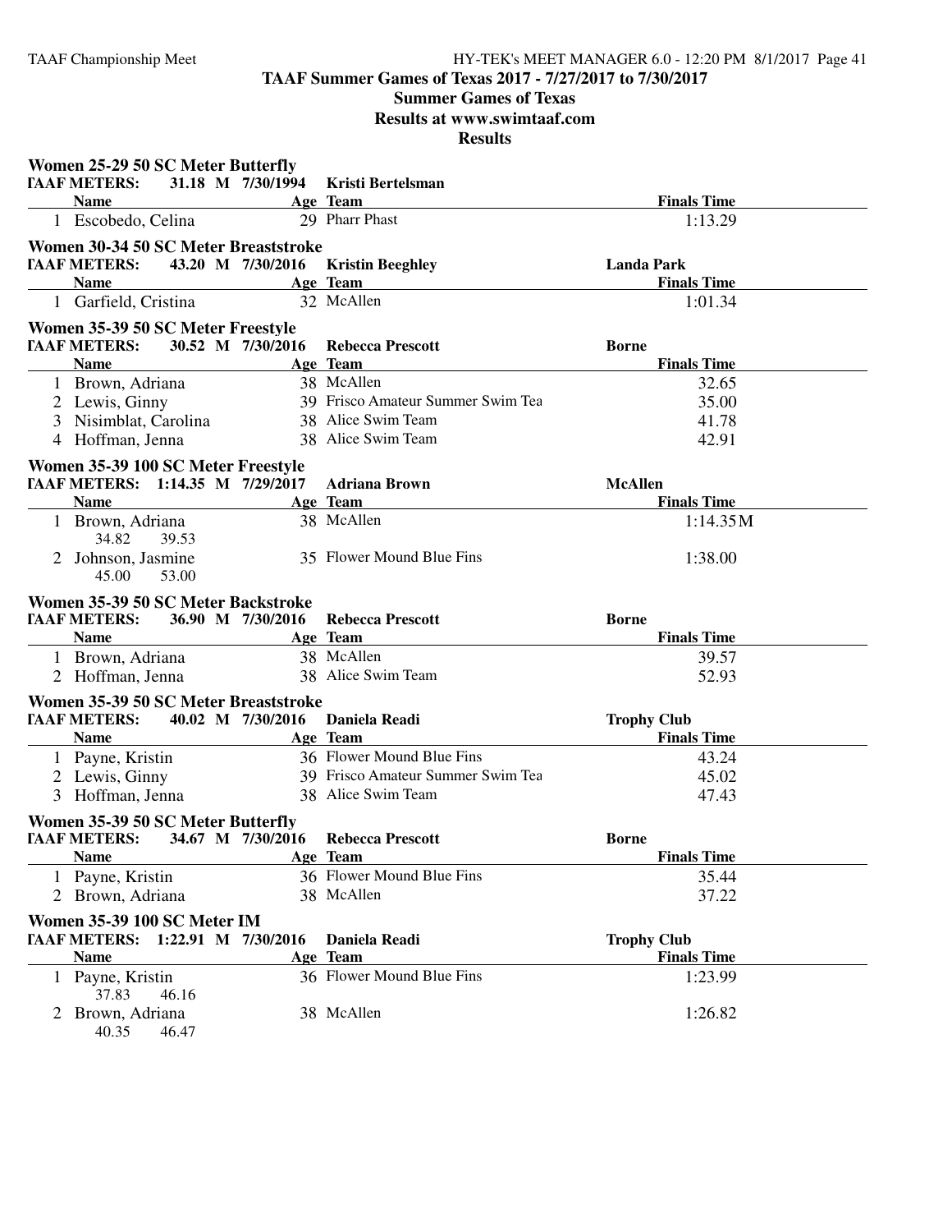# TAAF Summer Games of Texas 2017 - 7/27/2017 to 7/30/2017

## Summer Games of Texas

## Results at www.swimtaaf.com

## Results

### Women 25-29 50 SC Meter Butterfly

TAAF METERS: 31.18 M 7/30/1994 Kristi Bertelsman

| | Name | Age | Team | Finals Time |
|---|---|---|---|---|
| 1 | Escobedo, Celina | 29 | Pharr Phast | 1:13.29 |

### Women 30-34 50 SC Meter Breaststroke

TAAF METERS: 43.20 M 7/30/2016 Kristin Beeghley Landa Park

| | Name | Age | Team | Finals Time |
|---|---|---|---|---|
| 1 | Garfield, Cristina | 32 | McAllen | 1:01.34 |

### Women 35-39 50 SC Meter Freestyle

TAAF METERS: 30.52 M 7/30/2016 Rebecca Prescott Borne

| | Name | Age | Team | Finals Time |
|---|---|---|---|---|
| 1 | Brown, Adriana | 38 | McAllen | 32.65 |
| 2 | Lewis, Ginny | 39 | Frisco Amateur Summer Swim Tea | 35.00 |
| 3 | Nisimblat, Carolina | 38 | Alice Swim Team | 41.78 |
| 4 | Hoffman, Jenna | 38 | Alice Swim Team | 42.91 |

### Women 35-39 100 SC Meter Freestyle

TAAF METERS: 1:14.35 M 7/29/2017 Adriana Brown McAllen

| | Name | Age | Team | Finals Time |
|---|---|---|---|---|
| 1 | Brown, Adriana | 38 | McAllen | 1:14.35M |
| | 34.82 39.53 | | | |
| 2 | Johnson, Jasmine | 35 | Flower Mound Blue Fins | 1:38.00 |
| | 45.00 53.00 | | | |

### Women 35-39 50 SC Meter Backstroke

TAAF METERS: 36.90 M 7/30/2016 Rebecca Prescott Borne

| | Name | Age | Team | Finals Time |
|---|---|---|---|---|
| 1 | Brown, Adriana | 38 | McAllen | 39.57 |
| 2 | Hoffman, Jenna | 38 | Alice Swim Team | 52.93 |

### Women 35-39 50 SC Meter Breaststroke

TAAF METERS: 40.02 M 7/30/2016 Daniela Readi Trophy Club

| | Name | Age | Team | Finals Time |
|---|---|---|---|---|
| 1 | Payne, Kristin | 36 | Flower Mound Blue Fins | 43.24 |
| 2 | Lewis, Ginny | 39 | Frisco Amateur Summer Swim Tea | 45.02 |
| 3 | Hoffman, Jenna | 38 | Alice Swim Team | 47.43 |

### Women 35-39 50 SC Meter Butterfly

TAAF METERS: 34.67 M 7/30/2016 Rebecca Prescott Borne

| | Name | Age | Team | Finals Time |
|---|---|---|---|---|
| 1 | Payne, Kristin | 36 | Flower Mound Blue Fins | 35.44 |
| 2 | Brown, Adriana | 38 | McAllen | 37.22 |

### Women 35-39 100 SC Meter IM

TAAF METERS: 1:22.91 M 7/30/2016 Daniela Readi Trophy Club

| | Name | Age | Team | Finals Time |
|---|---|---|---|---|
| 1 | Payne, Kristin | 36 | Flower Mound Blue Fins | 1:23.99 |
| | 37.83 46.16 | | | |
| 2 | Brown, Adriana | 38 | McAllen | 1:26.82 |
| | 40.35 46.47 | | | |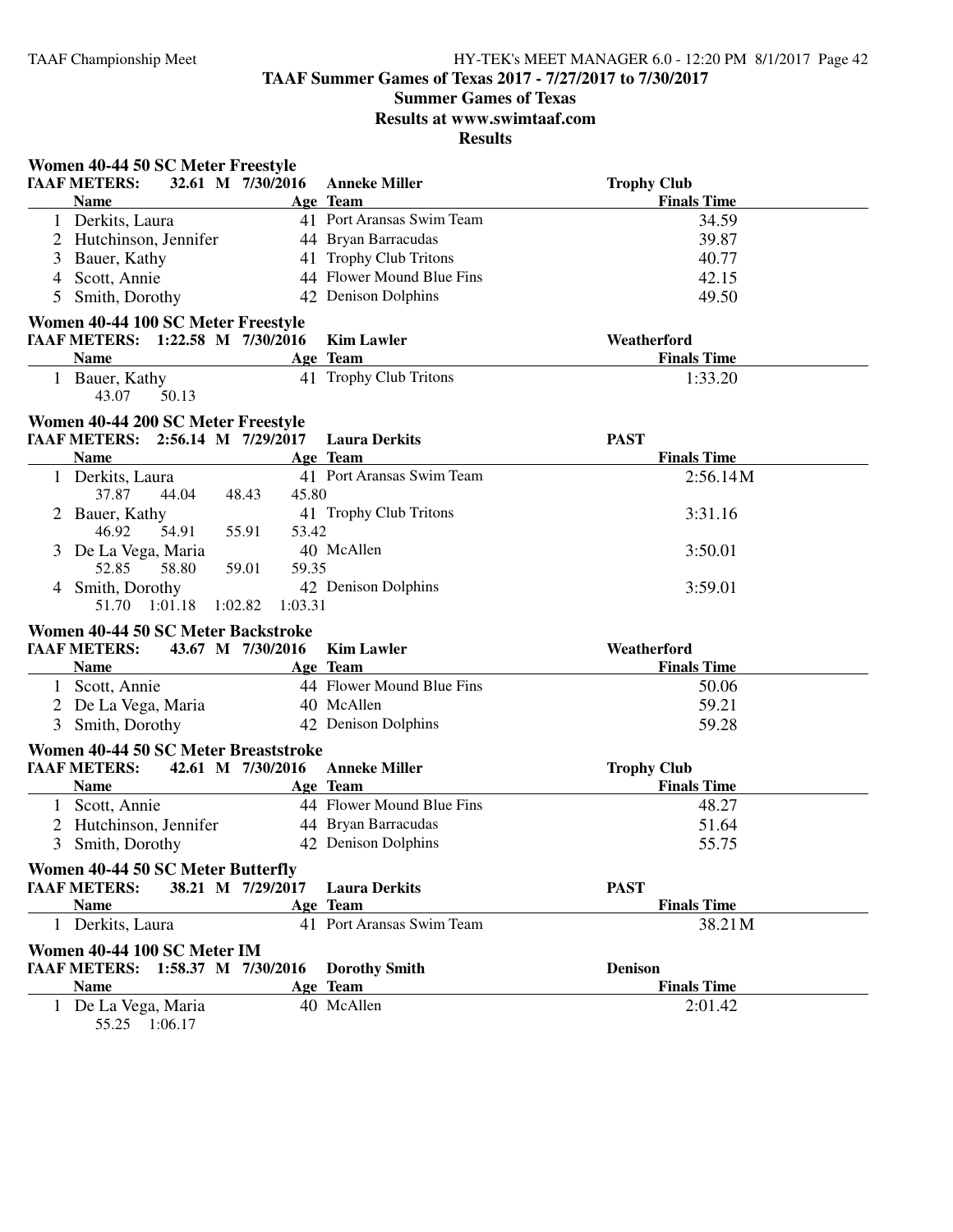## TAAF Summer Games of Texas 2017 - 7/27/2017 to 7/30/2017

### Summer Games of Texas

### Results at www.swimtaaf.com

### Results

**Women 40-44 50 SC Meter Freestyle**

TAAF METERS: 32.61 M 7/30/2016 Anneke Miller — Trophy Club

| | Name | Age | Team | Finals Time |
|---|---|---|---|---|
| 1 | Derkits, Laura | 41 | Port Aransas Swim Team | 34.59 |
| 2 | Hutchinson, Jennifer | 44 | Bryan Barracudas | 39.87 |
| 3 | Bauer, Kathy | 41 | Trophy Club Tritons | 40.77 |
| 4 | Scott, Annie | 44 | Flower Mound Blue Fins | 42.15 |
| 5 | Smith, Dorothy | 42 | Denison Dolphins | 49.50 |

**Women 40-44 100 SC Meter Freestyle**

TAAF METERS: 1:22.58 M 7/30/2016 Kim Lawler — Weatherford

| | Name | Age | Team | Finals Time |
|---|---|---|---|---|
| 1 | Bauer, Kathy | 41 | Trophy Club Tritons | 1:33.20 |
| | 43.07 50.13 | | | |

**Women 40-44 200 SC Meter Freestyle**

TAAF METERS: 2:56.14 M 7/29/2017 Laura Derkits — PAST

| | Name | Age | Team | Finals Time |
|---|---|---|---|---|
| 1 | Derkits, Laura | 41 | Port Aransas Swim Team | 2:56.14M |
| | 37.87 44.04 48.43 45.80 | | | |
| 2 | Bauer, Kathy | 41 | Trophy Club Tritons | 3:31.16 |
| | 46.92 54.91 55.91 53.42 | | | |
| 3 | De La Vega, Maria | 40 | McAllen | 3:50.01 |
| | 52.85 58.80 59.01 59.35 | | | |
| 4 | Smith, Dorothy | 42 | Denison Dolphins | 3:59.01 |
| | 51.70 1:01.18 1:02.82 1:03.31 | | | |

**Women 40-44 50 SC Meter Backstroke**

TAAF METERS: 43.67 M 7/30/2016 Kim Lawler — Weatherford

| | Name | Age | Team | Finals Time |
|---|---|---|---|---|
| 1 | Scott, Annie | 44 | Flower Mound Blue Fins | 50.06 |
| 2 | De La Vega, Maria | 40 | McAllen | 59.21 |
| 3 | Smith, Dorothy | 42 | Denison Dolphins | 59.28 |

**Women 40-44 50 SC Meter Breaststroke**

TAAF METERS: 42.61 M 7/30/2016 Anneke Miller — Trophy Club

| | Name | Age | Team | Finals Time |
|---|---|---|---|---|
| 1 | Scott, Annie | 44 | Flower Mound Blue Fins | 48.27 |
| 2 | Hutchinson, Jennifer | 44 | Bryan Barracudas | 51.64 |
| 3 | Smith, Dorothy | 42 | Denison Dolphins | 55.75 |

**Women 40-44 50 SC Meter Butterfly**

TAAF METERS: 38.21 M 7/29/2017 Laura Derkits — PAST

| | Name | Age | Team | Finals Time |
|---|---|---|---|---|
| 1 | Derkits, Laura | 41 | Port Aransas Swim Team | 38.21M |

**Women 40-44 100 SC Meter IM**

TAAF METERS: 1:58.37 M 7/30/2016 Dorothy Smith — Denison

| | Name | Age | Team | Finals Time |
|---|---|---|---|---|
| 1 | De La Vega, Maria | 40 | McAllen | 2:01.42 |
| | 55.25 1:06.17 | | | |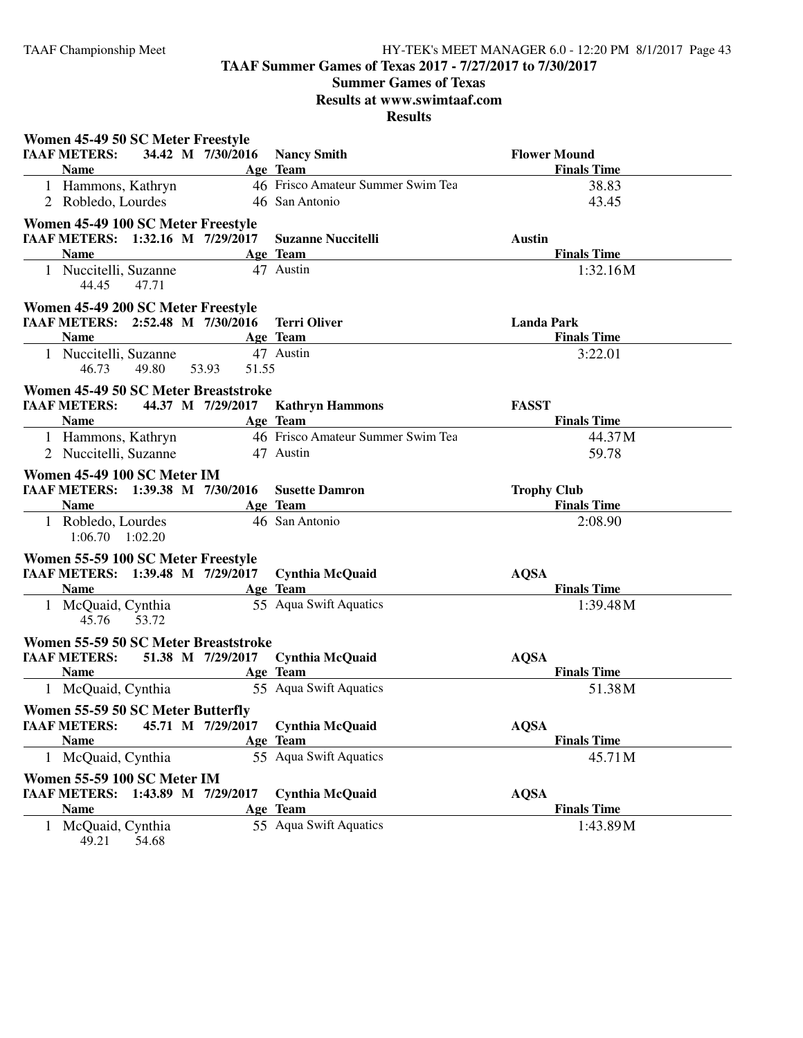## TAAF Summer Games of Texas 2017 - 7/27/2017 to 7/30/2017

### Summer Games of Texas

### Results at www.swimtaaf.com

### Results

**Women 45-49 50 SC Meter Freestyle**

TAAF METERS: 34.42 M 7/30/2016 Nancy Smith — Flower Mound

| | Name | Age | Team | Finals Time |
|---|---|---|---|---|
| 1 | Hammons, Kathryn | 46 | Frisco Amateur Summer Swim Tea | 38.83 |
| 2 | Robledo, Lourdes | 46 | San Antonio | 43.45 |

**Women 45-49 100 SC Meter Freestyle**

TAAF METERS: 1:32.16 M 7/29/2017 Suzanne Nuccitelli — Austin

| | Name | Age | Team | Finals Time |
|---|---|---|---|---|
| 1 | Nuccitelli, Suzanne | 47 | Austin | 1:32.16M |

44.45 47.71

**Women 45-49 200 SC Meter Freestyle**

TAAF METERS: 2:52.48 M 7/30/2016 Terri Oliver — Landa Park

| | Name | Age | Team | Finals Time |
|---|---|---|---|---|
| 1 | Nuccitelli, Suzanne | 47 | Austin | 3:22.01 |

46.73 49.80 53.93 51.55

**Women 45-49 50 SC Meter Breaststroke**

TAAF METERS: 44.37 M 7/29/2017 Kathryn Hammons — FASST

| | Name | Age | Team | Finals Time |
|---|---|---|---|---|
| 1 | Hammons, Kathryn | 46 | Frisco Amateur Summer Swim Tea | 44.37M |
| 2 | Nuccitelli, Suzanne | 47 | Austin | 59.78 |

**Women 45-49 100 SC Meter IM**

TAAF METERS: 1:39.38 M 7/30/2016 Susette Damron — Trophy Club

| | Name | Age | Team | Finals Time |
|---|---|---|---|---|
| 1 | Robledo, Lourdes | 46 | San Antonio | 2:08.90 |

1:06.70 1:02.20

**Women 55-59 100 SC Meter Freestyle**

TAAF METERS: 1:39.48 M 7/29/2017 Cynthia McQuaid — AQSA

| | Name | Age | Team | Finals Time |
|---|---|---|---|---|
| 1 | McQuaid, Cynthia | 55 | Aqua Swift Aquatics | 1:39.48M |

45.76 53.72

**Women 55-59 50 SC Meter Breaststroke**

TAAF METERS: 51.38 M 7/29/2017 Cynthia McQuaid — AQSA

| | Name | Age | Team | Finals Time |
|---|---|---|---|---|
| 1 | McQuaid, Cynthia | 55 | Aqua Swift Aquatics | 51.38M |

**Women 55-59 50 SC Meter Butterfly**

TAAF METERS: 45.71 M 7/29/2017 Cynthia McQuaid — AQSA

| | Name | Age | Team | Finals Time |
|---|---|---|---|---|
| 1 | McQuaid, Cynthia | 55 | Aqua Swift Aquatics | 45.71M |

**Women 55-59 100 SC Meter IM**

TAAF METERS: 1:43.89 M 7/29/2017 Cynthia McQuaid — AQSA

| | Name | Age | Team | Finals Time |
|---|---|---|---|---|
| 1 | McQuaid, Cynthia | 55 | Aqua Swift Aquatics | 1:43.89M |

49.21 54.68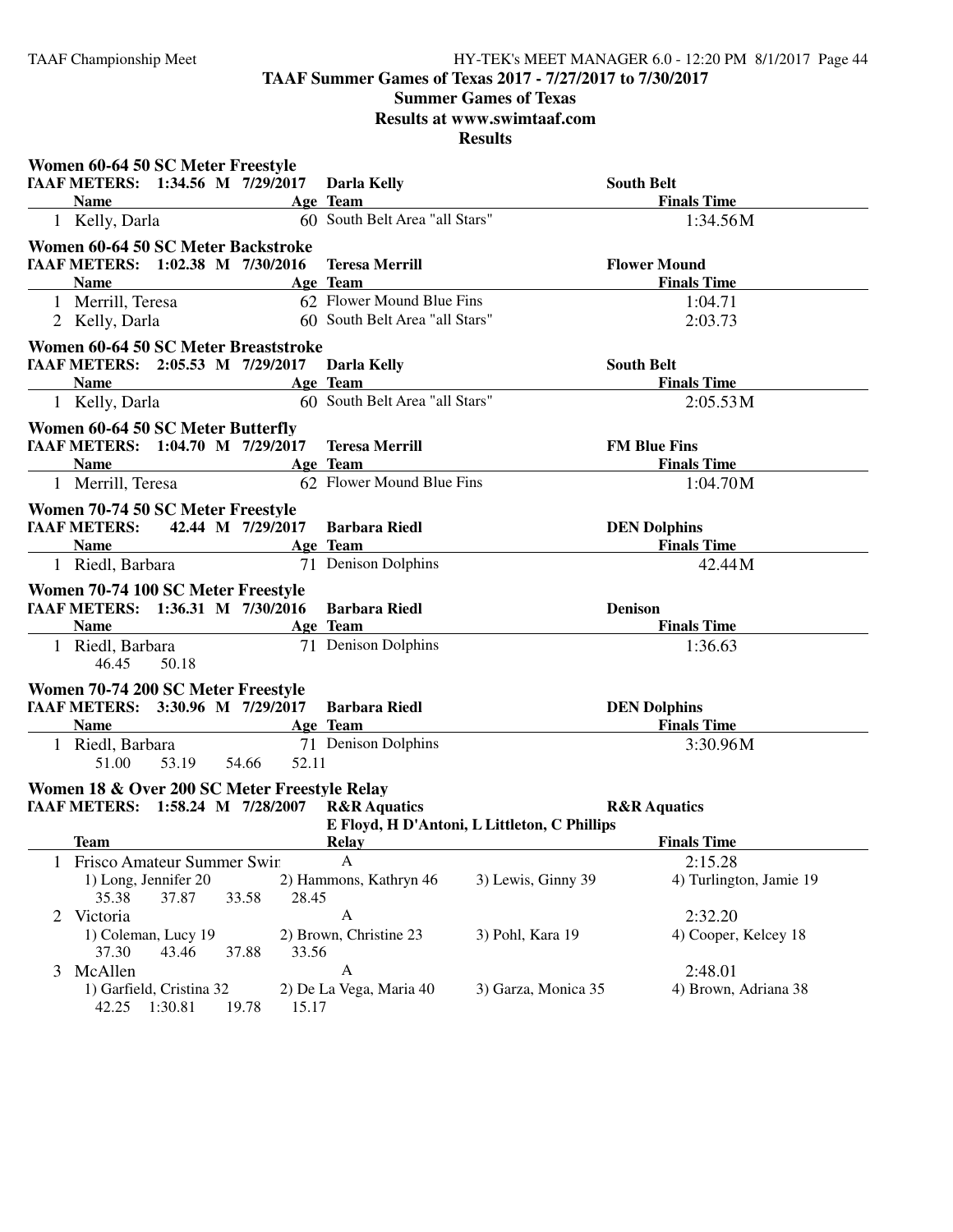**TAAF Summer Games of Texas 2017 - 7/27/2017 to 7/30/2017**

**Summer Games of Texas**

**Results at www.swimtaaf.com**

**Results**

### Women 60-64 50 SC Meter Freestyle

**TAAF METERS: 1:34.56 M 7/29/2017 Darla Kelly — South Belt**

| | Name | Age | Team | Finals Time |
|---|---|---|---|---|
| 1 | Kelly, Darla | 60 | South Belt Area "all Stars" | 1:34.56M |

### Women 60-64 50 SC Meter Backstroke

**TAAF METERS: 1:02.38 M 7/30/2016 Teresa Merrill — Flower Mound**

| | Name | Age | Team | Finals Time |
|---|---|---|---|---|
| 1 | Merrill, Teresa | 62 | Flower Mound Blue Fins | 1:04.71 |
| 2 | Kelly, Darla | 60 | South Belt Area "all Stars" | 2:03.73 |

### Women 60-64 50 SC Meter Breaststroke

**TAAF METERS: 2:05.53 M 7/29/2017 Darla Kelly — South Belt**

| | Name | Age | Team | Finals Time |
|---|---|---|---|---|
| 1 | Kelly, Darla | 60 | South Belt Area "all Stars" | 2:05.53M |

### Women 60-64 50 SC Meter Butterfly

**TAAF METERS: 1:04.70 M 7/29/2017 Teresa Merrill — FM Blue Fins**

| | Name | Age | Team | Finals Time |
|---|---|---|---|---|
| 1 | Merrill, Teresa | 62 | Flower Mound Blue Fins | 1:04.70M |

### Women 70-74 50 SC Meter Freestyle

**TAAF METERS: 42.44 M 7/29/2017 Barbara Riedl — DEN Dolphins**

| | Name | Age | Team | Finals Time |
|---|---|---|---|---|
| 1 | Riedl, Barbara | 71 | Denison Dolphins | 42.44M |

### Women 70-74 100 SC Meter Freestyle

**TAAF METERS: 1:36.31 M 7/30/2016 Barbara Riedl — Denison**

| | Name | Age | Team | Finals Time |
|---|---|---|---|---|
| 1 | Riedl, Barbara | 71 | Denison Dolphins | 1:36.63 |
| | 46.45 50.18 | | | |

### Women 70-74 200 SC Meter Freestyle

**TAAF METERS: 3:30.96 M 7/29/2017 Barbara Riedl — DEN Dolphins**

| | Name | Age | Team | Finals Time |
|---|---|---|---|---|
| 1 | Riedl, Barbara | 71 | Denison Dolphins | 3:30.96M |
| | 51.00 53.19 54.66 52.11 | | | |

### Women 18 & Over 200 SC Meter Freestyle Relay

**TAAF METERS: 1:58.24 M 7/28/2007 R&R Aquatics — R&R Aquatics**

E Floyd, H D'Antoni, L Littleton, C Phillips

| | Team | Relay | Finals Time |
|---|---|---|---|
| 1 | Frisco Amateur Summer Swir | A | 2:15.28 |
| | 1) Long, Jennifer 20; 2) Hammons, Kathryn 46; 3) Lewis, Ginny 39; 4) Turlington, Jamie 19 | | |
| | 35.38 37.87 33.58 28.45 | | |
| 2 | Victoria | A | 2:32.20 |
| | 1) Coleman, Lucy 19; 2) Brown, Christine 23; 3) Pohl, Kara 19; 4) Cooper, Kelcey 18 | | |
| | 37.30 43.46 37.88 33.56 | | |
| 3 | McAllen | A | 2:48.01 |
| | 1) Garfield, Cristina 32; 2) De La Vega, Maria 40; 3) Garza, Monica 35; 4) Brown, Adriana 38 | | |
| | 42.25 1:30.81 19.78 15.17 | | |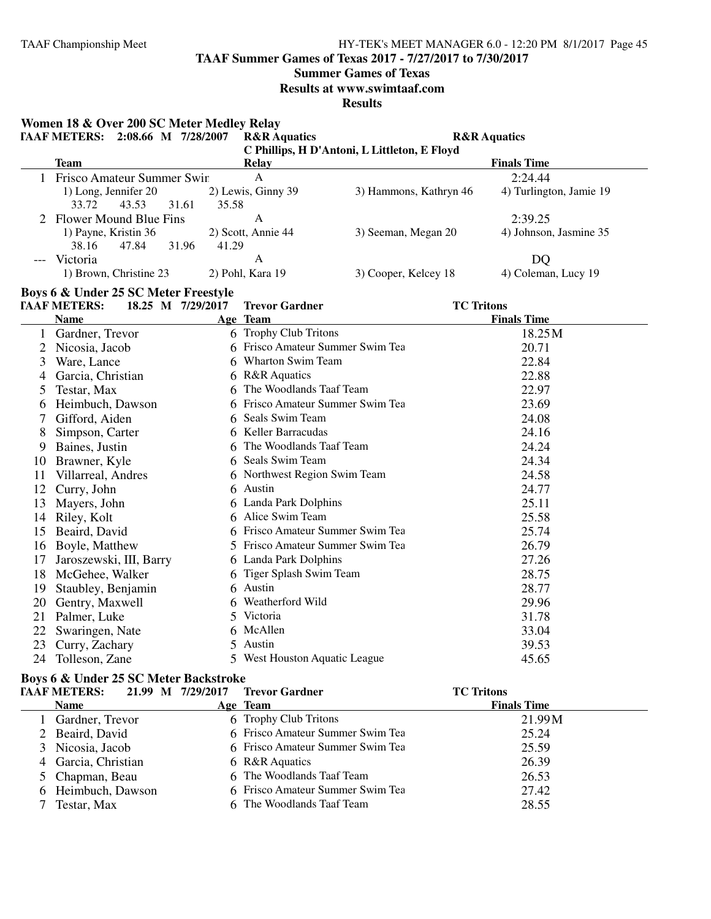**TAAF Summer Games of Texas 2017 - 7/27/2017 to 7/30/2017**

**Summer Games of Texas**

**Results at www.swimtaaf.com**

**Results**

### Women 18 & Over 200 SC Meter Medley Relay

**TAAF METERS: 2:08.66 M 7/28/2007 R&R Aquatics R&R Aquatics**
C Phillips, H D'Antoni, L Littleton, E Floyd

| | Team | Relay | | Finals Time |
|---|---|---|---|---|
| 1 | Frisco Amateur Summer Swir | A | | 2:24.44 |
| | 1) Long, Jennifer 20 | 2) Lewis, Ginny 39 | 3) Hammons, Kathryn 46 | 4) Turlington, Jamie 19 |
| | 33.72 43.53 31.61 35.58 | | | |
| 2 | Flower Mound Blue Fins | A | | 2:39.25 |
| | 1) Payne, Kristin 36 | 2) Scott, Annie 44 | 3) Seeman, Megan 20 | 4) Johnson, Jasmine 35 |
| | 38.16 47.84 31.96 41.29 | | | |
| --- | Victoria | A | | DQ |
| | 1) Brown, Christine 23 | 2) Pohl, Kara 19 | 3) Cooper, Kelcey 18 | 4) Coleman, Lucy 19 |

### Boys 6 & Under 25 SC Meter Freestyle

**TAAF METERS: 18.25 M 7/29/2017 Trevor Gardner TC Tritons**

| | Name | Age | Team | Finals Time |
|---|---|---|---|---|
| 1 | Gardner, Trevor | 6 | Trophy Club Tritons | 18.25M |
| 2 | Nicosia, Jacob | 6 | Frisco Amateur Summer Swim Tea | 20.71 |
| 3 | Ware, Lance | 6 | Wharton Swim Team | 22.84 |
| 4 | Garcia, Christian | 6 | R&R Aquatics | 22.88 |
| 5 | Testar, Max | 6 | The Woodlands Taaf Team | 22.97 |
| 6 | Heimbuch, Dawson | 6 | Frisco Amateur Summer Swim Tea | 23.69 |
| 7 | Gifford, Aiden | 6 | Seals Swim Team | 24.08 |
| 8 | Simpson, Carter | 6 | Keller Barracudas | 24.16 |
| 9 | Baines, Justin | 6 | The Woodlands Taaf Team | 24.24 |
| 10 | Brawner, Kyle | 6 | Seals Swim Team | 24.34 |
| 11 | Villarreal, Andres | 6 | Northwest Region Swim Team | 24.58 |
| 12 | Curry, John | 6 | Austin | 24.77 |
| 13 | Mayers, John | 6 | Landa Park Dolphins | 25.11 |
| 14 | Riley, Kolt | 6 | Alice Swim Team | 25.58 |
| 15 | Beaird, David | 6 | Frisco Amateur Summer Swim Tea | 25.74 |
| 16 | Boyle, Matthew | 5 | Frisco Amateur Summer Swim Tea | 26.79 |
| 17 | Jaroszewski, III, Barry | 6 | Landa Park Dolphins | 27.26 |
| 18 | McGehee, Walker | 6 | Tiger Splash Swim Team | 28.75 |
| 19 | Staubley, Benjamin | 6 | Austin | 28.77 |
| 20 | Gentry, Maxwell | 6 | Weatherford Wild | 29.96 |
| 21 | Palmer, Luke | 5 | Victoria | 31.78 |
| 22 | Swaringen, Nate | 6 | McAllen | 33.04 |
| 23 | Curry, Zachary | 5 | Austin | 39.53 |
| 24 | Tolleson, Zane | 5 | West Houston Aquatic League | 45.65 |

### Boys 6 & Under 25 SC Meter Backstroke

**TAAF METERS: 21.99 M 7/29/2017 Trevor Gardner TC Tritons**

| | Name | Age | Team | Finals Time |
|---|---|---|---|---|
| 1 | Gardner, Trevor | 6 | Trophy Club Tritons | 21.99M |
| 2 | Beaird, David | 6 | Frisco Amateur Summer Swim Tea | 25.24 |
| 3 | Nicosia, Jacob | 6 | Frisco Amateur Summer Swim Tea | 25.59 |
| 4 | Garcia, Christian | 6 | R&R Aquatics | 26.39 |
| 5 | Chapman, Beau | 6 | The Woodlands Taaf Team | 26.53 |
| 6 | Heimbuch, Dawson | 6 | Frisco Amateur Summer Swim Tea | 27.42 |
| 7 | Testar, Max | 6 | The Woodlands Taaf Team | 28.55 |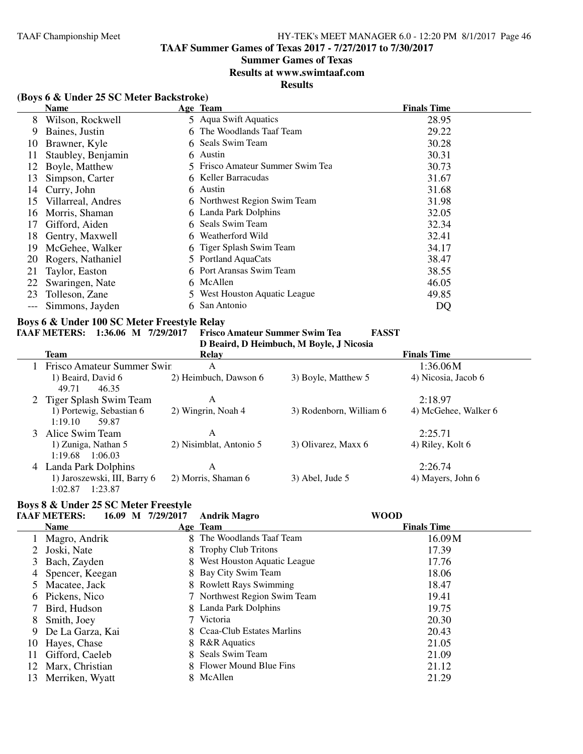## TAAF Summer Games of Texas 2017 - 7/27/2017 to 7/30/2017

## Summer Games of Texas

## Results at www.swimtaaf.com

## Results

### (Boys 6 & Under 25 SC Meter Backstroke)

| | Name | Age | Team | Finals Time |
|---|---|---|---|---|
| 8 | Wilson, Rockwell | 5 | Aqua Swift Aquatics | 28.95 |
| 9 | Baines, Justin | 6 | The Woodlands Taaf Team | 29.22 |
| 10 | Brawner, Kyle | 6 | Seals Swim Team | 30.28 |
| 11 | Staubley, Benjamin | 6 | Austin | 30.31 |
| 12 | Boyle, Matthew | 5 | Frisco Amateur Summer Swim Tea | 30.73 |
| 13 | Simpson, Carter | 6 | Keller Barracudas | 31.67 |
| 14 | Curry, John | 6 | Austin | 31.68 |
| 15 | Villarreal, Andres | 6 | Northwest Region Swim Team | 31.98 |
| 16 | Morris, Shaman | 6 | Landa Park Dolphins | 32.05 |
| 17 | Gifford, Aiden | 6 | Seals Swim Team | 32.34 |
| 18 | Gentry, Maxwell | 6 | Weatherford Wild | 32.41 |
| 19 | McGehee, Walker | 6 | Tiger Splash Swim Team | 34.17 |
| 20 | Rogers, Nathaniel | 5 | Portland AquaCats | 38.47 |
| 21 | Taylor, Easton | 6 | Port Aransas Swim Team | 38.55 |
| 22 | Swaringen, Nate | 6 | McAllen | 46.05 |
| 23 | Tolleson, Zane | 5 | West Houston Aquatic League | 49.85 |
| --- | Simmons, Jayden | 6 | San Antonio | DQ |

### Boys 6 & Under 100 SC Meter Freestyle Relay

**TAAF METERS: 1:36.06 M 7/29/2017 Frisco Amateur Summer Swim Tea FASST**
**D Beaird, D Heimbuch, M Boyle, J Nicosia**

| | Team | Relay | | Finals Time |
|---|---|---|---|---|
| 1 | Frisco Amateur Summer Swir | A | | 1:36.06M |
| | 1) Beaird, David 6 | 2) Heimbuch, Dawson 6 | 3) Boyle, Matthew 5 | 4) Nicosia, Jacob 6 |
| | 49.71 46.35 | | | |
| 2 | Tiger Splash Swim Team | A | | 2:18.97 |
| | 1) Portewig, Sebastian 6 | 2) Wingrin, Noah 4 | 3) Rodenborn, William 6 | 4) McGehee, Walker 6 |
| | 1:19.10 59.87 | | | |
| 3 | Alice Swim Team | A | | 2:25.71 |
| | 1) Zuniga, Nathan 5 | 2) Nisimblat, Antonio 5 | 3) Olivarez, Maxx 6 | 4) Riley, Kolt 6 |
| | 1:19.68 1:06.03 | | | |
| 4 | Landa Park Dolphins | A | | 2:26.74 |
| | 1) Jaroszewski, III, Barry 6 | 2) Morris, Shaman 6 | 3) Abel, Jude 5 | 4) Mayers, John 6 |
| | 1:02.87 1:23.87 | | | |

### Boys 8 & Under 25 SC Meter Freestyle

**TAAF METERS: 16.09 M 7/29/2017 Andrik Magro WOOD**

| | Name | Age | Team | Finals Time |
|---|---|---|---|---|
| 1 | Magro, Andrik | 8 | The Woodlands Taaf Team | 16.09M |
| 2 | Joski, Nate | 8 | Trophy Club Tritons | 17.39 |
| 3 | Bach, Zayden | 8 | West Houston Aquatic League | 17.76 |
| 4 | Spencer, Keegan | 8 | Bay City Swim Team | 18.06 |
| 5 | Macatee, Jack | 8 | Rowlett Rays Swimming | 18.47 |
| 6 | Pickens, Nico | 7 | Northwest Region Swim Team | 19.41 |
| 7 | Bird, Hudson | 8 | Landa Park Dolphins | 19.75 |
| 8 | Smith, Joey | 7 | Victoria | 20.30 |
| 9 | De La Garza, Kai | 8 | Ccaa-Club Estates Marlins | 20.43 |
| 10 | Hayes, Chase | 8 | R&R Aquatics | 21.05 |
| 11 | Gifford, Caeleb | 8 | Seals Swim Team | 21.09 |
| 12 | Marx, Christian | 8 | Flower Mound Blue Fins | 21.12 |
| 13 | Merriken, Wyatt | 8 | McAllen | 21.29 |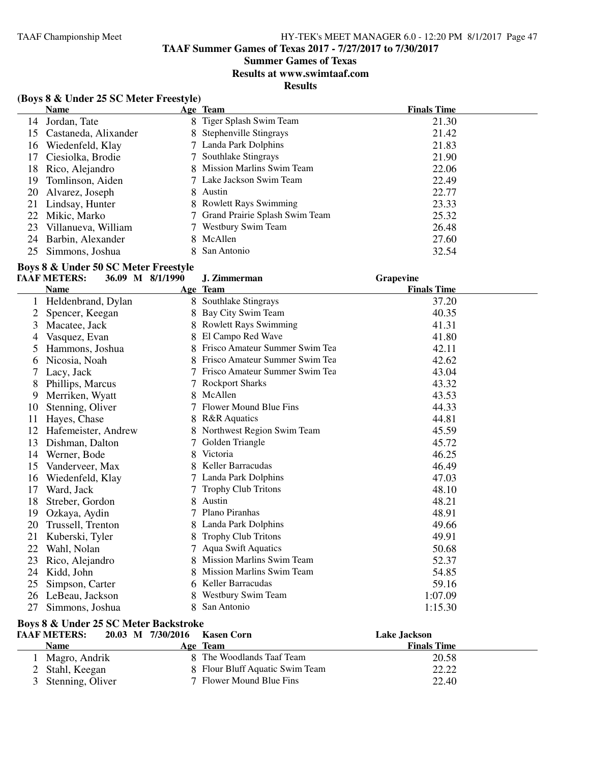# TAAF Summer Games of Texas 2017 - 7/27/2017 to 7/30/2017

## Summer Games of Texas

## Results at www.swimtaaf.com

## Results

### (Boys 8 & Under 25 SC Meter Freestyle)

| | Name | Age | Team | Finals Time |
|---|---|---|---|---|
| 14 | Jordan, Tate | 8 | Tiger Splash Swim Team | 21.30 |
| 15 | Castaneda, Alixander | 8 | Stephenville Stingrays | 21.42 |
| 16 | Wiedenfeld, Klay | 7 | Landa Park Dolphins | 21.83 |
| 17 | Ciesiolka, Brodie | 7 | Southlake Stingrays | 21.90 |
| 18 | Rico, Alejandro | 8 | Mission Marlins Swim Team | 22.06 |
| 19 | Tomlinson, Aiden | 7 | Lake Jackson Swim Team | 22.49 |
| 20 | Alvarez, Joseph | 8 | Austin | 22.77 |
| 21 | Lindsay, Hunter | 8 | Rowlett Rays Swimming | 23.33 |
| 22 | Mikic, Marko | 7 | Grand Prairie Splash Swim Team | 25.32 |
| 23 | Villanueva, William | 7 | Westbury Swim Team | 26.48 |
| 24 | Barbin, Alexander | 8 | McAllen | 27.60 |
| 25 | Simmons, Joshua | 8 | San Antonio | 32.54 |

### Boys 8 & Under 50 SC Meter Freestyle

TAAF METERS: 36.09 M 8/1/1990 J. Zimmerman Grapevine

| | Name | Age | Team | Finals Time |
|---|---|---|---|---|
| 1 | Heldenbrand, Dylan | 8 | Southlake Stingrays | 37.20 |
| 2 | Spencer, Keegan | 8 | Bay City Swim Team | 40.35 |
| 3 | Macatee, Jack | 8 | Rowlett Rays Swimming | 41.31 |
| 4 | Vasquez, Evan | 8 | El Campo Red Wave | 41.80 |
| 5 | Hammons, Joshua | 8 | Frisco Amateur Summer Swim Tea | 42.11 |
| 6 | Nicosia, Noah | 8 | Frisco Amateur Summer Swim Tea | 42.62 |
| 7 | Lacy, Jack | 7 | Frisco Amateur Summer Swim Tea | 43.04 |
| 8 | Phillips, Marcus | 7 | Rockport Sharks | 43.32 |
| 9 | Merriken, Wyatt | 8 | McAllen | 43.53 |
| 10 | Stenning, Oliver | 7 | Flower Mound Blue Fins | 44.33 |
| 11 | Hayes, Chase | 8 | R&R Aquatics | 44.81 |
| 12 | Hafemeister, Andrew | 8 | Northwest Region Swim Team | 45.59 |
| 13 | Dishman, Dalton | 7 | Golden Triangle | 45.72 |
| 14 | Werner, Bode | 8 | Victoria | 46.25 |
| 15 | Vanderveer, Max | 8 | Keller Barracudas | 46.49 |
| 16 | Wiedenfeld, Klay | 7 | Landa Park Dolphins | 47.03 |
| 17 | Ward, Jack | 7 | Trophy Club Tritons | 48.10 |
| 18 | Streber, Gordon | 8 | Austin | 48.21 |
| 19 | Ozkaya, Aydin | 7 | Plano Piranhas | 48.91 |
| 20 | Trussell, Trenton | 8 | Landa Park Dolphins | 49.66 |
| 21 | Kuberski, Tyler | 8 | Trophy Club Tritons | 49.91 |
| 22 | Wahl, Nolan | 7 | Aqua Swift Aquatics | 50.68 |
| 23 | Rico, Alejandro | 8 | Mission Marlins Swim Team | 52.37 |
| 24 | Kidd, John | 8 | Mission Marlins Swim Team | 54.85 |
| 25 | Simpson, Carter | 6 | Keller Barracudas | 59.16 |
| 26 | LeBeau, Jackson | 8 | Westbury Swim Team | 1:07.09 |
| 27 | Simmons, Joshua | 8 | San Antonio | 1:15.30 |

### Boys 8 & Under 25 SC Meter Backstroke

TAAF METERS: 20.03 M 7/30/2016 Kasen Corn Lake Jackson

| | Name | Age | Team | Finals Time |
|---|---|---|---|---|
| 1 | Magro, Andrik | 8 | The Woodlands Taaf Team | 20.58 |
| 2 | Stahl, Keegan | 8 | Flour Bluff Aquatic Swim Team | 22.22 |
| 3 | Stenning, Oliver | 7 | Flower Mound Blue Fins | 22.40 |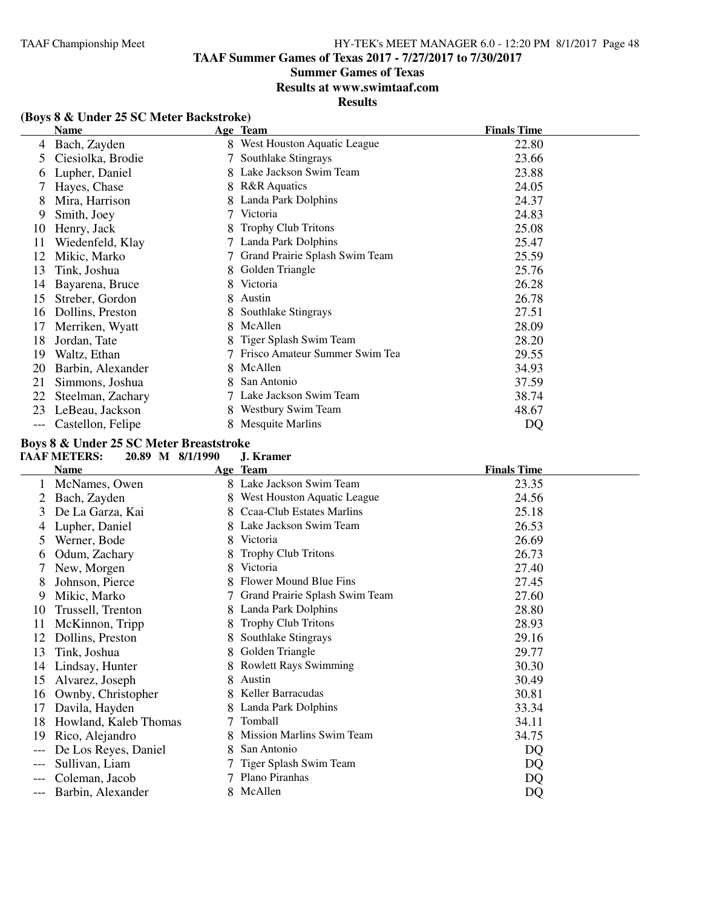# TAAF Summer Games of Texas 2017 - 7/27/2017 to 7/30/2017

## Summer Games of Texas

## Results at www.swimtaaf.com

## Results

### (Boys 8 & Under 25 SC Meter Backstroke)

| | Name | Age | Team | Finals Time |
|---|---|---|---|---|
| 4 | Bach, Zayden | 8 | West Houston Aquatic League | 22.80 |
| 5 | Ciesiolka, Brodie | 7 | Southlake Stingrays | 23.66 |
| 6 | Lupher, Daniel | 8 | Lake Jackson Swim Team | 23.88 |
| 7 | Hayes, Chase | 8 | R&R Aquatics | 24.05 |
| 8 | Mira, Harrison | 8 | Landa Park Dolphins | 24.37 |
| 9 | Smith, Joey | 7 | Victoria | 24.83 |
| 10 | Henry, Jack | 8 | Trophy Club Tritons | 25.08 |
| 11 | Wiedenfeld, Klay | 7 | Landa Park Dolphins | 25.47 |
| 12 | Mikic, Marko | 7 | Grand Prairie Splash Swim Team | 25.59 |
| 13 | Tink, Joshua | 8 | Golden Triangle | 25.76 |
| 14 | Bayarena, Bruce | 8 | Victoria | 26.28 |
| 15 | Streber, Gordon | 8 | Austin | 26.78 |
| 16 | Dollins, Preston | 8 | Southlake Stingrays | 27.51 |
| 17 | Merriken, Wyatt | 8 | McAllen | 28.09 |
| 18 | Jordan, Tate | 8 | Tiger Splash Swim Team | 28.20 |
| 19 | Waltz, Ethan | 7 | Frisco Amateur Summer Swim Tea | 29.55 |
| 20 | Barbin, Alexander | 8 | McAllen | 34.93 |
| 21 | Simmons, Joshua | 8 | San Antonio | 37.59 |
| 22 | Steelman, Zachary | 7 | Lake Jackson Swim Team | 38.74 |
| 23 | LeBeau, Jackson | 8 | Westbury Swim Team | 48.67 |
| --- | Castellon, Felipe | 8 | Mesquite Marlins | DQ |

### Boys 8 & Under 25 SC Meter Breaststroke

**TAAF METERS: 20.89 M 8/1/1990 J. Kramer**

| | Name | Age | Team | Finals Time |
|---|---|---|---|---|
| 1 | McNames, Owen | 8 | Lake Jackson Swim Team | 23.35 |
| 2 | Bach, Zayden | 8 | West Houston Aquatic League | 24.56 |
| 3 | De La Garza, Kai | 8 | Ccaa-Club Estates Marlins | 25.18 |
| 4 | Lupher, Daniel | 8 | Lake Jackson Swim Team | 26.53 |
| 5 | Werner, Bode | 8 | Victoria | 26.69 |
| 6 | Odum, Zachary | 8 | Trophy Club Tritons | 26.73 |
| 7 | New, Morgen | 8 | Victoria | 27.40 |
| 8 | Johnson, Pierce | 8 | Flower Mound Blue Fins | 27.45 |
| 9 | Mikic, Marko | 7 | Grand Prairie Splash Swim Team | 27.60 |
| 10 | Trussell, Trenton | 8 | Landa Park Dolphins | 28.80 |
| 11 | McKinnon, Tripp | 8 | Trophy Club Tritons | 28.93 |
| 12 | Dollins, Preston | 8 | Southlake Stingrays | 29.16 |
| 13 | Tink, Joshua | 8 | Golden Triangle | 29.77 |
| 14 | Lindsay, Hunter | 8 | Rowlett Rays Swimming | 30.30 |
| 15 | Alvarez, Joseph | 8 | Austin | 30.49 |
| 16 | Ownby, Christopher | 8 | Keller Barracudas | 30.81 |
| 17 | Davila, Hayden | 8 | Landa Park Dolphins | 33.34 |
| 18 | Howland, Kaleb Thomas | 7 | Tomball | 34.11 |
| 19 | Rico, Alejandro | 8 | Mission Marlins Swim Team | 34.75 |
| --- | De Los Reyes, Daniel | 8 | San Antonio | DQ |
| --- | Sullivan, Liam | 7 | Tiger Splash Swim Team | DQ |
| --- | Coleman, Jacob | 7 | Plano Piranhas | DQ |
| --- | Barbin, Alexander | 8 | McAllen | DQ |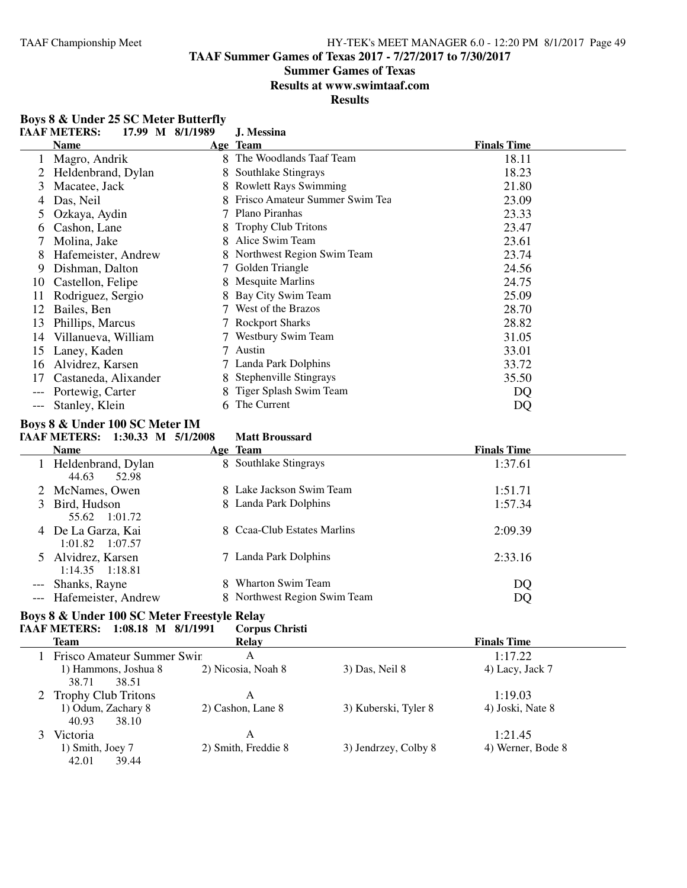**TAAF Summer Games of Texas 2017 - 7/27/2017 to 7/30/2017**

**Summer Games of Texas**

**Results at www.swimtaaf.com**

**Results**

### Boys 8 & Under 25 SC Meter Butterfly

**TAAF METERS: 17.99 M 8/1/1989 J. Messina**

| | Name | Age | Team | Finals Time |
|---|---|---|---|---|
| 1 | Magro, Andrik | 8 | The Woodlands Taaf Team | 18.11 |
| 2 | Heldenbrand, Dylan | 8 | Southlake Stingrays | 18.23 |
| 3 | Macatee, Jack | 8 | Rowlett Rays Swimming | 21.80 |
| 4 | Das, Neil | 8 | Frisco Amateur Summer Swim Tea | 23.09 |
| 5 | Ozkaya, Aydin | 7 | Plano Piranhas | 23.33 |
| 6 | Cashon, Lane | 8 | Trophy Club Tritons | 23.47 |
| 7 | Molina, Jake | 8 | Alice Swim Team | 23.61 |
| 8 | Hafemeister, Andrew | 8 | Northwest Region Swim Team | 23.74 |
| 9 | Dishman, Dalton | 7 | Golden Triangle | 24.56 |
| 10 | Castellon, Felipe | 8 | Mesquite Marlins | 24.75 |
| 11 | Rodriguez, Sergio | 8 | Bay City Swim Team | 25.09 |
| 12 | Bailes, Ben | 7 | West of the Brazos | 28.70 |
| 13 | Phillips, Marcus | 7 | Rockport Sharks | 28.82 |
| 14 | Villanueva, William | 7 | Westbury Swim Team | 31.05 |
| 15 | Laney, Kaden | 7 | Austin | 33.01 |
| 16 | Alvidrez, Karsen | 7 | Landa Park Dolphins | 33.72 |
| 17 | Castaneda, Alixander | 8 | Stephenville Stingrays | 35.50 |
| --- | Portewig, Carter | 8 | Tiger Splash Swim Team | DQ |
| --- | Stanley, Klein | 6 | The Current | DQ |

### Boys 8 & Under 100 SC Meter IM

**TAAF METERS: 1:30.33 M 5/1/2008 Matt Broussard**

| | Name | Age | Team | Finals Time |
|---|---|---|---|---|
| 1 | Heldenbrand, Dylan | 8 | Southlake Stingrays | 1:37.61 |
| | 44.63 52.98 | | | |
| 2 | McNames, Owen | 8 | Lake Jackson Swim Team | 1:51.71 |
| 3 | Bird, Hudson | 8 | Landa Park Dolphins | 1:57.34 |
| | 55.62 1:01.72 | | | |
| 4 | De La Garza, Kai | 8 | Ccaa-Club Estates Marlins | 2:09.39 |
| | 1:01.82 1:07.57 | | | |
| 5 | Alvidrez, Karsen | 7 | Landa Park Dolphins | 2:33.16 |
| | 1:14.35 1:18.81 | | | |
| --- | Shanks, Rayne | 8 | Wharton Swim Team | DQ |
| --- | Hafemeister, Andrew | 8 | Northwest Region Swim Team | DQ |

### Boys 8 & Under 100 SC Meter Freestyle Relay

**TAAF METERS: 1:08.18 M 8/1/1991 Corpus Christi**

| | Team | Relay | | Finals Time |
|---|---|---|---|---|
| 1 | Frisco Amateur Summer Swir | A | | 1:17.22 |
| | 1) Hammons, Joshua 8 | 2) Nicosia, Noah 8 | 3) Das, Neil 8 | 4) Lacy, Jack 7 |
| | 38.71 38.51 | | | |
| 2 | Trophy Club Tritons | A | | 1:19.03 |
| | 1) Odum, Zachary 8 | 2) Cashon, Lane 8 | 3) Kuberski, Tyler 8 | 4) Joski, Nate 8 |
| | 40.93 38.10 | | | |
| 3 | Victoria | A | | 1:21.45 |
| | 1) Smith, Joey 7 | 2) Smith, Freddie 8 | 3) Jendrzey, Colby 8 | 4) Werner, Bode 8 |
| | 42.01 39.44 | | | |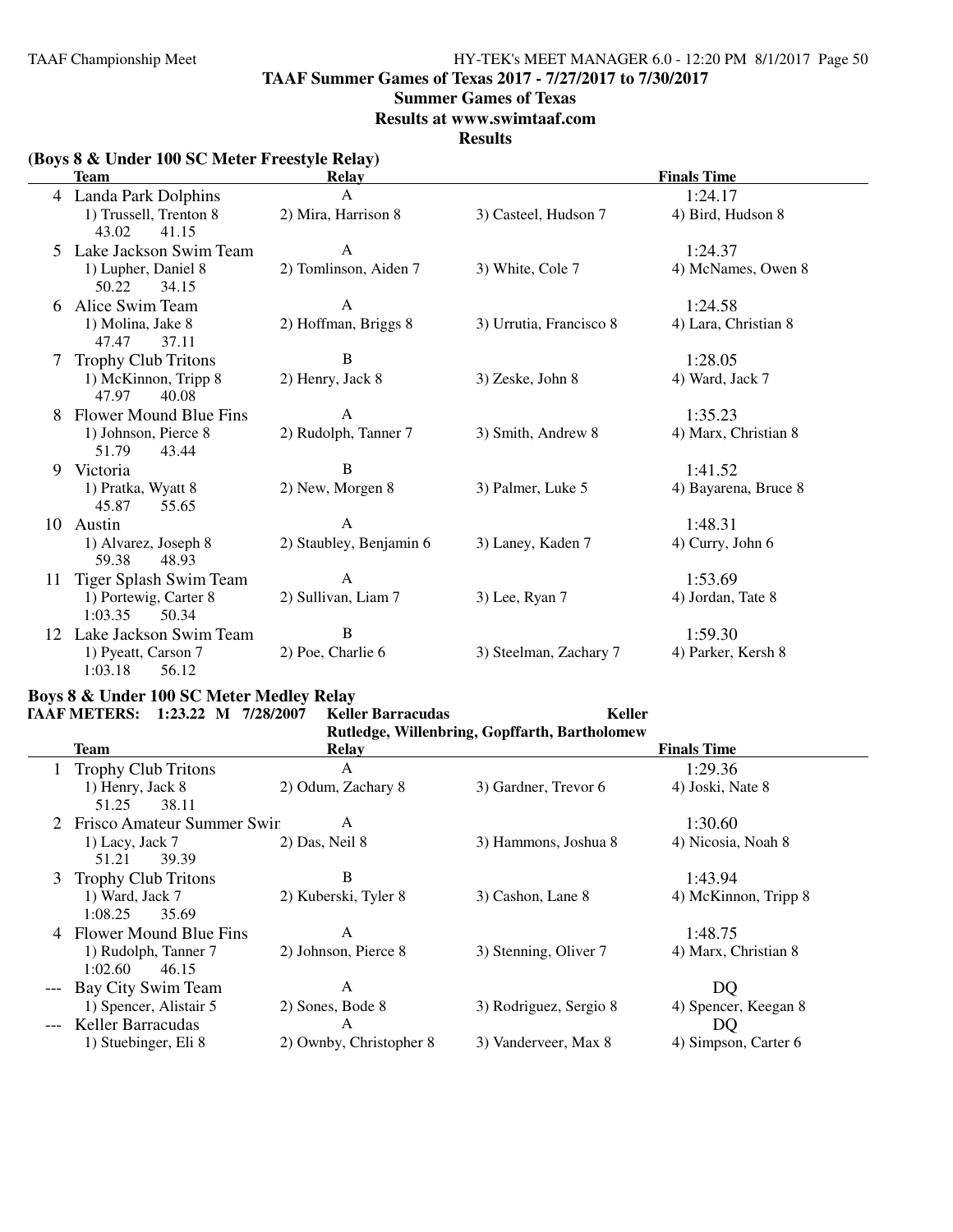**TAAF Summer Games of Texas 2017 - 7/27/2017 to 7/30/2017**

**Summer Games of Texas**

**Results at www.swimtaaf.com**

**Results**

### (Boys 8 & Under 100 SC Meter Freestyle Relay)

| | Team | Relay | | Finals Time |
|---|---|---|---|---|
| 4 | Landa Park Dolphins | A | | 1:24.17 |
| | 1) Trussell, Trenton 8 | 2) Mira, Harrison 8 | 3) Casteel, Hudson 7 | 4) Bird, Hudson 8 |
| | 43.02 41.15 | | | |
| 5 | Lake Jackson Swim Team | A | | 1:24.37 |
| | 1) Lupher, Daniel 8 | 2) Tomlinson, Aiden 7 | 3) White, Cole 7 | 4) McNames, Owen 8 |
| | 50.22 34.15 | | | |
| 6 | Alice Swim Team | A | | 1:24.58 |
| | 1) Molina, Jake 8 | 2) Hoffman, Briggs 8 | 3) Urrutia, Francisco 8 | 4) Lara, Christian 8 |
| | 47.47 37.11 | | | |
| 7 | Trophy Club Tritons | B | | 1:28.05 |
| | 1) McKinnon, Tripp 8 | 2) Henry, Jack 8 | 3) Zeske, John 8 | 4) Ward, Jack 7 |
| | 47.97 40.08 | | | |
| 8 | Flower Mound Blue Fins | A | | 1:35.23 |
| | 1) Johnson, Pierce 8 | 2) Rudolph, Tanner 7 | 3) Smith, Andrew 8 | 4) Marx, Christian 8 |
| | 51.79 43.44 | | | |
| 9 | Victoria | B | | 1:41.52 |
| | 1) Pratka, Wyatt 8 | 2) New, Morgen 8 | 3) Palmer, Luke 5 | 4) Bayarena, Bruce 8 |
| | 45.87 55.65 | | | |
| 10 | Austin | A | | 1:48.31 |
| | 1) Alvarez, Joseph 8 | 2) Staubley, Benjamin 6 | 3) Laney, Kaden 7 | 4) Curry, John 6 |
| | 59.38 48.93 | | | |
| 11 | Tiger Splash Swim Team | A | | 1:53.69 |
| | 1) Portewig, Carter 8 | 2) Sullivan, Liam 7 | 3) Lee, Ryan 7 | 4) Jordan, Tate 8 |
| | 1:03.35 50.34 | | | |
| 12 | Lake Jackson Swim Team | B | | 1:59.30 |
| | 1) Pyeatt, Carson 7 | 2) Poe, Charlie 6 | 3) Steelman, Zachary 7 | 4) Parker, Kersh 8 |
| | 1:03.18 56.12 | | | |

### Boys 8 & Under 100 SC Meter Medley Relay

**TAAF METERS: 1:23.22 M 7/28/2007 Keller Barracudas Keller**
**Rutledge, Willenbring, Gopffarth, Bartholomew**

| | Team | Relay | | Finals Time |
|---|---|---|---|---|
| 1 | Trophy Club Tritons | A | | 1:29.36 |
| | 1) Henry, Jack 8 | 2) Odum, Zachary 8 | 3) Gardner, Trevor 6 | 4) Joski, Nate 8 |
| | 51.25 38.11 | | | |
| 2 | Frisco Amateur Summer Swir | A | | 1:30.60 |
| | 1) Lacy, Jack 7 | 2) Das, Neil 8 | 3) Hammons, Joshua 8 | 4) Nicosia, Noah 8 |
| | 51.21 39.39 | | | |
| 3 | Trophy Club Tritons | B | | 1:43.94 |
| | 1) Ward, Jack 7 | 2) Kuberski, Tyler 8 | 3) Cashon, Lane 8 | 4) McKinnon, Tripp 8 |
| | 1:08.25 35.69 | | | |
| 4 | Flower Mound Blue Fins | A | | 1:48.75 |
| | 1) Rudolph, Tanner 7 | 2) Johnson, Pierce 8 | 3) Stenning, Oliver 7 | 4) Marx, Christian 8 |
| | 1:02.60 46.15 | | | |
| --- | Bay City Swim Team | A | | DQ |
| | 1) Spencer, Alistair 5 | 2) Sones, Bode 8 | 3) Rodriguez, Sergio 8 | 4) Spencer, Keegan 8 |
| --- | Keller Barracudas | A | | DQ |
| | 1) Stuebinger, Eli 8 | 2) Ownby, Christopher 8 | 3) Vanderveer, Max 8 | 4) Simpson, Carter 6 |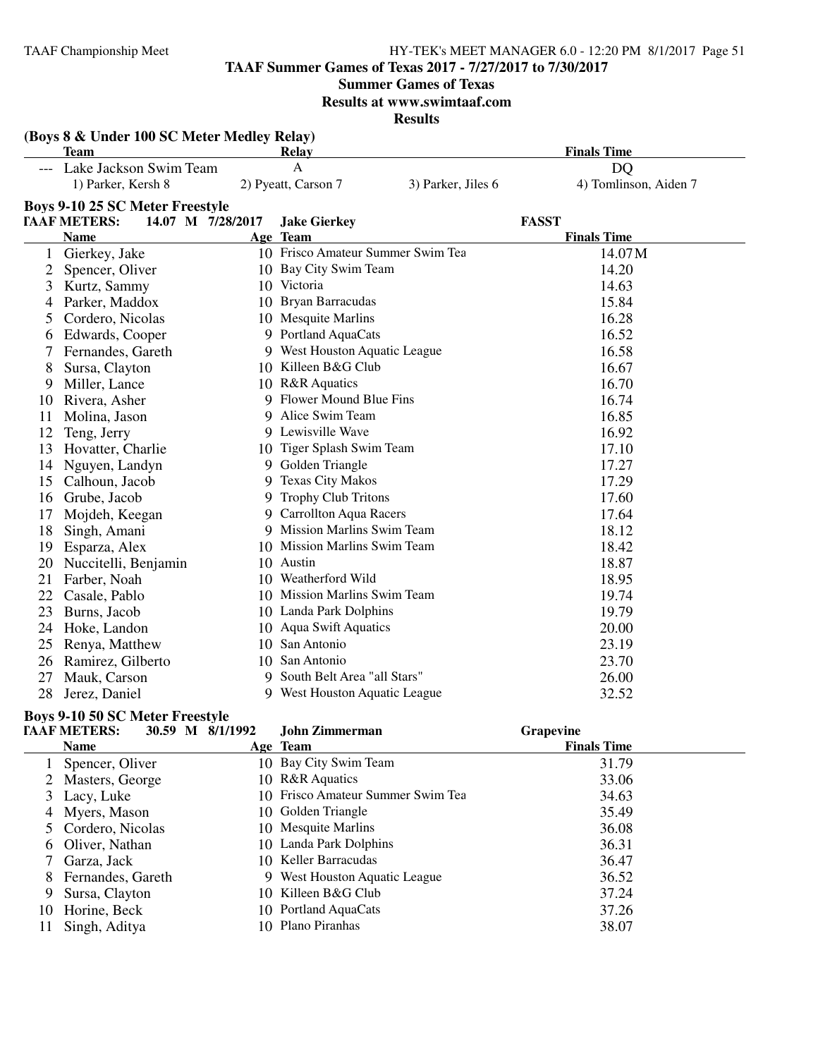TAAF Summer Games of Texas 2017 - 7/27/2017 to 7/30/2017

Summer Games of Texas

Results at www.swimtaaf.com

**Results**

**(Boys 8 & Under 100 SC Meter Medley Relay)**

| Team | Relay | | Finals Time |
|---|---|---|---|
| --- Lake Jackson Swim Team | A | | DQ |
| 1) Parker, Kersh 8 | 2) Pyeatt, Carson 7 | 3) Parker, Jiles 6 | 4) Tomlinson, Aiden 7 |

**Boys 9-10 25 SC Meter Freestyle**

**TAAF METERS: 14.07 M 7/28/2017 Jake Gierkey FASST**

| | Name | Age | Team | Finals Time |
|---|---|---|---|---|
| 1 | Gierkey, Jake | 10 | Frisco Amateur Summer Swim Tea | 14.07M |
| 2 | Spencer, Oliver | 10 | Bay City Swim Team | 14.20 |
| 3 | Kurtz, Sammy | 10 | Victoria | 14.63 |
| 4 | Parker, Maddox | 10 | Bryan Barracudas | 15.84 |
| 5 | Cordero, Nicolas | 10 | Mesquite Marlins | 16.28 |
| 6 | Edwards, Cooper | 9 | Portland AquaCats | 16.52 |
| 7 | Fernandes, Gareth | 9 | West Houston Aquatic League | 16.58 |
| 8 | Sursa, Clayton | 10 | Killeen B&G Club | 16.67 |
| 9 | Miller, Lance | 10 | R&R Aquatics | 16.70 |
| 10 | Rivera, Asher | 9 | Flower Mound Blue Fins | 16.74 |
| 11 | Molina, Jason | 9 | Alice Swim Team | 16.85 |
| 12 | Teng, Jerry | 9 | Lewisville Wave | 16.92 |
| 13 | Hovatter, Charlie | 10 | Tiger Splash Swim Team | 17.10 |
| 14 | Nguyen, Landyn | 9 | Golden Triangle | 17.27 |
| 15 | Calhoun, Jacob | 9 | Texas City Makos | 17.29 |
| 16 | Grube, Jacob | 9 | Trophy Club Tritons | 17.60 |
| 17 | Mojdeh, Keegan | 9 | Carrollton Aqua Racers | 17.64 |
| 18 | Singh, Amani | 9 | Mission Marlins Swim Team | 18.12 |
| 19 | Esparza, Alex | 10 | Mission Marlins Swim Team | 18.42 |
| 20 | Nuccitelli, Benjamin | 10 | Austin | 18.87 |
| 21 | Farber, Noah | 10 | Weatherford Wild | 18.95 |
| 22 | Casale, Pablo | 10 | Mission Marlins Swim Team | 19.74 |
| 23 | Burns, Jacob | 10 | Landa Park Dolphins | 19.79 |
| 24 | Hoke, Landon | 10 | Aqua Swift Aquatics | 20.00 |
| 25 | Renya, Matthew | 10 | San Antonio | 23.19 |
| 26 | Ramirez, Gilberto | 10 | San Antonio | 23.70 |
| 27 | Mauk, Carson | 9 | South Belt Area "all Stars" | 26.00 |
| 28 | Jerez, Daniel | 9 | West Houston Aquatic League | 32.52 |

**Boys 9-10 50 SC Meter Freestyle**

**TAAF METERS: 30.59 M 8/1/1992 John Zimmerman Grapevine**

| | Name | Age | Team | Finals Time |
|---|---|---|---|---|
| 1 | Spencer, Oliver | 10 | Bay City Swim Team | 31.79 |
| 2 | Masters, George | 10 | R&R Aquatics | 33.06 |
| 3 | Lacy, Luke | 10 | Frisco Amateur Summer Swim Tea | 34.63 |
| 4 | Myers, Mason | 10 | Golden Triangle | 35.49 |
| 5 | Cordero, Nicolas | 10 | Mesquite Marlins | 36.08 |
| 6 | Oliver, Nathan | 10 | Landa Park Dolphins | 36.31 |
| 7 | Garza, Jack | 10 | Keller Barracudas | 36.47 |
| 8 | Fernandes, Gareth | 9 | West Houston Aquatic League | 36.52 |
| 9 | Sursa, Clayton | 10 | Killeen B&G Club | 37.24 |
| 10 | Horine, Beck | 10 | Portland AquaCats | 37.26 |
| 11 | Singh, Aditya | 10 | Plano Piranhas | 38.07 |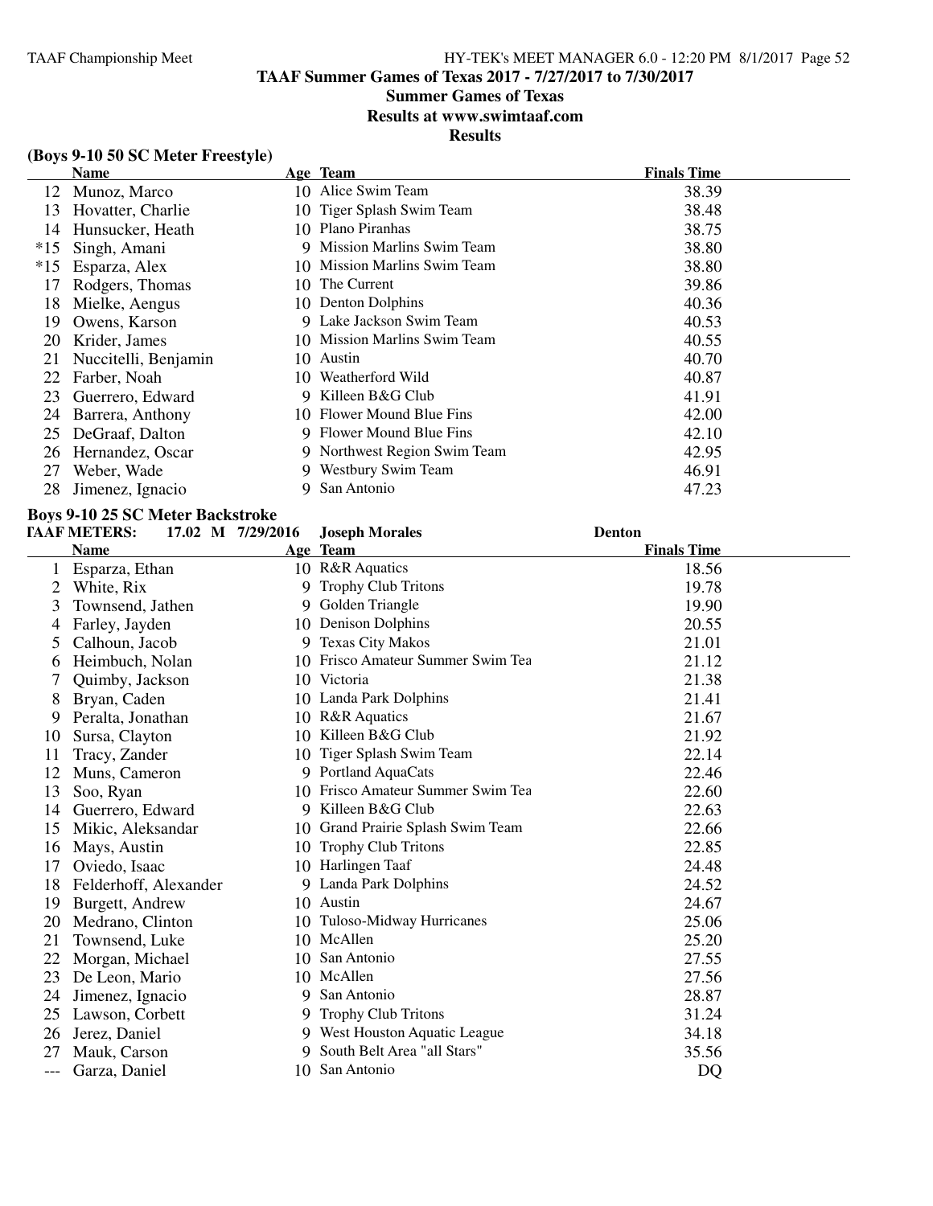# TAAF Summer Games of Texas 2017 - 7/27/2017 to 7/30/2017

## Summer Games of Texas

## Results at www.swimtaaf.com

## Results

### (Boys 9-10 50 SC Meter Freestyle)

| | Name | Age | Team | Finals Time |
|---|---|---|---|---|
| 12 | Munoz, Marco | 10 | Alice Swim Team | 38.39 |
| 13 | Hovatter, Charlie | 10 | Tiger Splash Swim Team | 38.48 |
| 14 | Hunsucker, Heath | 10 | Plano Piranhas | 38.75 |
| *15 | Singh, Amani | 9 | Mission Marlins Swim Team | 38.80 |
| *15 | Esparza, Alex | 10 | Mission Marlins Swim Team | 38.80 |
| 17 | Rodgers, Thomas | 10 | The Current | 39.86 |
| 18 | Mielke, Aengus | 10 | Denton Dolphins | 40.36 |
| 19 | Owens, Karson | 9 | Lake Jackson Swim Team | 40.53 |
| 20 | Krider, James | 10 | Mission Marlins Swim Team | 40.55 |
| 21 | Nuccitelli, Benjamin | 10 | Austin | 40.70 |
| 22 | Farber, Noah | 10 | Weatherford Wild | 40.87 |
| 23 | Guerrero, Edward | 9 | Killeen B&G Club | 41.91 |
| 24 | Barrera, Anthony | 10 | Flower Mound Blue Fins | 42.00 |
| 25 | DeGraaf, Dalton | 9 | Flower Mound Blue Fins | 42.10 |
| 26 | Hernandez, Oscar | 9 | Northwest Region Swim Team | 42.95 |
| 27 | Weber, Wade | 9 | Westbury Swim Team | 46.91 |
| 28 | Jimenez, Ignacio | 9 | San Antonio | 47.23 |

### Boys 9-10 25 SC Meter Backstroke

TAAF METERS: 17.02 M 7/29/2016 Joseph Morales Denton

| | Name | Age | Team | Finals Time |
|---|---|---|---|---|
| 1 | Esparza, Ethan | 10 | R&R Aquatics | 18.56 |
| 2 | White, Rix | 9 | Trophy Club Tritons | 19.78 |
| 3 | Townsend, Jathen | 9 | Golden Triangle | 19.90 |
| 4 | Farley, Jayden | 10 | Denison Dolphins | 20.55 |
| 5 | Calhoun, Jacob | 9 | Texas City Makos | 21.01 |
| 6 | Heimbuch, Nolan | 10 | Frisco Amateur Summer Swim Tea | 21.12 |
| 7 | Quimby, Jackson | 10 | Victoria | 21.38 |
| 8 | Bryan, Caden | 10 | Landa Park Dolphins | 21.41 |
| 9 | Peralta, Jonathan | 10 | R&R Aquatics | 21.67 |
| 10 | Sursa, Clayton | 10 | Killeen B&G Club | 21.92 |
| 11 | Tracy, Zander | 10 | Tiger Splash Swim Team | 22.14 |
| 12 | Muns, Cameron | 9 | Portland AquaCats | 22.46 |
| 13 | Soo, Ryan | 10 | Frisco Amateur Summer Swim Tea | 22.60 |
| 14 | Guerrero, Edward | 9 | Killeen B&G Club | 22.63 |
| 15 | Mikic, Aleksandar | 10 | Grand Prairie Splash Swim Team | 22.66 |
| 16 | Mays, Austin | 10 | Trophy Club Tritons | 22.85 |
| 17 | Oviedo, Isaac | 10 | Harlingen Taaf | 24.48 |
| 18 | Felderhoff, Alexander | 9 | Landa Park Dolphins | 24.52 |
| 19 | Burgett, Andrew | 10 | Austin | 24.67 |
| 20 | Medrano, Clinton | 10 | Tuloso-Midway Hurricanes | 25.06 |
| 21 | Townsend, Luke | 10 | McAllen | 25.20 |
| 22 | Morgan, Michael | 10 | San Antonio | 27.55 |
| 23 | De Leon, Mario | 10 | McAllen | 27.56 |
| 24 | Jimenez, Ignacio | 9 | San Antonio | 28.87 |
| 25 | Lawson, Corbett | 9 | Trophy Club Tritons | 31.24 |
| 26 | Jerez, Daniel | 9 | West Houston Aquatic League | 34.18 |
| 27 | Mauk, Carson | 9 | South Belt Area "all Stars" | 35.56 |
| --- | Garza, Daniel | 10 | San Antonio | DQ |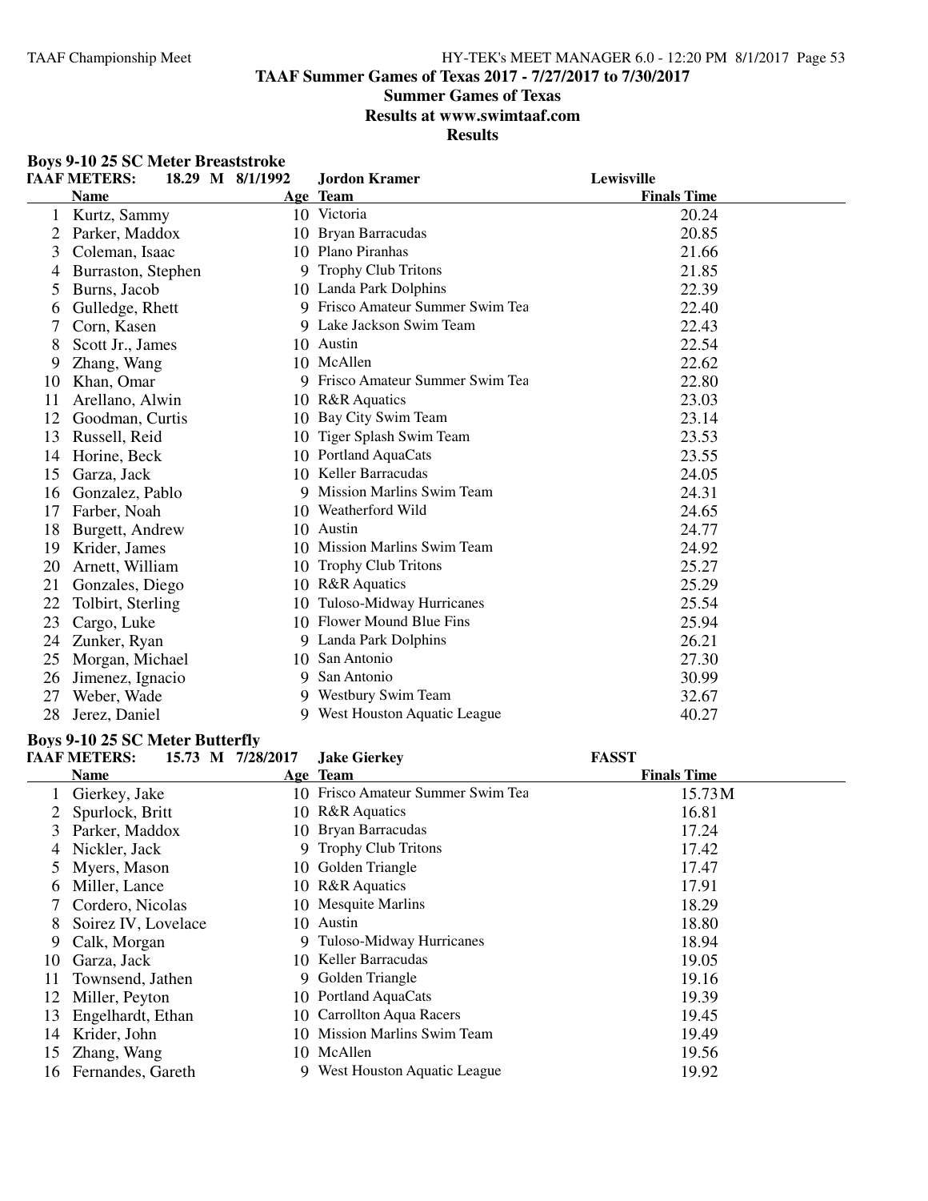## TAAF Summer Games of Texas 2017 - 7/27/2017 to 7/30/2017

**Summer Games of Texas**

**Results at www.swimtaaf.com**

**Results**

### Boys 9-10 25 SC Meter Breaststroke

**TAAF METERS:** 18.29 M 8/1/1992 **Jordon Kramer** **Lewisville**

| | Name | Age | Team | Finals Time |
|---|---|---|---|---|
| 1 | Kurtz, Sammy | 10 | Victoria | 20.24 |
| 2 | Parker, Maddox | 10 | Bryan Barracudas | 20.85 |
| 3 | Coleman, Isaac | 10 | Plano Piranhas | 21.66 |
| 4 | Burraston, Stephen | 9 | Trophy Club Tritons | 21.85 |
| 5 | Burns, Jacob | 10 | Landa Park Dolphins | 22.39 |
| 6 | Gulledge, Rhett | 9 | Frisco Amateur Summer Swim Tea | 22.40 |
| 7 | Corn, Kasen | 9 | Lake Jackson Swim Team | 22.43 |
| 8 | Scott Jr., James | 10 | Austin | 22.54 |
| 9 | Zhang, Wang | 10 | McAllen | 22.62 |
| 10 | Khan, Omar | 9 | Frisco Amateur Summer Swim Tea | 22.80 |
| 11 | Arellano, Alwin | 10 | R&R Aquatics | 23.03 |
| 12 | Goodman, Curtis | 10 | Bay City Swim Team | 23.14 |
| 13 | Russell, Reid | 10 | Tiger Splash Swim Team | 23.53 |
| 14 | Horine, Beck | 10 | Portland AquaCats | 23.55 |
| 15 | Garza, Jack | 10 | Keller Barracudas | 24.05 |
| 16 | Gonzalez, Pablo | 9 | Mission Marlins Swim Team | 24.31 |
| 17 | Farber, Noah | 10 | Weatherford Wild | 24.65 |
| 18 | Burgett, Andrew | 10 | Austin | 24.77 |
| 19 | Krider, James | 10 | Mission Marlins Swim Team | 24.92 |
| 20 | Arnett, William | 10 | Trophy Club Tritons | 25.27 |
| 21 | Gonzales, Diego | 10 | R&R Aquatics | 25.29 |
| 22 | Tolbirt, Sterling | 10 | Tuloso-Midway Hurricanes | 25.54 |
| 23 | Cargo, Luke | 10 | Flower Mound Blue Fins | 25.94 |
| 24 | Zunker, Ryan | 9 | Landa Park Dolphins | 26.21 |
| 25 | Morgan, Michael | 10 | San Antonio | 27.30 |
| 26 | Jimenez, Ignacio | 9 | San Antonio | 30.99 |
| 27 | Weber, Wade | 9 | Westbury Swim Team | 32.67 |
| 28 | Jerez, Daniel | 9 | West Houston Aquatic League | 40.27 |

### Boys 9-10 25 SC Meter Butterfly

**TAAF METERS:** 15.73 M 7/28/2017 **Jake Gierkey** **FASST**

| | Name | Age | Team | Finals Time |
|---|---|---|---|---|
| 1 | Gierkey, Jake | 10 | Frisco Amateur Summer Swim Tea | 15.73M |
| 2 | Spurlock, Britt | 10 | R&R Aquatics | 16.81 |
| 3 | Parker, Maddox | 10 | Bryan Barracudas | 17.24 |
| 4 | Nickler, Jack | 9 | Trophy Club Tritons | 17.42 |
| 5 | Myers, Mason | 10 | Golden Triangle | 17.47 |
| 6 | Miller, Lance | 10 | R&R Aquatics | 17.91 |
| 7 | Cordero, Nicolas | 10 | Mesquite Marlins | 18.29 |
| 8 | Soirez IV, Lovelace | 10 | Austin | 18.80 |
| 9 | Calk, Morgan | 9 | Tuloso-Midway Hurricanes | 18.94 |
| 10 | Garza, Jack | 10 | Keller Barracudas | 19.05 |
| 11 | Townsend, Jathen | 9 | Golden Triangle | 19.16 |
| 12 | Miller, Peyton | 10 | Portland AquaCats | 19.39 |
| 13 | Engelhardt, Ethan | 10 | Carrollton Aqua Racers | 19.45 |
| 14 | Krider, John | 10 | Mission Marlins Swim Team | 19.49 |
| 15 | Zhang, Wang | 10 | McAllen | 19.56 |
| 16 | Fernandes, Gareth | 9 | West Houston Aquatic League | 19.92 |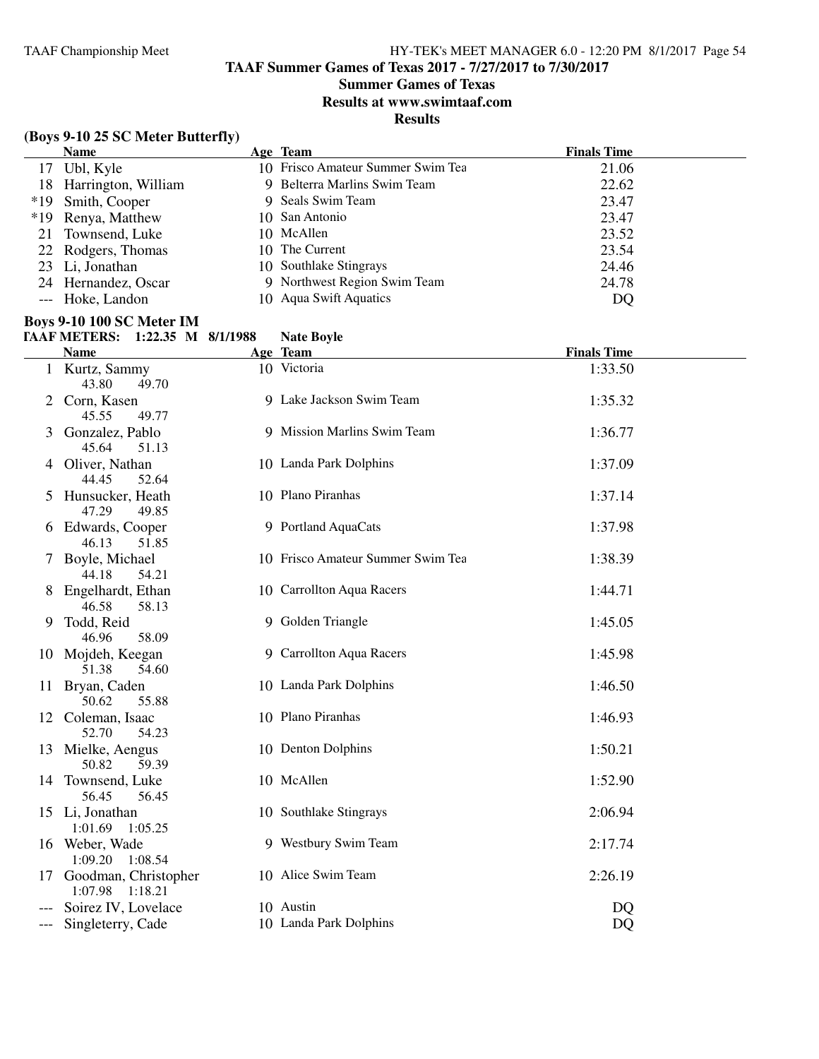**TAAF Summer Games of Texas 2017 - 7/27/2017 to 7/30/2017**

**Summer Games of Texas**

**Results at www.swimtaaf.com**

**Results**

### (Boys 9-10 25 SC Meter Butterfly)

| | Name | Age | Team | Finals Time |
|---|---|---|---|---|
| 17 | Ubl, Kyle | 10 | Frisco Amateur Summer Swim Tea | 21.06 |
| 18 | Harrington, William | 9 | Belterra Marlins Swim Team | 22.62 |
| *19 | Smith, Cooper | 9 | Seals Swim Team | 23.47 |
| *19 | Renya, Matthew | 10 | San Antonio | 23.47 |
| 21 | Townsend, Luke | 10 | McAllen | 23.52 |
| 22 | Rodgers, Thomas | 10 | The Current | 23.54 |
| 23 | Li, Jonathan | 10 | Southlake Stingrays | 24.46 |
| 24 | Hernandez, Oscar | 9 | Northwest Region Swim Team | 24.78 |
| --- | Hoke, Landon | 10 | Aqua Swift Aquatics | DQ |

### Boys 9-10 100 SC Meter IM

**TAAF METERS: 1:22.35 M 8/1/1988 Nate Boyle**

| | Name | Age | Team | Finals Time |
|---|---|---|---|---|
| 1 | Kurtz, Sammy<br>43.80 49.70 | 10 | Victoria | 1:33.50 |
| 2 | Corn, Kasen<br>45.55 49.77 | 9 | Lake Jackson Swim Team | 1:35.32 |
| 3 | Gonzalez, Pablo<br>45.64 51.13 | 9 | Mission Marlins Swim Team | 1:36.77 |
| 4 | Oliver, Nathan<br>44.45 52.64 | 10 | Landa Park Dolphins | 1:37.09 |
| 5 | Hunsucker, Heath<br>47.29 49.85 | 10 | Plano Piranhas | 1:37.14 |
| 6 | Edwards, Cooper<br>46.13 51.85 | 9 | Portland AquaCats | 1:37.98 |
| 7 | Boyle, Michael<br>44.18 54.21 | 10 | Frisco Amateur Summer Swim Tea | 1:38.39 |
| 8 | Engelhardt, Ethan<br>46.58 58.13 | 10 | Carrollton Aqua Racers | 1:44.71 |
| 9 | Todd, Reid<br>46.96 58.09 | 9 | Golden Triangle | 1:45.05 |
| 10 | Mojdeh, Keegan<br>51.38 54.60 | 9 | Carrollton Aqua Racers | 1:45.98 |
| 11 | Bryan, Caden<br>50.62 55.88 | 10 | Landa Park Dolphins | 1:46.50 |
| 12 | Coleman, Isaac<br>52.70 54.23 | 10 | Plano Piranhas | 1:46.93 |
| 13 | Mielke, Aengus<br>50.82 59.39 | 10 | Denton Dolphins | 1:50.21 |
| 14 | Townsend, Luke<br>56.45 56.45 | 10 | McAllen | 1:52.90 |
| 15 | Li, Jonathan<br>1:01.69 1:05.25 | 10 | Southlake Stingrays | 2:06.94 |
| 16 | Weber, Wade<br>1:09.20 1:08.54 | 9 | Westbury Swim Team | 2:17.74 |
| 17 | Goodman, Christopher<br>1:07.98 1:18.21 | 10 | Alice Swim Team | 2:26.19 |
| --- | Soirez IV, Lovelace | 10 | Austin | DQ |
| --- | Singleterry, Cade | 10 | Landa Park Dolphins | DQ |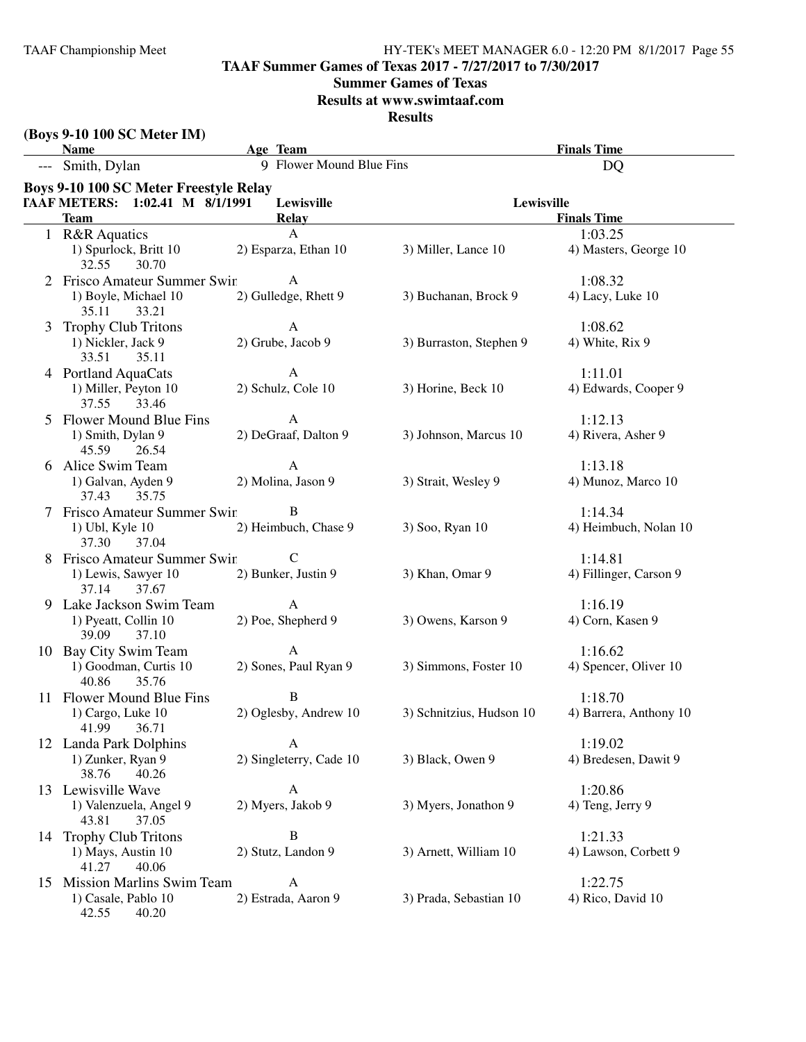## TAAF Summer Games of Texas 2017 - 7/27/2017 to 7/30/2017

### Summer Games of Texas

### Results at www.swimtaaf.com

### Results

**(Boys 9-10 100 SC Meter IM)**

| | Name | Age | Team | Finals Time |
|---|---|---|---|---|
| --- | Smith, Dylan | 9 | Flower Mound Blue Fins | DQ |

**Boys 9-10 100 SC Meter Freestyle Relay**

TAAF METERS: 1:02.41 M 8/1/1991 Lewisville Lewisville

| | Team | Relay | | Finals Time |
|---|---|---|---|---|
| 1 | R&R Aquatics | A | | 1:03.25 |
| | 1) Spurlock, Britt 10 | 2) Esparza, Ethan 10 | 3) Miller, Lance 10 | 4) Masters, George 10 |
| | 32.55 30.70 | | | |
| 2 | Frisco Amateur Summer Swir | A | | 1:08.32 |
| | 1) Boyle, Michael 10 | 2) Gulledge, Rhett 9 | 3) Buchanan, Brock 9 | 4) Lacy, Luke 10 |
| | 35.11 33.21 | | | |
| 3 | Trophy Club Tritons | A | | 1:08.62 |
| | 1) Nickler, Jack 9 | 2) Grube, Jacob 9 | 3) Burraston, Stephen 9 | 4) White, Rix 9 |
| | 33.51 35.11 | | | |
| 4 | Portland AquaCats | A | | 1:11.01 |
| | 1) Miller, Peyton 10 | 2) Schulz, Cole 10 | 3) Horine, Beck 10 | 4) Edwards, Cooper 9 |
| | 37.55 33.46 | | | |
| 5 | Flower Mound Blue Fins | A | | 1:12.13 |
| | 1) Smith, Dylan 9 | 2) DeGraaf, Dalton 9 | 3) Johnson, Marcus 10 | 4) Rivera, Asher 9 |
| | 45.59 26.54 | | | |
| 6 | Alice Swim Team | A | | 1:13.18 |
| | 1) Galvan, Ayden 9 | 2) Molina, Jason 9 | 3) Strait, Wesley 9 | 4) Munoz, Marco 10 |
| | 37.43 35.75 | | | |
| 7 | Frisco Amateur Summer Swir | B | | 1:14.34 |
| | 1) Ubl, Kyle 10 | 2) Heimbuch, Chase 9 | 3) Soo, Ryan 10 | 4) Heimbuch, Nolan 10 |
| | 37.30 37.04 | | | |
| 8 | Frisco Amateur Summer Swir | C | | 1:14.81 |
| | 1) Lewis, Sawyer 10 | 2) Bunker, Justin 9 | 3) Khan, Omar 9 | 4) Fillinger, Carson 9 |
| | 37.14 37.67 | | | |
| 9 | Lake Jackson Swim Team | A | | 1:16.19 |
| | 1) Pyeatt, Collin 10 | 2) Poe, Shepherd 9 | 3) Owens, Karson 9 | 4) Corn, Kasen 9 |
| | 39.09 37.10 | | | |
| 10 | Bay City Swim Team | A | | 1:16.62 |
| | 1) Goodman, Curtis 10 | 2) Sones, Paul Ryan 9 | 3) Simmons, Foster 10 | 4) Spencer, Oliver 10 |
| | 40.86 35.76 | | | |
| 11 | Flower Mound Blue Fins | B | | 1:18.70 |
| | 1) Cargo, Luke 10 | 2) Oglesby, Andrew 10 | 3) Schnitzius, Hudson 10 | 4) Barrera, Anthony 10 |
| | 41.99 36.71 | | | |
| 12 | Landa Park Dolphins | A | | 1:19.02 |
| | 1) Zunker, Ryan 9 | 2) Singleterry, Cade 10 | 3) Black, Owen 9 | 4) Bredesen, Dawit 9 |
| | 38.76 40.26 | | | |
| 13 | Lewisville Wave | A | | 1:20.86 |
| | 1) Valenzuela, Angel 9 | 2) Myers, Jakob 9 | 3) Myers, Jonathon 9 | 4) Teng, Jerry 9 |
| | 43.81 37.05 | | | |
| 14 | Trophy Club Tritons | B | | 1:21.33 |
| | 1) Mays, Austin 10 | 2) Stutz, Landon 9 | 3) Arnett, William 10 | 4) Lawson, Corbett 9 |
| | 41.27 40.06 | | | |
| 15 | Mission Marlins Swim Team | A | | 1:22.75 |
| | 1) Casale, Pablo 10 | 2) Estrada, Aaron 9 | 3) Prada, Sebastian 10 | 4) Rico, David 10 |
| | 42.55 40.20 | | | |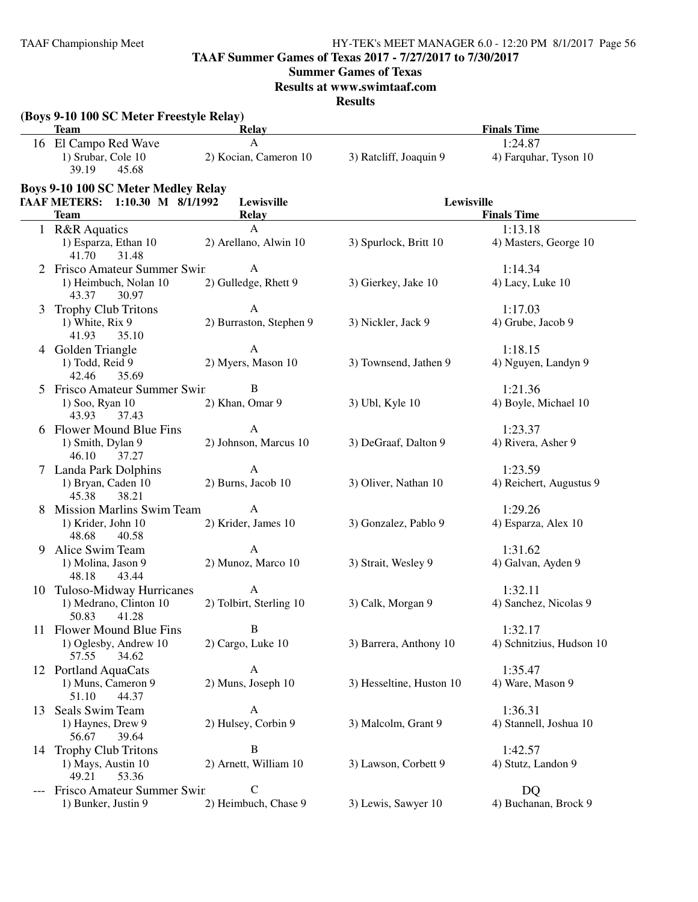## TAAF Summer Games of Texas 2017 - 7/27/2017 to 7/30/2017

**Summer Games of Texas**

**Results at www.swimtaaf.com**

**Results**

### (Boys 9-10 100 SC Meter Freestyle Relay)

| | Team | Relay | | Finals Time |
|---|---|---|---|---|
| 16 | El Campo Red Wave | A | | 1:24.87 |
| | 1) Srubar, Cole 10 | 2) Kocian, Cameron 10 | 3) Ratcliff, Joaquin 9 | 4) Farquhar, Tyson 10 |
| | 39.19 45.68 | | | |

### Boys 9-10 100 SC Meter Medley Relay

**TAAF METERS: 1:10.30 M 8/1/1992 Lewisville — Lewisville**

| | Team | Relay | | Finals Time |
|---|---|---|---|---|
| 1 | R&R Aquatics | A | | 1:13.18 |
| | 1) Esparza, Ethan 10 | 2) Arellano, Alwin 10 | 3) Spurlock, Britt 10 | 4) Masters, George 10 |
| | 41.70 31.48 | | | |
| 2 | Frisco Amateur Summer Swir | A | | 1:14.34 |
| | 1) Heimbuch, Nolan 10 | 2) Gulledge, Rhett 9 | 3) Gierkey, Jake 10 | 4) Lacy, Luke 10 |
| | 43.37 30.97 | | | |
| 3 | Trophy Club Tritons | A | | 1:17.03 |
| | 1) White, Rix 9 | 2) Burraston, Stephen 9 | 3) Nickler, Jack 9 | 4) Grube, Jacob 9 |
| | 41.93 35.10 | | | |
| 4 | Golden Triangle | A | | 1:18.15 |
| | 1) Todd, Reid 9 | 2) Myers, Mason 10 | 3) Townsend, Jathen 9 | 4) Nguyen, Landyn 9 |
| | 42.46 35.69 | | | |
| 5 | Frisco Amateur Summer Swir | B | | 1:21.36 |
| | 1) Soo, Ryan 10 | 2) Khan, Omar 9 | 3) Ubl, Kyle 10 | 4) Boyle, Michael 10 |
| | 43.93 37.43 | | | |
| 6 | Flower Mound Blue Fins | A | | 1:23.37 |
| | 1) Smith, Dylan 9 | 2) Johnson, Marcus 10 | 3) DeGraaf, Dalton 9 | 4) Rivera, Asher 9 |
| | 46.10 37.27 | | | |
| 7 | Landa Park Dolphins | A | | 1:23.59 |
| | 1) Bryan, Caden 10 | 2) Burns, Jacob 10 | 3) Oliver, Nathan 10 | 4) Reichert, Augustus 9 |
| | 45.38 38.21 | | | |
| 8 | Mission Marlins Swim Team | A | | 1:29.26 |
| | 1) Krider, John 10 | 2) Krider, James 10 | 3) Gonzalez, Pablo 9 | 4) Esparza, Alex 10 |
| | 48.68 40.58 | | | |
| 9 | Alice Swim Team | A | | 1:31.62 |
| | 1) Molina, Jason 9 | 2) Munoz, Marco 10 | 3) Strait, Wesley 9 | 4) Galvan, Ayden 9 |
| | 48.18 43.44 | | | |
| 10 | Tuloso-Midway Hurricanes | A | | 1:32.11 |
| | 1) Medrano, Clinton 10 | 2) Tolbirt, Sterling 10 | 3) Calk, Morgan 9 | 4) Sanchez, Nicolas 9 |
| | 50.83 41.28 | | | |
| 11 | Flower Mound Blue Fins | B | | 1:32.17 |
| | 1) Oglesby, Andrew 10 | 2) Cargo, Luke 10 | 3) Barrera, Anthony 10 | 4) Schnitzius, Hudson 10 |
| | 57.55 34.62 | | | |
| 12 | Portland AquaCats | A | | 1:35.47 |
| | 1) Muns, Cameron 9 | 2) Muns, Joseph 10 | 3) Hesseltine, Huston 10 | 4) Ware, Mason 9 |
| | 51.10 44.37 | | | |
| 13 | Seals Swim Team | A | | 1:36.31 |
| | 1) Haynes, Drew 9 | 2) Hulsey, Corbin 9 | 3) Malcolm, Grant 9 | 4) Stannell, Joshua 10 |
| | 56.67 39.64 | | | |
| 14 | Trophy Club Tritons | B | | 1:42.57 |
| | 1) Mays, Austin 10 | 2) Arnett, William 10 | 3) Lawson, Corbett 9 | 4) Stutz, Landon 9 |
| | 49.21 53.36 | | | |
| --- | Frisco Amateur Summer Swir | C | | DQ |
| | 1) Bunker, Justin 9 | 2) Heimbuch, Chase 9 | 3) Lewis, Sawyer 10 | 4) Buchanan, Brock 9 |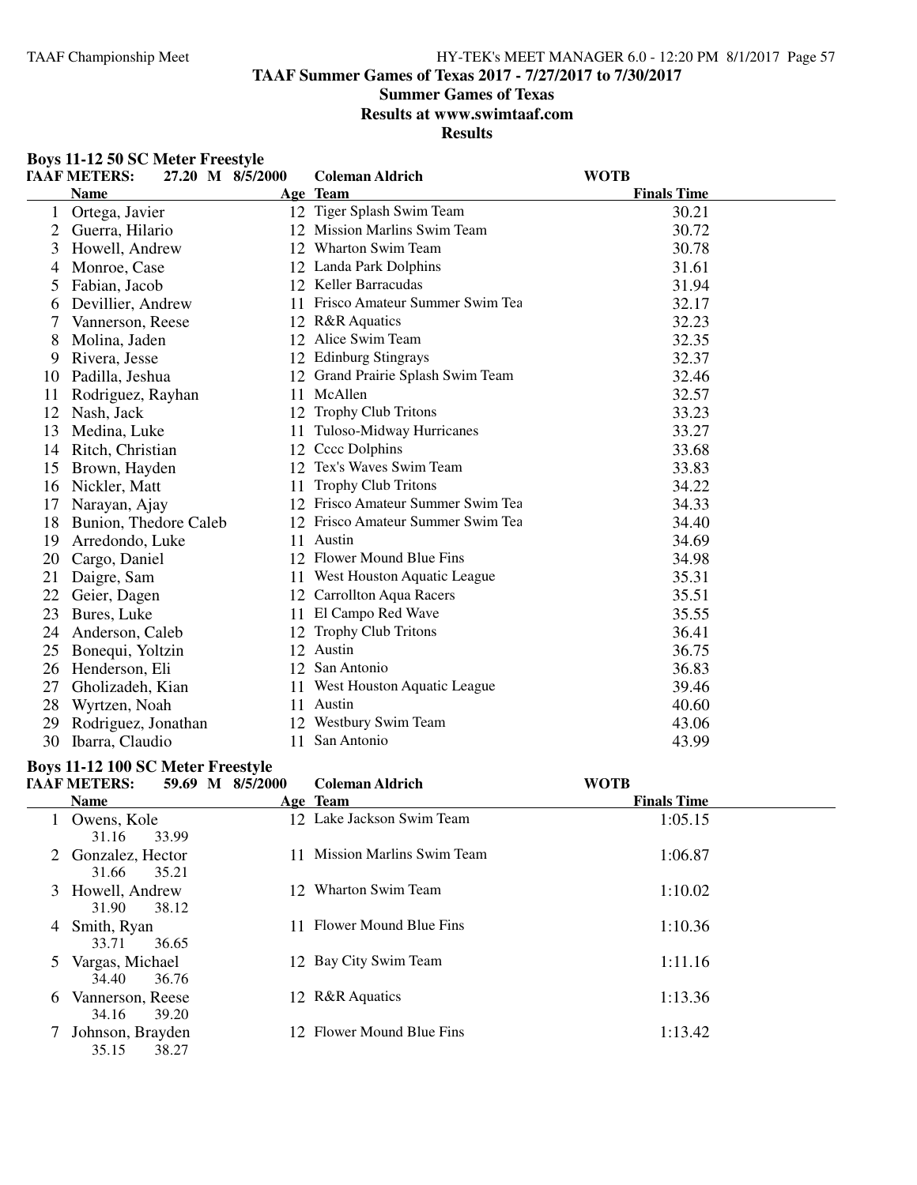# TAAF Summer Games of Texas 2017 - 7/27/2017 to 7/30/2017

## Summer Games of Texas

## Results at www.swimtaaf.com

## Results

### Boys 11-12 50 SC Meter Freestyle

TAAF METERS: 27.20 M 8/5/2000 Coleman Aldrich WOTB

| | Name | Age | Team | Finals Time |
|---|---|---|---|---|
| 1 | Ortega, Javier | 12 | Tiger Splash Swim Team | 30.21 |
| 2 | Guerra, Hilario | 12 | Mission Marlins Swim Team | 30.72 |
| 3 | Howell, Andrew | 12 | Wharton Swim Team | 30.78 |
| 4 | Monroe, Case | 12 | Landa Park Dolphins | 31.61 |
| 5 | Fabian, Jacob | 12 | Keller Barracudas | 31.94 |
| 6 | Devillier, Andrew | 11 | Frisco Amateur Summer Swim Tea | 32.17 |
| 7 | Vannerson, Reese | 12 | R&R Aquatics | 32.23 |
| 8 | Molina, Jaden | 12 | Alice Swim Team | 32.35 |
| 9 | Rivera, Jesse | 12 | Edinburg Stingrays | 32.37 |
| 10 | Padilla, Jeshua | 12 | Grand Prairie Splash Swim Team | 32.46 |
| 11 | Rodriguez, Rayhan | 11 | McAllen | 32.57 |
| 12 | Nash, Jack | 12 | Trophy Club Tritons | 33.23 |
| 13 | Medina, Luke | 11 | Tuloso-Midway Hurricanes | 33.27 |
| 14 | Ritch, Christian | 12 | Cccc Dolphins | 33.68 |
| 15 | Brown, Hayden | 12 | Tex's Waves Swim Team | 33.83 |
| 16 | Nickler, Matt | 11 | Trophy Club Tritons | 34.22 |
| 17 | Narayan, Ajay | 12 | Frisco Amateur Summer Swim Tea | 34.33 |
| 18 | Bunion, Thedore Caleb | 12 | Frisco Amateur Summer Swim Tea | 34.40 |
| 19 | Arredondo, Luke | 11 | Austin | 34.69 |
| 20 | Cargo, Daniel | 12 | Flower Mound Blue Fins | 34.98 |
| 21 | Daigre, Sam | 11 | West Houston Aquatic League | 35.31 |
| 22 | Geier, Dagen | 12 | Carrollton Aqua Racers | 35.51 |
| 23 | Bures, Luke | 11 | El Campo Red Wave | 35.55 |
| 24 | Anderson, Caleb | 12 | Trophy Club Tritons | 36.41 |
| 25 | Bonequi, Yoltzin | 12 | Austin | 36.75 |
| 26 | Henderson, Eli | 12 | San Antonio | 36.83 |
| 27 | Gholizadeh, Kian | 11 | West Houston Aquatic League | 39.46 |
| 28 | Wyrtzen, Noah | 11 | Austin | 40.60 |
| 29 | Rodriguez, Jonathan | 12 | Westbury Swim Team | 43.06 |
| 30 | Ibarra, Claudio | 11 | San Antonio | 43.99 |

### Boys 11-12 100 SC Meter Freestyle

TAAF METERS: 59.69 M 8/5/2000 Coleman Aldrich WOTB

| | Name | Age | Team | Finals Time |
|---|---|---|---|---|
| 1 | Owens, Kole<br>31.16 33.99 | 12 | Lake Jackson Swim Team | 1:05.15 |
| 2 | Gonzalez, Hector<br>31.66 35.21 | 11 | Mission Marlins Swim Team | 1:06.87 |
| 3 | Howell, Andrew<br>31.90 38.12 | 12 | Wharton Swim Team | 1:10.02 |
| 4 | Smith, Ryan<br>33.71 36.65 | 11 | Flower Mound Blue Fins | 1:10.36 |
| 5 | Vargas, Michael<br>34.40 36.76 | 12 | Bay City Swim Team | 1:11.16 |
| 6 | Vannerson, Reese<br>34.16 39.20 | 12 | R&R Aquatics | 1:13.36 |
| 7 | Johnson, Brayden<br>35.15 38.27 | 12 | Flower Mound Blue Fins | 1:13.42 |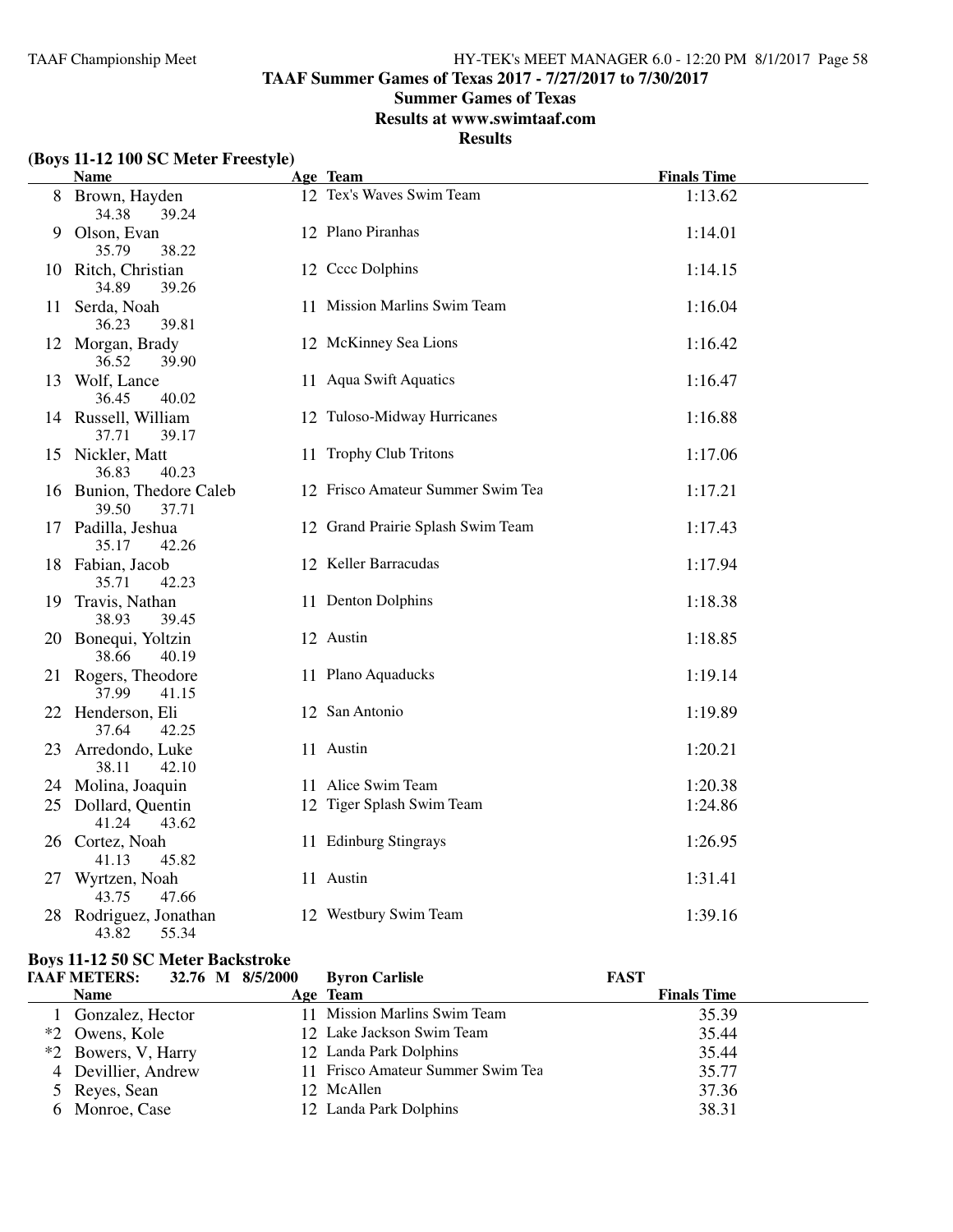# TAAF Summer Games of Texas 2017 - 7/27/2017 to 7/30/2017

## Summer Games of Texas

## Results at www.swimtaaf.com

## Results

### (Boys 11-12 100 SC Meter Freestyle)

| | Name | Age | Team | Finals Time |
|---|---|---|---|---|
| 8 | Brown, Hayden | 12 | Tex's Waves Swim Team | 1:13.62 |
| | 34.38 39.24 | | | |
| 9 | Olson, Evan | 12 | Plano Piranhas | 1:14.01 |
| | 35.79 38.22 | | | |
| 10 | Ritch, Christian | 12 | Cccc Dolphins | 1:14.15 |
| | 34.89 39.26 | | | |
| 11 | Serda, Noah | 11 | Mission Marlins Swim Team | 1:16.04 |
| | 36.23 39.81 | | | |
| 12 | Morgan, Brady | 12 | McKinney Sea Lions | 1:16.42 |
| | 36.52 39.90 | | | |
| 13 | Wolf, Lance | 11 | Aqua Swift Aquatics | 1:16.47 |
| | 36.45 40.02 | | | |
| 14 | Russell, William | 12 | Tuloso-Midway Hurricanes | 1:16.88 |
| | 37.71 39.17 | | | |
| 15 | Nickler, Matt | 11 | Trophy Club Tritons | 1:17.06 |
| | 36.83 40.23 | | | |
| 16 | Bunion, Thedore Caleb | 12 | Frisco Amateur Summer Swim Tea | 1:17.21 |
| | 39.50 37.71 | | | |
| 17 | Padilla, Jeshua | 12 | Grand Prairie Splash Swim Team | 1:17.43 |
| | 35.17 42.26 | | | |
| 18 | Fabian, Jacob | 12 | Keller Barracudas | 1:17.94 |
| | 35.71 42.23 | | | |
| 19 | Travis, Nathan | 11 | Denton Dolphins | 1:18.38 |
| | 38.93 39.45 | | | |
| 20 | Bonequi, Yoltzin | 12 | Austin | 1:18.85 |
| | 38.66 40.19 | | | |
| 21 | Rogers, Theodore | 11 | Plano Aquaducks | 1:19.14 |
| | 37.99 41.15 | | | |
| 22 | Henderson, Eli | 12 | San Antonio | 1:19.89 |
| | 37.64 42.25 | | | |
| 23 | Arredondo, Luke | 11 | Austin | 1:20.21 |
| | 38.11 42.10 | | | |
| 24 | Molina, Joaquin | 11 | Alice Swim Team | 1:20.38 |
| 25 | Dollard, Quentin | 12 | Tiger Splash Swim Team | 1:24.86 |
| | 41.24 43.62 | | | |
| 26 | Cortez, Noah | 11 | Edinburg Stingrays | 1:26.95 |
| | 41.13 45.82 | | | |
| 27 | Wyrtzen, Noah | 11 | Austin | 1:31.41 |
| | 43.75 47.66 | | | |
| 28 | Rodriguez, Jonathan | 12 | Westbury Swim Team | 1:39.16 |
| | 43.82 55.34 | | | |

### Boys 11-12 50 SC Meter Backstroke

TAAF METERS: 32.76 M 8/5/2000 Byron Carlisle FAST

| | Name | Age | Team | Finals Time |
|---|---|---|---|---|
| 1 | Gonzalez, Hector | 11 | Mission Marlins Swim Team | 35.39 |
| *2 | Owens, Kole | 12 | Lake Jackson Swim Team | 35.44 |
| *2 | Bowers, V, Harry | 12 | Landa Park Dolphins | 35.44 |
| 4 | Devillier, Andrew | 11 | Frisco Amateur Summer Swim Tea | 35.77 |
| 5 | Reyes, Sean | 12 | McAllen | 37.36 |
| 6 | Monroe, Case | 12 | Landa Park Dolphins | 38.31 |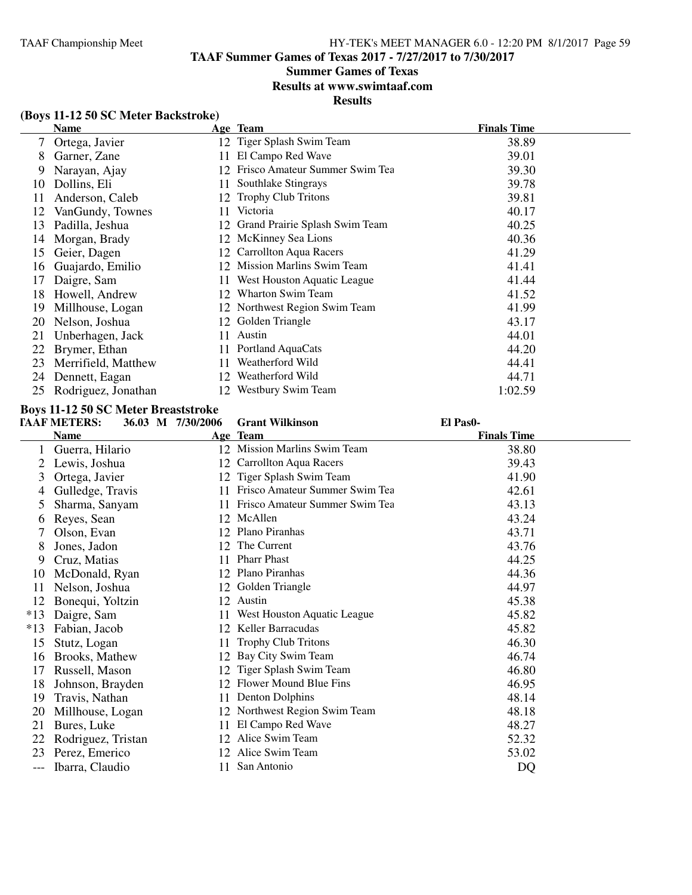## TAAF Summer Games of Texas 2017 - 7/27/2017 to 7/30/2017

## Summer Games of Texas

## Results at www.swimtaaf.com

## Results

### (Boys 11-12 50 SC Meter Backstroke)

| | Name | Age | Team | Finals Time |
|---|---|---|---|---|
| 7 | Ortega, Javier | 12 | Tiger Splash Swim Team | 38.89 |
| 8 | Garner, Zane | 11 | El Campo Red Wave | 39.01 |
| 9 | Narayan, Ajay | 12 | Frisco Amateur Summer Swim Tea | 39.30 |
| 10 | Dollins, Eli | 11 | Southlake Stingrays | 39.78 |
| 11 | Anderson, Caleb | 12 | Trophy Club Tritons | 39.81 |
| 12 | VanGundy, Townes | 11 | Victoria | 40.17 |
| 13 | Padilla, Jeshua | 12 | Grand Prairie Splash Swim Team | 40.25 |
| 14 | Morgan, Brady | 12 | McKinney Sea Lions | 40.36 |
| 15 | Geier, Dagen | 12 | Carrollton Aqua Racers | 41.29 |
| 16 | Guajardo, Emilio | 12 | Mission Marlins Swim Team | 41.41 |
| 17 | Daigre, Sam | 11 | West Houston Aquatic League | 41.44 |
| 18 | Howell, Andrew | 12 | Wharton Swim Team | 41.52 |
| 19 | Millhouse, Logan | 12 | Northwest Region Swim Team | 41.99 |
| 20 | Nelson, Joshua | 12 | Golden Triangle | 43.17 |
| 21 | Unberhagen, Jack | 11 | Austin | 44.01 |
| 22 | Brymer, Ethan | 11 | Portland AquaCats | 44.20 |
| 23 | Merrifield, Matthew | 11 | Weatherford Wild | 44.41 |
| 24 | Dennett, Eagan | 12 | Weatherford Wild | 44.71 |
| 25 | Rodriguez, Jonathan | 12 | Westbury Swim Team | 1:02.59 |

### Boys 11-12 50 SC Meter Breaststroke

TAAF METERS: 36.03 M 7/30/2006 Grant Wilkinson El Pas0-

| | Name | Age | Team | Finals Time |
|---|---|---|---|---|
| 1 | Guerra, Hilario | 12 | Mission Marlins Swim Team | 38.80 |
| 2 | Lewis, Joshua | 12 | Carrollton Aqua Racers | 39.43 |
| 3 | Ortega, Javier | 12 | Tiger Splash Swim Team | 41.90 |
| 4 | Gulledge, Travis | 11 | Frisco Amateur Summer Swim Tea | 42.61 |
| 5 | Sharma, Sanyam | 11 | Frisco Amateur Summer Swim Tea | 43.13 |
| 6 | Reyes, Sean | 12 | McAllen | 43.24 |
| 7 | Olson, Evan | 12 | Plano Piranhas | 43.71 |
| 8 | Jones, Jadon | 12 | The Current | 43.76 |
| 9 | Cruz, Matias | 11 | Pharr Phast | 44.25 |
| 10 | McDonald, Ryan | 12 | Plano Piranhas | 44.36 |
| 11 | Nelson, Joshua | 12 | Golden Triangle | 44.97 |
| 12 | Bonequi, Yoltzin | 12 | Austin | 45.38 |
| *13 | Daigre, Sam | 11 | West Houston Aquatic League | 45.82 |
| *13 | Fabian, Jacob | 12 | Keller Barracudas | 45.82 |
| 15 | Stutz, Logan | 11 | Trophy Club Tritons | 46.30 |
| 16 | Brooks, Mathew | 12 | Bay City Swim Team | 46.74 |
| 17 | Russell, Mason | 12 | Tiger Splash Swim Team | 46.80 |
| 18 | Johnson, Brayden | 12 | Flower Mound Blue Fins | 46.95 |
| 19 | Travis, Nathan | 11 | Denton Dolphins | 48.14 |
| 20 | Millhouse, Logan | 12 | Northwest Region Swim Team | 48.18 |
| 21 | Bures, Luke | 11 | El Campo Red Wave | 48.27 |
| 22 | Rodriguez, Tristan | 12 | Alice Swim Team | 52.32 |
| 23 | Perez, Emerico | 12 | Alice Swim Team | 53.02 |
| --- | Ibarra, Claudio | 11 | San Antonio | DQ |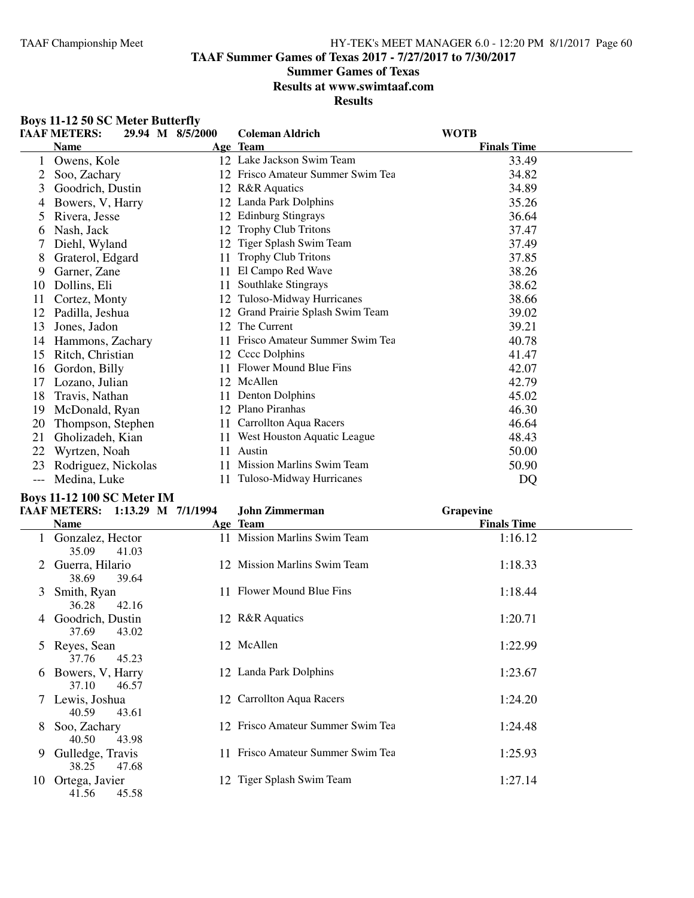**TAAF Summer Games of Texas 2017 - 7/27/2017 to 7/30/2017**

**Summer Games of Texas**

**Results at www.swimtaaf.com**

**Results**

### Boys 11-12 50 SC Meter Butterfly

**TAAF METERS: 29.94 M 8/5/2000 Coleman Aldrich WOTB**

| | Name | Age | Team | Finals Time |
|---|---|---|---|---|
| 1 | Owens, Kole | 12 | Lake Jackson Swim Team | 33.49 |
| 2 | Soo, Zachary | 12 | Frisco Amateur Summer Swim Tea | 34.82 |
| 3 | Goodrich, Dustin | 12 | R&R Aquatics | 34.89 |
| 4 | Bowers, V, Harry | 12 | Landa Park Dolphins | 35.26 |
| 5 | Rivera, Jesse | 12 | Edinburg Stingrays | 36.64 |
| 6 | Nash, Jack | 12 | Trophy Club Tritons | 37.47 |
| 7 | Diehl, Wyland | 12 | Tiger Splash Swim Team | 37.49 |
| 8 | Graterol, Edgard | 11 | Trophy Club Tritons | 37.85 |
| 9 | Garner, Zane | 11 | El Campo Red Wave | 38.26 |
| 10 | Dollins, Eli | 11 | Southlake Stingrays | 38.62 |
| 11 | Cortez, Monty | 12 | Tuloso-Midway Hurricanes | 38.66 |
| 12 | Padilla, Jeshua | 12 | Grand Prairie Splash Swim Team | 39.02 |
| 13 | Jones, Jadon | 12 | The Current | 39.21 |
| 14 | Hammons, Zachary | 11 | Frisco Amateur Summer Swim Tea | 40.78 |
| 15 | Ritch, Christian | 12 | Cccc Dolphins | 41.47 |
| 16 | Gordon, Billy | 11 | Flower Mound Blue Fins | 42.07 |
| 17 | Lozano, Julian | 12 | McAllen | 42.79 |
| 18 | Travis, Nathan | 11 | Denton Dolphins | 45.02 |
| 19 | McDonald, Ryan | 12 | Plano Piranhas | 46.30 |
| 20 | Thompson, Stephen | 11 | Carrollton Aqua Racers | 46.64 |
| 21 | Gholizadeh, Kian | 11 | West Houston Aquatic League | 48.43 |
| 22 | Wyrtzen, Noah | 11 | Austin | 50.00 |
| 23 | Rodriguez, Nickolas | 11 | Mission Marlins Swim Team | 50.90 |
| --- | Medina, Luke | 11 | Tuloso-Midway Hurricanes | DQ |

### Boys 11-12 100 SC Meter IM

**TAAF METERS: 1:13.29 M 7/1/1994 John Zimmerman Grapevine**

| | Name | Age | Team | Finals Time |
|---|---|---|---|---|
| 1 | Gonzalez, Hector | 11 | Mission Marlins Swim Team | 1:16.12 |
| | 35.09 41.03 | | | |
| 2 | Guerra, Hilario | 12 | Mission Marlins Swim Team | 1:18.33 |
| | 38.69 39.64 | | | |
| 3 | Smith, Ryan | 11 | Flower Mound Blue Fins | 1:18.44 |
| | 36.28 42.16 | | | |
| 4 | Goodrich, Dustin | 12 | R&R Aquatics | 1:20.71 |
| | 37.69 43.02 | | | |
| 5 | Reyes, Sean | 12 | McAllen | 1:22.99 |
| | 37.76 45.23 | | | |
| 6 | Bowers, V, Harry | 12 | Landa Park Dolphins | 1:23.67 |
| | 37.10 46.57 | | | |
| 7 | Lewis, Joshua | 12 | Carrollton Aqua Racers | 1:24.20 |
| | 40.59 43.61 | | | |
| 8 | Soo, Zachary | 12 | Frisco Amateur Summer Swim Tea | 1:24.48 |
| | 40.50 43.98 | | | |
| 9 | Gulledge, Travis | 11 | Frisco Amateur Summer Swim Tea | 1:25.93 |
| | 38.25 47.68 | | | |
| 10 | Ortega, Javier | 12 | Tiger Splash Swim Team | 1:27.14 |
| | 41.56 45.58 | | | |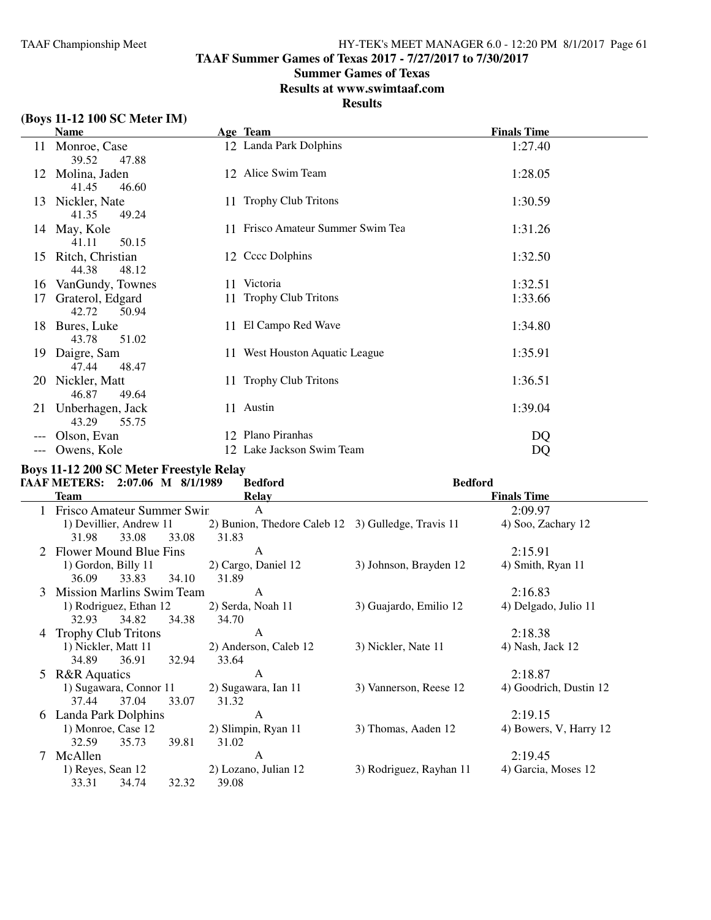# TAAF Summer Games of Texas 2017 - 7/27/2017 to 7/30/2017

## Summer Games of Texas

## Results at www.swimtaaf.com

## Results

### (Boys 11-12 100 SC Meter IM)

| | Name | Age | Team | Finals Time |
|---|---|---|---|---|
| 11 | Monroe, Case | 12 | Landa Park Dolphins | 1:27.40 |
| | 39.52 47.88 | | | |
| 12 | Molina, Jaden | 12 | Alice Swim Team | 1:28.05 |
| | 41.45 46.60 | | | |
| 13 | Nickler, Nate | 11 | Trophy Club Tritons | 1:30.59 |
| | 41.35 49.24 | | | |
| 14 | May, Kole | 11 | Frisco Amateur Summer Swim Tea | 1:31.26 |
| | 41.11 50.15 | | | |
| 15 | Ritch, Christian | 12 | Cccc Dolphins | 1:32.50 |
| | 44.38 48.12 | | | |
| 16 | VanGundy, Townes | 11 | Victoria | 1:32.51 |
| 17 | Graterol, Edgard | 11 | Trophy Club Tritons | 1:33.66 |
| | 42.72 50.94 | | | |
| 18 | Bures, Luke | 11 | El Campo Red Wave | 1:34.80 |
| | 43.78 51.02 | | | |
| 19 | Daigre, Sam | 11 | West Houston Aquatic League | 1:35.91 |
| | 47.44 48.47 | | | |
| 20 | Nickler, Matt | 11 | Trophy Club Tritons | 1:36.51 |
| | 46.87 49.64 | | | |
| 21 | Unberhagen, Jack | 11 | Austin | 1:39.04 |
| | 43.29 55.75 | | | |
| --- | Olson, Evan | 12 | Plano Piranhas | DQ |
| --- | Owens, Kole | 12 | Lake Jackson Swim Team | DQ |

### Boys 11-12 200 SC Meter Freestyle Relay

TAAF METERS: 2:07.06 M 8/1/1989 Bedford Bedford

| | Team | Relay | | | Finals Time |
|---|---|---|---|---|---|
| 1 | Frisco Amateur Summer Swir | A | | | 2:09.97 |
| | 1) Devillier, Andrew 11 | 2) Bunion, Thedore Caleb 12 | 3) Gulledge, Travis 11 | 4) Soo, Zachary 12 | |
| | 31.98 33.08 33.08 | 31.83 | | | |
| 2 | Flower Mound Blue Fins | A | | | 2:15.91 |
| | 1) Gordon, Billy 11 | 2) Cargo, Daniel 12 | 3) Johnson, Brayden 12 | 4) Smith, Ryan 11 | |
| | 36.09 33.83 34.10 | 31.89 | | | |
| 3 | Mission Marlins Swim Team | A | | | 2:16.83 |
| | 1) Rodriguez, Ethan 12 | 2) Serda, Noah 11 | 3) Guajardo, Emilio 12 | 4) Delgado, Julio 11 | |
| | 32.93 34.82 34.38 | 34.70 | | | |
| 4 | Trophy Club Tritons | A | | | 2:18.38 |
| | 1) Nickler, Matt 11 | 2) Anderson, Caleb 12 | 3) Nickler, Nate 11 | 4) Nash, Jack 12 | |
| | 34.89 36.91 32.94 | 33.64 | | | |
| 5 | R&R Aquatics | A | | | 2:18.87 |
| | 1) Sugawara, Connor 11 | 2) Sugawara, Ian 11 | 3) Vannerson, Reese 12 | 4) Goodrich, Dustin 12 | |
| | 37.44 37.04 33.07 | 31.32 | | | |
| 6 | Landa Park Dolphins | A | | | 2:19.15 |
| | 1) Monroe, Case 12 | 2) Slimpin, Ryan 11 | 3) Thomas, Aaden 12 | 4) Bowers, V, Harry 12 | |
| | 32.59 35.73 39.81 | 31.02 | | | |
| 7 | McAllen | A | | | 2:19.45 |
| | 1) Reyes, Sean 12 | 2) Lozano, Julian 12 | 3) Rodriguez, Rayhan 11 | 4) Garcia, Moses 12 | |
| | 33.31 34.74 32.32 | 39.08 | | | |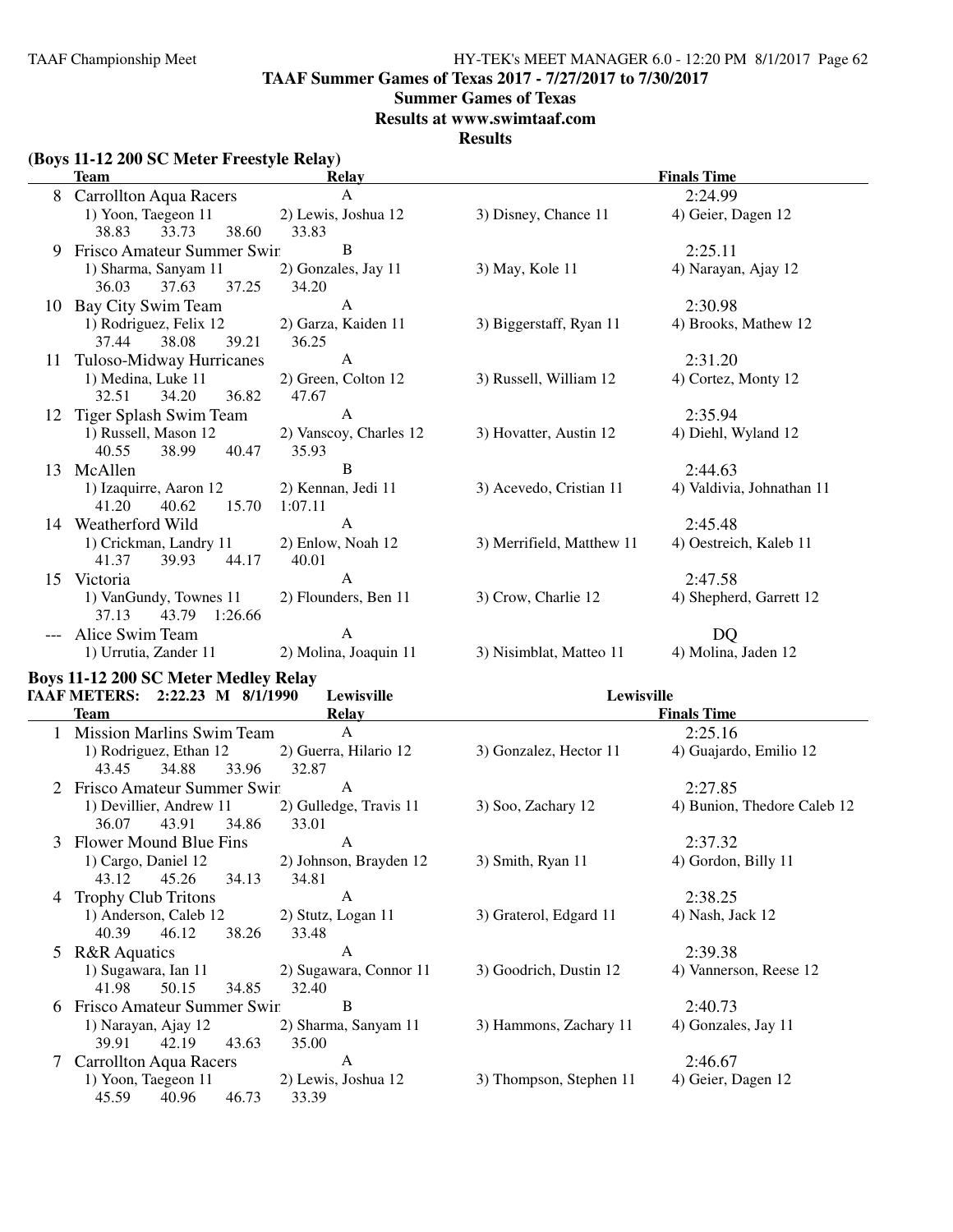TAAF Summer Games of Texas 2017 - 7/27/2017 to 7/30/2017

Summer Games of Texas

Results at www.swimtaaf.com

**Results**

### (Boys 11-12 200 SC Meter Freestyle Relay)

| | Team | Relay | | Finals Time |
|---|---|---|---|---|
| 8 | Carrollton Aqua Racers | A | | 2:24.99 |
| | 1) Yoon, Taegeon 11 | 2) Lewis, Joshua 12 | 3) Disney, Chance 11 | 4) Geier, Dagen 12 |
| | 38.83 33.73 38.60 | 33.83 | | |
| 9 | Frisco Amateur Summer Swir | B | | 2:25.11 |
| | 1) Sharma, Sanyam 11 | 2) Gonzales, Jay 11 | 3) May, Kole 11 | 4) Narayan, Ajay 12 |
| | 36.03 37.63 37.25 | 34.20 | | |
| 10 | Bay City Swim Team | A | | 2:30.98 |
| | 1) Rodriguez, Felix 12 | 2) Garza, Kaiden 11 | 3) Biggerstaff, Ryan 11 | 4) Brooks, Mathew 12 |
| | 37.44 38.08 39.21 | 36.25 | | |
| 11 | Tuloso-Midway Hurricanes | A | | 2:31.20 |
| | 1) Medina, Luke 11 | 2) Green, Colton 12 | 3) Russell, William 12 | 4) Cortez, Monty 12 |
| | 32.51 34.20 36.82 | 47.67 | | |
| 12 | Tiger Splash Swim Team | A | | 2:35.94 |
| | 1) Russell, Mason 12 | 2) Vanscoy, Charles 12 | 3) Hovatter, Austin 12 | 4) Diehl, Wyland 12 |
| | 40.55 38.99 40.47 | 35.93 | | |
| 13 | McAllen | B | | 2:44.63 |
| | 1) Izaquirre, Aaron 12 | 2) Kennan, Jedi 11 | 3) Acevedo, Cristian 11 | 4) Valdivia, Johnathan 11 |
| | 41.20 40.62 15.70 | 1:07.11 | | |
| 14 | Weatherford Wild | A | | 2:45.48 |
| | 1) Crickman, Landry 11 | 2) Enlow, Noah 12 | 3) Merrifield, Matthew 11 | 4) Oestreich, Kaleb 11 |
| | 41.37 39.93 44.17 | 40.01 | | |
| 15 | Victoria | A | | 2:47.58 |
| | 1) VanGundy, Townes 11 | 2) Flounders, Ben 11 | 3) Crow, Charlie 12 | 4) Shepherd, Garrett 12 |
| | 37.13 43.79 1:26.66 | | | |
| --- | Alice Swim Team | A | | DQ |
| | 1) Urrutia, Zander 11 | 2) Molina, Joaquin 11 | 3) Nisimblat, Matteo 11 | 4) Molina, Jaden 12 |

### Boys 11-12 200 SC Meter Medley Relay

TAAF METERS: 2:22.23 M 8/1/1990 Lewisville Lewisville

| | Team | Relay | | Finals Time |
|---|---|---|---|---|
| 1 | Mission Marlins Swim Team | A | | 2:25.16 |
| | 1) Rodriguez, Ethan 12 | 2) Guerra, Hilario 12 | 3) Gonzalez, Hector 11 | 4) Guajardo, Emilio 12 |
| | 43.45 34.88 33.96 | 32.87 | | |
| 2 | Frisco Amateur Summer Swir | A | | 2:27.85 |
| | 1) Devillier, Andrew 11 | 2) Gulledge, Travis 11 | 3) Soo, Zachary 12 | 4) Bunion, Thedore Caleb 12 |
| | 36.07 43.91 34.86 | 33.01 | | |
| 3 | Flower Mound Blue Fins | A | | 2:37.32 |
| | 1) Cargo, Daniel 12 | 2) Johnson, Brayden 12 | 3) Smith, Ryan 11 | 4) Gordon, Billy 11 |
| | 43.12 45.26 34.13 | 34.81 | | |
| 4 | Trophy Club Tritons | A | | 2:38.25 |
| | 1) Anderson, Caleb 12 | 2) Stutz, Logan 11 | 3) Graterol, Edgard 11 | 4) Nash, Jack 12 |
| | 40.39 46.12 38.26 | 33.48 | | |
| 5 | R&R Aquatics | A | | 2:39.38 |
| | 1) Sugawara, Ian 11 | 2) Sugawara, Connor 11 | 3) Goodrich, Dustin 12 | 4) Vannerson, Reese 12 |
| | 41.98 50.15 34.85 | 32.40 | | |
| 6 | Frisco Amateur Summer Swir | B | | 2:40.73 |
| | 1) Narayan, Ajay 12 | 2) Sharma, Sanyam 11 | 3) Hammons, Zachary 11 | 4) Gonzales, Jay 11 |
| | 39.91 42.19 43.63 | 35.00 | | |
| 7 | Carrollton Aqua Racers | A | | 2:46.67 |
| | 1) Yoon, Taegeon 11 | 2) Lewis, Joshua 12 | 3) Thompson, Stephen 11 | 4) Geier, Dagen 12 |
| | 45.59 40.96 46.73 | 33.39 | | |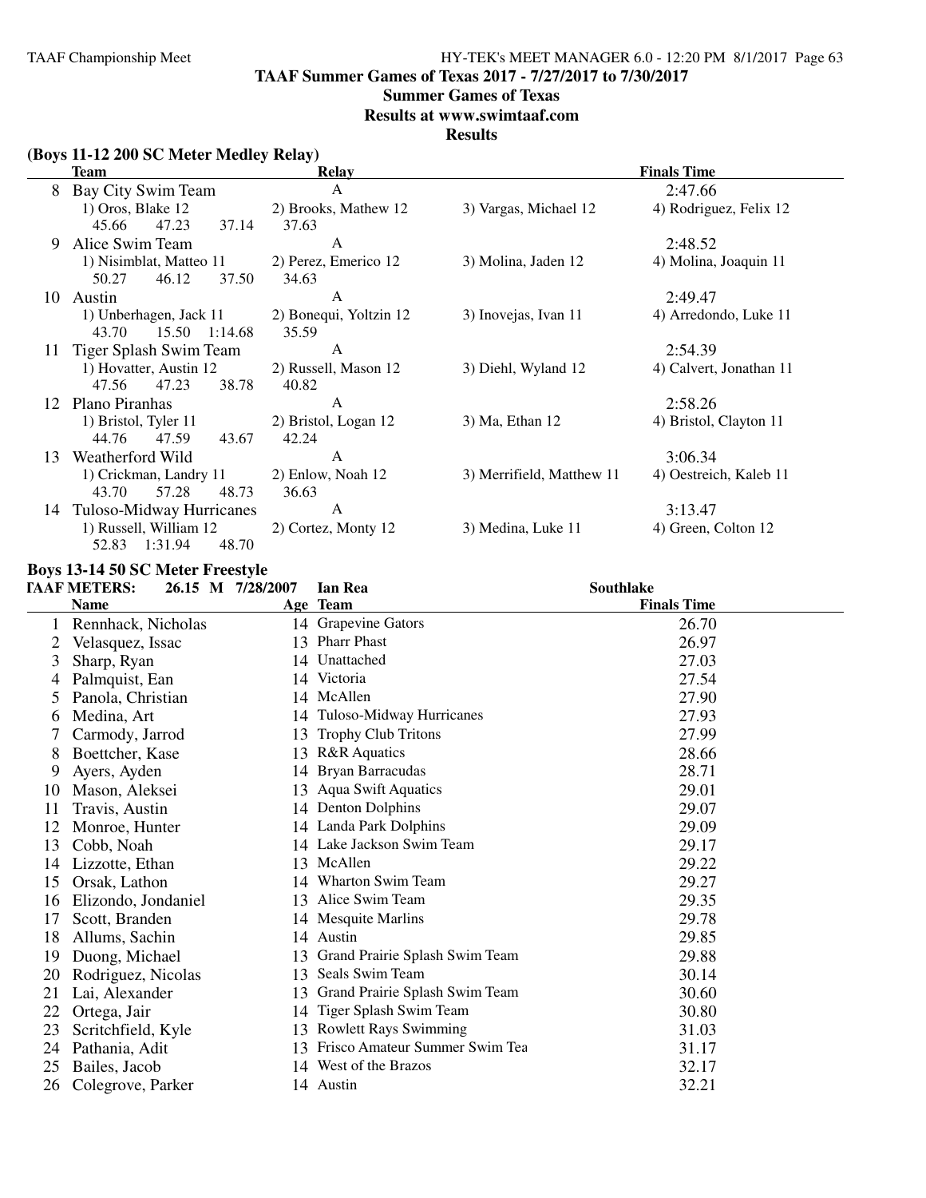# TAAF Summer Games of Texas 2017 - 7/27/2017 to 7/30/2017

## Summer Games of Texas

## Results at www.swimtaaf.com

## Results

### (Boys 11-12 200 SC Meter Medley Relay)

| | Team | Relay | | Finals Time |
|---|---|---|---|---|
| 8 | Bay City Swim Team | A | | 2:47.66 |
| | 1) Oros, Blake 12 | 2) Brooks, Mathew 12 | 3) Vargas, Michael 12 | 4) Rodriguez, Felix 12 |
| | 45.66 47.23 37.14 37.63 | | | |
| 9 | Alice Swim Team | A | | 2:48.52 |
| | 1) Nisimblat, Matteo 11 | 2) Perez, Emerico 12 | 3) Molina, Jaden 12 | 4) Molina, Joaquin 11 |
| | 50.27 46.12 37.50 34.63 | | | |
| 10 | Austin | A | | 2:49.47 |
| | 1) Unberhagen, Jack 11 | 2) Bonequi, Yoltzin 12 | 3) Inovejas, Ivan 11 | 4) Arredondo, Luke 11 |
| | 43.70 15.50 1:14.68 35.59 | | | |
| 11 | Tiger Splash Swim Team | A | | 2:54.39 |
| | 1) Hovatter, Austin 12 | 2) Russell, Mason 12 | 3) Diehl, Wyland 12 | 4) Calvert, Jonathan 11 |
| | 47.56 47.23 38.78 40.82 | | | |
| 12 | Plano Piranhas | A | | 2:58.26 |
| | 1) Bristol, Tyler 11 | 2) Bristol, Logan 12 | 3) Ma, Ethan 12 | 4) Bristol, Clayton 11 |
| | 44.76 47.59 43.67 42.24 | | | |
| 13 | Weatherford Wild | A | | 3:06.34 |
| | 1) Crickman, Landry 11 | 2) Enlow, Noah 12 | 3) Merrifield, Matthew 11 | 4) Oestreich, Kaleb 11 |
| | 43.70 57.28 48.73 36.63 | | | |
| 14 | Tuloso-Midway Hurricanes | A | | 3:13.47 |
| | 1) Russell, William 12 | 2) Cortez, Monty 12 | 3) Medina, Luke 11 | 4) Green, Colton 12 |
| | 52.83 1:31.94 48.70 | | | |

### Boys 13-14 50 SC Meter Freestyle

TAAF METERS: 26.15 M 7/28/2007 Ian Rea Southlake

| | Name | Age | Team | Finals Time |
|---|---|---|---|---|
| 1 | Rennhack, Nicholas | 14 | Grapevine Gators | 26.70 |
| 2 | Velasquez, Issac | 13 | Pharr Phast | 26.97 |
| 3 | Sharp, Ryan | 14 | Unattached | 27.03 |
| 4 | Palmquist, Ean | 14 | Victoria | 27.54 |
| 5 | Panola, Christian | 14 | McAllen | 27.90 |
| 6 | Medina, Art | 14 | Tuloso-Midway Hurricanes | 27.93 |
| 7 | Carmody, Jarrod | 13 | Trophy Club Tritons | 27.99 |
| 8 | Boettcher, Kase | 13 | R&R Aquatics | 28.66 |
| 9 | Ayers, Ayden | 14 | Bryan Barracudas | 28.71 |
| 10 | Mason, Aleksei | 13 | Aqua Swift Aquatics | 29.01 |
| 11 | Travis, Austin | 14 | Denton Dolphins | 29.07 |
| 12 | Monroe, Hunter | 14 | Landa Park Dolphins | 29.09 |
| 13 | Cobb, Noah | 14 | Lake Jackson Swim Team | 29.17 |
| 14 | Lizzotte, Ethan | 13 | McAllen | 29.22 |
| 15 | Orsak, Lathon | 14 | Wharton Swim Team | 29.27 |
| 16 | Elizondo, Jondaniel | 13 | Alice Swim Team | 29.35 |
| 17 | Scott, Branden | 14 | Mesquite Marlins | 29.78 |
| 18 | Allums, Sachin | 14 | Austin | 29.85 |
| 19 | Duong, Michael | 13 | Grand Prairie Splash Swim Team | 29.88 |
| 20 | Rodriguez, Nicolas | 13 | Seals Swim Team | 30.14 |
| 21 | Lai, Alexander | 13 | Grand Prairie Splash Swim Team | 30.60 |
| 22 | Ortega, Jair | 14 | Tiger Splash Swim Team | 30.80 |
| 23 | Scritchfield, Kyle | 13 | Rowlett Rays Swimming | 31.03 |
| 24 | Pathania, Adit | 13 | Frisco Amateur Summer Swim Tea | 31.17 |
| 25 | Bailes, Jacob | 14 | West of the Brazos | 32.17 |
| 26 | Colegrove, Parker | 14 | Austin | 32.21 |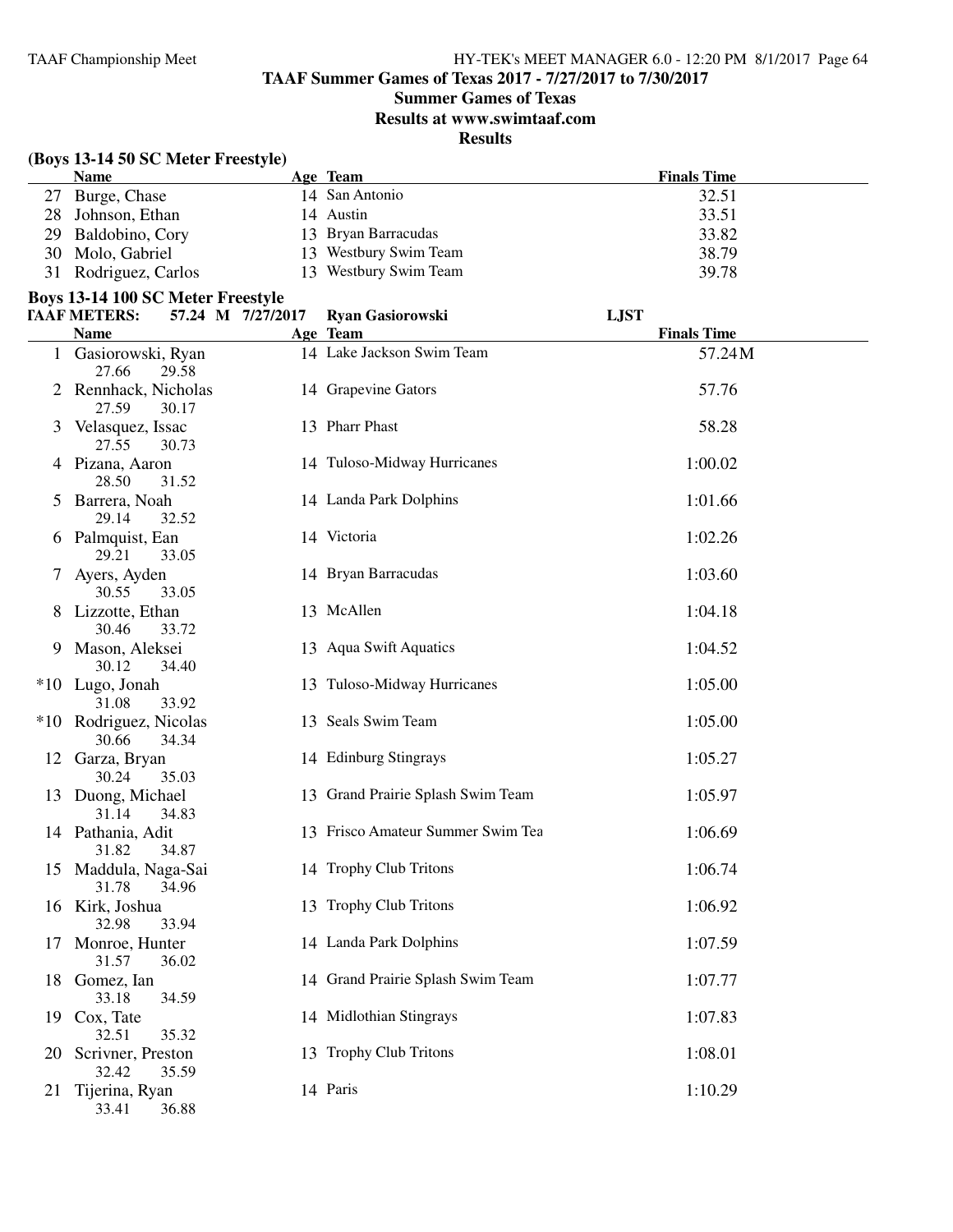## TAAF Summer Games of Texas 2017 - 7/27/2017 to 7/30/2017

### Summer Games of Texas

### Results at www.swimtaaf.com

### Results

**(Boys 13-14 50 SC Meter Freestyle)**

| | Name | Age | Team | Finals Time |
|---|---|---|---|---|
| 27 | Burge, Chase | 14 | San Antonio | 32.51 |
| 28 | Johnson, Ethan | 14 | Austin | 33.51 |
| 29 | Baldobino, Cory | 13 | Bryan Barracudas | 33.82 |
| 30 | Molo, Gabriel | 13 | Westbury Swim Team | 38.79 |
| 31 | Rodriguez, Carlos | 13 | Westbury Swim Team | 39.78 |

**Boys 13-14 100 SC Meter Freestyle**

TAAF METERS: 57.24 M 7/27/2017 Ryan Gasiorowski LJST

| | Name | Age | Team | Finals Time |
|---|---|---|---|---|
| 1 | Gasiorowski, Ryan<br>27.66 29.58 | 14 | Lake Jackson Swim Team | 57.24M |
| 2 | Rennhack, Nicholas<br>27.59 30.17 | 14 | Grapevine Gators | 57.76 |
| 3 | Velasquez, Issac<br>27.55 30.73 | 13 | Pharr Phast | 58.28 |
| 4 | Pizana, Aaron<br>28.50 31.52 | 14 | Tuloso-Midway Hurricanes | 1:00.02 |
| 5 | Barrera, Noah<br>29.14 32.52 | 14 | Landa Park Dolphins | 1:01.66 |
| 6 | Palmquist, Ean<br>29.21 33.05 | 14 | Victoria | 1:02.26 |
| 7 | Ayers, Ayden<br>30.55 33.05 | 14 | Bryan Barracudas | 1:03.60 |
| 8 | Lizzotte, Ethan<br>30.46 33.72 | 13 | McAllen | 1:04.18 |
| 9 | Mason, Aleksei<br>30.12 34.40 | 13 | Aqua Swift Aquatics | 1:04.52 |
| *10 | Lugo, Jonah<br>31.08 33.92 | 13 | Tuloso-Midway Hurricanes | 1:05.00 |
| *10 | Rodriguez, Nicolas<br>30.66 34.34 | 13 | Seals Swim Team | 1:05.00 |
| 12 | Garza, Bryan<br>30.24 35.03 | 14 | Edinburg Stingrays | 1:05.27 |
| 13 | Duong, Michael<br>31.14 34.83 | 13 | Grand Prairie Splash Swim Team | 1:05.97 |
| 14 | Pathania, Adit<br>31.82 34.87 | 13 | Frisco Amateur Summer Swim Tea | 1:06.69 |
| 15 | Maddula, Naga-Sai<br>31.78 34.96 | 14 | Trophy Club Tritons | 1:06.74 |
| 16 | Kirk, Joshua<br>32.98 33.94 | 13 | Trophy Club Tritons | 1:06.92 |
| 17 | Monroe, Hunter<br>31.57 36.02 | 14 | Landa Park Dolphins | 1:07.59 |
| 18 | Gomez, Ian<br>33.18 34.59 | 14 | Grand Prairie Splash Swim Team | 1:07.77 |
| 19 | Cox, Tate<br>32.51 35.32 | 14 | Midlothian Stingrays | 1:07.83 |
| 20 | Scrivner, Preston<br>32.42 35.59 | 13 | Trophy Club Tritons | 1:08.01 |
| 21 | Tijerina, Ryan<br>33.41 36.88 | 14 | Paris | 1:10.29 |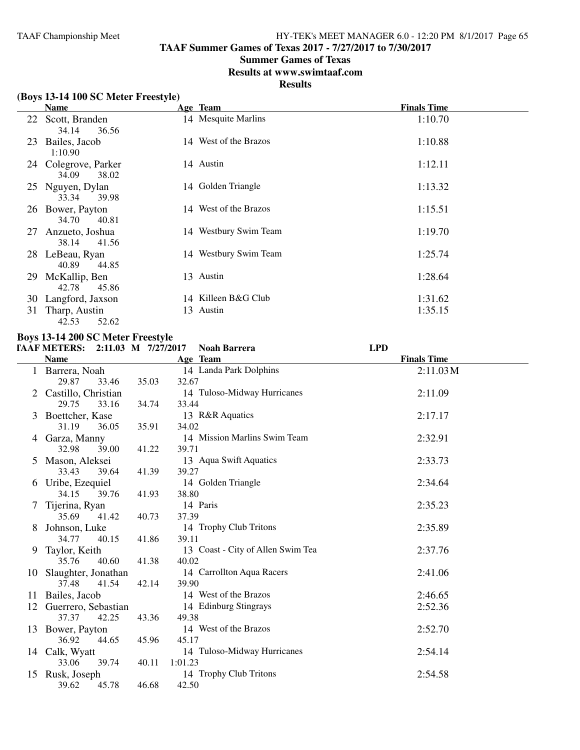# TAAF Summer Games of Texas 2017 - 7/27/2017 to 7/30/2017

## Summer Games of Texas

## Results at www.swimtaaf.com

## Results

### (Boys 13-14 100 SC Meter Freestyle)

| | Name | Age | Team | Finals Time |
|---|---|---|---|---|
| 22 | Scott, Branden | 14 | Mesquite Marlins | 1:10.70 |
| | 34.14 36.56 | | | |
| 23 | Bailes, Jacob | 14 | West of the Brazos | 1:10.88 |
| | 1:10.90 | | | |
| 24 | Colegrove, Parker | 14 | Austin | 1:12.11 |
| | 34.09 38.02 | | | |
| 25 | Nguyen, Dylan | 14 | Golden Triangle | 1:13.32 |
| | 33.34 39.98 | | | |
| 26 | Bower, Payton | 14 | West of the Brazos | 1:15.51 |
| | 34.70 40.81 | | | |
| 27 | Anzueto, Joshua | 14 | Westbury Swim Team | 1:19.70 |
| | 38.14 41.56 | | | |
| 28 | LeBeau, Ryan | 14 | Westbury Swim Team | 1:25.74 |
| | 40.89 44.85 | | | |
| 29 | McKallip, Ben | 13 | Austin | 1:28.64 |
| | 42.78 45.86 | | | |
| 30 | Langford, Jaxson | 14 | Killeen B&G Club | 1:31.62 |
| 31 | Tharp, Austin | 13 | Austin | 1:35.15 |
| | 42.53 52.62 | | | |

### Boys 13-14 200 SC Meter Freestyle

TAAF METERS: 2:11.03 M 7/27/2017 Noah Barrera LPD

| | Name | Age | Team | Finals Time |
|---|---|---|---|---|
| 1 | Barrera, Noah | 14 | Landa Park Dolphins | 2:11.03M |
| | 29.87 33.46 35.03 32.67 | | | |
| 2 | Castillo, Christian | 14 | Tuloso-Midway Hurricanes | 2:11.09 |
| | 29.75 33.16 34.74 33.44 | | | |
| 3 | Boettcher, Kase | 13 | R&R Aquatics | 2:17.17 |
| | 31.19 36.05 35.91 34.02 | | | |
| 4 | Garza, Manny | 14 | Mission Marlins Swim Team | 2:32.91 |
| | 32.98 39.00 41.22 39.71 | | | |
| 5 | Mason, Aleksei | 13 | Aqua Swift Aquatics | 2:33.73 |
| | 33.43 39.64 41.39 39.27 | | | |
| 6 | Uribe, Ezequiel | 14 | Golden Triangle | 2:34.64 |
| | 34.15 39.76 41.93 38.80 | | | |
| 7 | Tijerina, Ryan | 14 | Paris | 2:35.23 |
| | 35.69 41.42 40.73 37.39 | | | |
| 8 | Johnson, Luke | 14 | Trophy Club Tritons | 2:35.89 |
| | 34.77 40.15 41.86 39.11 | | | |
| 9 | Taylor, Keith | 13 | Coast - City of Allen Swim Tea | 2:37.76 |
| | 35.76 40.60 41.38 40.02 | | | |
| 10 | Slaughter, Jonathan | 14 | Carrollton Aqua Racers | 2:41.06 |
| | 37.48 41.54 42.14 39.90 | | | |
| 11 | Bailes, Jacob | 14 | West of the Brazos | 2:46.65 |
| 12 | Guerrero, Sebastian | 14 | Edinburg Stingrays | 2:52.36 |
| | 37.37 42.25 43.36 49.38 | | | |
| 13 | Bower, Payton | 14 | West of the Brazos | 2:52.70 |
| | 36.92 44.65 45.96 45.17 | | | |
| 14 | Calk, Wyatt | 14 | Tuloso-Midway Hurricanes | 2:54.14 |
| | 33.06 39.74 40.11 1:01.23 | | | |
| 15 | Rusk, Joseph | 14 | Trophy Club Tritons | 2:54.58 |
| | 39.62 45.78 46.68 42.50 | | | |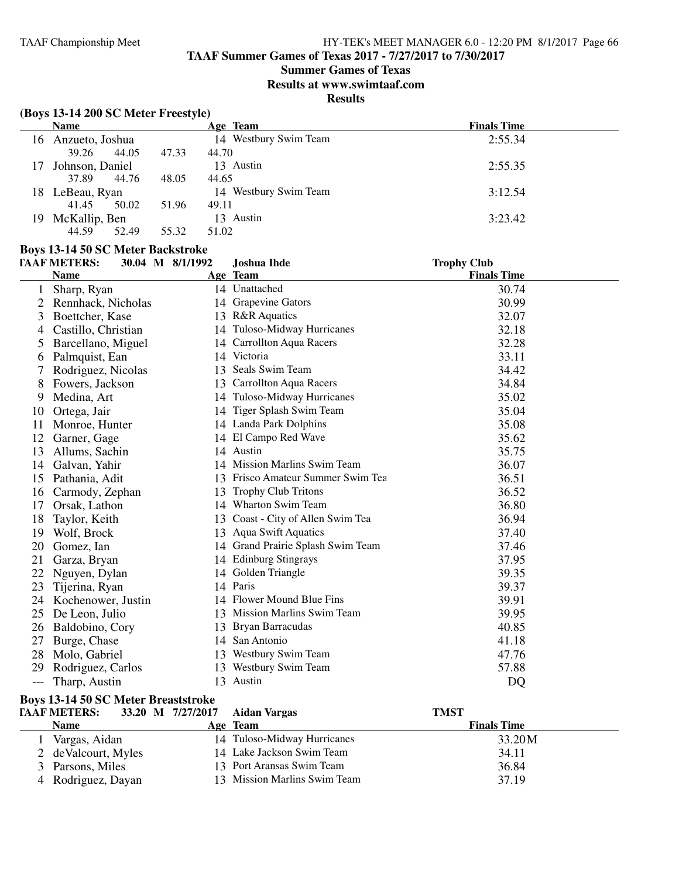# TAAF Summer Games of Texas 2017 - 7/27/2017 to 7/30/2017

## Summer Games of Texas

## Results at www.swimtaaf.com

## Results

### (Boys 13-14 200 SC Meter Freestyle)

| | Name | Age | Team | Finals Time |
|---|---|---|---|---|
| 16 | Anzueto, Joshua | 14 | Westbury Swim Team | 2:55.34 |
| | 39.26 44.05 47.33 44.70 | | | |
| 17 | Johnson, Daniel | 13 | Austin | 2:55.35 |
| | 37.89 44.76 48.05 44.65 | | | |
| 18 | LeBeau, Ryan | 14 | Westbury Swim Team | 3:12.54 |
| | 41.45 50.02 51.96 49.11 | | | |
| 19 | McKallip, Ben | 13 | Austin | 3:23.42 |
| | 44.59 52.49 55.32 51.02 | | | |

### Boys 13-14 50 SC Meter Backstroke

TAAF METERS: 30.04 M 8/1/1992 Joshua Ihde Trophy Club

| | Name | Age | Team | Finals Time |
|---|---|---|---|---|
| 1 | Sharp, Ryan | 14 | Unattached | 30.74 |
| 2 | Rennhack, Nicholas | 14 | Grapevine Gators | 30.99 |
| 3 | Boettcher, Kase | 13 | R&R Aquatics | 32.07 |
| 4 | Castillo, Christian | 14 | Tuloso-Midway Hurricanes | 32.18 |
| 5 | Barcellano, Miguel | 14 | Carrollton Aqua Racers | 32.28 |
| 6 | Palmquist, Ean | 14 | Victoria | 33.11 |
| 7 | Rodriguez, Nicolas | 13 | Seals Swim Team | 34.42 |
| 8 | Fowers, Jackson | 13 | Carrollton Aqua Racers | 34.84 |
| 9 | Medina, Art | 14 | Tuloso-Midway Hurricanes | 35.02 |
| 10 | Ortega, Jair | 14 | Tiger Splash Swim Team | 35.04 |
| 11 | Monroe, Hunter | 14 | Landa Park Dolphins | 35.08 |
| 12 | Garner, Gage | 14 | El Campo Red Wave | 35.62 |
| 13 | Allums, Sachin | 14 | Austin | 35.75 |
| 14 | Galvan, Yahir | 14 | Mission Marlins Swim Team | 36.07 |
| 15 | Pathania, Adit | 13 | Frisco Amateur Summer Swim Tea | 36.51 |
| 16 | Carmody, Zephan | 13 | Trophy Club Tritons | 36.52 |
| 17 | Orsak, Lathon | 14 | Wharton Swim Team | 36.80 |
| 18 | Taylor, Keith | 13 | Coast - City of Allen Swim Tea | 36.94 |
| 19 | Wolf, Brock | 13 | Aqua Swift Aquatics | 37.40 |
| 20 | Gomez, Ian | 14 | Grand Prairie Splash Swim Team | 37.46 |
| 21 | Garza, Bryan | 14 | Edinburg Stingrays | 37.95 |
| 22 | Nguyen, Dylan | 14 | Golden Triangle | 39.35 |
| 23 | Tijerina, Ryan | 14 | Paris | 39.37 |
| 24 | Kochenower, Justin | 14 | Flower Mound Blue Fins | 39.91 |
| 25 | De Leon, Julio | 13 | Mission Marlins Swim Team | 39.95 |
| 26 | Baldobino, Cory | 13 | Bryan Barracudas | 40.85 |
| 27 | Burge, Chase | 14 | San Antonio | 41.18 |
| 28 | Molo, Gabriel | 13 | Westbury Swim Team | 47.76 |
| 29 | Rodriguez, Carlos | 13 | Westbury Swim Team | 57.88 |
| --- | Tharp, Austin | 13 | Austin | DQ |

### Boys 13-14 50 SC Meter Breaststroke

TAAF METERS: 33.20 M 7/27/2017 Aidan Vargas TMST

| | Name | Age | Team | Finals Time |
|---|---|---|---|---|
| 1 | Vargas, Aidan | 14 | Tuloso-Midway Hurricanes | 33.20M |
| 2 | deValcourt, Myles | 14 | Lake Jackson Swim Team | 34.11 |
| 3 | Parsons, Miles | 13 | Port Aransas Swim Team | 36.84 |
| 4 | Rodriguez, Dayan | 13 | Mission Marlins Swim Team | 37.19 |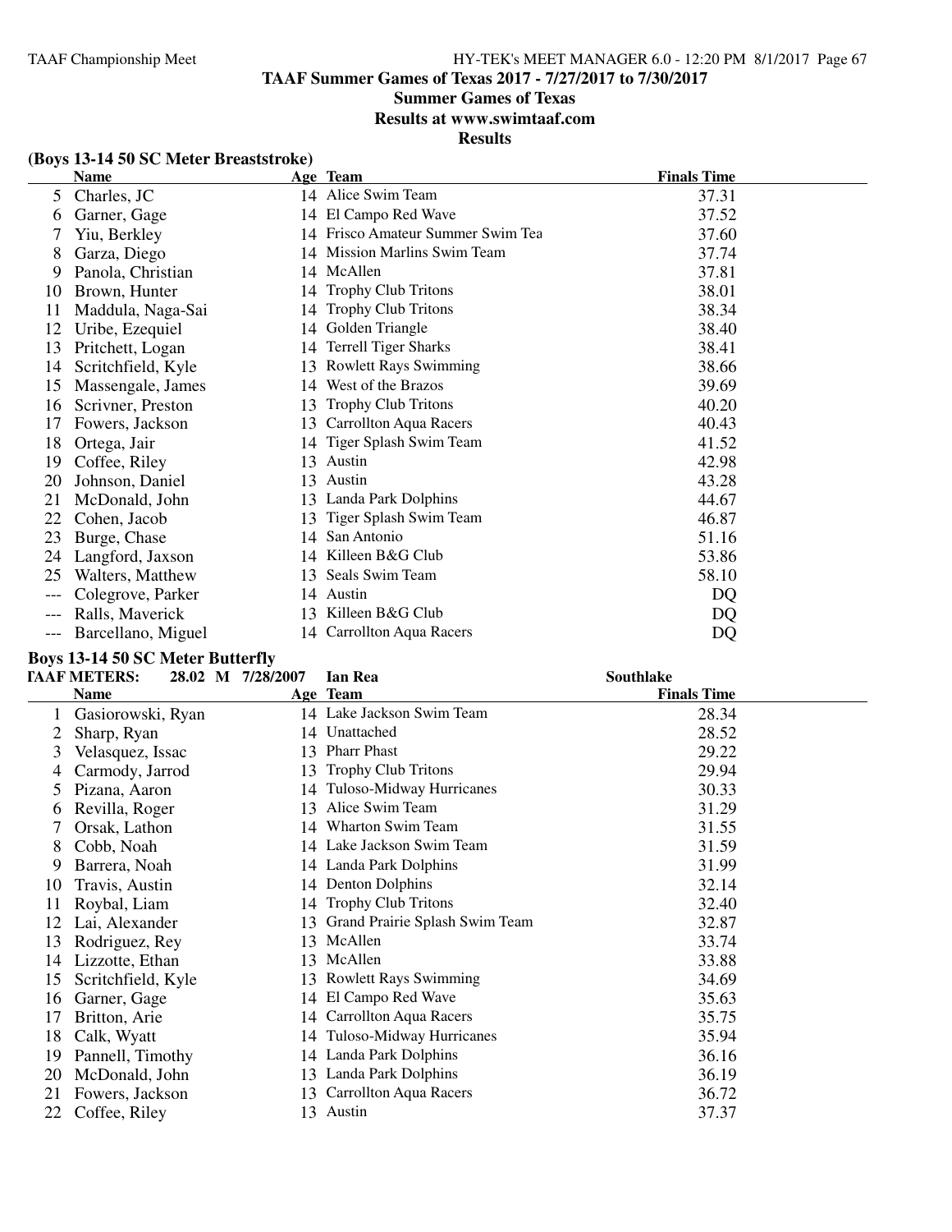# TAAF Summer Games of Texas 2017 - 7/27/2017 to 7/30/2017

## Summer Games of Texas

## Results at www.swimtaaf.com

## Results

### (Boys 13-14 50 SC Meter Breaststroke)

| | Name | Age | Team | Finals Time |
|---|---|---|---|---|
| 5 | Charles, JC | 14 | Alice Swim Team | 37.31 |
| 6 | Garner, Gage | 14 | El Campo Red Wave | 37.52 |
| 7 | Yiu, Berkley | 14 | Frisco Amateur Summer Swim Tea | 37.60 |
| 8 | Garza, Diego | 14 | Mission Marlins Swim Team | 37.74 |
| 9 | Panola, Christian | 14 | McAllen | 37.81 |
| 10 | Brown, Hunter | 14 | Trophy Club Tritons | 38.01 |
| 11 | Maddula, Naga-Sai | 14 | Trophy Club Tritons | 38.34 |
| 12 | Uribe, Ezequiel | 14 | Golden Triangle | 38.40 |
| 13 | Pritchett, Logan | 14 | Terrell Tiger Sharks | 38.41 |
| 14 | Scritchfield, Kyle | 13 | Rowlett Rays Swimming | 38.66 |
| 15 | Massengale, James | 14 | West of the Brazos | 39.69 |
| 16 | Scrivner, Preston | 13 | Trophy Club Tritons | 40.20 |
| 17 | Fowers, Jackson | 13 | Carrollton Aqua Racers | 40.43 |
| 18 | Ortega, Jair | 14 | Tiger Splash Swim Team | 41.52 |
| 19 | Coffee, Riley | 13 | Austin | 42.98 |
| 20 | Johnson, Daniel | 13 | Austin | 43.28 |
| 21 | McDonald, John | 13 | Landa Park Dolphins | 44.67 |
| 22 | Cohen, Jacob | 13 | Tiger Splash Swim Team | 46.87 |
| 23 | Burge, Chase | 14 | San Antonio | 51.16 |
| 24 | Langford, Jaxson | 14 | Killeen B&G Club | 53.86 |
| 25 | Walters, Matthew | 13 | Seals Swim Team | 58.10 |
| --- | Colegrove, Parker | 14 | Austin | DQ |
| --- | Ralls, Maverick | 13 | Killeen B&G Club | DQ |
| --- | Barcellano, Miguel | 14 | Carrollton Aqua Racers | DQ |

### Boys 13-14 50 SC Meter Butterfly

TAAF METERS: 28.02 M 7/28/2007 Ian Rea Southlake

| | Name | Age | Team | Finals Time |
|---|---|---|---|---|
| 1 | Gasiorowski, Ryan | 14 | Lake Jackson Swim Team | 28.34 |
| 2 | Sharp, Ryan | 14 | Unattached | 28.52 |
| 3 | Velasquez, Issac | 13 | Pharr Phast | 29.22 |
| 4 | Carmody, Jarrod | 13 | Trophy Club Tritons | 29.94 |
| 5 | Pizana, Aaron | 14 | Tuloso-Midway Hurricanes | 30.33 |
| 6 | Revilla, Roger | 13 | Alice Swim Team | 31.29 |
| 7 | Orsak, Lathon | 14 | Wharton Swim Team | 31.55 |
| 8 | Cobb, Noah | 14 | Lake Jackson Swim Team | 31.59 |
| 9 | Barrera, Noah | 14 | Landa Park Dolphins | 31.99 |
| 10 | Travis, Austin | 14 | Denton Dolphins | 32.14 |
| 11 | Roybal, Liam | 14 | Trophy Club Tritons | 32.40 |
| 12 | Lai, Alexander | 13 | Grand Prairie Splash Swim Team | 32.87 |
| 13 | Rodriguez, Rey | 13 | McAllen | 33.74 |
| 14 | Lizzotte, Ethan | 13 | McAllen | 33.88 |
| 15 | Scritchfield, Kyle | 13 | Rowlett Rays Swimming | 34.69 |
| 16 | Garner, Gage | 14 | El Campo Red Wave | 35.63 |
| 17 | Britton, Arie | 14 | Carrollton Aqua Racers | 35.75 |
| 18 | Calk, Wyatt | 14 | Tuloso-Midway Hurricanes | 35.94 |
| 19 | Pannell, Timothy | 14 | Landa Park Dolphins | 36.16 |
| 20 | McDonald, John | 13 | Landa Park Dolphins | 36.19 |
| 21 | Fowers, Jackson | 13 | Carrollton Aqua Racers | 36.72 |
| 22 | Coffee, Riley | 13 | Austin | 37.37 |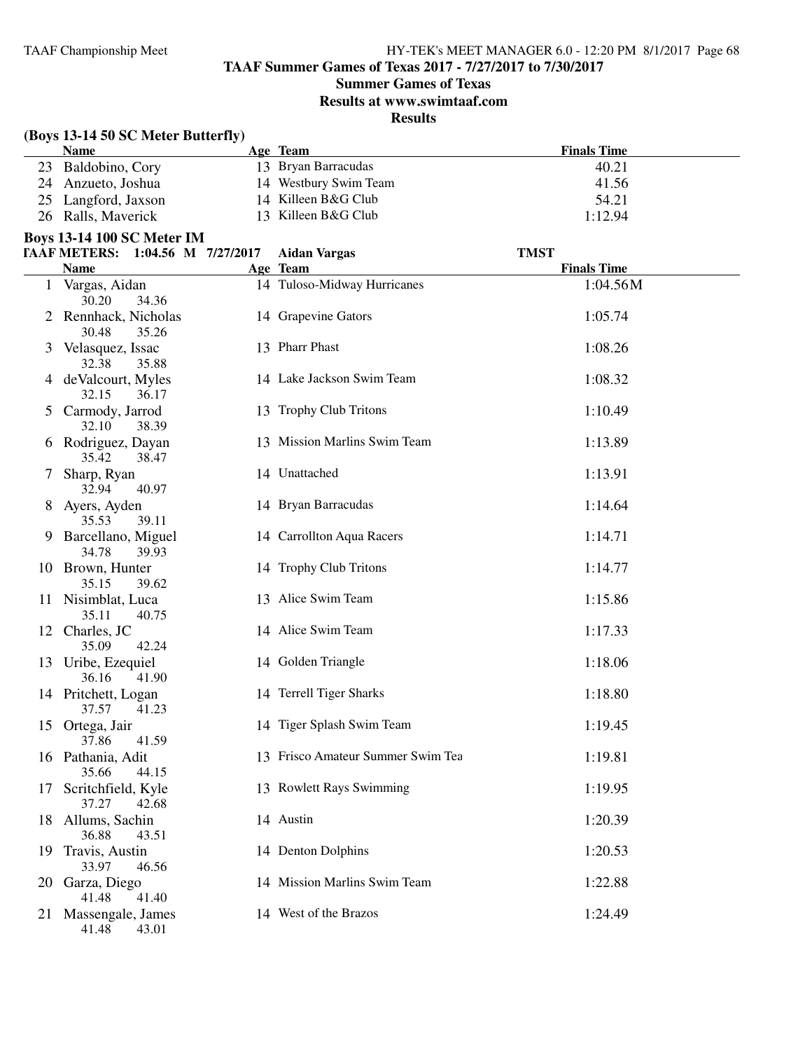**TAAF Summer Games of Texas 2017 - 7/27/2017 to 7/30/2017**

**Summer Games of Texas**

**Results at www.swimtaaf.com**

**Results**

### (Boys 13-14 50 SC Meter Butterfly)

| | Name | Age | Team | Finals Time |
|---|---|---|---|---|
| 23 | Baldobino, Cory | 13 | Bryan Barracudas | 40.21 |
| 24 | Anzueto, Joshua | 14 | Westbury Swim Team | 41.56 |
| 25 | Langford, Jaxson | 14 | Killeen B&G Club | 54.21 |
| 26 | Ralls, Maverick | 13 | Killeen B&G Club | 1:12.94 |

### Boys 13-14 100 SC Meter IM

TAAF METERS: 1:04.56 M 7/27/2017 Aidan Vargas TMST

| | Name | Age | Team | Finals Time |
|---|---|---|---|---|
| 1 | Vargas, Aidan<br>30.20 34.36 | 14 | Tuloso-Midway Hurricanes | 1:04.56M |
| 2 | Rennhack, Nicholas<br>30.48 35.26 | 14 | Grapevine Gators | 1:05.74 |
| 3 | Velasquez, Issac<br>32.38 35.88 | 13 | Pharr Phast | 1:08.26 |
| 4 | deValcourt, Myles<br>32.15 36.17 | 14 | Lake Jackson Swim Team | 1:08.32 |
| 5 | Carmody, Jarrod<br>32.10 38.39 | 13 | Trophy Club Tritons | 1:10.49 |
| 6 | Rodriguez, Dayan<br>35.42 38.47 | 13 | Mission Marlins Swim Team | 1:13.89 |
| 7 | Sharp, Ryan<br>32.94 40.97 | 14 | Unattached | 1:13.91 |
| 8 | Ayers, Ayden<br>35.53 39.11 | 14 | Bryan Barracudas | 1:14.64 |
| 9 | Barcellano, Miguel<br>34.78 39.93 | 14 | Carrollton Aqua Racers | 1:14.71 |
| 10 | Brown, Hunter<br>35.15 39.62 | 14 | Trophy Club Tritons | 1:14.77 |
| 11 | Nisimblat, Luca<br>35.11 40.75 | 13 | Alice Swim Team | 1:15.86 |
| 12 | Charles, JC<br>35.09 42.24 | 14 | Alice Swim Team | 1:17.33 |
| 13 | Uribe, Ezequiel<br>36.16 41.90 | 14 | Golden Triangle | 1:18.06 |
| 14 | Pritchett, Logan<br>37.57 41.23 | 14 | Terrell Tiger Sharks | 1:18.80 |
| 15 | Ortega, Jair<br>37.86 41.59 | 14 | Tiger Splash Swim Team | 1:19.45 |
| 16 | Pathania, Adit<br>35.66 44.15 | 13 | Frisco Amateur Summer Swim Tea | 1:19.81 |
| 17 | Scritchfield, Kyle<br>37.27 42.68 | 13 | Rowlett Rays Swimming | 1:19.95 |
| 18 | Allums, Sachin<br>36.88 43.51 | 14 | Austin | 1:20.39 |
| 19 | Travis, Austin<br>33.97 46.56 | 14 | Denton Dolphins | 1:20.53 |
| 20 | Garza, Diego<br>41.48 41.40 | 14 | Mission Marlins Swim Team | 1:22.88 |
| 21 | Massengale, James<br>41.48 43.01 | 14 | West of the Brazos | 1:24.49 |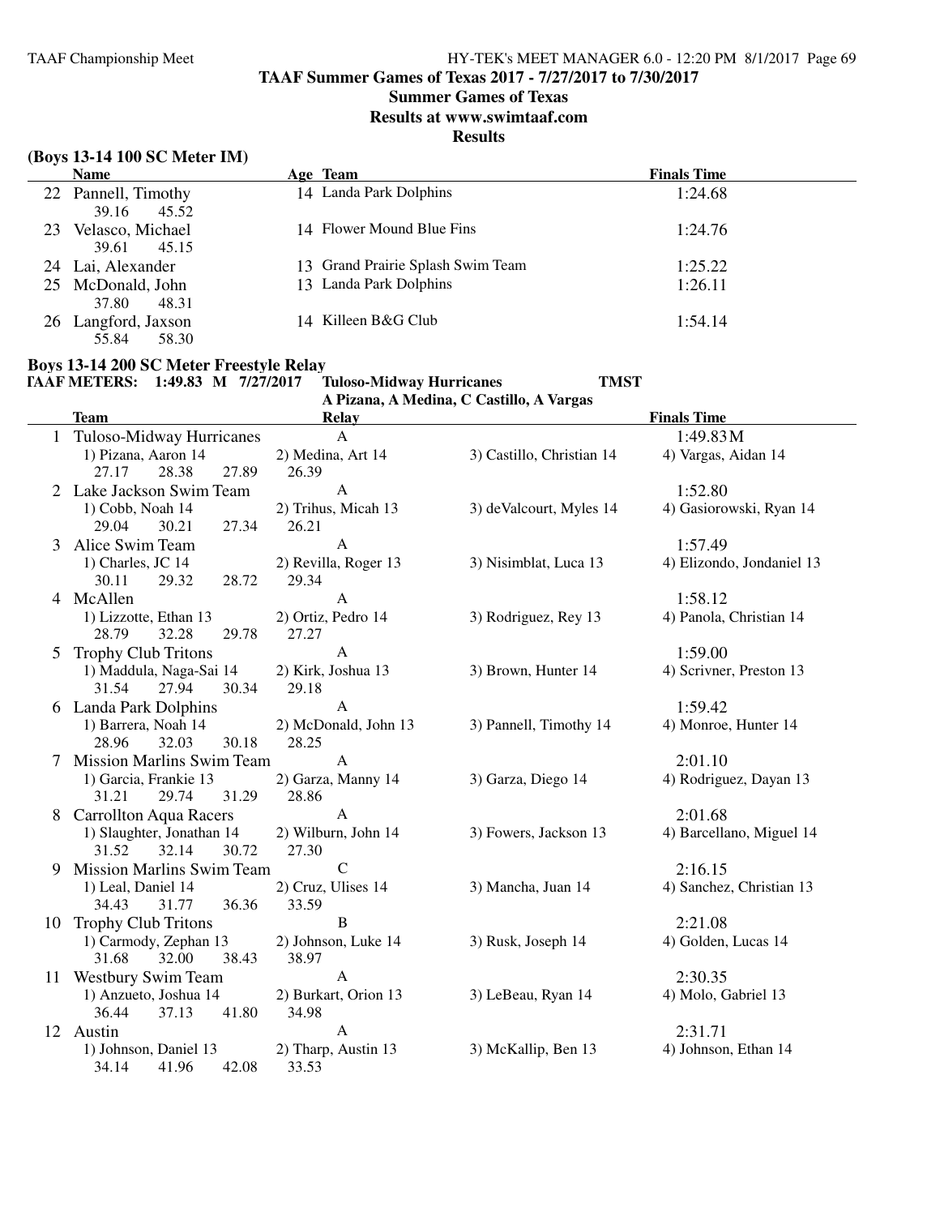## TAAF Summer Games of Texas 2017 - 7/27/2017 to 7/30/2017

**Summer Games of Texas**

**Results at www.swimtaaf.com**

**Results**

### (Boys 13-14 100 SC Meter IM)

| | Name | Age | Team | Finals Time |
|---|---|---|---|---|
| 22 | Pannell, Timothy | 14 | Landa Park Dolphins | 1:24.68 |
| | 39.16 45.52 | | | |
| 23 | Velasco, Michael | 14 | Flower Mound Blue Fins | 1:24.76 |
| | 39.61 45.15 | | | |
| 24 | Lai, Alexander | 13 | Grand Prairie Splash Swim Team | 1:25.22 |
| 25 | McDonald, John | 13 | Landa Park Dolphins | 1:26.11 |
| | 37.80 48.31 | | | |
| 26 | Langford, Jaxson | 14 | Killeen B&G Club | 1:54.14 |
| | 55.84 58.30 | | | |

### Boys 13-14 200 SC Meter Freestyle Relay

**TAAF METERS: 1:49.83 M 7/27/2017 Tuloso-Midway Hurricanes TMST**
**A Pizana, A Medina, C Castillo, A Vargas**

| | Team | Relay | | Finals Time |
|---|---|---|---|---|
| 1 | Tuloso-Midway Hurricanes | A | | 1:49.83M |
| | 1) Pizana, Aaron 14 | 2) Medina, Art 14 | 3) Castillo, Christian 14 | 4) Vargas, Aidan 14 |
| | 27.17 28.38 27.89 | 26.39 | | |
| 2 | Lake Jackson Swim Team | A | | 1:52.80 |
| | 1) Cobb, Noah 14 | 2) Trihus, Micah 13 | 3) deValcourt, Myles 14 | 4) Gasiorowski, Ryan 14 |
| | 29.04 30.21 27.34 | 26.21 | | |
| 3 | Alice Swim Team | A | | 1:57.49 |
| | 1) Charles, JC 14 | 2) Revilla, Roger 13 | 3) Nisimblat, Luca 13 | 4) Elizondo, Jondaniel 13 |
| | 30.11 29.32 28.72 | 29.34 | | |
| 4 | McAllen | A | | 1:58.12 |
| | 1) Lizzotte, Ethan 13 | 2) Ortiz, Pedro 14 | 3) Rodriguez, Rey 13 | 4) Panola, Christian 14 |
| | 28.79 32.28 29.78 | 27.27 | | |
| 5 | Trophy Club Tritons | A | | 1:59.00 |
| | 1) Maddula, Naga-Sai 14 | 2) Kirk, Joshua 13 | 3) Brown, Hunter 14 | 4) Scrivner, Preston 13 |
| | 31.54 27.94 30.34 | 29.18 | | |
| 6 | Landa Park Dolphins | A | | 1:59.42 |
| | 1) Barrera, Noah 14 | 2) McDonald, John 13 | 3) Pannell, Timothy 14 | 4) Monroe, Hunter 14 |
| | 28.96 32.03 30.18 | 28.25 | | |
| 7 | Mission Marlins Swim Team | A | | 2:01.10 |
| | 1) Garcia, Frankie 13 | 2) Garza, Manny 14 | 3) Garza, Diego 14 | 4) Rodriguez, Dayan 13 |
| | 31.21 29.74 31.29 | 28.86 | | |
| 8 | Carrollton Aqua Racers | A | | 2:01.68 |
| | 1) Slaughter, Jonathan 14 | 2) Wilburn, John 14 | 3) Fowers, Jackson 13 | 4) Barcellano, Miguel 14 |
| | 31.52 32.14 30.72 | 27.30 | | |
| 9 | Mission Marlins Swim Team | C | | 2:16.15 |
| | 1) Leal, Daniel 14 | 2) Cruz, Ulises 14 | 3) Mancha, Juan 14 | 4) Sanchez, Christian 13 |
| | 34.43 31.77 36.36 | 33.59 | | |
| 10 | Trophy Club Tritons | B | | 2:21.08 |
| | 1) Carmody, Zephan 13 | 2) Johnson, Luke 14 | 3) Rusk, Joseph 14 | 4) Golden, Lucas 14 |
| | 31.68 32.00 38.43 | 38.97 | | |
| 11 | Westbury Swim Team | A | | 2:30.35 |
| | 1) Anzueto, Joshua 14 | 2) Burkart, Orion 13 | 3) LeBeau, Ryan 14 | 4) Molo, Gabriel 13 |
| | 36.44 37.13 41.80 | 34.98 | | |
| 12 | Austin | A | | 2:31.71 |
| | 1) Johnson, Daniel 13 | 2) Tharp, Austin 13 | 3) McKallip, Ben 13 | 4) Johnson, Ethan 14 |
| | 34.14 41.96 42.08 | 33.53 | | |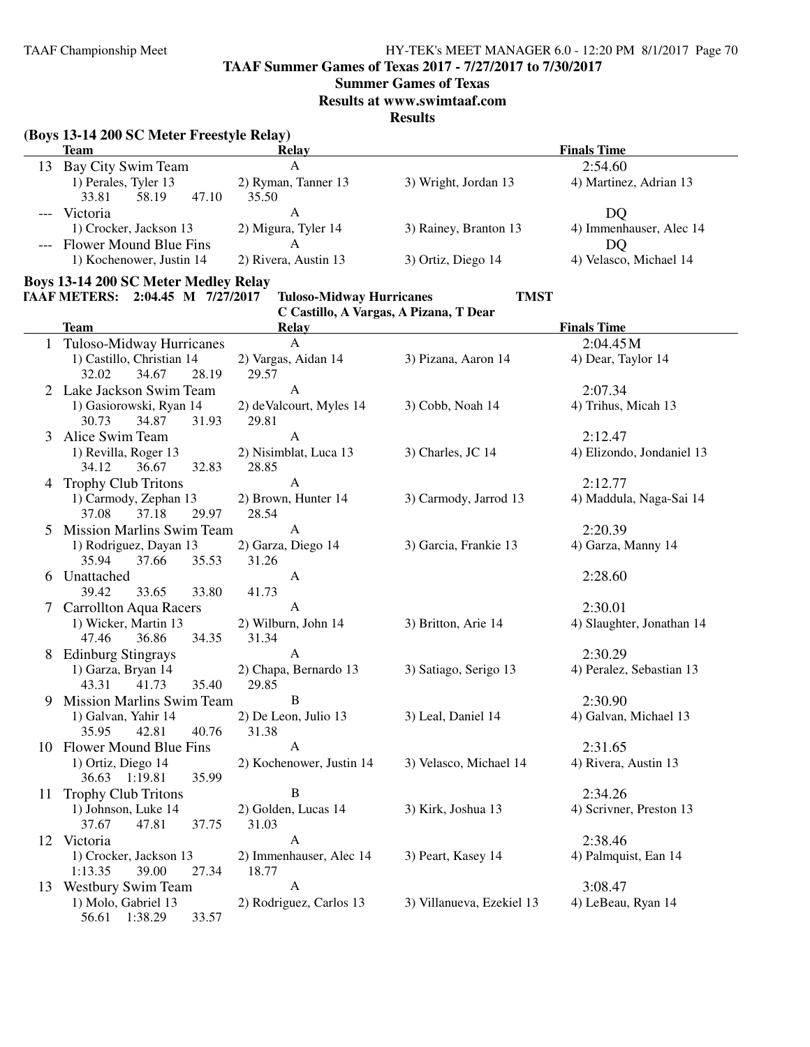**TAAF Summer Games of Texas 2017 - 7/27/2017 to 7/30/2017**

**Summer Games of Texas**

**Results at www.swimtaaf.com**

**Results**

### (Boys 13-14 200 SC Meter Freestyle Relay)

| | Team | Relay | | Finals Time |
|---|---|---|---|---|
| 13 | Bay City Swim Team | A | | 2:54.60 |
| | 1) Perales, Tyler 13 | 2) Ryman, Tanner 13 | 3) Wright, Jordan 13 | 4) Martinez, Adrian 13 |
| | 33.81 58.19 47.10 | 35.50 | | |
| --- | Victoria | A | | DQ |
| | 1) Crocker, Jackson 13 | 2) Migura, Tyler 14 | 3) Rainey, Branton 13 | 4) Immenhauser, Alec 14 |
| --- | Flower Mound Blue Fins | A | | DQ |
| | 1) Kochenower, Justin 14 | 2) Rivera, Austin 13 | 3) Ortiz, Diego 14 | 4) Velasco, Michael 14 |

### Boys 13-14 200 SC Meter Medley Relay

**TAAF METERS: 2:04.45 M 7/27/2017 Tuloso-Midway Hurricanes TMST**
**C Castillo, A Vargas, A Pizana, T Dear**

| | Team | Relay | | Finals Time |
|---|---|---|---|---|
| 1 | Tuloso-Midway Hurricanes | A | | 2:04.45M |
| | 1) Castillo, Christian 14 | 2) Vargas, Aidan 14 | 3) Pizana, Aaron 14 | 4) Dear, Taylor 14 |
| | 32.02 34.67 28.19 | 29.57 | | |
| 2 | Lake Jackson Swim Team | A | | 2:07.34 |
| | 1) Gasiorowski, Ryan 14 | 2) deValcourt, Myles 14 | 3) Cobb, Noah 14 | 4) Trihus, Micah 13 |
| | 30.73 34.87 31.93 | 29.81 | | |
| 3 | Alice Swim Team | A | | 2:12.47 |
| | 1) Revilla, Roger 13 | 2) Nisimblat, Luca 13 | 3) Charles, JC 14 | 4) Elizondo, Jondaniel 13 |
| | 34.12 36.67 32.83 | 28.85 | | |
| 4 | Trophy Club Tritons | A | | 2:12.77 |
| | 1) Carmody, Zephan 13 | 2) Brown, Hunter 14 | 3) Carmody, Jarrod 13 | 4) Maddula, Naga-Sai 14 |
| | 37.08 37.18 29.97 | 28.54 | | |
| 5 | Mission Marlins Swim Team | A | | 2:20.39 |
| | 1) Rodriguez, Dayan 13 | 2) Garza, Diego 14 | 3) Garcia, Frankie 13 | 4) Garza, Manny 14 |
| | 35.94 37.66 35.53 | 31.26 | | |
| 6 | Unattached | A | | 2:28.60 |
| | 39.42 33.65 33.80 | 41.73 | | |
| 7 | Carrollton Aqua Racers | A | | 2:30.01 |
| | 1) Wicker, Martin 13 | 2) Wilburn, John 14 | 3) Britton, Arie 14 | 4) Slaughter, Jonathan 14 |
| | 47.46 36.86 34.35 | 31.34 | | |
| 8 | Edinburg Stingrays | A | | 2:30.29 |
| | 1) Garza, Bryan 14 | 2) Chapa, Bernardo 13 | 3) Satiago, Serigo 13 | 4) Peralez, Sebastian 13 |
| | 43.31 41.73 35.40 | 29.85 | | |
| 9 | Mission Marlins Swim Team | B | | 2:30.90 |
| | 1) Galvan, Yahir 14 | 2) De Leon, Julio 13 | 3) Leal, Daniel 14 | 4) Galvan, Michael 13 |
| | 35.95 42.81 40.76 | 31.38 | | |
| 10 | Flower Mound Blue Fins | A | | 2:31.65 |
| | 1) Ortiz, Diego 14 | 2) Kochenower, Justin 14 | 3) Velasco, Michael 14 | 4) Rivera, Austin 13 |
| | 36.63 1:19.81 35.99 | | | |
| 11 | Trophy Club Tritons | B | | 2:34.26 |
| | 1) Johnson, Luke 14 | 2) Golden, Lucas 14 | 3) Kirk, Joshua 13 | 4) Scrivner, Preston 13 |
| | 37.67 47.81 37.75 | 31.03 | | |
| 12 | Victoria | A | | 2:38.46 |
| | 1) Crocker, Jackson 13 | 2) Immenhauser, Alec 14 | 3) Peart, Kasey 14 | 4) Palmquist, Ean 14 |
| | 1:13.35 39.00 27.34 | 18.77 | | |
| 13 | Westbury Swim Team | A | | 3:08.47 |
| | 1) Molo, Gabriel 13 | 2) Rodriguez, Carlos 13 | 3) Villanueva, Ezekiel 13 | 4) LeBeau, Ryan 14 |
| | 56.61 1:38.29 33.57 | | | |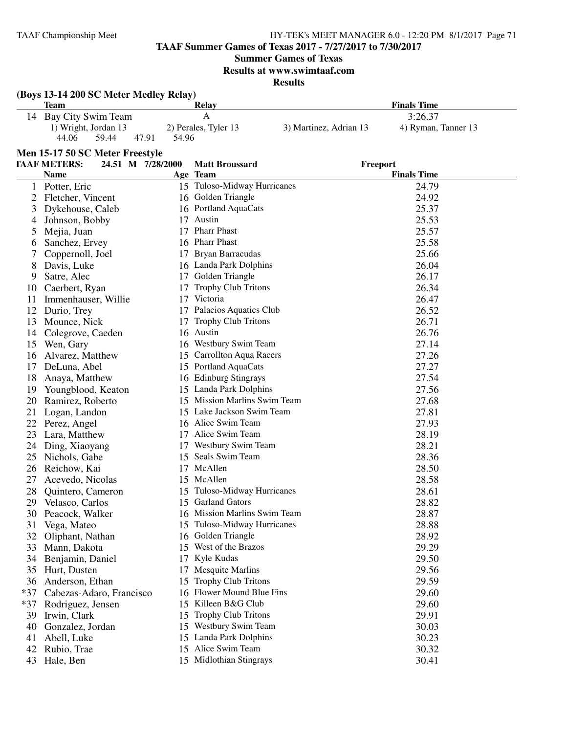**TAAF Summer Games of Texas 2017 - 7/27/2017 to 7/30/2017**

**Summer Games of Texas**

**Results at www.swimtaaf.com**

**Results**

### (Boys 13-14 200 SC Meter Medley Relay)

| | Team | Relay | | Finals Time |
|---|---|---|---|---|
| 14 | Bay City Swim Team | A | | 3:26.37 |
| | 1) Wright, Jordan 13 | 2) Perales, Tyler 13 | 3) Martinez, Adrian 13 | 4) Ryman, Tanner 13 |
| | 44.06 59.44 47.91 54.96 | | | |

### Men 15-17 50 SC Meter Freestyle

TAAF METERS: 24.51 M 7/28/2000 Matt Broussard Freeport

| | Name | Age | Team | Finals Time |
|---|---|---|---|---|
| 1 | Potter, Eric | 15 | Tuloso-Midway Hurricanes | 24.79 |
| 2 | Fletcher, Vincent | 16 | Golden Triangle | 24.92 |
| 3 | Dykehouse, Caleb | 16 | Portland AquaCats | 25.37 |
| 4 | Johnson, Bobby | 17 | Austin | 25.53 |
| 5 | Mejia, Juan | 17 | Pharr Phast | 25.57 |
| 6 | Sanchez, Ervey | 16 | Pharr Phast | 25.58 |
| 7 | Coppernoll, Joel | 17 | Bryan Barracudas | 25.66 |
| 8 | Davis, Luke | 16 | Landa Park Dolphins | 26.04 |
| 9 | Satre, Alec | 17 | Golden Triangle | 26.17 |
| 10 | Caerbert, Ryan | 17 | Trophy Club Tritons | 26.34 |
| 11 | Immenhauser, Willie | 17 | Victoria | 26.47 |
| 12 | Durio, Trey | 17 | Palacios Aquatics Club | 26.52 |
| 13 | Mounce, Nick | 17 | Trophy Club Tritons | 26.71 |
| 14 | Colegrove, Caeden | 16 | Austin | 26.76 |
| 15 | Wen, Gary | 16 | Westbury Swim Team | 27.14 |
| 16 | Alvarez, Matthew | 15 | Carrollton Aqua Racers | 27.26 |
| 17 | DeLuna, Abel | 15 | Portland AquaCats | 27.27 |
| 18 | Anaya, Matthew | 16 | Edinburg Stingrays | 27.54 |
| 19 | Youngblood, Keaton | 15 | Landa Park Dolphins | 27.56 |
| 20 | Ramirez, Roberto | 15 | Mission Marlins Swim Team | 27.68 |
| 21 | Logan, Landon | 15 | Lake Jackson Swim Team | 27.81 |
| 22 | Perez, Angel | 16 | Alice Swim Team | 27.93 |
| 23 | Lara, Matthew | 17 | Alice Swim Team | 28.19 |
| 24 | Ding, Xiaoyang | 17 | Westbury Swim Team | 28.21 |
| 25 | Nichols, Gabe | 15 | Seals Swim Team | 28.36 |
| 26 | Reichow, Kai | 17 | McAllen | 28.50 |
| 27 | Acevedo, Nicolas | 15 | McAllen | 28.58 |
| 28 | Quintero, Cameron | 15 | Tuloso-Midway Hurricanes | 28.61 |
| 29 | Velasco, Carlos | 15 | Garland Gators | 28.82 |
| 30 | Peacock, Walker | 16 | Mission Marlins Swim Team | 28.87 |
| 31 | Vega, Mateo | 15 | Tuloso-Midway Hurricanes | 28.88 |
| 32 | Oliphant, Nathan | 16 | Golden Triangle | 28.92 |
| 33 | Mann, Dakota | 15 | West of the Brazos | 29.29 |
| 34 | Benjamin, Daniel | 17 | Kyle Kudas | 29.50 |
| 35 | Hurt, Dusten | 17 | Mesquite Marlins | 29.56 |
| 36 | Anderson, Ethan | 15 | Trophy Club Tritons | 29.59 |
| *37 | Cabezas-Adaro, Francisco | 16 | Flower Mound Blue Fins | 29.60 |
| *37 | Rodriguez, Jensen | 15 | Killeen B&G Club | 29.60 |
| 39 | Irwin, Clark | 15 | Trophy Club Tritons | 29.91 |
| 40 | Gonzalez, Jordan | 15 | Westbury Swim Team | 30.03 |
| 41 | Abell, Luke | 15 | Landa Park Dolphins | 30.23 |
| 42 | Rubio, Trae | 15 | Alice Swim Team | 30.32 |
| 43 | Hale, Ben | 15 | Midlothian Stingrays | 30.41 |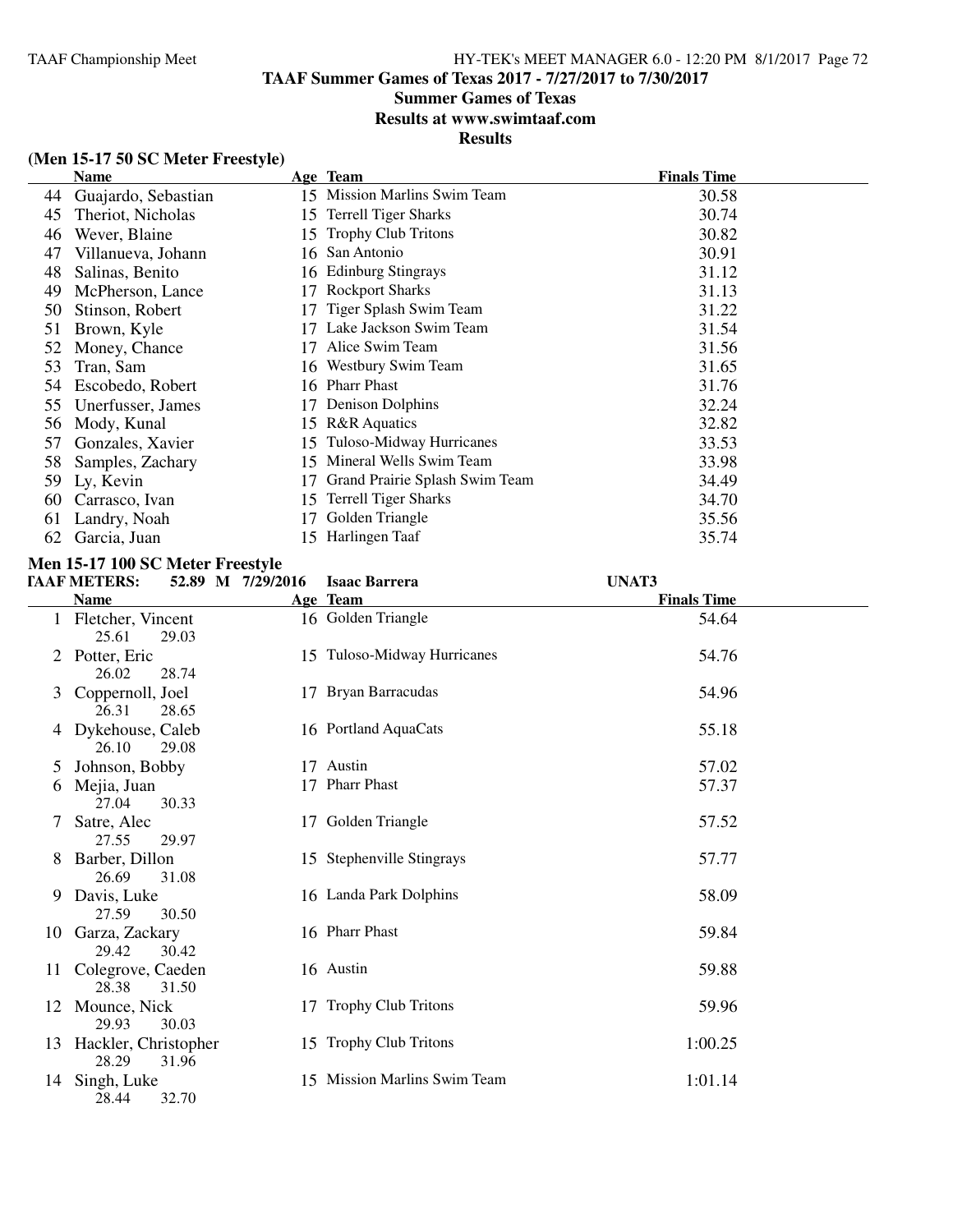# TAAF Summer Games of Texas 2017 - 7/27/2017 to 7/30/2017

## Summer Games of Texas

### Results at www.swimtaaf.com

### Results

**(Men 15-17 50 SC Meter Freestyle)**

| | Name | Age | Team | Finals Time |
|---|---|---|---|---|
| 44 | Guajardo, Sebastian | 15 | Mission Marlins Swim Team | 30.58 |
| 45 | Theriot, Nicholas | 15 | Terrell Tiger Sharks | 30.74 |
| 46 | Wever, Blaine | 15 | Trophy Club Tritons | 30.82 |
| 47 | Villanueva, Johann | 16 | San Antonio | 30.91 |
| 48 | Salinas, Benito | 16 | Edinburg Stingrays | 31.12 |
| 49 | McPherson, Lance | 17 | Rockport Sharks | 31.13 |
| 50 | Stinson, Robert | 17 | Tiger Splash Swim Team | 31.22 |
| 51 | Brown, Kyle | 17 | Lake Jackson Swim Team | 31.54 |
| 52 | Money, Chance | 17 | Alice Swim Team | 31.56 |
| 53 | Tran, Sam | 16 | Westbury Swim Team | 31.65 |
| 54 | Escobedo, Robert | 16 | Pharr Phast | 31.76 |
| 55 | Unerfusser, James | 17 | Denison Dolphins | 32.24 |
| 56 | Mody, Kunal | 15 | R&R Aquatics | 32.82 |
| 57 | Gonzales, Xavier | 15 | Tuloso-Midway Hurricanes | 33.53 |
| 58 | Samples, Zachary | 15 | Mineral Wells Swim Team | 33.98 |
| 59 | Ly, Kevin | 17 | Grand Prairie Splash Swim Team | 34.49 |
| 60 | Carrasco, Ivan | 15 | Terrell Tiger Sharks | 34.70 |
| 61 | Landry, Noah | 17 | Golden Triangle | 35.56 |
| 62 | Garcia, Juan | 15 | Harlingen Taaf | 35.74 |

**Men 15-17 100 SC Meter Freestyle**

**TAAF METERS: 52.89 M 7/29/2016 Isaac Barrera UNAT3**

| | Name | Age | Team | Finals Time |
|---|---|---|---|---|
| 1 | Fletcher, Vincent | 16 | Golden Triangle | 54.64 |
| | 25.61 29.03 | | | |
| 2 | Potter, Eric | 15 | Tuloso-Midway Hurricanes | 54.76 |
| | 26.02 28.74 | | | |
| 3 | Coppernoll, Joel | 17 | Bryan Barracudas | 54.96 |
| | 26.31 28.65 | | | |
| 4 | Dykehouse, Caleb | 16 | Portland AquaCats | 55.18 |
| | 26.10 29.08 | | | |
| 5 | Johnson, Bobby | 17 | Austin | 57.02 |
| 6 | Mejia, Juan | 17 | Pharr Phast | 57.37 |
| | 27.04 30.33 | | | |
| 7 | Satre, Alec | 17 | Golden Triangle | 57.52 |
| | 27.55 29.97 | | | |
| 8 | Barber, Dillon | 15 | Stephenville Stingrays | 57.77 |
| | 26.69 31.08 | | | |
| 9 | Davis, Luke | 16 | Landa Park Dolphins | 58.09 |
| | 27.59 30.50 | | | |
| 10 | Garza, Zackary | 16 | Pharr Phast | 59.84 |
| | 29.42 30.42 | | | |
| 11 | Colegrove, Caeden | 16 | Austin | 59.88 |
| | 28.38 31.50 | | | |
| 12 | Mounce, Nick | 17 | Trophy Club Tritons | 59.96 |
| | 29.93 30.03 | | | |
| 13 | Hackler, Christopher | 15 | Trophy Club Tritons | 1:00.25 |
| | 28.29 31.96 | | | |
| 14 | Singh, Luke | 15 | Mission Marlins Swim Team | 1:01.14 |
| | 28.44 32.70 | | | |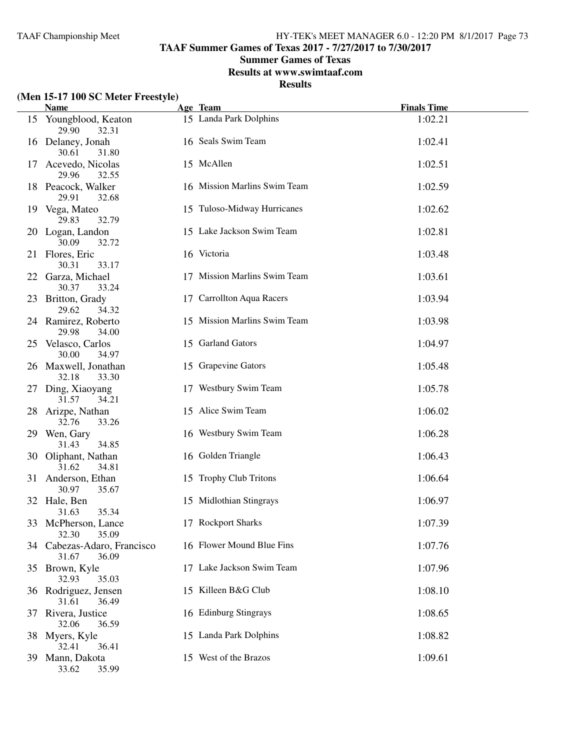**TAAF Summer Games of Texas 2017 - 7/27/2017 to 7/30/2017**

**Summer Games of Texas**

**Results at www.swimtaaf.com**

**Results**

**(Men 15-17 100 SC Meter Freestyle)**

| | Name | Age | Team | Finals Time |
|---|---|---|---|---|
| 15 | Youngblood, Keaton | 15 | Landa Park Dolphins | 1:02.21 |
| | 29.90 32.31 | | | |
| 16 | Delaney, Jonah | 16 | Seals Swim Team | 1:02.41 |
| | 30.61 31.80 | | | |
| 17 | Acevedo, Nicolas | 15 | McAllen | 1:02.51 |
| | 29.96 32.55 | | | |
| 18 | Peacock, Walker | 16 | Mission Marlins Swim Team | 1:02.59 |
| | 29.91 32.68 | | | |
| 19 | Vega, Mateo | 15 | Tuloso-Midway Hurricanes | 1:02.62 |
| | 29.83 32.79 | | | |
| 20 | Logan, Landon | 15 | Lake Jackson Swim Team | 1:02.81 |
| | 30.09 32.72 | | | |
| 21 | Flores, Eric | 16 | Victoria | 1:03.48 |
| | 30.31 33.17 | | | |
| 22 | Garza, Michael | 17 | Mission Marlins Swim Team | 1:03.61 |
| | 30.37 33.24 | | | |
| 23 | Britton, Grady | 17 | Carrollton Aqua Racers | 1:03.94 |
| | 29.62 34.32 | | | |
| 24 | Ramirez, Roberto | 15 | Mission Marlins Swim Team | 1:03.98 |
| | 29.98 34.00 | | | |
| 25 | Velasco, Carlos | 15 | Garland Gators | 1:04.97 |
| | 30.00 34.97 | | | |
| 26 | Maxwell, Jonathan | 15 | Grapevine Gators | 1:05.48 |
| | 32.18 33.30 | | | |
| 27 | Ding, Xiaoyang | 17 | Westbury Swim Team | 1:05.78 |
| | 31.57 34.21 | | | |
| 28 | Arizpe, Nathan | 15 | Alice Swim Team | 1:06.02 |
| | 32.76 33.26 | | | |
| 29 | Wen, Gary | 16 | Westbury Swim Team | 1:06.28 |
| | 31.43 34.85 | | | |
| 30 | Oliphant, Nathan | 16 | Golden Triangle | 1:06.43 |
| | 31.62 34.81 | | | |
| 31 | Anderson, Ethan | 15 | Trophy Club Tritons | 1:06.64 |
| | 30.97 35.67 | | | |
| 32 | Hale, Ben | 15 | Midlothian Stingrays | 1:06.97 |
| | 31.63 35.34 | | | |
| 33 | McPherson, Lance | 17 | Rockport Sharks | 1:07.39 |
| | 32.30 35.09 | | | |
| 34 | Cabezas-Adaro, Francisco | 16 | Flower Mound Blue Fins | 1:07.76 |
| | 31.67 36.09 | | | |
| 35 | Brown, Kyle | 17 | Lake Jackson Swim Team | 1:07.96 |
| | 32.93 35.03 | | | |
| 36 | Rodriguez, Jensen | 15 | Killeen B&G Club | 1:08.10 |
| | 31.61 36.49 | | | |
| 37 | Rivera, Justice | 16 | Edinburg Stingrays | 1:08.65 |
| | 32.06 36.59 | | | |
| 38 | Myers, Kyle | 15 | Landa Park Dolphins | 1:08.82 |
| | 32.41 36.41 | | | |
| 39 | Mann, Dakota | 15 | West of the Brazos | 1:09.61 |
| | 33.62 35.99 | | | |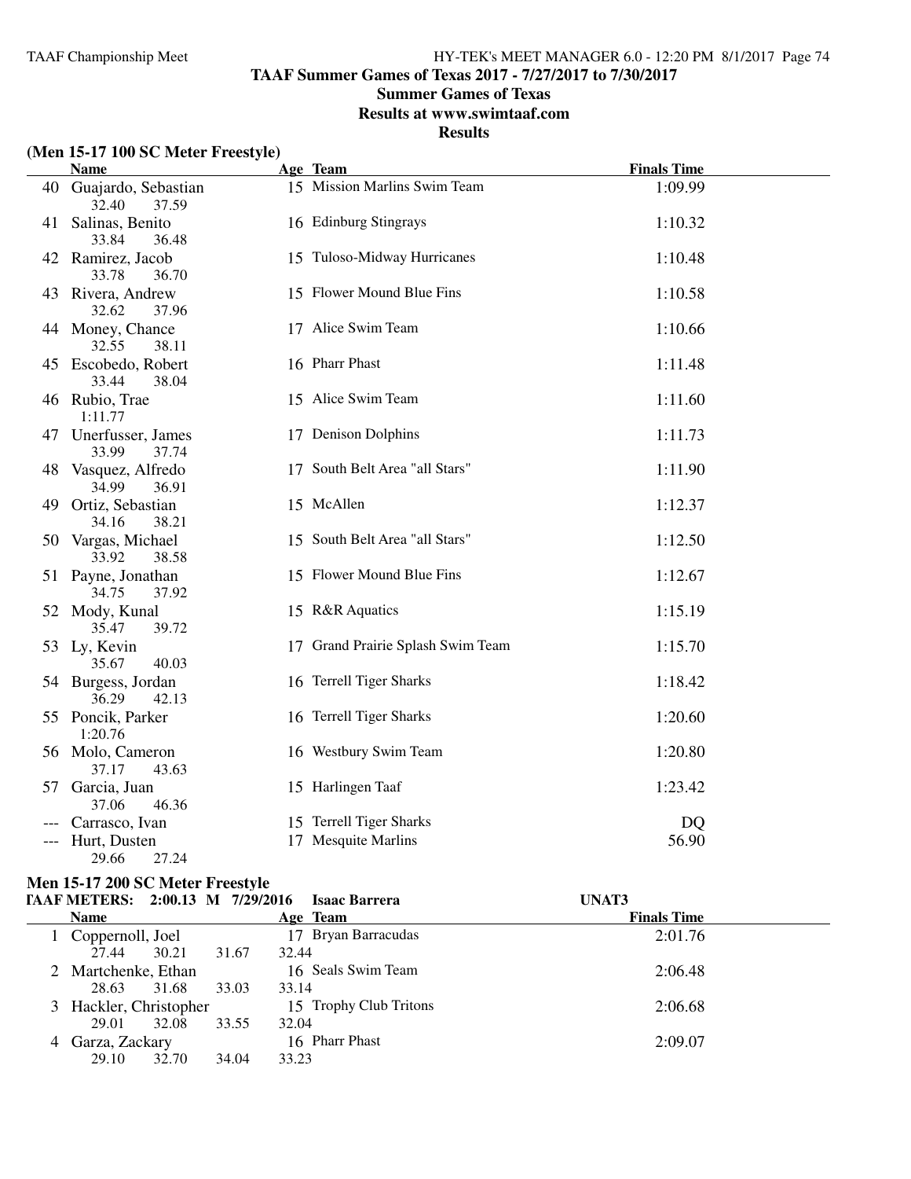**TAAF Summer Games of Texas 2017 - 7/27/2017 to 7/30/2017**

**Summer Games of Texas**

**Results at www.swimtaaf.com**

**Results**

### (Men 15-17 100 SC Meter Freestyle)

| | Name | Age | Team | Finals Time |
|---|---|---|---|---|
| 40 | Guajardo, Sebastian<br>32.40 37.59 | 15 | Mission Marlins Swim Team | 1:09.99 |
| 41 | Salinas, Benito<br>33.84 36.48 | 16 | Edinburg Stingrays | 1:10.32 |
| 42 | Ramirez, Jacob<br>33.78 36.70 | 15 | Tuloso-Midway Hurricanes | 1:10.48 |
| 43 | Rivera, Andrew<br>32.62 37.96 | 15 | Flower Mound Blue Fins | 1:10.58 |
| 44 | Money, Chance<br>32.55 38.11 | 17 | Alice Swim Team | 1:10.66 |
| 45 | Escobedo, Robert<br>33.44 38.04 | 16 | Pharr Phast | 1:11.48 |
| 46 | Rubio, Trae<br>1:11.77 | 15 | Alice Swim Team | 1:11.60 |
| 47 | Unerfusser, James<br>33.99 37.74 | 17 | Denison Dolphins | 1:11.73 |
| 48 | Vasquez, Alfredo<br>34.99 36.91 | 17 | South Belt Area "all Stars" | 1:11.90 |
| 49 | Ortiz, Sebastian<br>34.16 38.21 | 15 | McAllen | 1:12.37 |
| 50 | Vargas, Michael<br>33.92 38.58 | 15 | South Belt Area "all Stars" | 1:12.50 |
| 51 | Payne, Jonathan<br>34.75 37.92 | 15 | Flower Mound Blue Fins | 1:12.67 |
| 52 | Mody, Kunal<br>35.47 39.72 | 15 | R&R Aquatics | 1:15.19 |
| 53 | Ly, Kevin<br>35.67 40.03 | 17 | Grand Prairie Splash Swim Team | 1:15.70 |
| 54 | Burgess, Jordan<br>36.29 42.13 | 16 | Terrell Tiger Sharks | 1:18.42 |
| 55 | Poncik, Parker<br>1:20.76 | 16 | Terrell Tiger Sharks | 1:20.60 |
| 56 | Molo, Cameron<br>37.17 43.63 | 16 | Westbury Swim Team | 1:20.80 |
| 57 | Garcia, Juan<br>37.06 46.36 | 15 | Harlingen Taaf | 1:23.42 |
| --- | Carrasco, Ivan | 15 | Terrell Tiger Sharks | DQ |
| --- | Hurt, Dusten<br>29.66 27.24 | 17 | Mesquite Marlins | 56.90 |

### Men 15-17 200 SC Meter Freestyle

**TAAF METERS: 2:00.13 M 7/29/2016 Isaac Barrera UNAT3**

| | Name | Age | Team | Finals Time |
|---|---|---|---|---|
| 1 | Coppernoll, Joel<br>27.44 30.21 31.67 32.44 | 17 | Bryan Barracudas | 2:01.76 |
| 2 | Martchenke, Ethan<br>28.63 31.68 33.03 33.14 | 16 | Seals Swim Team | 2:06.48 |
| 3 | Hackler, Christopher<br>29.01 32.08 33.55 32.04 | 15 | Trophy Club Tritons | 2:06.68 |
| 4 | Garza, Zackary<br>29.10 32.70 34.04 33.23 | 16 | Pharr Phast | 2:09.07 |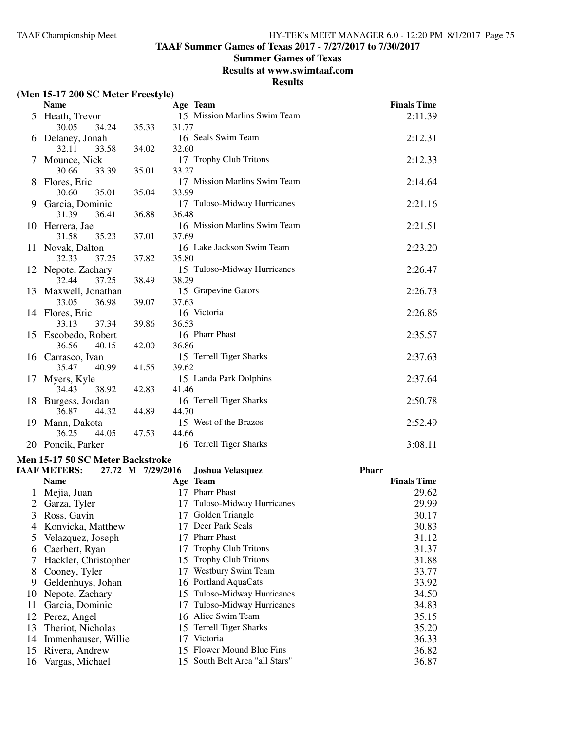# TAAF Summer Games of Texas 2017 - 7/27/2017 to 7/30/2017

## Summer Games of Texas

## Results at www.swimtaaf.com

## Results

### (Men 15-17 200 SC Meter Freestyle)

| | Name | Age | Team | Finals Time |
|---|---|---|---|---|
| 5 | Heath, Trevor | 15 | Mission Marlins Swim Team | 2:11.39 |
| | 30.05 34.24 35.33 31.77 | | | |
| 6 | Delaney, Jonah | 16 | Seals Swim Team | 2:12.31 |
| | 32.11 33.58 34.02 32.60 | | | |
| 7 | Mounce, Nick | 17 | Trophy Club Tritons | 2:12.33 |
| | 30.66 33.39 35.01 33.27 | | | |
| 8 | Flores, Eric | 17 | Mission Marlins Swim Team | 2:14.64 |
| | 30.60 35.01 35.04 33.99 | | | |
| 9 | Garcia, Dominic | 17 | Tuloso-Midway Hurricanes | 2:21.16 |
| | 31.39 36.41 36.88 36.48 | | | |
| 10 | Herrera, Jae | 16 | Mission Marlins Swim Team | 2:21.51 |
| | 31.58 35.23 37.01 37.69 | | | |
| 11 | Novak, Dalton | 16 | Lake Jackson Swim Team | 2:23.20 |
| | 32.33 37.25 37.82 35.80 | | | |
| 12 | Nepote, Zachary | 15 | Tuloso-Midway Hurricanes | 2:26.47 |
| | 32.44 37.25 38.49 38.29 | | | |
| 13 | Maxwell, Jonathan | 15 | Grapevine Gators | 2:26.73 |
| | 33.05 36.98 39.07 37.63 | | | |
| 14 | Flores, Eric | 16 | Victoria | 2:26.86 |
| | 33.13 37.34 39.86 36.53 | | | |
| 15 | Escobedo, Robert | 16 | Pharr Phast | 2:35.57 |
| | 36.56 40.15 42.00 36.86 | | | |
| 16 | Carrasco, Ivan | 15 | Terrell Tiger Sharks | 2:37.63 |
| | 35.47 40.99 41.55 39.62 | | | |
| 17 | Myers, Kyle | 15 | Landa Park Dolphins | 2:37.64 |
| | 34.43 38.92 42.83 41.46 | | | |
| 18 | Burgess, Jordan | 16 | Terrell Tiger Sharks | 2:50.78 |
| | 36.87 44.32 44.89 44.70 | | | |
| 19 | Mann, Dakota | 15 | West of the Brazos | 2:52.49 |
| | 36.25 44.05 47.53 44.66 | | | |
| 20 | Poncik, Parker | 16 | Terrell Tiger Sharks | 3:08.11 |

### Men 15-17 50 SC Meter Backstroke

TAAF METERS: 27.72 M 7/29/2016 Joshua Velasquez Pharr

| | Name | Age | Team | Finals Time |
|---|---|---|---|---|
| 1 | Mejia, Juan | 17 | Pharr Phast | 29.62 |
| 2 | Garza, Tyler | 17 | Tuloso-Midway Hurricanes | 29.99 |
| 3 | Ross, Gavin | 17 | Golden Triangle | 30.17 |
| 4 | Konvicka, Matthew | 17 | Deer Park Seals | 30.83 |
| 5 | Velazquez, Joseph | 17 | Pharr Phast | 31.12 |
| 6 | Caerbert, Ryan | 17 | Trophy Club Tritons | 31.37 |
| 7 | Hackler, Christopher | 15 | Trophy Club Tritons | 31.88 |
| 8 | Cooney, Tyler | 17 | Westbury Swim Team | 33.77 |
| 9 | Geldenhuys, Johan | 16 | Portland AquaCats | 33.92 |
| 10 | Nepote, Zachary | 15 | Tuloso-Midway Hurricanes | 34.50 |
| 11 | Garcia, Dominic | 17 | Tuloso-Midway Hurricanes | 34.83 |
| 12 | Perez, Angel | 16 | Alice Swim Team | 35.15 |
| 13 | Theriot, Nicholas | 15 | Terrell Tiger Sharks | 35.20 |
| 14 | Immenhauser, Willie | 17 | Victoria | 36.33 |
| 15 | Rivera, Andrew | 15 | Flower Mound Blue Fins | 36.82 |
| 16 | Vargas, Michael | 15 | South Belt Area "all Stars" | 36.87 |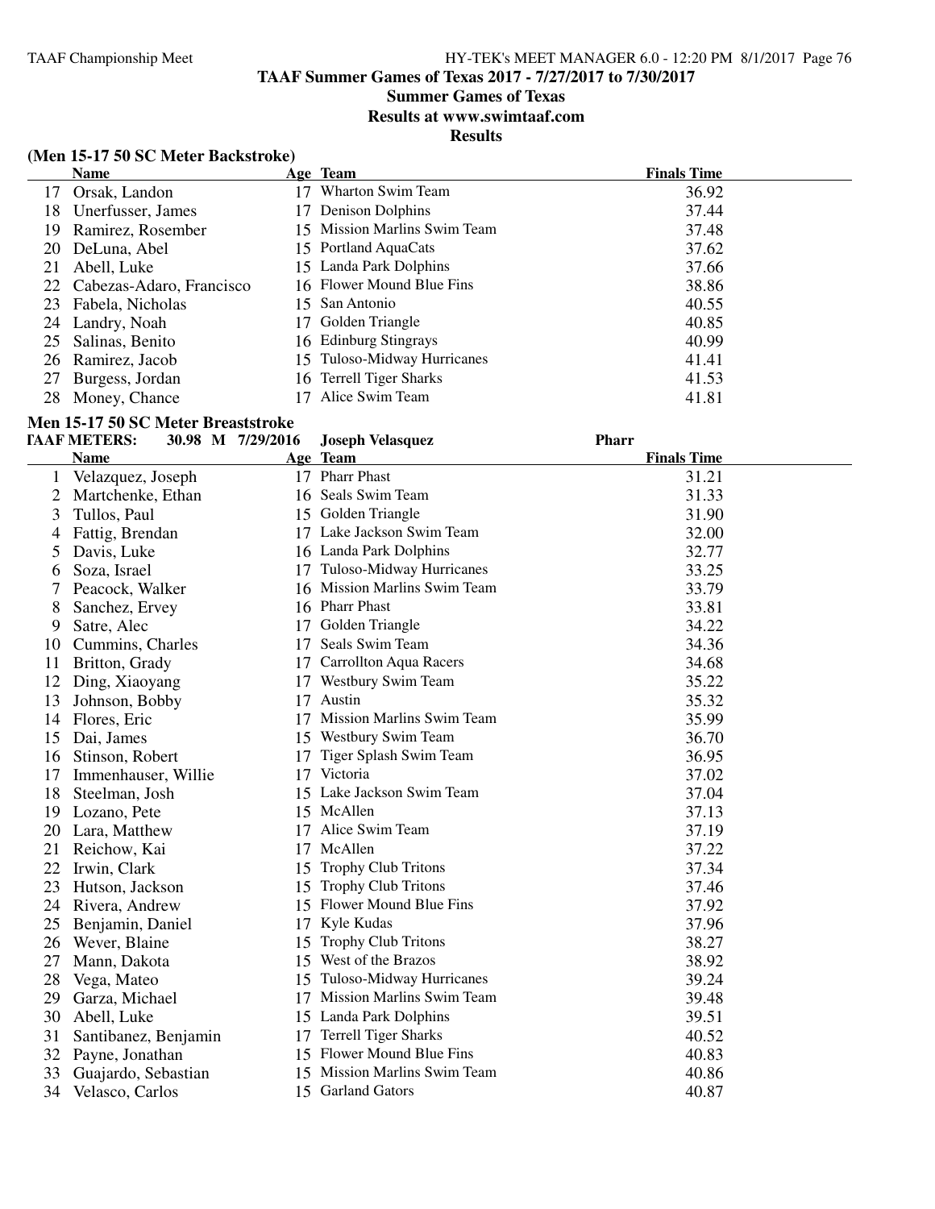# TAAF Summer Games of Texas 2017 - 7/27/2017 to 7/30/2017

## Summer Games of Texas

## Results at www.swimtaaf.com

## Results

### (Men 15-17 50 SC Meter Backstroke)

| | Name | Age | Team | Finals Time |
|---|---|---|---|---|
| 17 | Orsak, Landon | 17 | Wharton Swim Team | 36.92 |
| 18 | Unerfusser, James | 17 | Denison Dolphins | 37.44 |
| 19 | Ramirez, Rosember | 15 | Mission Marlins Swim Team | 37.48 |
| 20 | DeLuna, Abel | 15 | Portland AquaCats | 37.62 |
| 21 | Abell, Luke | 15 | Landa Park Dolphins | 37.66 |
| 22 | Cabezas-Adaro, Francisco | 16 | Flower Mound Blue Fins | 38.86 |
| 23 | Fabela, Nicholas | 15 | San Antonio | 40.55 |
| 24 | Landry, Noah | 17 | Golden Triangle | 40.85 |
| 25 | Salinas, Benito | 16 | Edinburg Stingrays | 40.99 |
| 26 | Ramirez, Jacob | 15 | Tuloso-Midway Hurricanes | 41.41 |
| 27 | Burgess, Jordan | 16 | Terrell Tiger Sharks | 41.53 |
| 28 | Money, Chance | 17 | Alice Swim Team | 41.81 |

### Men 15-17 50 SC Meter Breaststroke

TAAF METERS: 30.98 M 7/29/2016 Joseph Velasquez Pharr

| | Name | Age | Team | Finals Time |
|---|---|---|---|---|
| 1 | Velazquez, Joseph | 17 | Pharr Phast | 31.21 |
| 2 | Martchenke, Ethan | 16 | Seals Swim Team | 31.33 |
| 3 | Tullos, Paul | 15 | Golden Triangle | 31.90 |
| 4 | Fattig, Brendan | 17 | Lake Jackson Swim Team | 32.00 |
| 5 | Davis, Luke | 16 | Landa Park Dolphins | 32.77 |
| 6 | Soza, Israel | 17 | Tuloso-Midway Hurricanes | 33.25 |
| 7 | Peacock, Walker | 16 | Mission Marlins Swim Team | 33.79 |
| 8 | Sanchez, Ervey | 16 | Pharr Phast | 33.81 |
| 9 | Satre, Alec | 17 | Golden Triangle | 34.22 |
| 10 | Cummins, Charles | 17 | Seals Swim Team | 34.36 |
| 11 | Britton, Grady | 17 | Carrollton Aqua Racers | 34.68 |
| 12 | Ding, Xiaoyang | 17 | Westbury Swim Team | 35.22 |
| 13 | Johnson, Bobby | 17 | Austin | 35.32 |
| 14 | Flores, Eric | 17 | Mission Marlins Swim Team | 35.99 |
| 15 | Dai, James | 15 | Westbury Swim Team | 36.70 |
| 16 | Stinson, Robert | 17 | Tiger Splash Swim Team | 36.95 |
| 17 | Immenhauser, Willie | 17 | Victoria | 37.02 |
| 18 | Steelman, Josh | 15 | Lake Jackson Swim Team | 37.04 |
| 19 | Lozano, Pete | 15 | McAllen | 37.13 |
| 20 | Lara, Matthew | 17 | Alice Swim Team | 37.19 |
| 21 | Reichow, Kai | 17 | McAllen | 37.22 |
| 22 | Irwin, Clark | 15 | Trophy Club Tritons | 37.34 |
| 23 | Hutson, Jackson | 15 | Trophy Club Tritons | 37.46 |
| 24 | Rivera, Andrew | 15 | Flower Mound Blue Fins | 37.92 |
| 25 | Benjamin, Daniel | 17 | Kyle Kudas | 37.96 |
| 26 | Wever, Blaine | 15 | Trophy Club Tritons | 38.27 |
| 27 | Mann, Dakota | 15 | West of the Brazos | 38.92 |
| 28 | Vega, Mateo | 15 | Tuloso-Midway Hurricanes | 39.24 |
| 29 | Garza, Michael | 17 | Mission Marlins Swim Team | 39.48 |
| 30 | Abell, Luke | 15 | Landa Park Dolphins | 39.51 |
| 31 | Santibanez, Benjamin | 17 | Terrell Tiger Sharks | 40.52 |
| 32 | Payne, Jonathan | 15 | Flower Mound Blue Fins | 40.83 |
| 33 | Guajardo, Sebastian | 15 | Mission Marlins Swim Team | 40.86 |
| 34 | Velasco, Carlos | 15 | Garland Gators | 40.87 |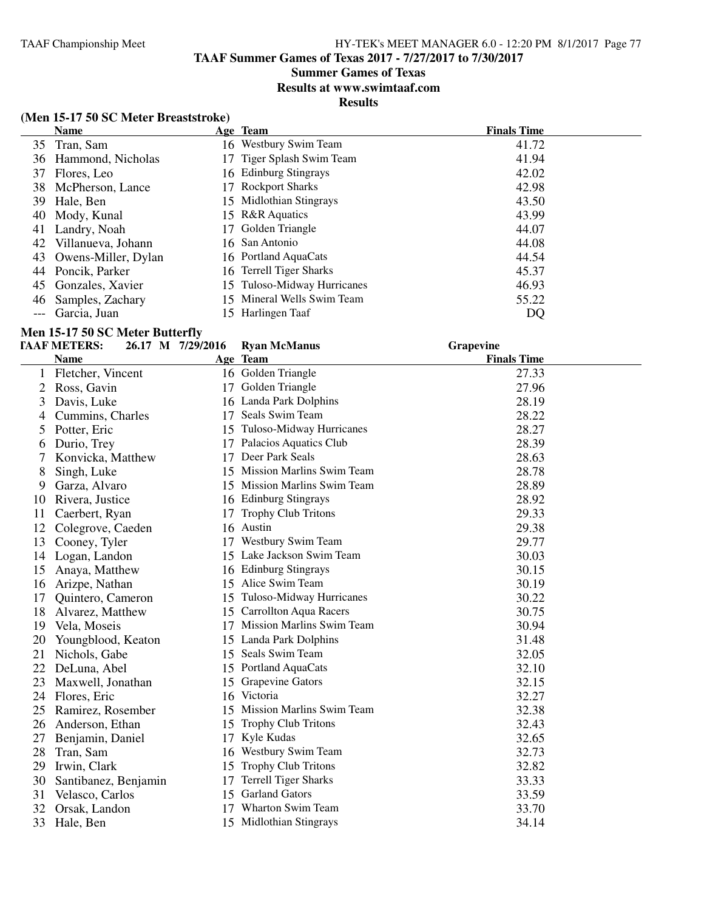# TAAF Summer Games of Texas 2017 - 7/27/2017 to 7/30/2017

## Summer Games of Texas

## Results at www.swimtaaf.com

## Results

### (Men 15-17 50 SC Meter Breaststroke)

| | Name | Age | Team | Finals Time |
|---|---|---|---|---|
| 35 | Tran, Sam | 16 | Westbury Swim Team | 41.72 |
| 36 | Hammond, Nicholas | 17 | Tiger Splash Swim Team | 41.94 |
| 37 | Flores, Leo | 16 | Edinburg Stingrays | 42.02 |
| 38 | McPherson, Lance | 17 | Rockport Sharks | 42.98 |
| 39 | Hale, Ben | 15 | Midlothian Stingrays | 43.50 |
| 40 | Mody, Kunal | 15 | R&R Aquatics | 43.99 |
| 41 | Landry, Noah | 17 | Golden Triangle | 44.07 |
| 42 | Villanueva, Johann | 16 | San Antonio | 44.08 |
| 43 | Owens-Miller, Dylan | 16 | Portland AquaCats | 44.54 |
| 44 | Poncik, Parker | 16 | Terrell Tiger Sharks | 45.37 |
| 45 | Gonzales, Xavier | 15 | Tuloso-Midway Hurricanes | 46.93 |
| 46 | Samples, Zachary | 15 | Mineral Wells Swim Team | 55.22 |
| --- | Garcia, Juan | 15 | Harlingen Taaf | DQ |

### Men 15-17 50 SC Meter Butterfly

TAAF METERS: 26.17 M 7/29/2016 Ryan McManus Grapevine

| | Name | Age | Team | Finals Time |
|---|---|---|---|---|
| 1 | Fletcher, Vincent | 16 | Golden Triangle | 27.33 |
| 2 | Ross, Gavin | 17 | Golden Triangle | 27.96 |
| 3 | Davis, Luke | 16 | Landa Park Dolphins | 28.19 |
| 4 | Cummins, Charles | 17 | Seals Swim Team | 28.22 |
| 5 | Potter, Eric | 15 | Tuloso-Midway Hurricanes | 28.27 |
| 6 | Durio, Trey | 17 | Palacios Aquatics Club | 28.39 |
| 7 | Konvicka, Matthew | 17 | Deer Park Seals | 28.63 |
| 8 | Singh, Luke | 15 | Mission Marlins Swim Team | 28.78 |
| 9 | Garza, Alvaro | 15 | Mission Marlins Swim Team | 28.89 |
| 10 | Rivera, Justice | 16 | Edinburg Stingrays | 28.92 |
| 11 | Caerbert, Ryan | 17 | Trophy Club Tritons | 29.33 |
| 12 | Colegrove, Caeden | 16 | Austin | 29.38 |
| 13 | Cooney, Tyler | 17 | Westbury Swim Team | 29.77 |
| 14 | Logan, Landon | 15 | Lake Jackson Swim Team | 30.03 |
| 15 | Anaya, Matthew | 16 | Edinburg Stingrays | 30.15 |
| 16 | Arizpe, Nathan | 15 | Alice Swim Team | 30.19 |
| 17 | Quintero, Cameron | 15 | Tuloso-Midway Hurricanes | 30.22 |
| 18 | Alvarez, Matthew | 15 | Carrollton Aqua Racers | 30.75 |
| 19 | Vela, Moseis | 17 | Mission Marlins Swim Team | 30.94 |
| 20 | Youngblood, Keaton | 15 | Landa Park Dolphins | 31.48 |
| 21 | Nichols, Gabe | 15 | Seals Swim Team | 32.05 |
| 22 | DeLuna, Abel | 15 | Portland AquaCats | 32.10 |
| 23 | Maxwell, Jonathan | 15 | Grapevine Gators | 32.15 |
| 24 | Flores, Eric | 16 | Victoria | 32.27 |
| 25 | Ramirez, Rosember | 15 | Mission Marlins Swim Team | 32.38 |
| 26 | Anderson, Ethan | 15 | Trophy Club Tritons | 32.43 |
| 27 | Benjamin, Daniel | 17 | Kyle Kudas | 32.65 |
| 28 | Tran, Sam | 16 | Westbury Swim Team | 32.73 |
| 29 | Irwin, Clark | 15 | Trophy Club Tritons | 32.82 |
| 30 | Santibanez, Benjamin | 17 | Terrell Tiger Sharks | 33.33 |
| 31 | Velasco, Carlos | 15 | Garland Gators | 33.59 |
| 32 | Orsak, Landon | 17 | Wharton Swim Team | 33.70 |
| 33 | Hale, Ben | 15 | Midlothian Stingrays | 34.14 |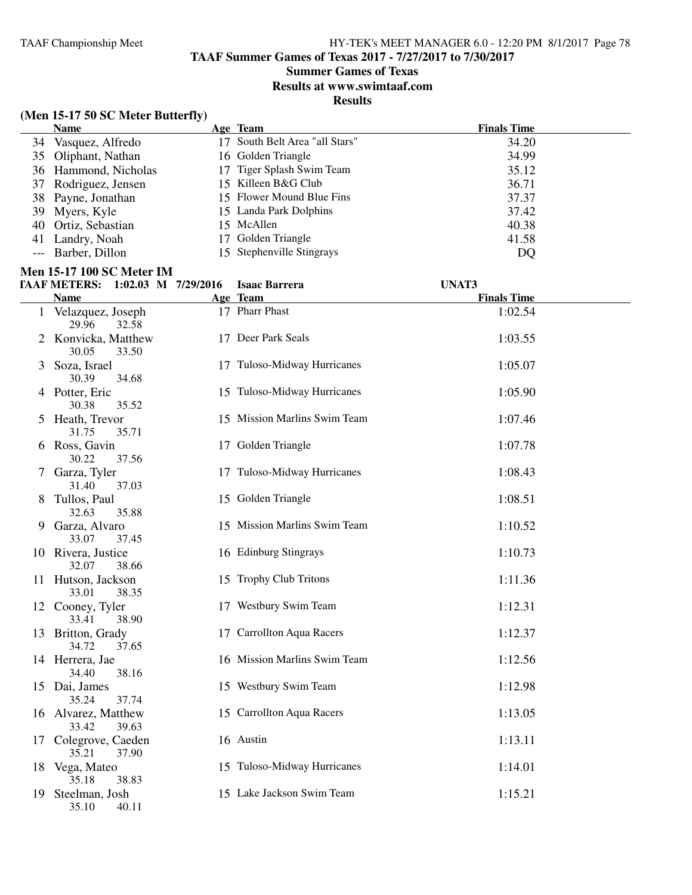# TAAF Summer Games of Texas 2017 - 7/27/2017 to 7/30/2017

## Summer Games of Texas

## Results at www.swimtaaf.com

## Results

### (Men 15-17 50 SC Meter Butterfly)

| | Name | Age | Team | Finals Time |
|---|---|---|---|---|
| 34 | Vasquez, Alfredo | 17 | South Belt Area "all Stars" | 34.20 |
| 35 | Oliphant, Nathan | 16 | Golden Triangle | 34.99 |
| 36 | Hammond, Nicholas | 17 | Tiger Splash Swim Team | 35.12 |
| 37 | Rodriguez, Jensen | 15 | Killeen B&G Club | 36.71 |
| 38 | Payne, Jonathan | 15 | Flower Mound Blue Fins | 37.37 |
| 39 | Myers, Kyle | 15 | Landa Park Dolphins | 37.42 |
| 40 | Ortiz, Sebastian | 15 | McAllen | 40.38 |
| 41 | Landry, Noah | 17 | Golden Triangle | 41.58 |
| --- | Barber, Dillon | 15 | Stephenville Stingrays | DQ |

### Men 15-17 100 SC Meter IM

TAAF METERS: 1:02.03 M 7/29/2016 Isaac Barrera UNAT3

| | Name | Age | Team | Finals Time |
|---|---|---|---|---|
| 1 | Velazquez, Joseph | 17 | Pharr Phast | 1:02.54 |
| | 29.96 32.58 | | | |
| 2 | Konvicka, Matthew | 17 | Deer Park Seals | 1:03.55 |
| | 30.05 33.50 | | | |
| 3 | Soza, Israel | 17 | Tuloso-Midway Hurricanes | 1:05.07 |
| | 30.39 34.68 | | | |
| 4 | Potter, Eric | 15 | Tuloso-Midway Hurricanes | 1:05.90 |
| | 30.38 35.52 | | | |
| 5 | Heath, Trevor | 15 | Mission Marlins Swim Team | 1:07.46 |
| | 31.75 35.71 | | | |
| 6 | Ross, Gavin | 17 | Golden Triangle | 1:07.78 |
| | 30.22 37.56 | | | |
| 7 | Garza, Tyler | 17 | Tuloso-Midway Hurricanes | 1:08.43 |
| | 31.40 37.03 | | | |
| 8 | Tullos, Paul | 15 | Golden Triangle | 1:08.51 |
| | 32.63 35.88 | | | |
| 9 | Garza, Alvaro | 15 | Mission Marlins Swim Team | 1:10.52 |
| | 33.07 37.45 | | | |
| 10 | Rivera, Justice | 16 | Edinburg Stingrays | 1:10.73 |
| | 32.07 38.66 | | | |
| 11 | Hutson, Jackson | 15 | Trophy Club Tritons | 1:11.36 |
| | 33.01 38.35 | | | |
| 12 | Cooney, Tyler | 17 | Westbury Swim Team | 1:12.31 |
| | 33.41 38.90 | | | |
| 13 | Britton, Grady | 17 | Carrollton Aqua Racers | 1:12.37 |
| | 34.72 37.65 | | | |
| 14 | Herrera, Jae | 16 | Mission Marlins Swim Team | 1:12.56 |
| | 34.40 38.16 | | | |
| 15 | Dai, James | 15 | Westbury Swim Team | 1:12.98 |
| | 35.24 37.74 | | | |
| 16 | Alvarez, Matthew | 15 | Carrollton Aqua Racers | 1:13.05 |
| | 33.42 39.63 | | | |
| 17 | Colegrove, Caeden | 16 | Austin | 1:13.11 |
| | 35.21 37.90 | | | |
| 18 | Vega, Mateo | 15 | Tuloso-Midway Hurricanes | 1:14.01 |
| | 35.18 38.83 | | | |
| 19 | Steelman, Josh | 15 | Lake Jackson Swim Team | 1:15.21 |
| | 35.10 40.11 | | | |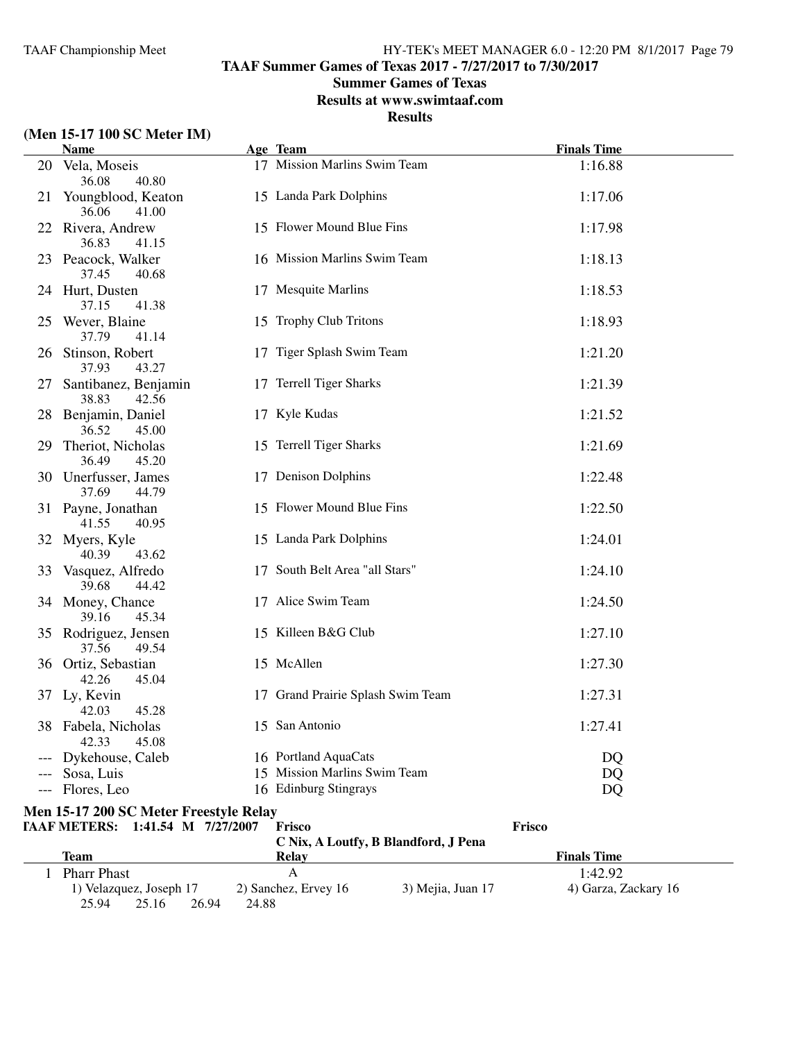**TAAF Summer Games of Texas 2017 - 7/27/2017 to 7/30/2017**

**Summer Games of Texas**

**Results at www.swimtaaf.com**

**Results**

### (Men 15-17 100 SC Meter IM)

| | Name | Age | Team | Finals Time |
|---|---|---|---|---|
| 20 | Vela, Moseis | 17 | Mission Marlins Swim Team | 1:16.88 |
| | 36.08 40.80 | | | |
| 21 | Youngblood, Keaton | 15 | Landa Park Dolphins | 1:17.06 |
| | 36.06 41.00 | | | |
| 22 | Rivera, Andrew | 15 | Flower Mound Blue Fins | 1:17.98 |
| | 36.83 41.15 | | | |
| 23 | Peacock, Walker | 16 | Mission Marlins Swim Team | 1:18.13 |
| | 37.45 40.68 | | | |
| 24 | Hurt, Dusten | 17 | Mesquite Marlins | 1:18.53 |
| | 37.15 41.38 | | | |
| 25 | Wever, Blaine | 15 | Trophy Club Tritons | 1:18.93 |
| | 37.79 41.14 | | | |
| 26 | Stinson, Robert | 17 | Tiger Splash Swim Team | 1:21.20 |
| | 37.93 43.27 | | | |
| 27 | Santibanez, Benjamin | 17 | Terrell Tiger Sharks | 1:21.39 |
| | 38.83 42.56 | | | |
| 28 | Benjamin, Daniel | 17 | Kyle Kudas | 1:21.52 |
| | 36.52 45.00 | | | |
| 29 | Theriot, Nicholas | 15 | Terrell Tiger Sharks | 1:21.69 |
| | 36.49 45.20 | | | |
| 30 | Unerfusser, James | 17 | Denison Dolphins | 1:22.48 |
| | 37.69 44.79 | | | |
| 31 | Payne, Jonathan | 15 | Flower Mound Blue Fins | 1:22.50 |
| | 41.55 40.95 | | | |
| 32 | Myers, Kyle | 15 | Landa Park Dolphins | 1:24.01 |
| | 40.39 43.62 | | | |
| 33 | Vasquez, Alfredo | 17 | South Belt Area "all Stars" | 1:24.10 |
| | 39.68 44.42 | | | |
| 34 | Money, Chance | 17 | Alice Swim Team | 1:24.50 |
| | 39.16 45.34 | | | |
| 35 | Rodriguez, Jensen | 15 | Killeen B&G Club | 1:27.10 |
| | 37.56 49.54 | | | |
| 36 | Ortiz, Sebastian | 15 | McAllen | 1:27.30 |
| | 42.26 45.04 | | | |
| 37 | Ly, Kevin | 17 | Grand Prairie Splash Swim Team | 1:27.31 |
| | 42.03 45.28 | | | |
| 38 | Fabela, Nicholas | 15 | San Antonio | 1:27.41 |
| | 42.33 45.08 | | | |
| --- | Dykehouse, Caleb | 16 | Portland AquaCats | DQ |
| --- | Sosa, Luis | 15 | Mission Marlins Swim Team | DQ |
| --- | Flores, Leo | 16 | Edinburg Stingrays | DQ |

### Men 15-17 200 SC Meter Freestyle Relay

**TAAF METERS: 1:41.54 M 7/27/2007 Frisco** — Frisco

C Nix, A Loutfy, B Blandford, J Pena

| | Team | Relay | Finals Time |
|---|---|---|---|
| 1 | Pharr Phast | A | 1:42.92 |

1) Velazquez, Joseph 17 — 2) Sanchez, Ervey 16 — 3) Mejia, Juan 17 — 4) Garza, Zackary 16

25.94 25.16 26.94 24.88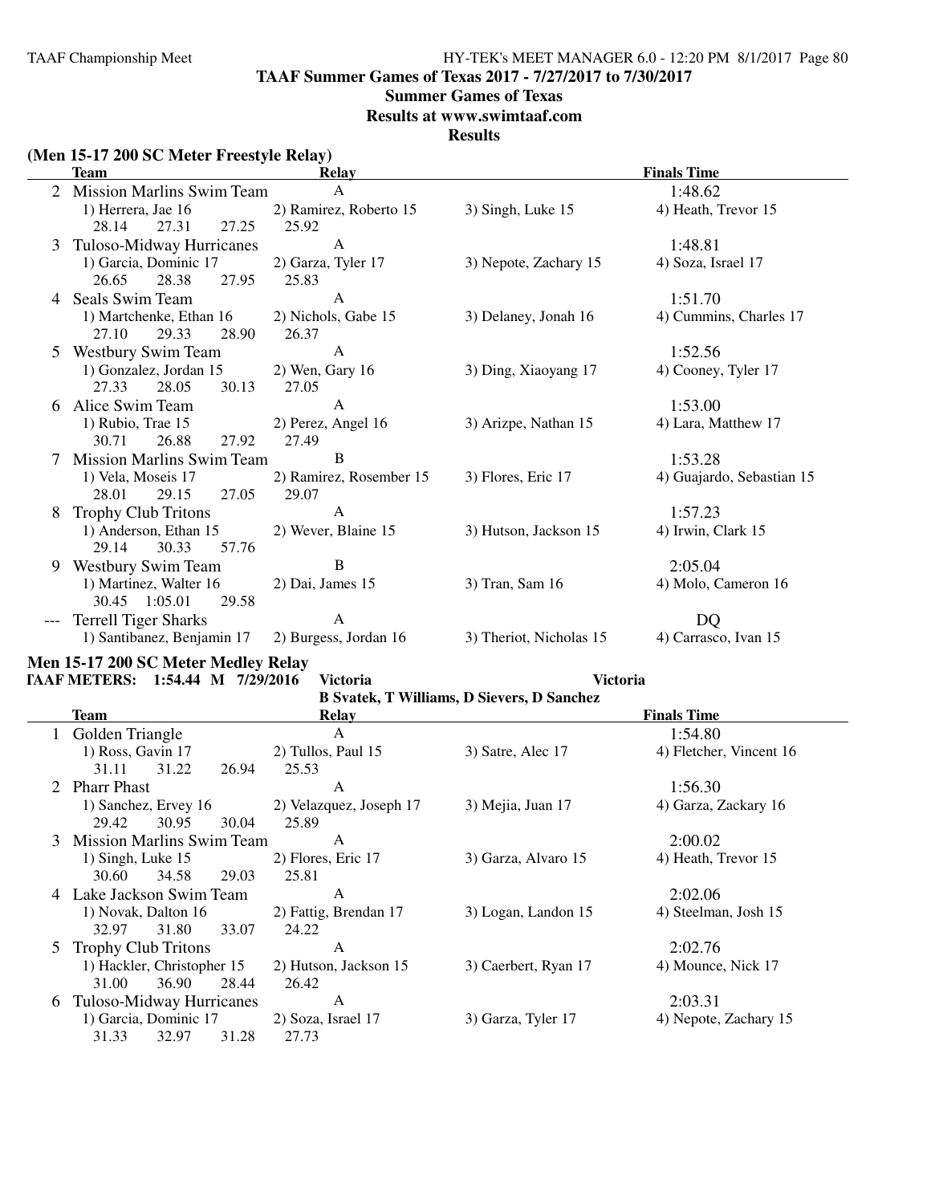**TAAF Summer Games of Texas 2017 - 7/27/2017 to 7/30/2017**

**Summer Games of Texas**

**Results at www.swimtaaf.com**

**Results**

### (Men 15-17 200 SC Meter Freestyle Relay)

| | Team | Relay | | Finals Time |
|---|---|---|---|---|
| 2 | Mission Marlins Swim Team | A | | 1:48.62 |
| | 1) Herrera, Jae 16 | 2) Ramirez, Roberto 15 | 3) Singh, Luke 15 | 4) Heath, Trevor 15 |
| | 28.14 27.31 27.25 | 25.92 | | |
| 3 | Tuloso-Midway Hurricanes | A | | 1:48.81 |
| | 1) Garcia, Dominic 17 | 2) Garza, Tyler 17 | 3) Nepote, Zachary 15 | 4) Soza, Israel 17 |
| | 26.65 28.38 27.95 | 25.83 | | |
| 4 | Seals Swim Team | A | | 1:51.70 |
| | 1) Martchenke, Ethan 16 | 2) Nichols, Gabe 15 | 3) Delaney, Jonah 16 | 4) Cummins, Charles 17 |
| | 27.10 29.33 28.90 | 26.37 | | |
| 5 | Westbury Swim Team | A | | 1:52.56 |
| | 1) Gonzalez, Jordan 15 | 2) Wen, Gary 16 | 3) Ding, Xiaoyang 17 | 4) Cooney, Tyler 17 |
| | 27.33 28.05 30.13 | 27.05 | | |
| 6 | Alice Swim Team | A | | 1:53.00 |
| | 1) Rubio, Trae 15 | 2) Perez, Angel 16 | 3) Arizpe, Nathan 15 | 4) Lara, Matthew 17 |
| | 30.71 26.88 27.92 | 27.49 | | |
| 7 | Mission Marlins Swim Team | B | | 1:53.28 |
| | 1) Vela, Moseis 17 | 2) Ramirez, Rosember 15 | 3) Flores, Eric 17 | 4) Guajardo, Sebastian 15 |
| | 28.01 29.15 27.05 | 29.07 | | |
| 8 | Trophy Club Tritons | A | | 1:57.23 |
| | 1) Anderson, Ethan 15 | 2) Wever, Blaine 15 | 3) Hutson, Jackson 15 | 4) Irwin, Clark 15 |
| | 29.14 30.33 57.76 | | | |
| 9 | Westbury Swim Team | B | | 2:05.04 |
| | 1) Martinez, Walter 16 | 2) Dai, James 15 | 3) Tran, Sam 16 | 4) Molo, Cameron 16 |
| | 30.45 1:05.01 29.58 | | | |
| --- | Terrell Tiger Sharks | A | | DQ |
| | 1) Santibanez, Benjamin 17 | 2) Burgess, Jordan 16 | 3) Theriot, Nicholas 15 | 4) Carrasco, Ivan 15 |

### Men 15-17 200 SC Meter Medley Relay

**TAAF METERS: 1:54.44 M 7/29/2016 Victoria Victoria**
**B Svatek, T Williams, D Sievers, D Sanchez**

| | Team | Relay | | Finals Time |
|---|---|---|---|---|
| 1 | Golden Triangle | A | | 1:54.80 |
| | 1) Ross, Gavin 17 | 2) Tullos, Paul 15 | 3) Satre, Alec 17 | 4) Fletcher, Vincent 16 |
| | 31.11 31.22 26.94 | 25.53 | | |
| 2 | Pharr Phast | A | | 1:56.30 |
| | 1) Sanchez, Ervey 16 | 2) Velazquez, Joseph 17 | 3) Mejia, Juan 17 | 4) Garza, Zackary 16 |
| | 29.42 30.95 30.04 | 25.89 | | |
| 3 | Mission Marlins Swim Team | A | | 2:00.02 |
| | 1) Singh, Luke 15 | 2) Flores, Eric 17 | 3) Garza, Alvaro 15 | 4) Heath, Trevor 15 |
| | 30.60 34.58 29.03 | 25.81 | | |
| 4 | Lake Jackson Swim Team | A | | 2:02.06 |
| | 1) Novak, Dalton 16 | 2) Fattig, Brendan 17 | 3) Logan, Landon 15 | 4) Steelman, Josh 15 |
| | 32.97 31.80 33.07 | 24.22 | | |
| 5 | Trophy Club Tritons | A | | 2:02.76 |
| | 1) Hackler, Christopher 15 | 2) Hutson, Jackson 15 | 3) Caerbert, Ryan 17 | 4) Mounce, Nick 17 |
| | 31.00 36.90 28.44 | 26.42 | | |
| 6 | Tuloso-Midway Hurricanes | A | | 2:03.31 |
| | 1) Garcia, Dominic 17 | 2) Soza, Israel 17 | 3) Garza, Tyler 17 | 4) Nepote, Zachary 15 |
| | 31.33 32.97 31.28 | 27.73 | | |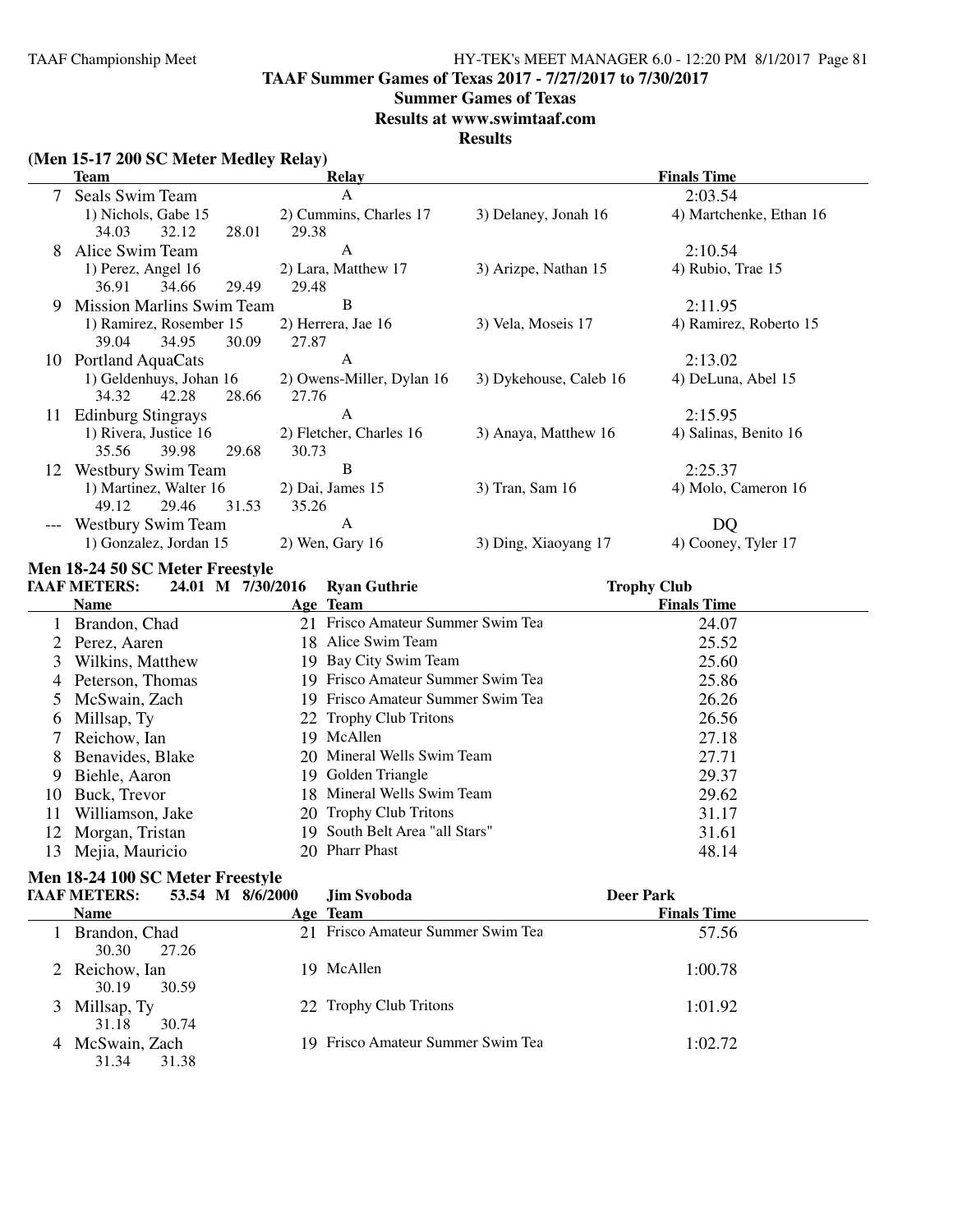TAAF Summer Games of Texas 2017 - 7/27/2017 to 7/30/2017

Summer Games of Texas

Results at www.swimtaaf.com

**Results**

### (Men 15-17 200 SC Meter Medley Relay)

| | Team | Relay | | Finals Time |
|---|---|---|---|---|
| 7 | Seals Swim Team | A | | 2:03.54 |
| | 1) Nichols, Gabe 15 | 2) Cummins, Charles 17 | 3) Delaney, Jonah 16 | 4) Martchenke, Ethan 16 |
| | 34.03 32.12 28.01 29.38 | | | |
| 8 | Alice Swim Team | A | | 2:10.54 |
| | 1) Perez, Angel 16 | 2) Lara, Matthew 17 | 3) Arizpe, Nathan 15 | 4) Rubio, Trae 15 |
| | 36.91 34.66 29.49 29.48 | | | |
| 9 | Mission Marlins Swim Team | B | | 2:11.95 |
| | 1) Ramirez, Rosember 15 | 2) Herrera, Jae 16 | 3) Vela, Moseis 17 | 4) Ramirez, Roberto 15 |
| | 39.04 34.95 30.09 27.87 | | | |
| 10 | Portland AquaCats | A | | 2:13.02 |
| | 1) Geldenhuys, Johan 16 | 2) Owens-Miller, Dylan 16 | 3) Dykehouse, Caleb 16 | 4) DeLuna, Abel 15 |
| | 34.32 42.28 28.66 27.76 | | | |
| 11 | Edinburg Stingrays | A | | 2:15.95 |
| | 1) Rivera, Justice 16 | 2) Fletcher, Charles 16 | 3) Anaya, Matthew 16 | 4) Salinas, Benito 16 |
| | 35.56 39.98 29.68 30.73 | | | |
| 12 | Westbury Swim Team | B | | 2:25.37 |
| | 1) Martinez, Walter 16 | 2) Dai, James 15 | 3) Tran, Sam 16 | 4) Molo, Cameron 16 |
| | 49.12 29.46 31.53 35.26 | | | |
| --- | Westbury Swim Team | A | | DQ |
| | 1) Gonzalez, Jordan 15 | 2) Wen, Gary 16 | 3) Ding, Xiaoyang 17 | 4) Cooney, Tyler 17 |

### Men 18-24 50 SC Meter Freestyle

**TAAF METERS: 24.01 M 7/30/2016 Ryan Guthrie — Trophy Club**

| | Name | Age | Team | Finals Time |
|---|---|---|---|---|
| 1 | Brandon, Chad | 21 | Frisco Amateur Summer Swim Tea | 24.07 |
| 2 | Perez, Aaren | 18 | Alice Swim Team | 25.52 |
| 3 | Wilkins, Matthew | 19 | Bay City Swim Team | 25.60 |
| 4 | Peterson, Thomas | 19 | Frisco Amateur Summer Swim Tea | 25.86 |
| 5 | McSwain, Zach | 19 | Frisco Amateur Summer Swim Tea | 26.26 |
| 6 | Millsap, Ty | 22 | Trophy Club Tritons | 26.56 |
| 7 | Reichow, Ian | 19 | McAllen | 27.18 |
| 8 | Benavides, Blake | 20 | Mineral Wells Swim Team | 27.71 |
| 9 | Biehle, Aaron | 19 | Golden Triangle | 29.37 |
| 10 | Buck, Trevor | 18 | Mineral Wells Swim Team | 29.62 |
| 11 | Williamson, Jake | 20 | Trophy Club Tritons | 31.17 |
| 12 | Morgan, Tristan | 19 | South Belt Area "all Stars" | 31.61 |
| 13 | Mejia, Mauricio | 20 | Pharr Phast | 48.14 |

### Men 18-24 100 SC Meter Freestyle

**TAAF METERS: 53.54 M 8/6/2000 Jim Svoboda — Deer Park**

| | Name | Age | Team | Finals Time |
|---|---|---|---|---|
| 1 | Brandon, Chad | 21 | Frisco Amateur Summer Swim Tea | 57.56 |
| | 30.30 27.26 | | | |
| 2 | Reichow, Ian | 19 | McAllen | 1:00.78 |
| | 30.19 30.59 | | | |
| 3 | Millsap, Ty | 22 | Trophy Club Tritons | 1:01.92 |
| | 31.18 30.74 | | | |
| 4 | McSwain, Zach | 19 | Frisco Amateur Summer Swim Tea | 1:02.72 |
| | 31.34 31.38 | | | |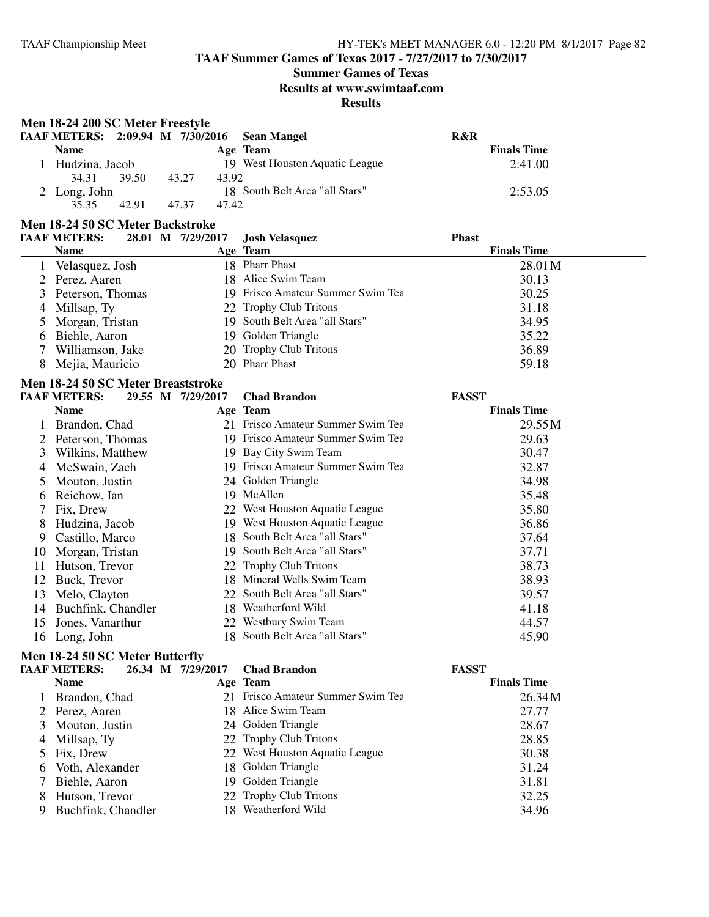# TAAF Summer Games of Texas 2017 - 7/27/2017 to 7/30/2017

## Summer Games of Texas

## Results at www.swimtaaf.com

## Results

### Men 18-24 200 SC Meter Freestyle

TAAF METERS: 2:09.94 M 7/30/2016 Sean Mangel R&R

| | Name | Age | Team | Finals Time |
|---|---|---|---|---|
| 1 | Hudzina, Jacob | 19 | West Houston Aquatic League | 2:41.00 |
| | 34.31 39.50 43.27 43.92 | | | |
| 2 | Long, John | 18 | South Belt Area "all Stars" | 2:53.05 |
| | 35.35 42.91 47.37 47.42 | | | |

### Men 18-24 50 SC Meter Backstroke

TAAF METERS: 28.01 M 7/29/2017 Josh Velasquez Phast

| | Name | Age | Team | Finals Time |
|---|---|---|---|---|
| 1 | Velasquez, Josh | 18 | Pharr Phast | 28.01M |
| 2 | Perez, Aaren | 18 | Alice Swim Team | 30.13 |
| 3 | Peterson, Thomas | 19 | Frisco Amateur Summer Swim Tea | 30.25 |
| 4 | Millsap, Ty | 22 | Trophy Club Tritons | 31.18 |
| 5 | Morgan, Tristan | 19 | South Belt Area "all Stars" | 34.95 |
| 6 | Biehle, Aaron | 19 | Golden Triangle | 35.22 |
| 7 | Williamson, Jake | 20 | Trophy Club Tritons | 36.89 |
| 8 | Mejia, Mauricio | 20 | Pharr Phast | 59.18 |

### Men 18-24 50 SC Meter Breaststroke

TAAF METERS: 29.55 M 7/29/2017 Chad Brandon FASST

| | Name | Age | Team | Finals Time |
|---|---|---|---|---|
| 1 | Brandon, Chad | 21 | Frisco Amateur Summer Swim Tea | 29.55M |
| 2 | Peterson, Thomas | 19 | Frisco Amateur Summer Swim Tea | 29.63 |
| 3 | Wilkins, Matthew | 19 | Bay City Swim Team | 30.47 |
| 4 | McSwain, Zach | 19 | Frisco Amateur Summer Swim Tea | 32.87 |
| 5 | Mouton, Justin | 24 | Golden Triangle | 34.98 |
| 6 | Reichow, Ian | 19 | McAllen | 35.48 |
| 7 | Fix, Drew | 22 | West Houston Aquatic League | 35.80 |
| 8 | Hudzina, Jacob | 19 | West Houston Aquatic League | 36.86 |
| 9 | Castillo, Marco | 18 | South Belt Area "all Stars" | 37.64 |
| 10 | Morgan, Tristan | 19 | South Belt Area "all Stars" | 37.71 |
| 11 | Hutson, Trevor | 22 | Trophy Club Tritons | 38.73 |
| 12 | Buck, Trevor | 18 | Mineral Wells Swim Team | 38.93 |
| 13 | Melo, Clayton | 22 | South Belt Area "all Stars" | 39.57 |
| 14 | Buchfink, Chandler | 18 | Weatherford Wild | 41.18 |
| 15 | Jones, Vanarthur | 22 | Westbury Swim Team | 44.57 |
| 16 | Long, John | 18 | South Belt Area "all Stars" | 45.90 |

### Men 18-24 50 SC Meter Butterfly

TAAF METERS: 26.34 M 7/29/2017 Chad Brandon FASST

| | Name | Age | Team | Finals Time |
|---|---|---|---|---|
| 1 | Brandon, Chad | 21 | Frisco Amateur Summer Swim Tea | 26.34M |
| 2 | Perez, Aaren | 18 | Alice Swim Team | 27.77 |
| 3 | Mouton, Justin | 24 | Golden Triangle | 28.67 |
| 4 | Millsap, Ty | 22 | Trophy Club Tritons | 28.85 |
| 5 | Fix, Drew | 22 | West Houston Aquatic League | 30.38 |
| 6 | Voth, Alexander | 18 | Golden Triangle | 31.24 |
| 7 | Biehle, Aaron | 19 | Golden Triangle | 31.81 |
| 8 | Hutson, Trevor | 22 | Trophy Club Tritons | 32.25 |
| 9 | Buchfink, Chandler | 18 | Weatherford Wild | 34.96 |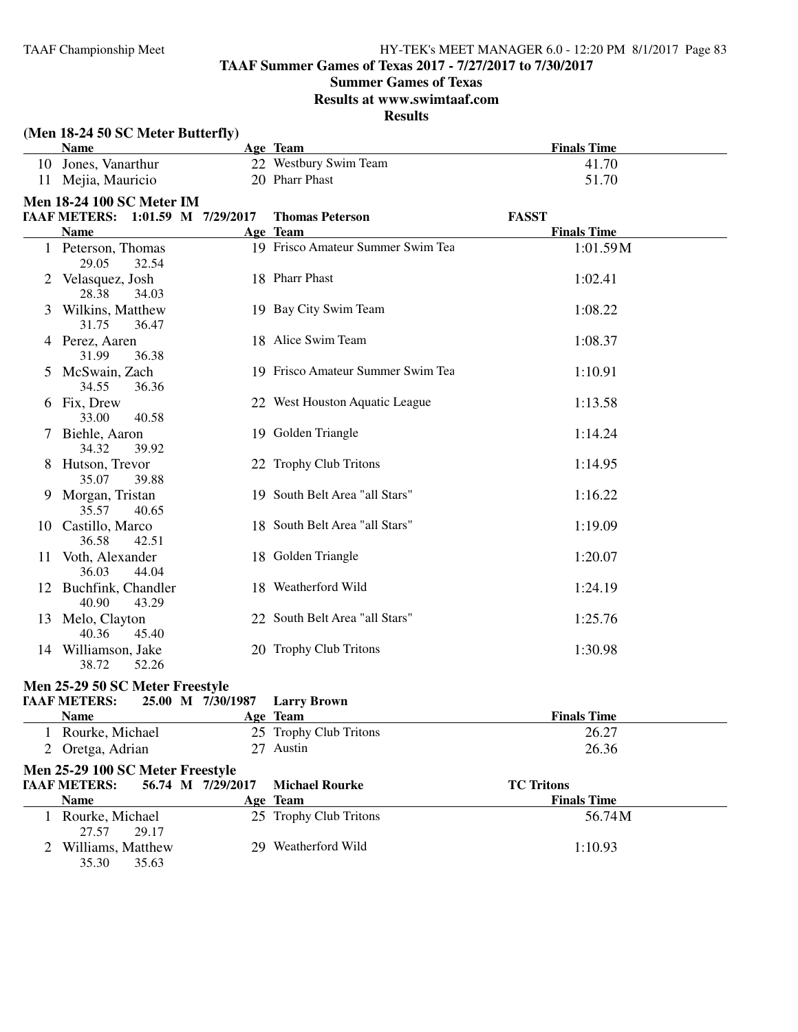## TAAF Summer Games of Texas 2017 - 7/27/2017 to 7/30/2017

## Summer Games of Texas

## Results at www.swimtaaf.com

## Results

### (Men 18-24 50 SC Meter Butterfly)

| | Name | Age | Team | Finals Time |
|---|---|---|---|---|
| 10 | Jones, Vanarthur | 22 | Westbury Swim Team | 41.70 |
| 11 | Mejia, Mauricio | 20 | Pharr Phast | 51.70 |

### Men 18-24 100 SC Meter IM

TAAF METERS: 1:01.59 M 7/29/2017 Thomas Peterson FASST

| | Name | Age | Team | Finals Time |
|---|---|---|---|---|
| 1 | Peterson, Thomas<br>29.05 32.54 | 19 | Frisco Amateur Summer Swim Tea | 1:01.59M |
| 2 | Velasquez, Josh<br>28.38 34.03 | 18 | Pharr Phast | 1:02.41 |
| 3 | Wilkins, Matthew<br>31.75 36.47 | 19 | Bay City Swim Team | 1:08.22 |
| 4 | Perez, Aaren<br>31.99 36.38 | 18 | Alice Swim Team | 1:08.37 |
| 5 | McSwain, Zach<br>34.55 36.36 | 19 | Frisco Amateur Summer Swim Tea | 1:10.91 |
| 6 | Fix, Drew<br>33.00 40.58 | 22 | West Houston Aquatic League | 1:13.58 |
| 7 | Biehle, Aaron<br>34.32 39.92 | 19 | Golden Triangle | 1:14.24 |
| 8 | Hutson, Trevor<br>35.07 39.88 | 22 | Trophy Club Tritons | 1:14.95 |
| 9 | Morgan, Tristan<br>35.57 40.65 | 19 | South Belt Area "all Stars" | 1:16.22 |
| 10 | Castillo, Marco<br>36.58 42.51 | 18 | South Belt Area "all Stars" | 1:19.09 |
| 11 | Voth, Alexander<br>36.03 44.04 | 18 | Golden Triangle | 1:20.07 |
| 12 | Buchfink, Chandler<br>40.90 43.29 | 18 | Weatherford Wild | 1:24.19 |
| 13 | Melo, Clayton<br>40.36 45.40 | 22 | South Belt Area "all Stars" | 1:25.76 |
| 14 | Williamson, Jake<br>38.72 52.26 | 20 | Trophy Club Tritons | 1:30.98 |

### Men 25-29 50 SC Meter Freestyle

TAAF METERS: 25.00 M 7/30/1987 Larry Brown

| | Name | Age | Team | Finals Time |
|---|---|---|---|---|
| 1 | Rourke, Michael | 25 | Trophy Club Tritons | 26.27 |
| 2 | Oretga, Adrian | 27 | Austin | 26.36 |

### Men 25-29 100 SC Meter Freestyle

TAAF METERS: 56.74 M 7/29/2017 Michael Rourke TC Tritons

| | Name | Age | Team | Finals Time |
|---|---|---|---|---|
| 1 | Rourke, Michael<br>27.57 29.17 | 25 | Trophy Club Tritons | 56.74M |
| 2 | Williams, Matthew<br>35.30 35.63 | 29 | Weatherford Wild | 1:10.93 |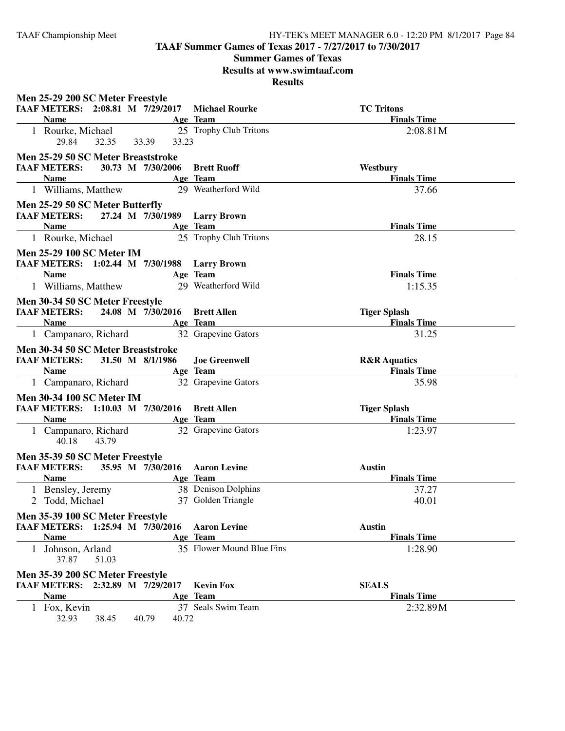**TAAF Summer Games of Texas 2017 - 7/27/2017 to 7/30/2017**

**Summer Games of Texas**

**Results at www.swimtaaf.com**

**Results**

### Men 25-29 200 SC Meter Freestyle

**TAAF METERS: 2:08.81 M 7/29/2017 Michael Rourke TC Tritons**

| | Name | Age | Team | Finals Time |
|---|---|---|---|---|
| 1 | Rourke, Michael | 25 | Trophy Club Tritons | 2:08.81M |
| | 29.84 32.35 33.39 33.23 | | | |

### Men 25-29 50 SC Meter Breaststroke

**TAAF METERS: 30.73 M 7/30/2006 Brett Ruoff Westbury**

| | Name | Age | Team | Finals Time |
|---|---|---|---|---|
| 1 | Williams, Matthew | 29 | Weatherford Wild | 37.66 |

### Men 25-29 50 SC Meter Butterfly

**TAAF METERS: 27.24 M 7/30/1989 Larry Brown**

| | Name | Age | Team | Finals Time |
|---|---|---|---|---|
| 1 | Rourke, Michael | 25 | Trophy Club Tritons | 28.15 |

### Men 25-29 100 SC Meter IM

**TAAF METERS: 1:02.44 M 7/30/1988 Larry Brown**

| | Name | Age | Team | Finals Time |
|---|---|---|---|---|
| 1 | Williams, Matthew | 29 | Weatherford Wild | 1:15.35 |

### Men 30-34 50 SC Meter Freestyle

**TAAF METERS: 24.08 M 7/30/2016 Brett Allen Tiger Splash**

| | Name | Age | Team | Finals Time |
|---|---|---|---|---|
| 1 | Campanaro, Richard | 32 | Grapevine Gators | 31.25 |

### Men 30-34 50 SC Meter Breaststroke

**TAAF METERS: 31.50 M 8/1/1986 Joe Greenwell R&R Aquatics**

| | Name | Age | Team | Finals Time |
|---|---|---|---|---|
| 1 | Campanaro, Richard | 32 | Grapevine Gators | 35.98 |

### Men 30-34 100 SC Meter IM

**TAAF METERS: 1:10.03 M 7/30/2016 Brett Allen Tiger Splash**

| | Name | Age | Team | Finals Time |
|---|---|---|---|---|
| 1 | Campanaro, Richard | 32 | Grapevine Gators | 1:23.97 |
| | 40.18 43.79 | | | |

### Men 35-39 50 SC Meter Freestyle

**TAAF METERS: 35.95 M 7/30/2016 Aaron Levine Austin**

| | Name | Age | Team | Finals Time |
|---|---|---|---|---|
| 1 | Bensley, Jeremy | 38 | Denison Dolphins | 37.27 |
| 2 | Todd, Michael | 37 | Golden Triangle | 40.01 |

### Men 35-39 100 SC Meter Freestyle

**TAAF METERS: 1:25.94 M 7/30/2016 Aaron Levine Austin**

| | Name | Age | Team | Finals Time |
|---|---|---|---|---|
| 1 | Johnson, Arland | 35 | Flower Mound Blue Fins | 1:28.90 |
| | 37.87 51.03 | | | |

### Men 35-39 200 SC Meter Freestyle

**TAAF METERS: 2:32.89 M 7/29/2017 Kevin Fox SEALS**

| | Name | Age | Team | Finals Time |
|---|---|---|---|---|
| 1 | Fox, Kevin | 37 | Seals Swim Team | 2:32.89M |
| | 32.93 38.45 40.79 40.72 | | | |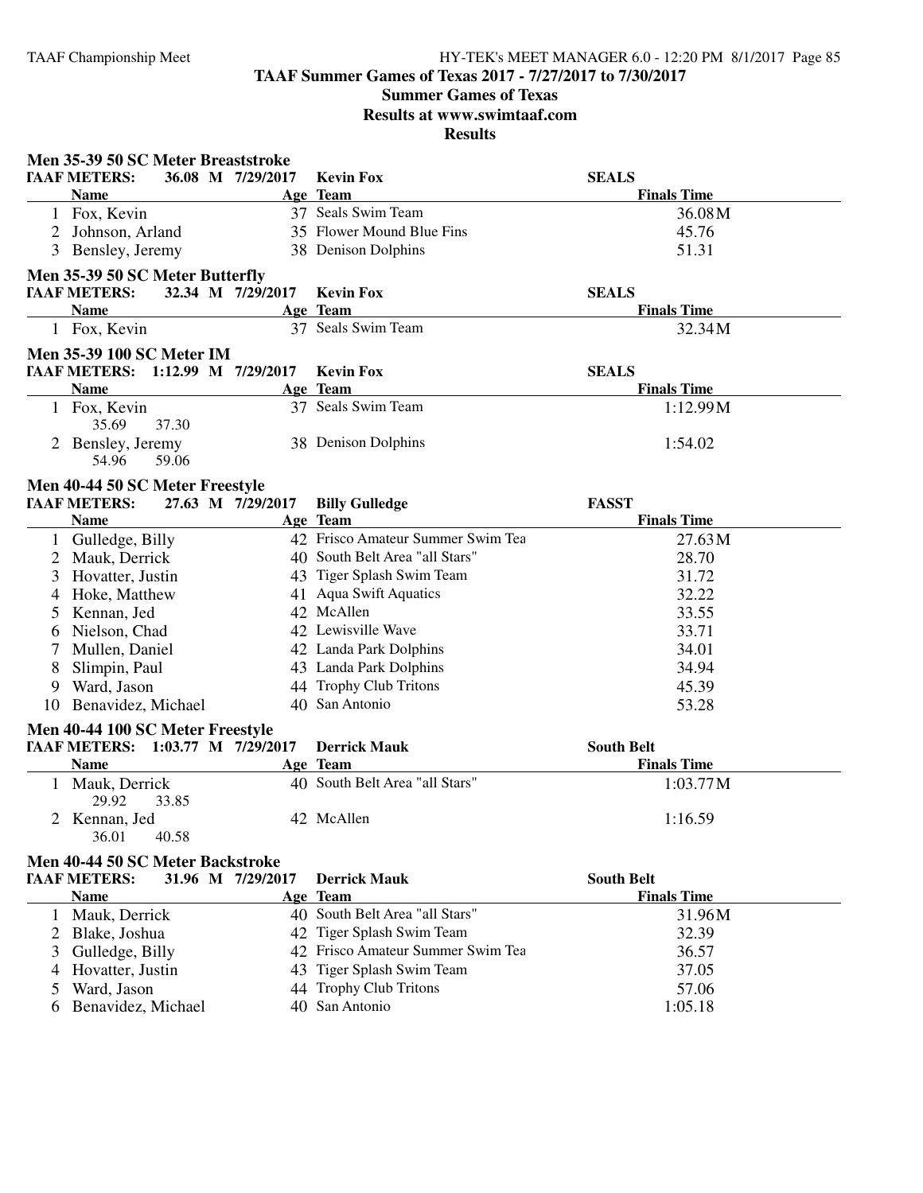# TAAF Summer Games of Texas 2017 - 7/27/2017 to 7/30/2017

## Summer Games of Texas

## Results at www.swimtaaf.com

## Results

### Men 35-39 50 SC Meter Breaststroke

TAAF METERS: 36.08 M 7/29/2017 Kevin Fox SEALS

| | Name | Age | Team | Finals Time |
|---|---|---|---|---|
| 1 | Fox, Kevin | 37 | Seals Swim Team | 36.08M |
| 2 | Johnson, Arland | 35 | Flower Mound Blue Fins | 45.76 |
| 3 | Bensley, Jeremy | 38 | Denison Dolphins | 51.31 |

### Men 35-39 50 SC Meter Butterfly

TAAF METERS: 32.34 M 7/29/2017 Kevin Fox SEALS

| | Name | Age | Team | Finals Time |
|---|---|---|---|---|
| 1 | Fox, Kevin | 37 | Seals Swim Team | 32.34M |

### Men 35-39 100 SC Meter IM

TAAF METERS: 1:12.99 M 7/29/2017 Kevin Fox SEALS

| | Name | Age | Team | Finals Time |
|---|---|---|---|---|
| 1 | Fox, Kevin | 37 | Seals Swim Team | 1:12.99M |
| | 35.69 37.30 | | | |
| 2 | Bensley, Jeremy | 38 | Denison Dolphins | 1:54.02 |
| | 54.96 59.06 | | | |

### Men 40-44 50 SC Meter Freestyle

TAAF METERS: 27.63 M 7/29/2017 Billy Gulledge FASST

| | Name | Age | Team | Finals Time |
|---|---|---|---|---|
| 1 | Gulledge, Billy | 42 | Frisco Amateur Summer Swim Tea | 27.63M |
| 2 | Mauk, Derrick | 40 | South Belt Area "all Stars" | 28.70 |
| 3 | Hovatter, Justin | 43 | Tiger Splash Swim Team | 31.72 |
| 4 | Hoke, Matthew | 41 | Aqua Swift Aquatics | 32.22 |
| 5 | Kennan, Jed | 42 | McAllen | 33.55 |
| 6 | Nielson, Chad | 42 | Lewisville Wave | 33.71 |
| 7 | Mullen, Daniel | 42 | Landa Park Dolphins | 34.01 |
| 8 | Slimpin, Paul | 43 | Landa Park Dolphins | 34.94 |
| 9 | Ward, Jason | 44 | Trophy Club Tritons | 45.39 |
| 10 | Benavidez, Michael | 40 | San Antonio | 53.28 |

### Men 40-44 100 SC Meter Freestyle

TAAF METERS: 1:03.77 M 7/29/2017 Derrick Mauk South Belt

| | Name | Age | Team | Finals Time |
|---|---|---|---|---|
| 1 | Mauk, Derrick | 40 | South Belt Area "all Stars" | 1:03.77M |
| | 29.92 33.85 | | | |
| 2 | Kennan, Jed | 42 | McAllen | 1:16.59 |
| | 36.01 40.58 | | | |

### Men 40-44 50 SC Meter Backstroke

TAAF METERS: 31.96 M 7/29/2017 Derrick Mauk South Belt

| | Name | Age | Team | Finals Time |
|---|---|---|---|---|
| 1 | Mauk, Derrick | 40 | South Belt Area "all Stars" | 31.96M |
| 2 | Blake, Joshua | 42 | Tiger Splash Swim Team | 32.39 |
| 3 | Gulledge, Billy | 42 | Frisco Amateur Summer Swim Tea | 36.57 |
| 4 | Hovatter, Justin | 43 | Tiger Splash Swim Team | 37.05 |
| 5 | Ward, Jason | 44 | Trophy Club Tritons | 57.06 |
| 6 | Benavidez, Michael | 40 | San Antonio | 1:05.18 |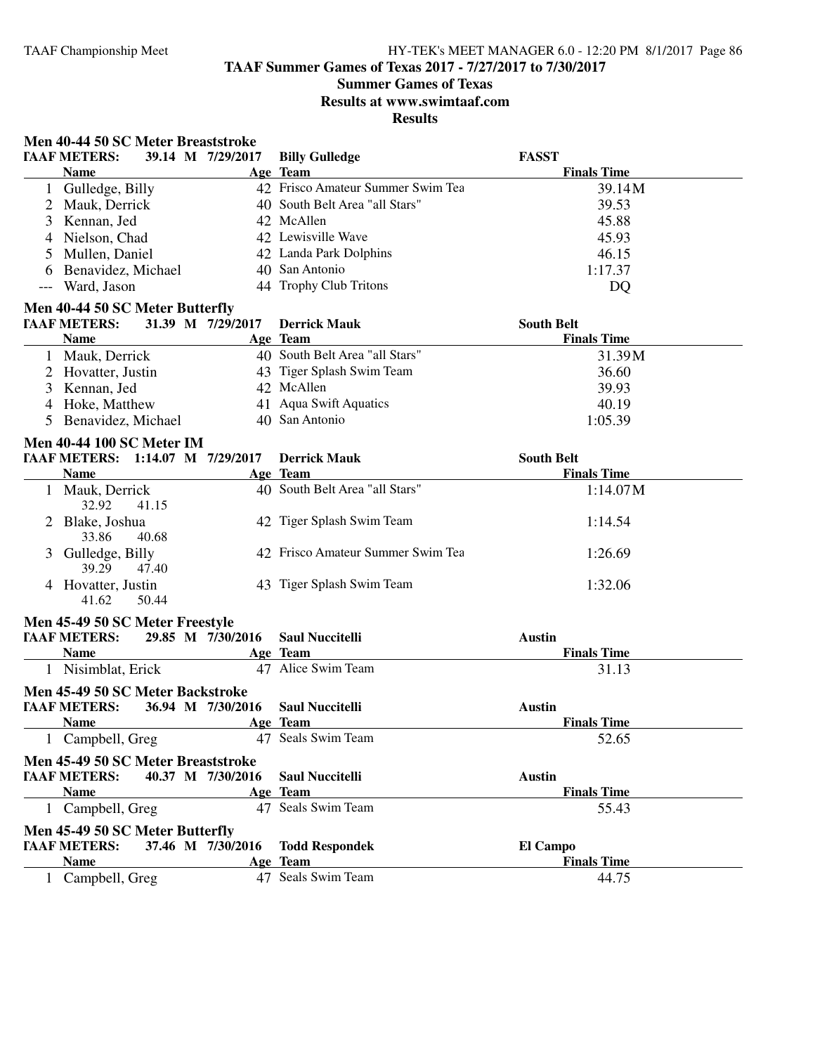**TAAF Summer Games of Texas 2017 - 7/27/2017 to 7/30/2017**

**Summer Games of Texas**

**Results at www.swimtaaf.com**

**Results**

### Men 40-44 50 SC Meter Breaststroke

**TAAF METERS: 39.14 M 7/29/2017 Billy Gulledge FASST**

| | Name | Age | Team | Finals Time |
|---|---|---|---|---|
| 1 | Gulledge, Billy | 42 | Frisco Amateur Summer Swim Tea | 39.14M |
| 2 | Mauk, Derrick | 40 | South Belt Area "all Stars" | 39.53 |
| 3 | Kennan, Jed | 42 | McAllen | 45.88 |
| 4 | Nielson, Chad | 42 | Lewisville Wave | 45.93 |
| 5 | Mullen, Daniel | 42 | Landa Park Dolphins | 46.15 |
| 6 | Benavidez, Michael | 40 | San Antonio | 1:17.37 |
| --- | Ward, Jason | 44 | Trophy Club Tritons | DQ |

### Men 40-44 50 SC Meter Butterfly

**TAAF METERS: 31.39 M 7/29/2017 Derrick Mauk South Belt**

| | Name | Age | Team | Finals Time |
|---|---|---|---|---|
| 1 | Mauk, Derrick | 40 | South Belt Area "all Stars" | 31.39M |
| 2 | Hovatter, Justin | 43 | Tiger Splash Swim Team | 36.60 |
| 3 | Kennan, Jed | 42 | McAllen | 39.93 |
| 4 | Hoke, Matthew | 41 | Aqua Swift Aquatics | 40.19 |
| 5 | Benavidez, Michael | 40 | San Antonio | 1:05.39 |

### Men 40-44 100 SC Meter IM

**TAAF METERS: 1:14.07 M 7/29/2017 Derrick Mauk South Belt**

| | Name | Age | Team | Finals Time |
|---|---|---|---|---|
| 1 | Mauk, Derrick | 40 | South Belt Area "all Stars" | 1:14.07M |
| | 32.92 41.15 | | | |
| 2 | Blake, Joshua | 42 | Tiger Splash Swim Team | 1:14.54 |
| | 33.86 40.68 | | | |
| 3 | Gulledge, Billy | 42 | Frisco Amateur Summer Swim Tea | 1:26.69 |
| | 39.29 47.40 | | | |
| 4 | Hovatter, Justin | 43 | Tiger Splash Swim Team | 1:32.06 |
| | 41.62 50.44 | | | |

### Men 45-49 50 SC Meter Freestyle

**TAAF METERS: 29.85 M 7/30/2016 Saul Nuccitelli Austin**

| | Name | Age | Team | Finals Time |
|---|---|---|---|---|
| 1 | Nisimblat, Erick | 47 | Alice Swim Team | 31.13 |

### Men 45-49 50 SC Meter Backstroke

**TAAF METERS: 36.94 M 7/30/2016 Saul Nuccitelli Austin**

| | Name | Age | Team | Finals Time |
|---|---|---|---|---|
| 1 | Campbell, Greg | 47 | Seals Swim Team | 52.65 |

### Men 45-49 50 SC Meter Breaststroke

**TAAF METERS: 40.37 M 7/30/2016 Saul Nuccitelli Austin**

| | Name | Age | Team | Finals Time |
|---|---|---|---|---|
| 1 | Campbell, Greg | 47 | Seals Swim Team | 55.43 |

### Men 45-49 50 SC Meter Butterfly

**TAAF METERS: 37.46 M 7/30/2016 Todd Respondek El Campo**

| | Name | Age | Team | Finals Time |
|---|---|---|---|---|
| 1 | Campbell, Greg | 47 | Seals Swim Team | 44.75 |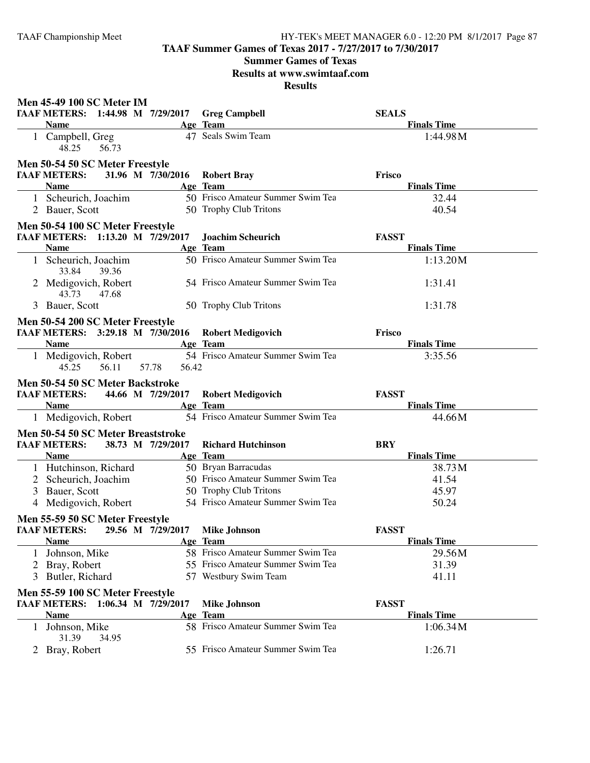## TAAF Summer Games of Texas 2017 - 7/27/2017 to 7/30/2017

**Summer Games of Texas**

**Results at www.swimtaaf.com**

**Results**

### Men 45-49 100 SC Meter IM

TAAF METERS: 1:44.98 M 7/29/2017 Greg Campbell SEALS

| | Name | Age | Team | Finals Time |
|---|---|---|---|---|
| 1 | Campbell, Greg | 47 | Seals Swim Team | 1:44.98M |
| | 48.25 56.73 | | | |

### Men 50-54 50 SC Meter Freestyle

TAAF METERS: 31.96 M 7/30/2016 Robert Bray Frisco

| | Name | Age | Team | Finals Time |
|---|---|---|---|---|
| 1 | Scheurich, Joachim | 50 | Frisco Amateur Summer Swim Tea | 32.44 |
| 2 | Bauer, Scott | 50 | Trophy Club Tritons | 40.54 |

### Men 50-54 100 SC Meter Freestyle

TAAF METERS: 1:13.20 M 7/29/2017 Joachim Scheurich FASST

| | Name | Age | Team | Finals Time |
|---|---|---|---|---|
| 1 | Scheurich, Joachim | 50 | Frisco Amateur Summer Swim Tea | 1:13.20M |
| | 33.84 39.36 | | | |
| 2 | Medigovich, Robert | 54 | Frisco Amateur Summer Swim Tea | 1:31.41 |
| | 43.73 47.68 | | | |
| 3 | Bauer, Scott | 50 | Trophy Club Tritons | 1:31.78 |

### Men 50-54 200 SC Meter Freestyle

TAAF METERS: 3:29.18 M 7/30/2016 Robert Medigovich Frisco

| | Name | Age | Team | Finals Time |
|---|---|---|---|---|
| 1 | Medigovich, Robert | 54 | Frisco Amateur Summer Swim Tea | 3:35.56 |
| | 45.25 56.11 57.78 56.42 | | | |

### Men 50-54 50 SC Meter Backstroke

TAAF METERS: 44.66 M 7/29/2017 Robert Medigovich FASST

| | Name | Age | Team | Finals Time |
|---|---|---|---|---|
| 1 | Medigovich, Robert | 54 | Frisco Amateur Summer Swim Tea | 44.66M |

### Men 50-54 50 SC Meter Breaststroke

TAAF METERS: 38.73 M 7/29/2017 Richard Hutchinson BRY

| | Name | Age | Team | Finals Time |
|---|---|---|---|---|
| 1 | Hutchinson, Richard | 50 | Bryan Barracudas | 38.73M |
| 2 | Scheurich, Joachim | 50 | Frisco Amateur Summer Swim Tea | 41.54 |
| 3 | Bauer, Scott | 50 | Trophy Club Tritons | 45.97 |
| 4 | Medigovich, Robert | 54 | Frisco Amateur Summer Swim Tea | 50.24 |

### Men 55-59 50 SC Meter Freestyle

TAAF METERS: 29.56 M 7/29/2017 Mike Johnson FASST

| | Name | Age | Team | Finals Time |
|---|---|---|---|---|
| 1 | Johnson, Mike | 58 | Frisco Amateur Summer Swim Tea | 29.56M |
| 2 | Bray, Robert | 55 | Frisco Amateur Summer Swim Tea | 31.39 |
| 3 | Butler, Richard | 57 | Westbury Swim Team | 41.11 |

### Men 55-59 100 SC Meter Freestyle

TAAF METERS: 1:06.34 M 7/29/2017 Mike Johnson FASST

| | Name | Age | Team | Finals Time |
|---|---|---|---|---|
| 1 | Johnson, Mike | 58 | Frisco Amateur Summer Swim Tea | 1:06.34M |
| | 31.39 34.95 | | | |
| 2 | Bray, Robert | 55 | Frisco Amateur Summer Swim Tea | 1:26.71 |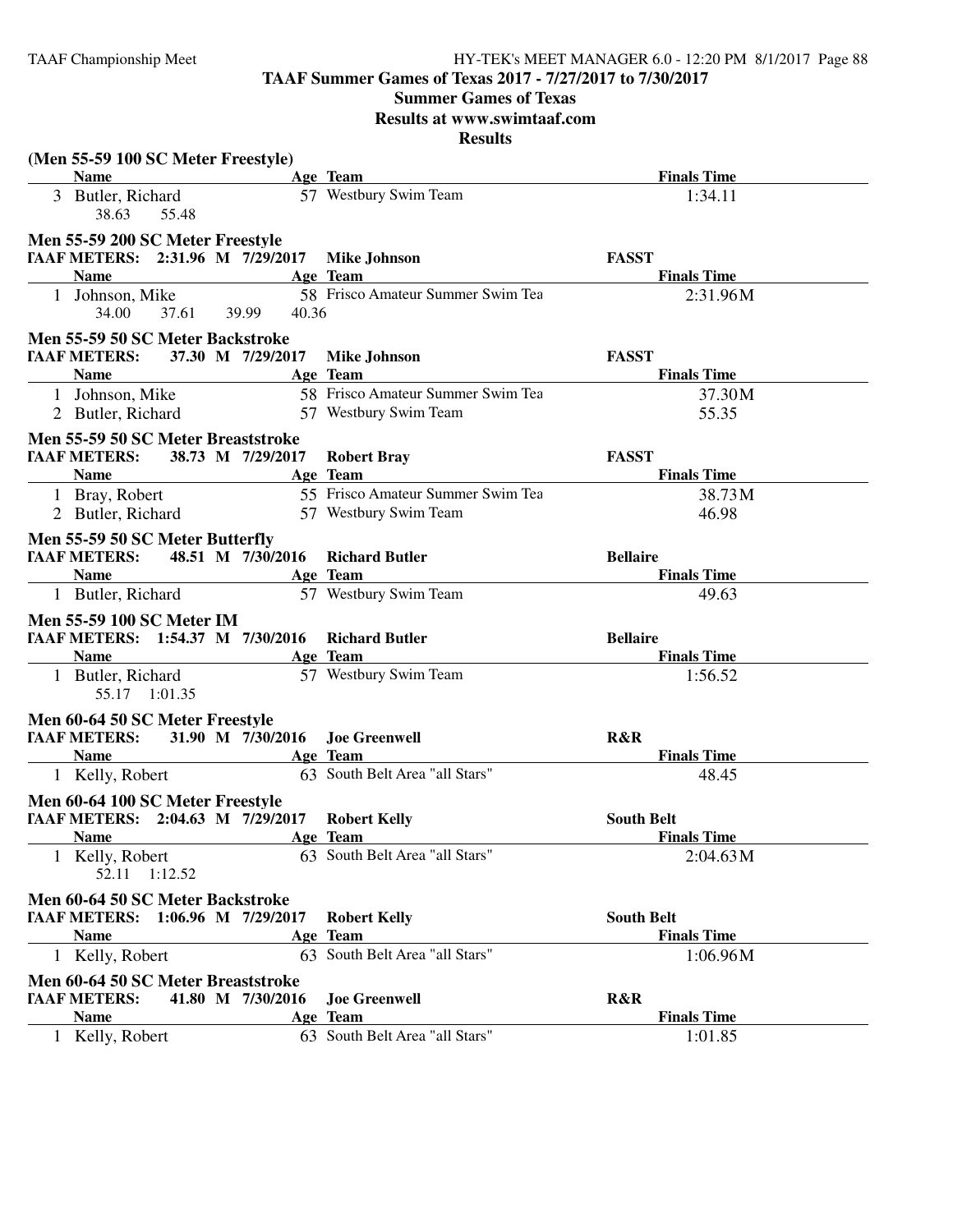# TAAF Summer Games of Texas 2017 - 7/27/2017 to 7/30/2017

## Summer Games of Texas

## Results at www.swimtaaf.com

## Results

### (Men 55-59 100 SC Meter Freestyle)

| | Name | Age | Team | Finals Time |
|---|---|---|---|---|
| 3 | Butler, Richard | 57 | Westbury Swim Team | 1:34.11 |
| | 38.63 55.48 | | | |

### Men 55-59 200 SC Meter Freestyle

TAAF METERS: 2:31.96 M 7/29/2017 Mike Johnson FASST

| | Name | Age | Team | Finals Time |
|---|---|---|---|---|
| 1 | Johnson, Mike | 58 | Frisco Amateur Summer Swim Tea | 2:31.96M |
| | 34.00 37.61 39.99 40.36 | | | |

### Men 55-59 50 SC Meter Backstroke

TAAF METERS: 37.30 M 7/29/2017 Mike Johnson FASST

| | Name | Age | Team | Finals Time |
|---|---|---|---|---|
| 1 | Johnson, Mike | 58 | Frisco Amateur Summer Swim Tea | 37.30M |
| 2 | Butler, Richard | 57 | Westbury Swim Team | 55.35 |

### Men 55-59 50 SC Meter Breaststroke

TAAF METERS: 38.73 M 7/29/2017 Robert Bray FASST

| | Name | Age | Team | Finals Time |
|---|---|---|---|---|
| 1 | Bray, Robert | 55 | Frisco Amateur Summer Swim Tea | 38.73M |
| 2 | Butler, Richard | 57 | Westbury Swim Team | 46.98 |

### Men 55-59 50 SC Meter Butterfly

TAAF METERS: 48.51 M 7/30/2016 Richard Butler Bellaire

| | Name | Age | Team | Finals Time |
|---|---|---|---|---|
| 1 | Butler, Richard | 57 | Westbury Swim Team | 49.63 |

### Men 55-59 100 SC Meter IM

TAAF METERS: 1:54.37 M 7/30/2016 Richard Butler Bellaire

| | Name | Age | Team | Finals Time |
|---|---|---|---|---|
| 1 | Butler, Richard | 57 | Westbury Swim Team | 1:56.52 |
| | 55.17 1:01.35 | | | |

### Men 60-64 50 SC Meter Freestyle

TAAF METERS: 31.90 M 7/30/2016 Joe Greenwell R&R

| | Name | Age | Team | Finals Time |
|---|---|---|---|---|
| 1 | Kelly, Robert | 63 | South Belt Area "all Stars" | 48.45 |

### Men 60-64 100 SC Meter Freestyle

TAAF METERS: 2:04.63 M 7/29/2017 Robert Kelly South Belt

| | Name | Age | Team | Finals Time |
|---|---|---|---|---|
| 1 | Kelly, Robert | 63 | South Belt Area "all Stars" | 2:04.63M |
| | 52.11 1:12.52 | | | |

### Men 60-64 50 SC Meter Backstroke

TAAF METERS: 1:06.96 M 7/29/2017 Robert Kelly South Belt

| | Name | Age | Team | Finals Time |
|---|---|---|---|---|
| 1 | Kelly, Robert | 63 | South Belt Area "all Stars" | 1:06.96M |

### Men 60-64 50 SC Meter Breaststroke

TAAF METERS: 41.80 M 7/30/2016 Joe Greenwell R&R

| | Name | Age | Team | Finals Time |
|---|---|---|---|---|
| 1 | Kelly, Robert | 63 | South Belt Area "all Stars" | 1:01.85 |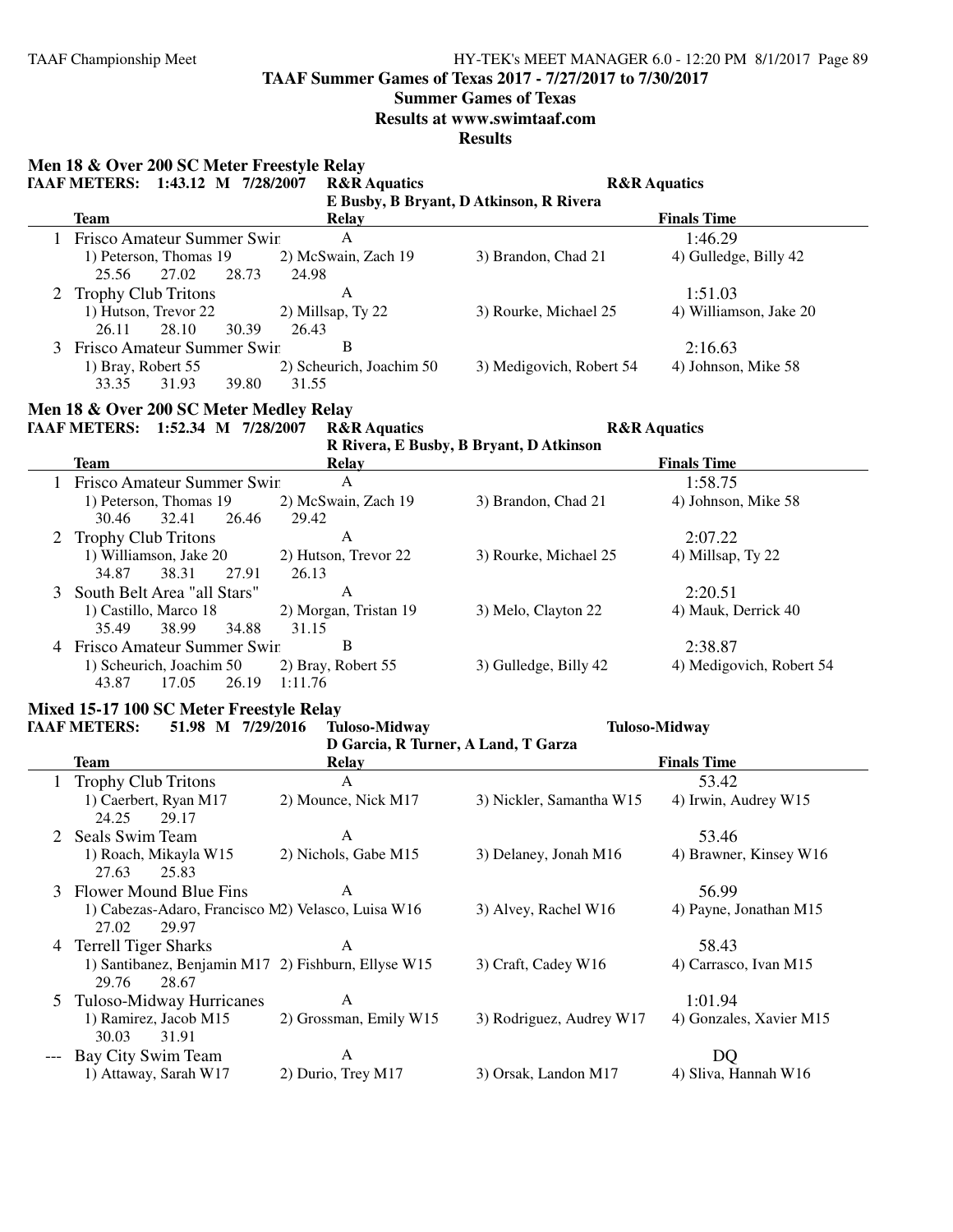**TAAF Summer Games of Texas 2017 - 7/27/2017 to 7/30/2017**

**Summer Games of Texas**

**Results at www.swimtaaf.com**

**Results**

## Men 18 & Over 200 SC Meter Freestyle Relay

**TAAF METERS: 1:43.12 M 7/28/2007 R&R Aquatics** — **R&R Aquatics**
**E Busby, B Bryant, D Atkinson, R Rivera**

| | Team | Relay | | Finals Time |
|---|---|---|---|---|
| 1 | Frisco Amateur Summer Swir | A | | 1:46.29 |
| | 1) Peterson, Thomas 19 | 2) McSwain, Zach 19 | 3) Brandon, Chad 21 | 4) Gulledge, Billy 42 |
| | 25.56 27.02 28.73 24.98 | | | |
| 2 | Trophy Club Tritons | A | | 1:51.03 |
| | 1) Hutson, Trevor 22 | 2) Millsap, Ty 22 | 3) Rourke, Michael 25 | 4) Williamson, Jake 20 |
| | 26.11 28.10 30.39 26.43 | | | |
| 3 | Frisco Amateur Summer Swir | B | | 2:16.63 |
| | 1) Bray, Robert 55 | 2) Scheurich, Joachim 50 | 3) Medigovich, Robert 54 | 4) Johnson, Mike 58 |
| | 33.35 31.93 39.80 31.55 | | | |

## Men 18 & Over 200 SC Meter Medley Relay

**TAAF METERS: 1:52.34 M 7/28/2007 R&R Aquatics** — **R&R Aquatics**
**R Rivera, E Busby, B Bryant, D Atkinson**

| | Team | Relay | | Finals Time |
|---|---|---|---|---|
| 1 | Frisco Amateur Summer Swir | A | | 1:58.75 |
| | 1) Peterson, Thomas 19 | 2) McSwain, Zach 19 | 3) Brandon, Chad 21 | 4) Johnson, Mike 58 |
| | 30.46 32.41 26.46 29.42 | | | |
| 2 | Trophy Club Tritons | A | | 2:07.22 |
| | 1) Williamson, Jake 20 | 2) Hutson, Trevor 22 | 3) Rourke, Michael 25 | 4) Millsap, Ty 22 |
| | 34.87 38.31 27.91 26.13 | | | |
| 3 | South Belt Area "all Stars" | A | | 2:20.51 |
| | 1) Castillo, Marco 18 | 2) Morgan, Tristan 19 | 3) Melo, Clayton 22 | 4) Mauk, Derrick 40 |
| | 35.49 38.99 34.88 31.15 | | | |
| 4 | Frisco Amateur Summer Swir | B | | 2:38.87 |
| | 1) Scheurich, Joachim 50 | 2) Bray, Robert 55 | 3) Gulledge, Billy 42 | 4) Medigovich, Robert 54 |
| | 43.87 17.05 26.19 1:11.76 | | | |

## Mixed 15-17 100 SC Meter Freestyle Relay

**TAAF METERS: 51.98 M 7/29/2016 Tuloso-Midway** — **Tuloso-Midway**
**D Garcia, R Turner, A Land, T Garza**

| | Team | Relay | | Finals Time |
|---|---|---|---|---|
| 1 | Trophy Club Tritons | A | | 53.42 |
| | 1) Caerbert, Ryan M17 | 2) Mounce, Nick M17 | 3) Nickler, Samantha W15 | 4) Irwin, Audrey W15 |
| | 24.25 29.17 | | | |
| 2 | Seals Swim Team | A | | 53.46 |
| | 1) Roach, Mikayla W15 | 2) Nichols, Gabe M15 | 3) Delaney, Jonah M16 | 4) Brawner, Kinsey W16 |
| | 27.63 25.83 | | | |
| 3 | Flower Mound Blue Fins | A | | 56.99 |
| | 1) Cabezas-Adaro, Francisco M2) | Velasco, Luisa W16 | 3) Alvey, Rachel W16 | 4) Payne, Jonathan M15 |
| | 27.02 29.97 | | | |
| 4 | Terrell Tiger Sharks | A | | 58.43 |
| | 1) Santibanez, Benjamin M17 | 2) Fishburn, Ellyse W15 | 3) Craft, Cadey W16 | 4) Carrasco, Ivan M15 |
| | 29.76 28.67 | | | |
| 5 | Tuloso-Midway Hurricanes | A | | 1:01.94 |
| | 1) Ramirez, Jacob M15 | 2) Grossman, Emily W15 | 3) Rodriguez, Audrey W17 | 4) Gonzales, Xavier M15 |
| | 30.03 31.91 | | | |
| --- | Bay City Swim Team | A | | DQ |
| | 1) Attaway, Sarah W17 | 2) Durio, Trey M17 | 3) Orsak, Landon M17 | 4) Sliva, Hannah W16 |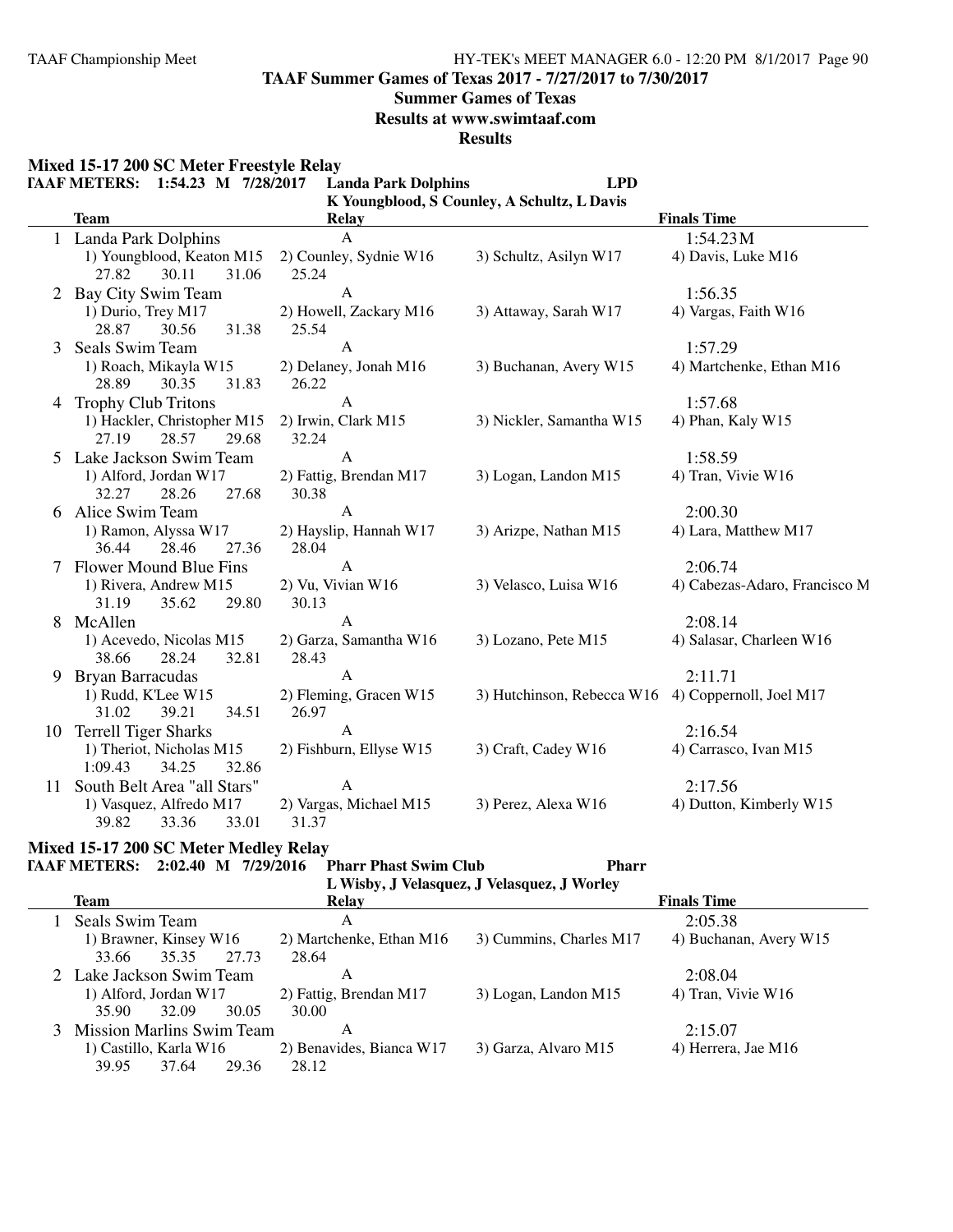**TAAF Summer Games of Texas 2017 - 7/27/2017 to 7/30/2017**

**Summer Games of Texas**

**Results at www.swimtaaf.com**

**Results**

## Mixed 15-17 200 SC Meter Freestyle Relay

**TAAF METERS: 1:54.23 M 7/28/2017 Landa Park Dolphins LPD**
**K Youngblood, S Counley, A Schultz, L Davis**

| | Team | Relay | | Finals Time |
|---|---|---|---|---|
| 1 | Landa Park Dolphins | A | | 1:54.23M |
| | 1) Youngblood, Keaton M15 | 2) Counley, Sydnie W16 | 3) Schultz, Asilyn W17 | 4) Davis, Luke M16 |
| | 27.82 30.11 31.06 | 25.24 | | |
| 2 | Bay City Swim Team | A | | 1:56.35 |
| | 1) Durio, Trey M17 | 2) Howell, Zackary M16 | 3) Attaway, Sarah W17 | 4) Vargas, Faith W16 |
| | 28.87 30.56 31.38 | 25.54 | | |
| 3 | Seals Swim Team | A | | 1:57.29 |
| | 1) Roach, Mikayla W15 | 2) Delaney, Jonah M16 | 3) Buchanan, Avery W15 | 4) Martchenke, Ethan M16 |
| | 28.89 30.35 31.83 | 26.22 | | |
| 4 | Trophy Club Tritons | A | | 1:57.68 |
| | 1) Hackler, Christopher M15 | 2) Irwin, Clark M15 | 3) Nickler, Samantha W15 | 4) Phan, Kaly W15 |
| | 27.19 28.57 29.68 | 32.24 | | |
| 5 | Lake Jackson Swim Team | A | | 1:58.59 |
| | 1) Alford, Jordan W17 | 2) Fattig, Brendan M17 | 3) Logan, Landon M15 | 4) Tran, Vivie W16 |
| | 32.27 28.26 27.68 | 30.38 | | |
| 6 | Alice Swim Team | A | | 2:00.30 |
| | 1) Ramon, Alyssa W17 | 2) Hayslip, Hannah W17 | 3) Arizpe, Nathan M15 | 4) Lara, Matthew M17 |
| | 36.44 28.46 27.36 | 28.04 | | |
| 7 | Flower Mound Blue Fins | A | | 2:06.74 |
| | 1) Rivera, Andrew M15 | 2) Vu, Vivian W16 | 3) Velasco, Luisa W16 | 4) Cabezas-Adaro, Francisco M |
| | 31.19 35.62 29.80 | 30.13 | | |
| 8 | McAllen | A | | 2:08.14 |
| | 1) Acevedo, Nicolas M15 | 2) Garza, Samantha W16 | 3) Lozano, Pete M15 | 4) Salasar, Charleen W16 |
| | 38.66 28.24 32.81 | 28.43 | | |
| 9 | Bryan Barracudas | A | | 2:11.71 |
| | 1) Rudd, K'Lee W15 | 2) Fleming, Gracen W15 | 3) Hutchinson, Rebecca W16 | 4) Coppernoll, Joel M17 |
| | 31.02 39.21 34.51 | 26.97 | | |
| 10 | Terrell Tiger Sharks | A | | 2:16.54 |
| | 1) Theriot, Nicholas M15 | 2) Fishburn, Ellyse W15 | 3) Craft, Cadey W16 | 4) Carrasco, Ivan M15 |
| | 1:09.43 34.25 32.86 | | | |
| 11 | South Belt Area "all Stars" | A | | 2:17.56 |
| | 1) Vasquez, Alfredo M17 | 2) Vargas, Michael M15 | 3) Perez, Alexa W16 | 4) Dutton, Kimberly W15 |
| | 39.82 33.36 33.01 | 31.37 | | |

## Mixed 15-17 200 SC Meter Medley Relay

**TAAF METERS: 2:02.40 M 7/29/2016 Pharr Phast Swim Club Pharr**
**L Wisby, J Velasquez, J Velasquez, J Worley**

| | Team | Relay | | Finals Time |
|---|---|---|---|---|
| 1 | Seals Swim Team | A | | 2:05.38 |
| | 1) Brawner, Kinsey W16 | 2) Martchenke, Ethan M16 | 3) Cummins, Charles M17 | 4) Buchanan, Avery W15 |
| | 33.66 35.35 27.73 | 28.64 | | |
| 2 | Lake Jackson Swim Team | A | | 2:08.04 |
| | 1) Alford, Jordan W17 | 2) Fattig, Brendan M17 | 3) Logan, Landon M15 | 4) Tran, Vivie W16 |
| | 35.90 32.09 30.05 | 30.00 | | |
| 3 | Mission Marlins Swim Team | A | | 2:15.07 |
| | 1) Castillo, Karla W16 | 2) Benavides, Bianca W17 | 3) Garza, Alvaro M15 | 4) Herrera, Jae M16 |
| | 39.95 37.64 29.36 | 28.12 | | |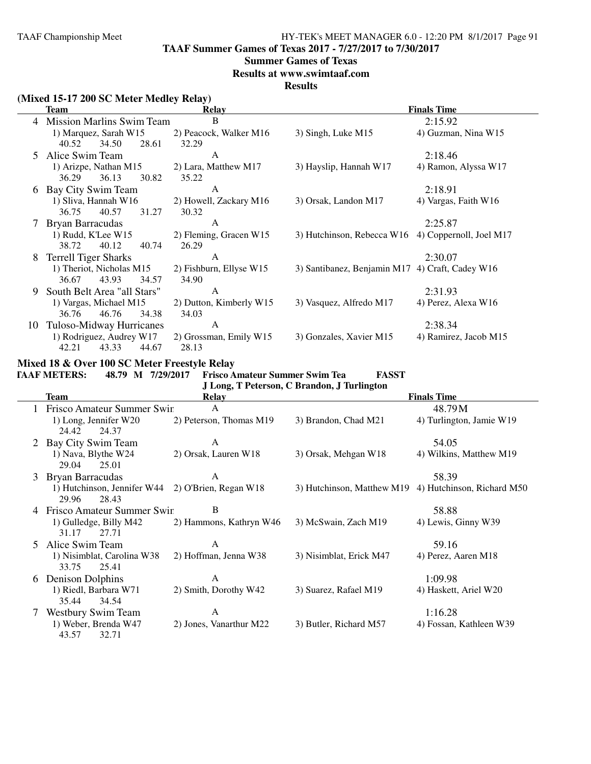## TAAF Summer Games of Texas 2017 - 7/27/2017 to 7/30/2017

### Summer Games of Texas

### Results at www.swimtaaf.com

### Results

**(Mixed 15-17 200 SC Meter Medley Relay)**

| | Team | Relay | | Finals Time |
|---|---|---|---|---|
| 4 | Mission Marlins Swim Team | B | | 2:15.92 |
| | 1) Marquez, Sarah W15 | 2) Peacock, Walker M16 | 3) Singh, Luke M15 | 4) Guzman, Nina W15 |
| | 40.52 34.50 28.61 | 32.29 | | |
| 5 | Alice Swim Team | A | | 2:18.46 |
| | 1) Arizpe, Nathan M15 | 2) Lara, Matthew M17 | 3) Hayslip, Hannah W17 | 4) Ramon, Alyssa W17 |
| | 36.29 36.13 30.82 | 35.22 | | |
| 6 | Bay City Swim Team | A | | 2:18.91 |
| | 1) Sliva, Hannah W16 | 2) Howell, Zackary M16 | 3) Orsak, Landon M17 | 4) Vargas, Faith W16 |
| | 36.75 40.57 31.27 | 30.32 | | |
| 7 | Bryan Barracudas | A | | 2:25.87 |
| | 1) Rudd, K'Lee W15 | 2) Fleming, Gracen W15 | 3) Hutchinson, Rebecca W16 | 4) Coppernoll, Joel M17 |
| | 38.72 40.12 40.74 | 26.29 | | |
| 8 | Terrell Tiger Sharks | A | | 2:30.07 |
| | 1) Theriot, Nicholas M15 | 2) Fishburn, Ellyse W15 | 3) Santibanez, Benjamin M17 | 4) Craft, Cadey W16 |
| | 36.67 43.93 34.57 | 34.90 | | |
| 9 | South Belt Area "all Stars" | A | | 2:31.93 |
| | 1) Vargas, Michael M15 | 2) Dutton, Kimberly W15 | 3) Vasquez, Alfredo M17 | 4) Perez, Alexa W16 |
| | 36.76 46.76 34.38 | 34.03 | | |
| 10 | Tuloso-Midway Hurricanes | A | | 2:38.34 |
| | 1) Rodriguez, Audrey W17 | 2) Grossman, Emily W15 | 3) Gonzales, Xavier M15 | 4) Ramirez, Jacob M15 |
| | 42.21 43.33 44.67 | 28.13 | | |

**Mixed 18 & Over 100 SC Meter Freestyle Relay**

**TAAF METERS: 48.79 M 7/29/2017 Frisco Amateur Summer Swim Tea FASST**
**J Long, T Peterson, C Brandon, J Turlington**

| | Team | Relay | | Finals Time |
|---|---|---|---|---|
| 1 | Frisco Amateur Summer Swir | A | | 48.79M |
| | 1) Long, Jennifer W20 | 2) Peterson, Thomas M19 | 3) Brandon, Chad M21 | 4) Turlington, Jamie W19 |
| | 24.42 24.37 | | | |
| 2 | Bay City Swim Team | A | | 54.05 |
| | 1) Nava, Blythe W24 | 2) Orsak, Lauren W18 | 3) Orsak, Mehgan W18 | 4) Wilkins, Matthew M19 |
| | 29.04 25.01 | | | |
| 3 | Bryan Barracudas | A | | 58.39 |
| | 1) Hutchinson, Jennifer W44 | 2) O'Brien, Regan W18 | 3) Hutchinson, Matthew M19 | 4) Hutchinson, Richard M50 |
| | 29.96 28.43 | | | |
| 4 | Frisco Amateur Summer Swir | B | | 58.88 |
| | 1) Gulledge, Billy M42 | 2) Hammons, Kathryn W46 | 3) McSwain, Zach M19 | 4) Lewis, Ginny W39 |
| | 31.17 27.71 | | | |
| 5 | Alice Swim Team | A | | 59.16 |
| | 1) Nisimblat, Carolina W38 | 2) Hoffman, Jenna W38 | 3) Nisimblat, Erick M47 | 4) Perez, Aaren M18 |
| | 33.75 25.41 | | | |
| 6 | Denison Dolphins | A | | 1:09.98 |
| | 1) Riedl, Barbara W71 | 2) Smith, Dorothy W42 | 3) Suarez, Rafael M19 | 4) Haskett, Ariel W20 |
| | 35.44 34.54 | | | |
| 7 | Westbury Swim Team | A | | 1:16.28 |
| | 1) Weber, Brenda W47 | 2) Jones, Vanarthur M22 | 3) Butler, Richard M57 | 4) Fossan, Kathleen W39 |
| | 43.57 32.71 | | | |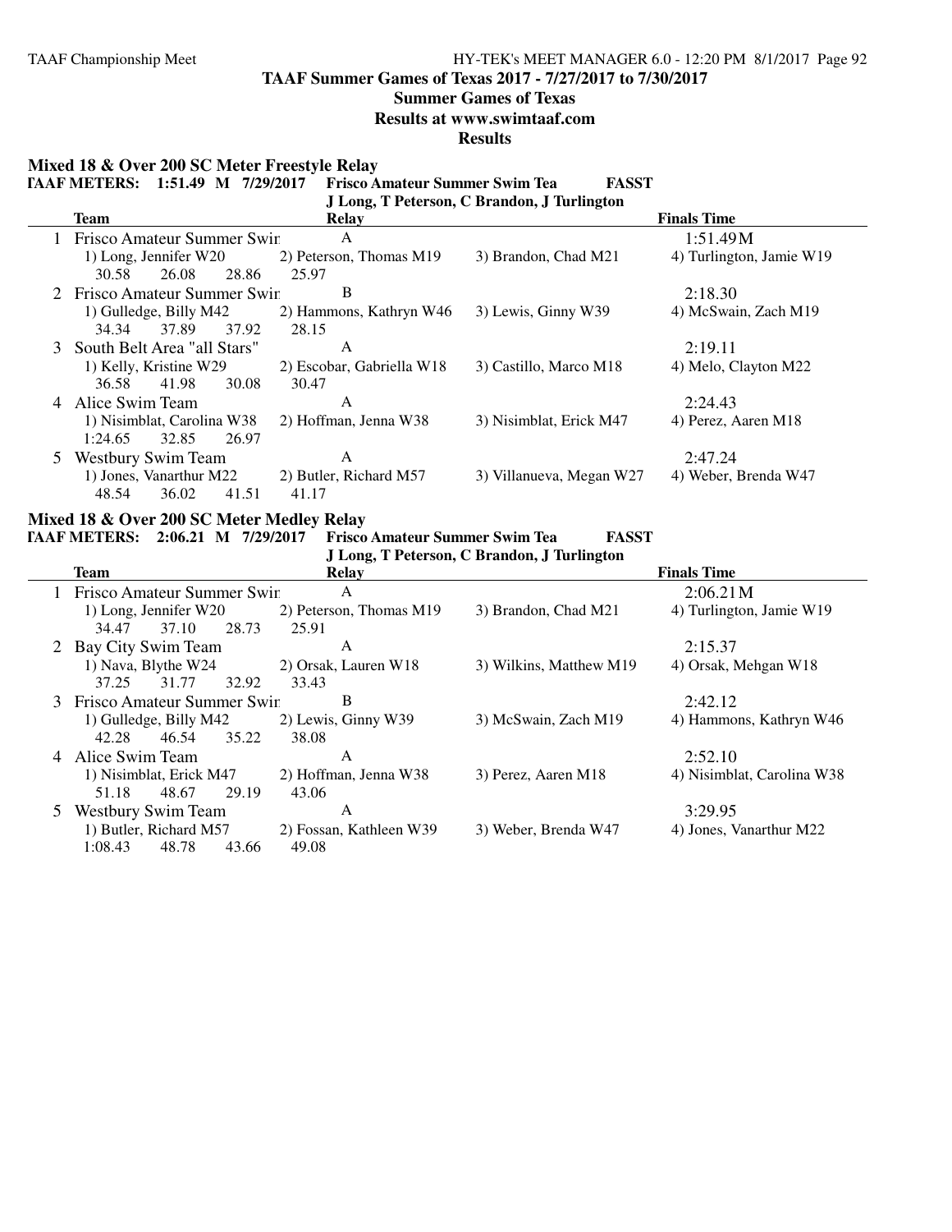**TAAF Summer Games of Texas 2017 - 7/27/2017 to 7/30/2017**

**Summer Games of Texas**

**Results at www.swimtaaf.com**

**Results**

## Mixed 18 & Over 200 SC Meter Freestyle Relay

**TAAF METERS: 1:51.49 M 7/29/2017 Frisco Amateur Summer Swim Tea FASST**
**J Long, T Peterson, C Brandon, J Turlington**

| | Team | Relay | | Finals Time |
|---|---|---|---|---|
| 1 | Frisco Amateur Summer Swir | A | | 1:51.49M |
| | 1) Long, Jennifer W20 | 2) Peterson, Thomas M19 | 3) Brandon, Chad M21 | 4) Turlington, Jamie W19 |
| | 30.58 26.08 28.86 | 25.97 | | |
| 2 | Frisco Amateur Summer Swir | B | | 2:18.30 |
| | 1) Gulledge, Billy M42 | 2) Hammons, Kathryn W46 | 3) Lewis, Ginny W39 | 4) McSwain, Zach M19 |
| | 34.34 37.89 37.92 | 28.15 | | |
| 3 | South Belt Area "all Stars" | A | | 2:19.11 |
| | 1) Kelly, Kristine W29 | 2) Escobar, Gabriella W18 | 3) Castillo, Marco M18 | 4) Melo, Clayton M22 |
| | 36.58 41.98 30.08 | 30.47 | | |
| 4 | Alice Swim Team | A | | 2:24.43 |
| | 1) Nisimblat, Carolina W38 | 2) Hoffman, Jenna W38 | 3) Nisimblat, Erick M47 | 4) Perez, Aaren M18 |
| | 1:24.65 32.85 26.97 | | | |
| 5 | Westbury Swim Team | A | | 2:47.24 |
| | 1) Jones, Vanarthur M22 | 2) Butler, Richard M57 | 3) Villanueva, Megan W27 | 4) Weber, Brenda W47 |
| | 48.54 36.02 41.51 | 41.17 | | |

## Mixed 18 & Over 200 SC Meter Medley Relay

**TAAF METERS: 2:06.21 M 7/29/2017 Frisco Amateur Summer Swim Tea FASST**
**J Long, T Peterson, C Brandon, J Turlington**

| | Team | Relay | | Finals Time |
|---|---|---|---|---|
| 1 | Frisco Amateur Summer Swir | A | | 2:06.21M |
| | 1) Long, Jennifer W20 | 2) Peterson, Thomas M19 | 3) Brandon, Chad M21 | 4) Turlington, Jamie W19 |
| | 34.47 37.10 28.73 | 25.91 | | |
| 2 | Bay City Swim Team | A | | 2:15.37 |
| | 1) Nava, Blythe W24 | 2) Orsak, Lauren W18 | 3) Wilkins, Matthew M19 | 4) Orsak, Mehgan W18 |
| | 37.25 31.77 32.92 | 33.43 | | |
| 3 | Frisco Amateur Summer Swir | B | | 2:42.12 |
| | 1) Gulledge, Billy M42 | 2) Lewis, Ginny W39 | 3) McSwain, Zach M19 | 4) Hammons, Kathryn W46 |
| | 42.28 46.54 35.22 | 38.08 | | |
| 4 | Alice Swim Team | A | | 2:52.10 |
| | 1) Nisimblat, Erick M47 | 2) Hoffman, Jenna W38 | 3) Perez, Aaren M18 | 4) Nisimblat, Carolina W38 |
| | 51.18 48.67 29.19 | 43.06 | | |
| 5 | Westbury Swim Team | A | | 3:29.95 |
| | 1) Butler, Richard M57 | 2) Fossan, Kathleen W39 | 3) Weber, Brenda W47 | 4) Jones, Vanarthur M22 |
| | 1:08.43 48.78 43.66 | 49.08 | | |